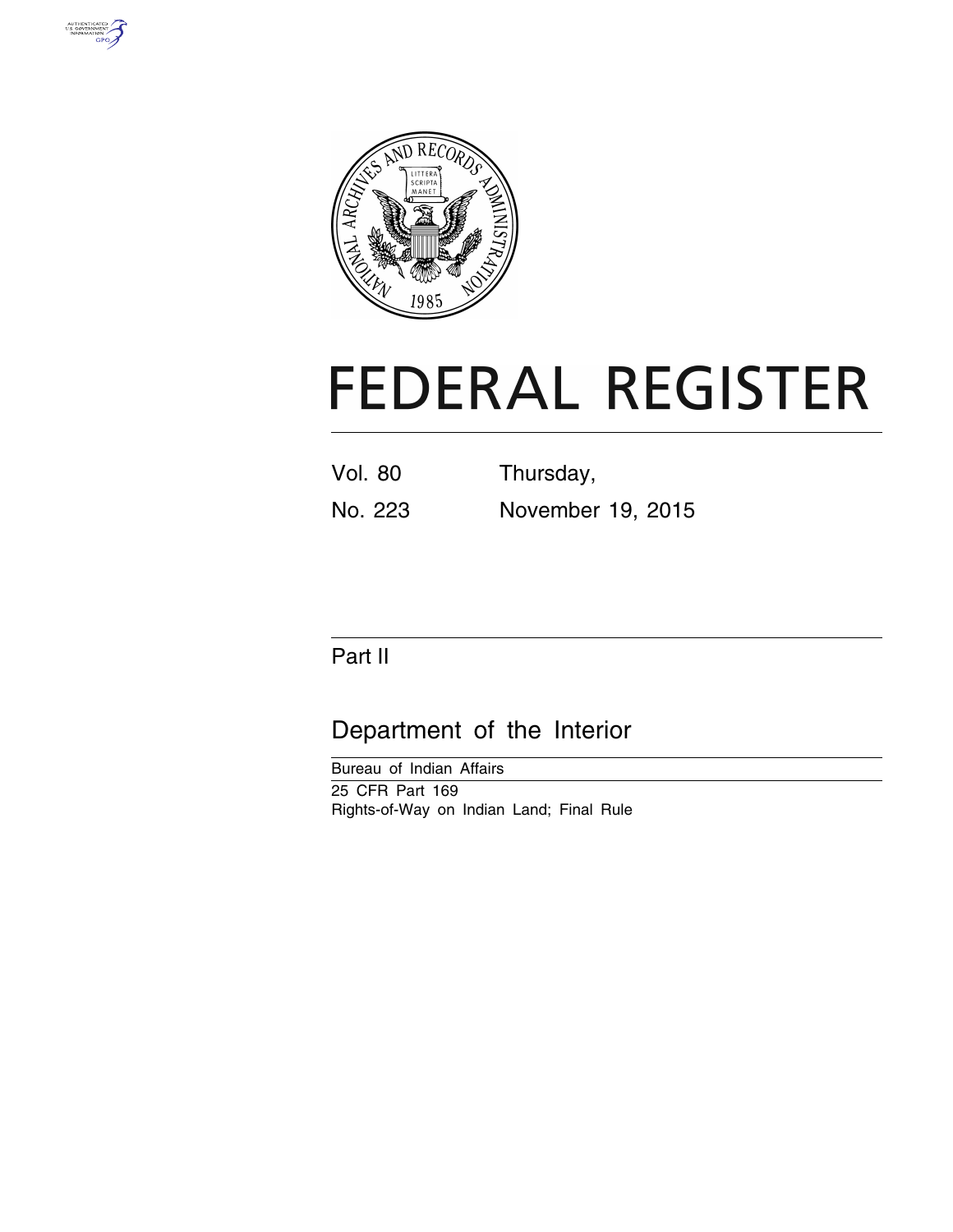# FEDERAL REGISTER

Vol. 80 Thursday,

No. 223 November 19, 2015

## Part II

## Department of the Interior

Bureau of Indian Affairs

25 CFR Part 169

Rights-of-Way on Indian Land; Final Rule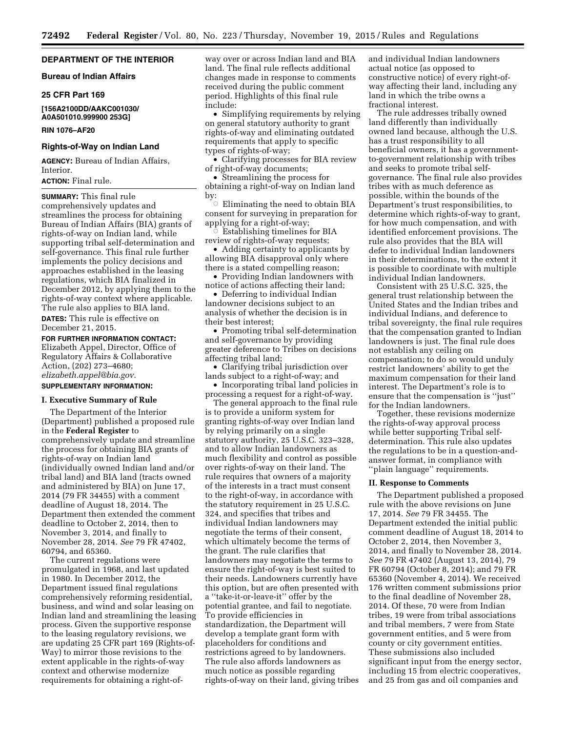## DEPARTMENT OF THE INTERIOR

### Bureau of Indian Affairs

### 25 CFR Part 169

**[156A2100DD/AAKC001030/ A0A501010.999900 253G]**

**RIN 1076–AF20**

### Rights-of-Way on Indian Land

**AGENCY:** Bureau of Indian Affairs, Interior.

**ACTION:** Final rule.

**SUMMARY:** This final rule comprehensively updates and streamlines the process for obtaining Bureau of Indian Affairs (BIA) grants of rights-of-way on Indian land, while supporting tribal self-determination and self-governance. This final rule further implements the policy decisions and approaches established in the leasing regulations, which BIA finalized in December 2012, by applying them to the rights-of-way context where applicable. The rule also applies to BIA land.

**DATES:** This rule is effective on December 21, 2015.

**FOR FURTHER INFORMATION CONTACT:** Elizabeth Appel, Director, Office of Regulatory Affairs & Collaborative Action, (202) 273–4680; *elizabeth.appel@bia.gov.*

**SUPPLEMENTARY INFORMATION:**

#### I. Executive Summary of Rule

The Department of the Interior (Department) published a proposed rule in the **Federal Register** to comprehensively update and streamline the process for obtaining BIA grants of rights-of-way on Indian land (individually owned Indian land and/or tribal land) and BIA land (tracts owned and administered by BIA) on June 17, 2014 (79 FR 34455) with a comment deadline of August 18, 2014. The Department then extended the comment deadline to October 2, 2014, then to November 3, 2014, and finally to November 28, 2014. *See* 79 FR 47402, 60794, and 65360.

The current regulations were promulgated in 1968, and last updated in 1980. In December 2012, the Department issued final regulations comprehensively reforming residential, business, and wind and solar leasing on Indian land and streamlining the leasing process. Given the supportive response to the leasing regulatory revisions, we are updating 25 CFR part 169 (Rights-of-Way) to mirror those revisions to the extent applicable in the rights-of-way context and otherwise modernize requirements for obtaining a right-of-way over or across Indian land and BIA land. The final rule reflects additional changes made in response to comments received during the public comment period. Highlights of this final rule include:

- Simplifying requirements by relying on general statutory authority to grant rights-of-way and eliminating outdated requirements that apply to specific types of rights-of-way;
- Clarifying processes for BIA review of right-of-way documents;
- Streamlining the process for obtaining a right-of-way on Indian land by:
  - Eliminating the need to obtain BIA consent for surveying in preparation for applying for a right-of-way;
  - Establishing timelines for BIA review of rights-of-way requests;
- Adding certainty to applicants by allowing BIA disapproval only where there is a stated compelling reason;
- Providing Indian landowners with notice of actions affecting their land;
- Deferring to individual Indian landowner decisions subject to an analysis of whether the decision is in their best interest;
- Promoting tribal self-determination and self-governance by providing greater deference to Tribes on decisions affecting tribal land;
- Clarifying tribal jurisdiction over lands subject to a right-of-way; and
- Incorporating tribal land policies in processing a request for a right-of-way.

The general approach to the final rule is to provide a uniform system for granting rights-of-way over Indian land by relying primarily on a single statutory authority, 25 U.S.C. 323–328, and to allow Indian landowners as much flexibility and control as possible over rights-of-way on their land. The rule requires that owners of a majority of the interests in a tract must consent to the right-of-way, in accordance with the statutory requirement in 25 U.S.C. 324, and specifies that tribes and individual Indian landowners may negotiate the terms of their consent, which ultimately become the terms of the grant. The rule clarifies that landowners may negotiate the terms to ensure the right-of-way is best suited to their needs. Landowners currently have this option, but are often presented with a ''take-it-or-leave-it'' offer by the potential grantee, and fail to negotiate. To provide efficiencies in standardization, the Department will develop a template grant form with placeholders for conditions and restrictions agreed to by landowners. The rule also affords landowners as much notice as possible regarding rights-of-way on their land, giving tribes and individual Indian landowners actual notice (as opposed to constructive notice) of every right-of-way affecting their land, including any land in which the tribe owns a fractional interest.

The rule addresses tribally owned land differently than individually owned land because, although the U.S. has a trust responsibility to all beneficial owners, it has a government-to-government relationship with tribes and seeks to promote tribal self-governance. The final rule also provides tribes with as much deference as possible, within the bounds of the Department's trust responsibilities, to determine which rights-of-way to grant, for how much compensation, and with identified enforcement provisions. The rule also provides that the BIA will defer to individual Indian landowners in their determinations, to the extent it is possible to coordinate with multiple individual Indian landowners.

Consistent with 25 U.S.C. 325, the general trust relationship between the United States and the Indian tribes and individual Indians, and deference to tribal sovereignty, the final rule requires that the compensation granted to Indian landowners is just. The final rule does not establish any ceiling on compensation; to do so would unduly restrict landowners' ability to get the maximum compensation for their land interest. The Department's role is to ensure that the compensation is ''just'' for the Indian landowners.

Together, these revisions modernize the rights-of-way approval process while better supporting Tribal self-determination. This rule also updates the regulations to be in a question-and-answer format, in compliance with ''plain language'' requirements.

#### II. Response to Comments

The Department published a proposed rule with the above revisions on June 17, 2014. *See* 79 FR 34455. The Department extended the initial public comment deadline of August 18, 2014 to October 2, 2014, then November 3, 2014, and finally to November 28, 2014. *See* 79 FR 47402 (August 13, 2014), 79 FR 60794 (October 8, 2014); and 79 FR 65360 (November 4, 2014). We received 176 written comment submissions prior to the final deadline of November 28, 2014. Of these, 70 were from Indian tribes, 19 were from tribal associations and tribal members, 7 were from State government entities, and 5 were from county or city government entities. These submissions also included significant input from the energy sector, including 15 from electric cooperatives, and 25 from gas and oil companies and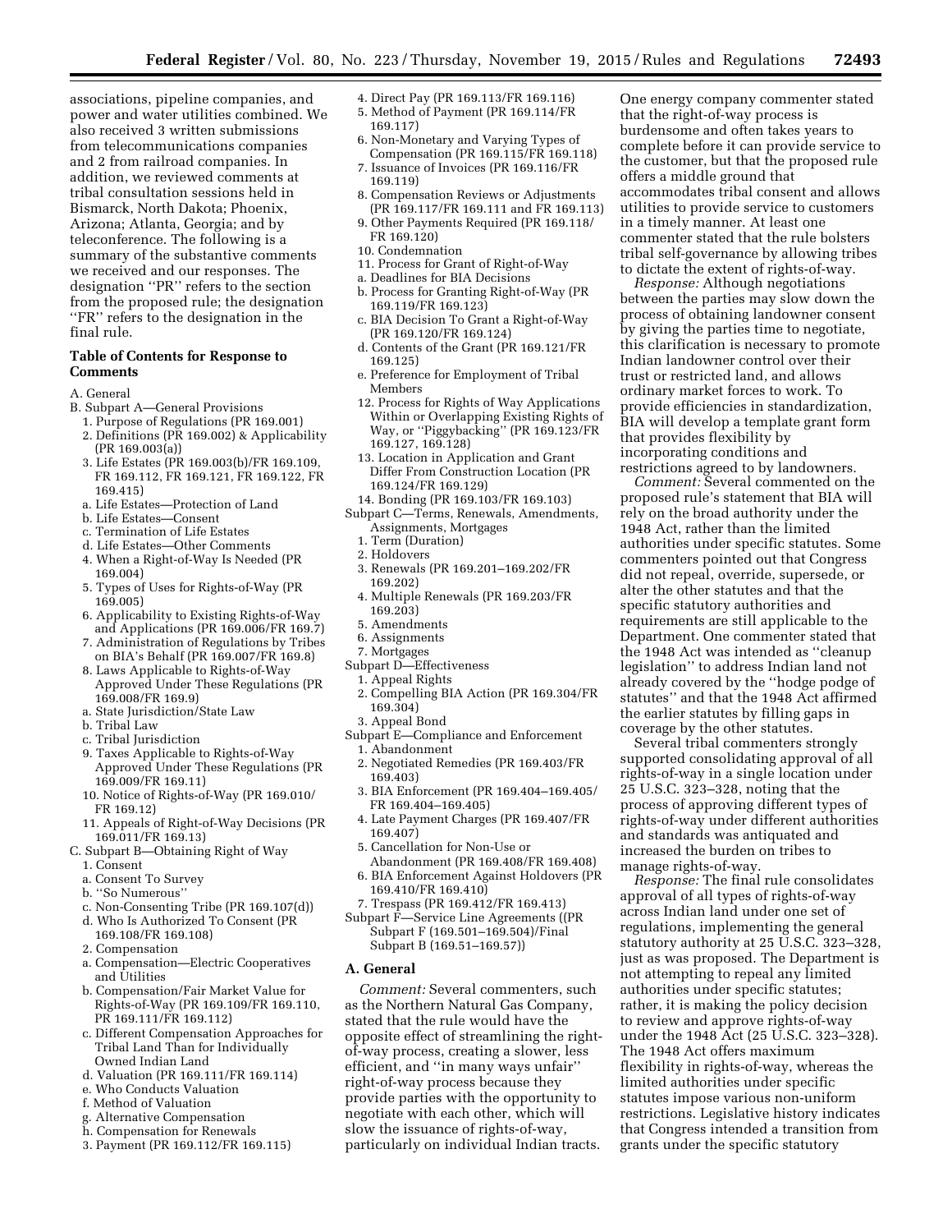associations, pipeline companies, and power and water utilities combined. We also received 3 written submissions from telecommunications companies and 2 from railroad companies. In addition, we reviewed comments at tribal consultation sessions held in Bismarck, North Dakota; Phoenix, Arizona; Atlanta, Georgia; and by teleconference. The following is a summary of the substantive comments we received and our responses. The designation ''PR'' refers to the section from the proposed rule; the designation ''FR'' refers to the designation in the final rule.

### Table of Contents for Response to Comments

A. General

B. Subpart A—General Provisions
1. Purpose of Regulations (PR 169.001)
2. Definitions (PR 169.002) & Applicability (PR 169.003(a))
3. Life Estates (PR 169.003(b)/FR 169.109, FR 169.112, FR 169.121, FR 169.122, FR 169.415)
   a. Life Estates—Protection of Land
   b. Life Estates—Consent
   c. Termination of Life Estates
   d. Life Estates—Other Comments
4. When a Right-of-Way Is Needed (PR 169.004)
5. Types of Uses for Rights-of-Way (PR 169.005)
6. Applicability to Existing Rights-of-Way and Applications (PR 169.006/FR 169.7)
7. Administration of Regulations by Tribes on BIA's Behalf (PR 169.007/FR 169.8)
8. Laws Applicable to Rights-of-Way Approved Under These Regulations (PR 169.008/FR 169.9)
   a. State Jurisdiction/State Law
   b. Tribal Law
   c. Tribal Jurisdiction
9. Taxes Applicable to Rights-of-Way Approved Under These Regulations (PR 169.009/FR 169.11)
10. Notice of Rights-of-Way (PR 169.010/FR 169.12)
11. Appeals of Right-of-Way Decisions (PR 169.011/FR 169.13)

C. Subpart B—Obtaining Right of Way
1. Consent
   a. Consent To Survey
   b. ''So Numerous''
   c. Non-Consenting Tribe (PR 169.107(d))
   d. Who Is Authorized To Consent (PR 169.108/FR 169.108)
2. Compensation
   a. Compensation—Electric Cooperatives and Utilities
   b. Compensation/Fair Market Value for Rights-of-Way (PR 169.109/FR 169.110, PR 169.111/FR 169.112)
   c. Different Compensation Approaches for Tribal Land Than for Individually Owned Indian Land
   d. Valuation (PR 169.111/FR 169.114)
   e. Who Conducts Valuation
   f. Method of Valuation
   g. Alternative Compensation
   h. Compensation for Renewals
3. Payment (PR 169.112/FR 169.115)
4. Direct Pay (PR 169.113/FR 169.116)
5. Method of Payment (PR 169.114/FR 169.117)
6. Non-Monetary and Varying Types of Compensation (PR 169.115/FR 169.118)
7. Issuance of Invoices (PR 169.116/FR 169.119)
8. Compensation Reviews or Adjustments (PR 169.117/FR 169.111 and FR 169.113)
9. Other Payments Required (PR 169.118/FR 169.120)
10. Condemnation
11. Process for Grant of Right-of-Way
   a. Deadlines for BIA Decisions
   b. Process for Granting Right-of-Way (PR 169.119/FR 169.123)
   c. BIA Decision To Grant a Right-of-Way (PR 169.120/FR 169.124)
   d. Contents of the Grant (PR 169.121/FR 169.125)
   e. Preference for Employment of Tribal Members
12. Process for Rights of Way Applications Within or Overlapping Existing Rights of Way, or ''Piggybacking'' (PR 169.123/FR 169.127, 169.128)
13. Location in Application and Grant Differ From Construction Location (PR 169.124/FR 169.129)
14. Bonding (PR 169.103/FR 169.103)

Subpart C—Terms, Renewals, Amendments, Assignments, Mortgages
1. Term (Duration)
2. Holdovers
3. Renewals (PR 169.201–169.202/FR 169.202)
4. Multiple Renewals (PR 169.203/FR 169.203)
5. Amendments
6. Assignments
7. Mortgages

Subpart D—Effectiveness
1. Appeal Rights
2. Compelling BIA Action (PR 169.304/FR 169.304)
3. Appeal Bond

Subpart E—Compliance and Enforcement
1. Abandonment
2. Negotiated Remedies (PR 169.403/FR 169.403)
3. BIA Enforcement (PR 169.404–169.405/FR 169.404–169.405)
4. Late Payment Charges (PR 169.407/FR 169.407)
5. Cancellation for Non-Use or Abandonment (PR 169.408/FR 169.408)
6. BIA Enforcement Against Holdovers (PR 169.410/FR 169.410)
7. Trespass (PR 169.412/FR 169.413)

Subpart F—Service Line Agreements ((PR Subpart F (169.501–169.504)/Final Subpart B (169.51–169.57))

### A. General

*Comment:* Several commenters, such as the Northern Natural Gas Company, stated that the rule would have the opposite effect of streamlining the right-of-way process, creating a slower, less efficient, and ''in many ways unfair'' right-of-way process because they provide parties with the opportunity to negotiate with each other, which will slow the issuance of rights-of-way, particularly on individual Indian tracts. One energy company commenter stated that the right-of-way process is burdensome and often takes years to complete before it can provide service to the customer, but that the proposed rule offers a middle ground that accommodates tribal consent and allows utilities to provide service to customers in a timely manner. At least one commenter stated that the rule bolsters tribal self-governance by allowing tribes to dictate the extent of rights-of-way.

*Response:* Although negotiations between the parties may slow down the process of obtaining landowner consent by giving the parties time to negotiate, this clarification is necessary to promote Indian landowner control over their trust or restricted land, and allows ordinary market forces to work. To provide efficiencies in standardization, BIA will develop a template grant form that provides flexibility by incorporating conditions and restrictions agreed to by landowners.

*Comment:* Several commented on the proposed rule's statement that BIA will rely on the broad authority under the 1948 Act, rather than the limited authorities under specific statutes. Some commenters pointed out that Congress did not repeal, override, supersede, or alter the other statutes and that the specific statutory authorities and requirements are still applicable to the Department. One commenter stated that the 1948 Act was intended as ''cleanup legislation'' to address Indian land not already covered by the ''hodge podge of statutes'' and that the 1948 Act affirmed the earlier statutes by filling gaps in coverage by the other statutes.

Several tribal commenters strongly supported consolidating approval of all rights-of-way in a single location under 25 U.S.C. 323–328, noting that the process of approving different types of rights-of-way under different authorities and standards was antiquated and increased the burden on tribes to manage rights-of-way.

*Response:* The final rule consolidates approval of all types of rights-of-way across Indian land under one set of regulations, implementing the general statutory authority at 25 U.S.C. 323–328, just as was proposed. The Department is not attempting to repeal any limited authorities under specific statutes; rather, it is making the policy decision to review and approve rights-of-way under the 1948 Act (25 U.S.C. 323–328). The 1948 Act offers maximum flexibility in rights-of-way, whereas the limited authorities under specific statutes impose various non-uniform restrictions. Legislative history indicates that Congress intended a transition from grants under the specific statutory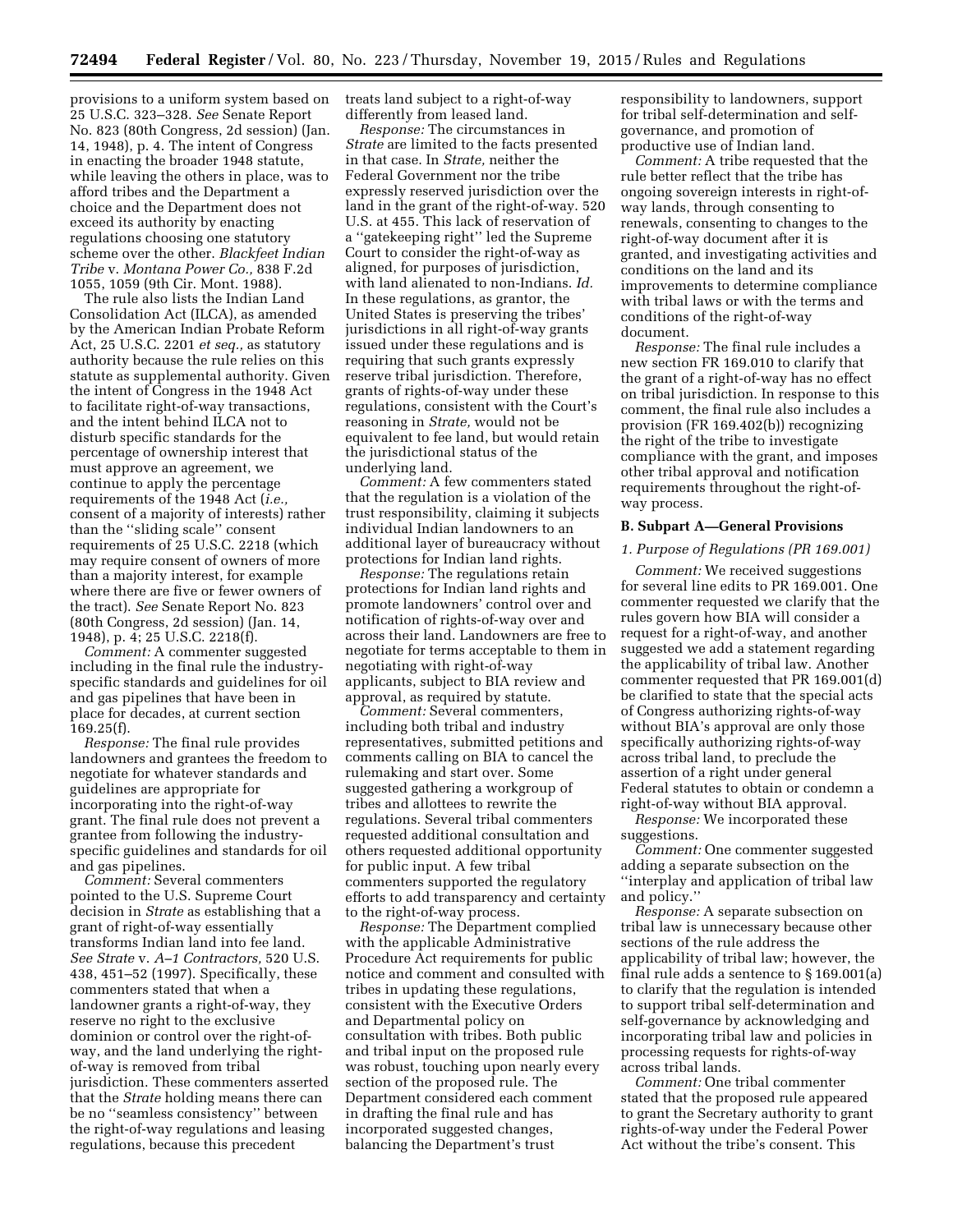provisions to a uniform system based on 25 U.S.C. 323–328. *See* Senate Report No. 823 (80th Congress, 2d session) (Jan. 14, 1948), p. 4. The intent of Congress in enacting the broader 1948 statute, while leaving the others in place, was to afford tribes and the Department a choice and the Department does not exceed its authority by enacting regulations choosing one statutory scheme over the other. *Blackfeet Indian Tribe* v. *Montana Power Co.,* 838 F.2d 1055, 1059 (9th Cir. Mont. 1988).

The rule also lists the Indian Land Consolidation Act (ILCA), as amended by the American Indian Probate Reform Act, 25 U.S.C. 2201 *et seq.,* as statutory authority because the rule relies on this statute as supplemental authority. Given the intent of Congress in the 1948 Act to facilitate right-of-way transactions, and the intent behind ILCA not to disturb specific standards for the percentage of ownership interest that must approve an agreement, we continue to apply the percentage requirements of the 1948 Act (*i.e.,* consent of a majority of interests) rather than the ''sliding scale'' consent requirements of 25 U.S.C. 2218 (which may require consent of owners of more than a majority interest, for example where there are five or fewer owners of the tract). *See* Senate Report No. 823 (80th Congress, 2d session) (Jan. 14, 1948), p. 4; 25 U.S.C. 2218(f).

*Comment:* A commenter suggested including in the final rule the industry-specific standards and guidelines for oil and gas pipelines that have been in place for decades, at current section 169.25(f).

*Response:* The final rule provides landowners and grantees the freedom to negotiate for whatever standards and guidelines are appropriate for incorporating into the right-of-way grant. The final rule does not prevent a grantee from following the industry-specific guidelines and standards for oil and gas pipelines.

*Comment:* Several commenters pointed to the U.S. Supreme Court decision in *Strate* as establishing that a grant of right-of-way essentially transforms Indian land into fee land. *See Strate* v. *A–1 Contractors,* 520 U.S. 438, 451–52 (1997). Specifically, these commenters stated that when a landowner grants a right-of-way, they reserve no right to the exclusive dominion or control over the right-of-way, and the land underlying the right-of-way is removed from tribal jurisdiction. These commenters asserted that the *Strate* holding means there can be no ''seamless consistency'' between the right-of-way regulations and leasing regulations, because this precedent treats land subject to a right-of-way differently from leased land.

*Response:* The circumstances in *Strate* are limited to the facts presented in that case. In *Strate,* neither the Federal Government nor the tribe expressly reserved jurisdiction over the land in the grant of the right-of-way. 520 U.S. at 455. This lack of reservation of a ''gatekeeping right'' led the Supreme Court to consider the right-of-way as aligned, for purposes of jurisdiction, with land alienated to non-Indians. *Id.* In these regulations, as grantor, the United States is preserving the tribes' jurisdictions in all right-of-way grants issued under these regulations and is requiring that such grants expressly reserve tribal jurisdiction. Therefore, grants of rights-of-way under these regulations, consistent with the Court's reasoning in *Strate,* would not be equivalent to fee land, but would retain the jurisdictional status of the underlying land.

*Comment:* A few commenters stated that the regulation is a violation of the trust responsibility, claiming it subjects individual Indian landowners to an additional layer of bureaucracy without protections for Indian land rights.

*Response:* The regulations retain protections for Indian land rights and promote landowners' control over and notification of rights-of-way over and across their land. Landowners are free to negotiate for terms acceptable to them in negotiating with right-of-way applicants, subject to BIA review and approval, as required by statute.

*Comment:* Several commenters, including both tribal and industry representatives, submitted petitions and comments calling on BIA to cancel the rulemaking and start over. Some suggested gathering a workgroup of tribes and allottees to rewrite the regulations. Several tribal commenters requested additional consultation and others requested additional opportunity for public input. A few tribal commenters supported the regulatory efforts to add transparency and certainty to the right-of-way process.

*Response:* The Department complied with the applicable Administrative Procedure Act requirements for public notice and comment and consulted with tribes in updating these regulations, consistent with the Executive Orders and Departmental policy on consultation with tribes. Both public and tribal input on the proposed rule was robust, touching upon nearly every section of the proposed rule. The Department considered each comment in drafting the final rule and has incorporated suggested changes, balancing the Department's trust responsibility to landowners, support for tribal self-determination and self-governance, and promotion of productive use of Indian land.

*Comment:* A tribe requested that the rule better reflect that the tribe has ongoing sovereign interests in right-of-way lands, through consenting to renewals, consenting to changes to the right-of-way document after it is granted, and investigating activities and conditions on the land and its improvements to determine compliance with tribal laws or with the terms and conditions of the right-of-way document.

*Response:* The final rule includes a new section FR 169.010 to clarify that the grant of a right-of-way has no effect on tribal jurisdiction. In response to this comment, the final rule also includes a provision (FR 169.402(b)) recognizing the right of the tribe to investigate compliance with the grant, and imposes other tribal approval and notification requirements throughout the right-of-way process.

### B. Subpart A—General Provisions

#### *1. Purpose of Regulations (PR 169.001)*

*Comment:* We received suggestions for several line edits to PR 169.001. One commenter requested we clarify that the rules govern how BIA will consider a request for a right-of-way, and another suggested we add a statement regarding the applicability of tribal law. Another commenter requested that PR 169.001(d) be clarified to state that the special acts of Congress authorizing rights-of-way without BIA's approval are only those specifically authorizing rights-of-way across tribal land, to preclude the assertion of a right under general Federal statutes to obtain or condemn a right-of-way without BIA approval.

*Response:* We incorporated these suggestions.

*Comment:* One commenter suggested adding a separate subsection on the ''interplay and application of tribal law and policy.''

*Response:* A separate subsection on tribal law is unnecessary because other sections of the rule address the applicability of tribal law; however, the final rule adds a sentence to § 169.001(a) to clarify that the regulation is intended to support tribal self-determination and self-governance by acknowledging and incorporating tribal law and policies in processing requests for rights-of-way across tribal lands.

*Comment:* One tribal commenter stated that the proposed rule appeared to grant the Secretary authority to grant rights-of-way under the Federal Power Act without the tribe's consent. This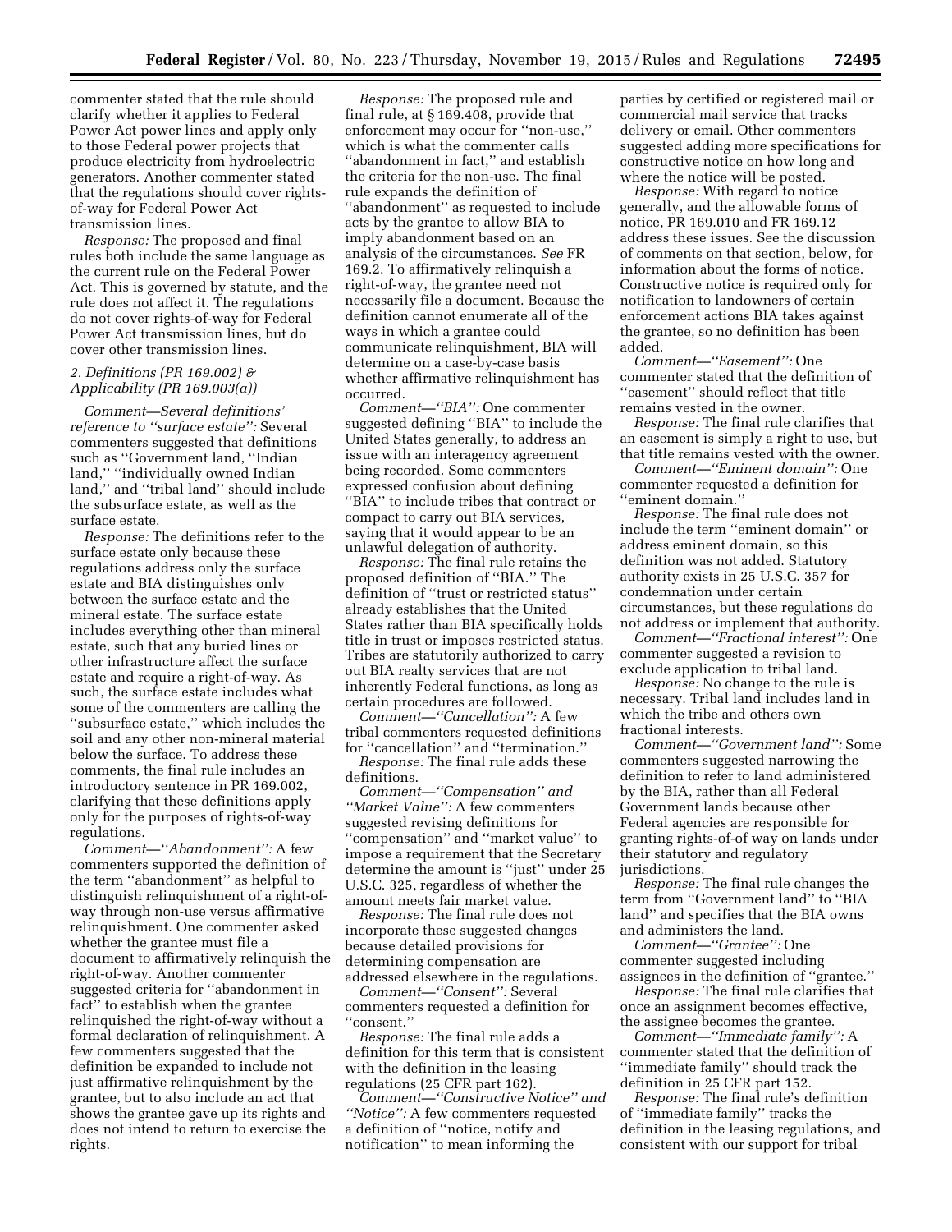commenter stated that the rule should clarify whether it applies to Federal Power Act power lines and apply only to those Federal power projects that produce electricity from hydroelectric generators. Another commenter stated that the regulations should cover rights-of-way for Federal Power Act transmission lines.

*Response:* The proposed and final rules both include the same language as the current rule on the Federal Power Act. This is governed by statute, and the rule does not affect it. The regulations do not cover rights-of-way for Federal Power Act transmission lines, but do cover other transmission lines.

### *2. Definitions (PR 169.002) & Applicability (PR 169.003(a))*

*Comment—Several definitions' reference to ''surface estate'':* Several commenters suggested that definitions such as ''Government land, ''Indian land,'' ''individually owned Indian land,'' and ''tribal land'' should include the subsurface estate, as well as the surface estate.

*Response:* The definitions refer to the surface estate only because these regulations address only the surface estate and BIA distinguishes only between the surface estate and the mineral estate. The surface estate includes everything other than mineral estate, such that any buried lines or other infrastructure affect the surface estate and require a right-of-way. As such, the surface estate includes what some of the commenters are calling the ''subsurface estate,'' which includes the soil and any other non-mineral material below the surface. To address these comments, the final rule includes an introductory sentence in PR 169.002, clarifying that these definitions apply only for the purposes of rights-of-way regulations.

*Comment—''Abandonment'':* A few commenters supported the definition of the term ''abandonment'' as helpful to distinguish relinquishment of a right-of-way through non-use versus affirmative relinquishment. One commenter asked whether the grantee must file a document to affirmatively relinquish the right-of-way. Another commenter suggested criteria for ''abandonment in fact'' to establish when the grantee relinquished the right-of-way without a formal declaration of relinquishment. A few commenters suggested that the definition be expanded to include not just affirmative relinquishment by the grantee, but to also include an act that shows the grantee gave up its rights and does not intend to return to exercise the rights.

*Response:* The proposed rule and final rule, at § 169.408, provide that enforcement may occur for ''non-use,'' which is what the commenter calls ''abandonment in fact,'' and establish the criteria for the non-use. The final rule expands the definition of ''abandonment'' as requested to include acts by the grantee to allow BIA to imply abandonment based on an analysis of the circumstances. *See* FR 169.2. To affirmatively relinquish a right-of-way, the grantee need not necessarily file a document. Because the definition cannot enumerate all of the ways in which a grantee could communicate relinquishment, BIA will determine on a case-by-case basis whether affirmative relinquishment has occurred.

*Comment—''BIA'':* One commenter suggested defining ''BIA'' to include the United States generally, to address an issue with an interagency agreement being recorded. Some commenters expressed confusion about defining ''BIA'' to include tribes that contract or compact to carry out BIA services, saying that it would appear to be an unlawful delegation of authority.

*Response:* The final rule retains the proposed definition of ''BIA.'' The definition of ''trust or restricted status'' already establishes that the United States rather than BIA specifically holds title in trust or imposes restricted status. Tribes are statutorily authorized to carry out BIA realty services that are not inherently Federal functions, as long as certain procedures are followed.

*Comment—''Cancellation'':* A few tribal commenters requested definitions for ''cancellation'' and ''termination.''

*Response:* The final rule adds these definitions.

*Comment—''Compensation'' and ''Market Value'':* A few commenters suggested revising definitions for ''compensation'' and ''market value'' to impose a requirement that the Secretary determine the amount is ''just'' under 25 U.S.C. 325, regardless of whether the amount meets fair market value.

*Response:* The final rule does not incorporate these suggested changes because detailed provisions for determining compensation are addressed elsewhere in the regulations.

*Comment—''Consent'':* Several commenters requested a definition for ''consent.''

*Response:* The final rule adds a definition for this term that is consistent with the definition in the leasing regulations (25 CFR part 162).

*Comment—''Constructive Notice'' and ''Notice'':* A few commenters requested a definition of ''notice, notify and notification'' to mean informing the parties by certified or registered mail or commercial mail service that tracks delivery or email. Other commenters suggested adding more specifications for constructive notice on how long and where the notice will be posted.

*Response:* With regard to notice generally, and the allowable forms of notice, PR 169.010 and FR 169.12 address these issues. See the discussion of comments on that section, below, for information about the forms of notice. Constructive notice is required only for notification to landowners of certain enforcement actions BIA takes against the grantee, so no definition has been added.

*Comment—''Easement'':* One commenter stated that the definition of ''easement'' should reflect that title remains vested in the owner.

*Response:* The final rule clarifies that an easement is simply a right to use, but that title remains vested with the owner.

*Comment—''Eminent domain'':* One commenter requested a definition for ''eminent domain.''

*Response:* The final rule does not include the term ''eminent domain'' or address eminent domain, so this definition was not added. Statutory authority exists in 25 U.S.C. 357 for condemnation under certain circumstances, but these regulations do not address or implement that authority.

*Comment—''Fractional interest'':* One commenter suggested a revision to exclude application to tribal land.

*Response:* No change to the rule is necessary. Tribal land includes land in which the tribe and others own fractional interests.

*Comment—''Government land'':* Some commenters suggested narrowing the definition to refer to land administered by the BIA, rather than all Federal Government lands because other Federal agencies are responsible for granting rights-of-of way on lands under their statutory and regulatory jurisdictions.

*Response:* The final rule changes the term from ''Government land'' to ''BIA land'' and specifies that the BIA owns and administers the land.

*Comment—''Grantee'':* One commenter suggested including assignees in the definition of ''grantee.''

*Response:* The final rule clarifies that once an assignment becomes effective, the assignee becomes the grantee.

*Comment—''Immediate family'':* A commenter stated that the definition of ''immediate family'' should track the definition in 25 CFR part 152.

*Response:* The final rule's definition of ''immediate family'' tracks the definition in the leasing regulations, and consistent with our support for tribal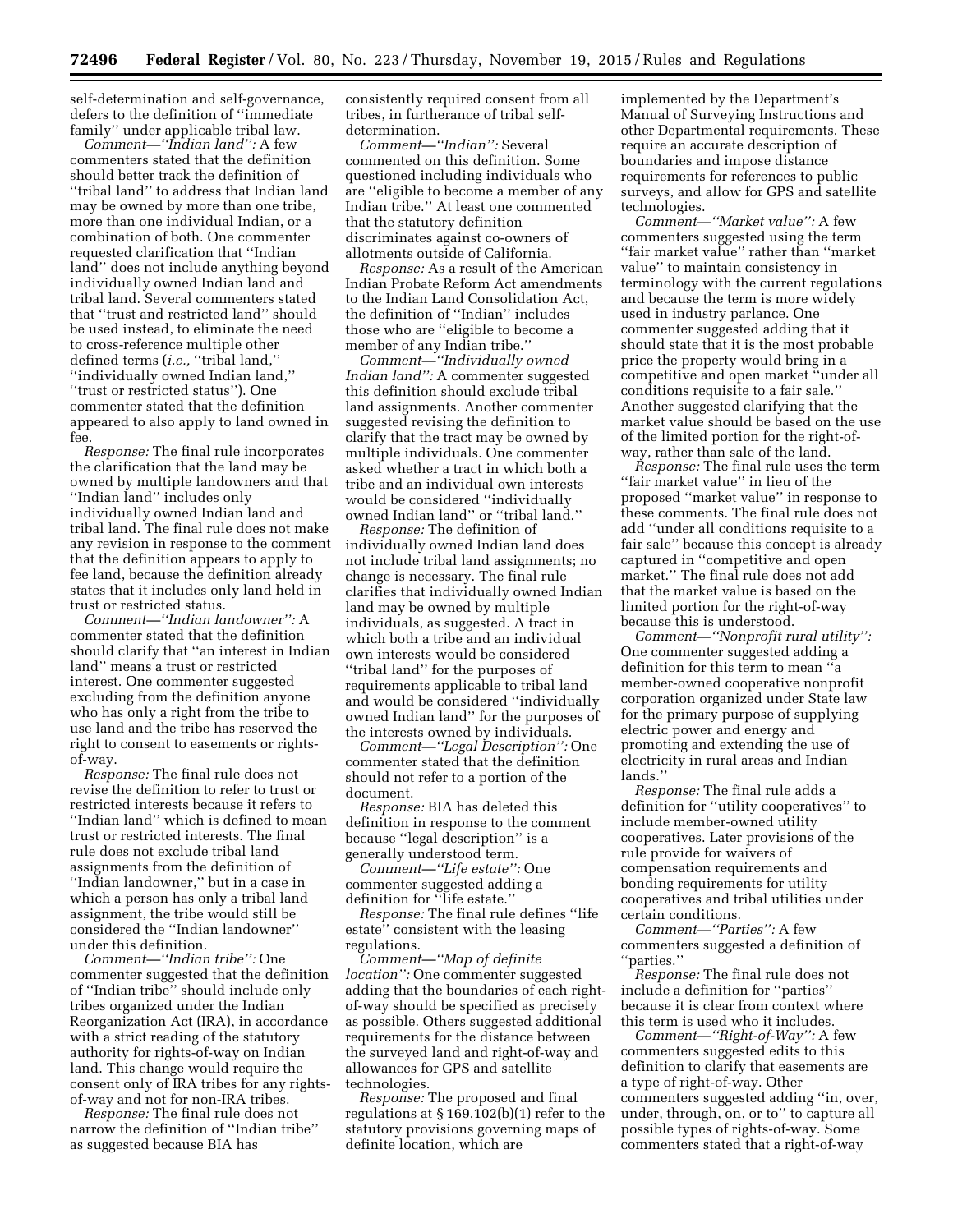self-determination and self-governance, defers to the definition of "immediate family" under applicable tribal law.

*Comment—"Indian land":* A few commenters stated that the definition should better track the definition of "tribal land" to address that Indian land may be owned by more than one tribe, more than one individual Indian, or a combination of both. One commenter requested clarification that "Indian land" does not include anything beyond individually owned Indian land and tribal land. Several commenters stated that "trust and restricted land" should be used instead, to eliminate the need to cross-reference multiple other defined terms (*i.e.,* "tribal land," "individually owned Indian land," "trust or restricted status"). One commenter stated that the definition appeared to also apply to land owned in fee.

*Response:* The final rule incorporates the clarification that the land may be owned by multiple landowners and that "Indian land" includes only individually owned Indian land and tribal land. The final rule does not make any revision in response to the comment that the definition appears to apply to fee land, because the definition already states that it includes only land held in trust or restricted status.

*Comment—"Indian landowner":* A commenter stated that the definition should clarify that "an interest in Indian land" means a trust or restricted interest. One commenter suggested excluding from the definition anyone who has only a right from the tribe to use land and the tribe has reserved the right to consent to easements or rights-of-way.

*Response:* The final rule does not revise the definition to refer to trust or restricted interests because it refers to "Indian land" which is defined to mean trust or restricted interests. The final rule does not exclude tribal land assignments from the definition of "Indian landowner," but in a case in which a person has only a tribal land assignment, the tribe would still be considered the "Indian landowner" under this definition.

*Comment—"Indian tribe":* One commenter suggested that the definition of "Indian tribe" should include only tribes organized under the Indian Reorganization Act (IRA), in accordance with a strict reading of the statutory authority for rights-of-way on Indian land. This change would require the consent only of IRA tribes for any rights-of-way and not for non-IRA tribes.

*Response:* The final rule does not narrow the definition of "Indian tribe" as suggested because BIA has consistently required consent from all tribes, in furtherance of tribal self-determination.

*Comment—"Indian":* Several commented on this definition. Some questioned including individuals who are "eligible to become a member of any Indian tribe." At least one commented that the statutory definition discriminates against co-owners of allotments outside of California.

*Response:* As a result of the American Indian Probate Reform Act amendments to the Indian Land Consolidation Act, the definition of "Indian" includes those who are "eligible to become a member of any Indian tribe."

*Comment—"Individually owned Indian land":* A commenter suggested this definition should exclude tribal land assignments. Another commenter suggested revising the definition to clarify that the tract may be owned by multiple individuals. One commenter asked whether a tract in which both a tribe and an individual own interests would be considered "individually owned Indian land" or "tribal land."

*Response:* The definition of individually owned Indian land does not include tribal land assignments; no change is necessary. The final rule clarifies that individually owned Indian land may be owned by multiple individuals, as suggested. A tract in which both a tribe and an individual own interests would be considered "tribal land" for the purposes of requirements applicable to tribal land and would be considered "individually owned Indian land" for the purposes of the interests owned by individuals.

*Comment—"Legal Description":* One commenter stated that the definition should not refer to a portion of the document.

*Response:* BIA has deleted this definition in response to the comment because "legal description" is a generally understood term.

*Comment—"Life estate":* One commenter suggested adding a definition for "life estate."

*Response:* The final rule defines "life estate" consistent with the leasing regulations.

*Comment—"Map of definite location":* One commenter suggested adding that the boundaries of each right-of-way should be specified as precisely as possible. Others suggested additional requirements for the distance between the surveyed land and right-of-way and allowances for GPS and satellite technologies.

*Response:* The proposed and final regulations at § 169.102(b)(1) refer to the statutory provisions governing maps of definite location, which are implemented by the Department's Manual of Surveying Instructions and other Departmental requirements. These require an accurate description of boundaries and impose distance requirements for references to public surveys, and allow for GPS and satellite technologies.

*Comment—"Market value":* A few commenters suggested using the term "fair market value" rather than "market value" to maintain consistency in terminology with the current regulations and because the term is more widely used in industry parlance. One commenter suggested adding that it should state that it is the most probable price the property would bring in a competitive and open market "under all conditions requisite to a fair sale." Another suggested clarifying that the market value should be based on the use of the limited portion for the right-of-way, rather than sale of the land.

*Response:* The final rule uses the term "fair market value" in lieu of the proposed "market value" in response to these comments. The final rule does not add "under all conditions requisite to a fair sale" because this concept is already captured in "competitive and open market." The final rule does not add that the market value is based on the limited portion for the right-of-way because this is understood.

*Comment—"Nonprofit rural utility":* One commenter suggested adding a definition for this term to mean "a member-owned cooperative nonprofit corporation organized under State law for the primary purpose of supplying electric power and energy and promoting and extending the use of electricity in rural areas and Indian lands."

*Response:* The final rule adds a definition for "utility cooperatives" to include member-owned utility cooperatives. Later provisions of the rule provide for waivers of compensation requirements and bonding requirements for utility cooperatives and tribal utilities under certain conditions.

*Comment—"Parties":* A few commenters suggested a definition of "parties."

*Response:* The final rule does not include a definition for "parties" because it is clear from context where this term is used who it includes.

*Comment—"Right-of-Way":* A few commenters suggested edits to this definition to clarify that easements are a type of right-of-way. Other commenters suggested adding "in, over, under, through, on, or to" to capture all possible types of rights-of-way. Some commenters stated that a right-of-way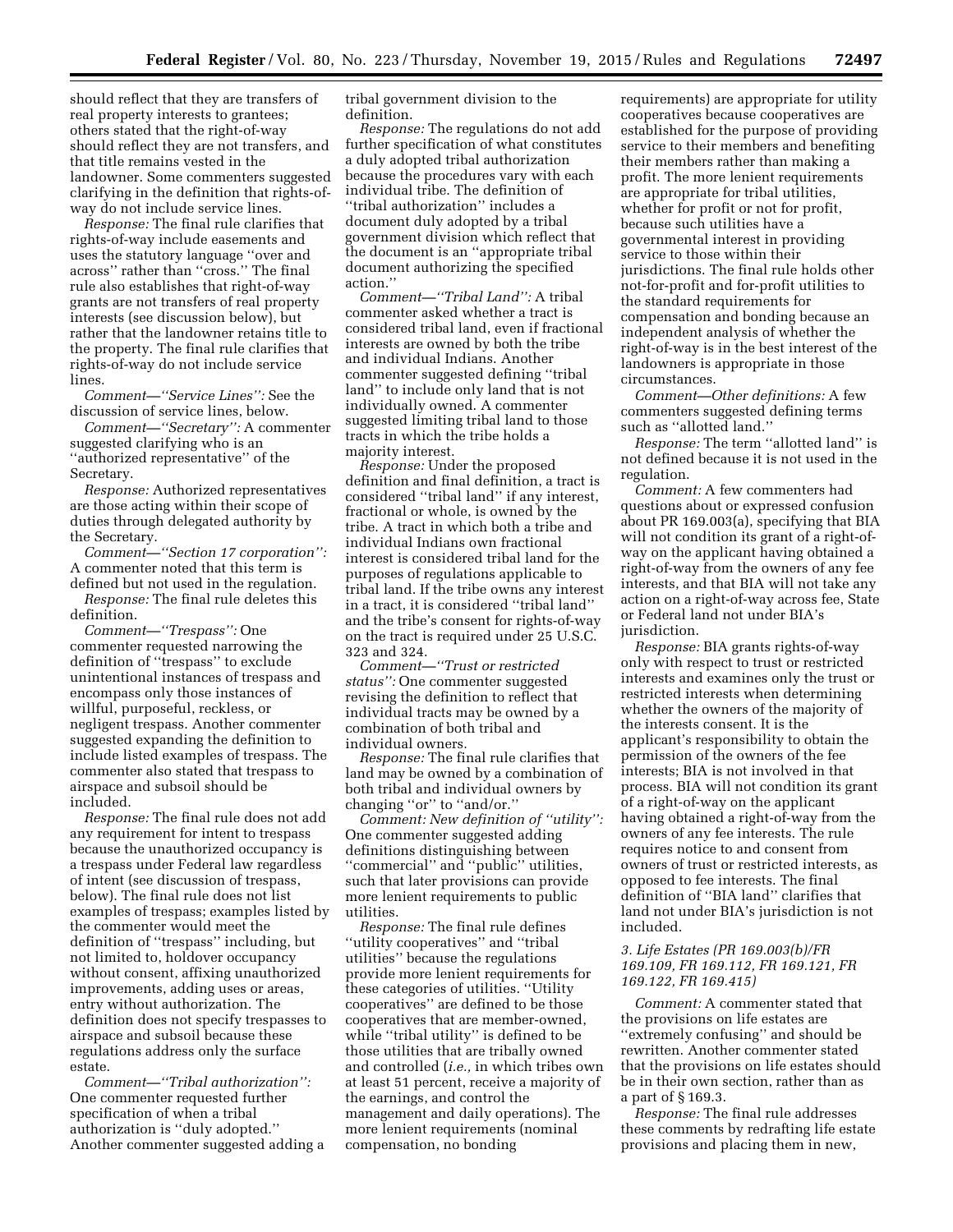should reflect that they are transfers of real property interests to grantees; others stated that the right-of-way should reflect they are not transfers, and that title remains vested in the landowner. Some commenters suggested clarifying in the definition that rights-of-way do not include service lines.

*Response:* The final rule clarifies that rights-of-way include easements and uses the statutory language ''over and across'' rather than ''cross.'' The final rule also establishes that right-of-way grants are not transfers of real property interests (see discussion below), but rather that the landowner retains title to the property. The final rule clarifies that rights-of-way do not include service lines.

*Comment—''Service Lines'':* See the discussion of service lines, below.

*Comment—''Secretary'':* A commenter suggested clarifying who is an ''authorized representative'' of the Secretary.

*Response:* Authorized representatives are those acting within their scope of duties through delegated authority by the Secretary.

*Comment—''Section 17 corporation'':* A commenter noted that this term is defined but not used in the regulation.

*Response:* The final rule deletes this definition.

*Comment—''Trespass'':* One commenter requested narrowing the definition of ''trespass'' to exclude unintentional instances of trespass and encompass only those instances of willful, purposeful, reckless, or negligent trespass. Another commenter suggested expanding the definition to include listed examples of trespass. The commenter also stated that trespass to airspace and subsoil should be included.

*Response:* The final rule does not add any requirement for intent to trespass because the unauthorized occupancy is a trespass under Federal law regardless of intent (see discussion of trespass, below). The final rule does not list examples of trespass; examples listed by the commenter would meet the definition of ''trespass'' including, but not limited to, holdover occupancy without consent, affixing unauthorized improvements, adding uses or areas, entry without authorization. The definition does not specify trespasses to airspace and subsoil because these regulations address only the surface estate.

*Comment—''Tribal authorization'':* One commenter requested further specification of when a tribal authorization is ''duly adopted.'' Another commenter suggested adding a tribal government division to the definition.

*Response:* The regulations do not add further specification of what constitutes a duly adopted tribal authorization because the procedures vary with each individual tribe. The definition of ''tribal authorization'' includes a document duly adopted by a tribal government division which reflect that the document is an ''appropriate tribal document authorizing the specified action.''

*Comment—''Tribal Land'':* A tribal commenter asked whether a tract is considered tribal land, even if fractional interests are owned by both the tribe and individual Indians. Another commenter suggested defining ''tribal land'' to include only land that is not individually owned. A commenter suggested limiting tribal land to those tracts in which the tribe holds a majority interest.

*Response:* Under the proposed definition and final definition, a tract is considered ''tribal land'' if any interest, fractional or whole, is owned by the tribe. A tract in which both a tribe and individual Indians own fractional interest is considered tribal land for the purposes of regulations applicable to tribal land. If the tribe owns any interest in a tract, it is considered ''tribal land'' and the tribe's consent for rights-of-way on the tract is required under 25 U.S.C. 323 and 324.

*Comment—''Trust or restricted status'':* One commenter suggested revising the definition to reflect that individual tracts may be owned by a combination of both tribal and individual owners.

*Response:* The final rule clarifies that land may be owned by a combination of both tribal and individual owners by changing ''or'' to ''and/or.''

*Comment: New definition of ''utility'':* One commenter suggested adding definitions distinguishing between ''commercial'' and ''public'' utilities, such that later provisions can provide more lenient requirements to public utilities.

*Response:* The final rule defines ''utility cooperatives'' and ''tribal utilities'' because the regulations provide more lenient requirements for these categories of utilities. ''Utility cooperatives'' are defined to be those cooperatives that are member-owned, while ''tribal utility'' is defined to be those utilities that are tribally owned and controlled (*i.e.,* in which tribes own at least 51 percent, receive a majority of the earnings, and control the management and daily operations). The more lenient requirements (nominal compensation, no bonding requirements) are appropriate for utility cooperatives because cooperatives are established for the purpose of providing service to their members and benefiting their members rather than making a profit. The more lenient requirements are appropriate for tribal utilities, whether for profit or not for profit, because such utilities have a governmental interest in providing service to those within their jurisdictions. The final rule holds other not-for-profit and for-profit utilities to the standard requirements for compensation and bonding because an independent analysis of whether the right-of-way is in the best interest of the landowners is appropriate in those circumstances.

*Comment—Other definitions:* A few commenters suggested defining terms such as ''allotted land.''

*Response:* The term ''allotted land'' is not defined because it is not used in the regulation.

*Comment:* A few commenters had questions about or expressed confusion about PR 169.003(a), specifying that BIA will not condition its grant of a right-of-way on the applicant having obtained a right-of-way from the owners of any fee interests, and that BIA will not take any action on a right-of-way across fee, State or Federal land not under BIA's jurisdiction.

*Response:* BIA grants rights-of-way only with respect to trust or restricted interests and examines only the trust or restricted interests when determining whether the owners of the majority of the interests consent. It is the applicant's responsibility to obtain the permission of the owners of the fee interests; BIA is not involved in that process. BIA will not condition its grant of a right-of-way on the applicant having obtained a right-of-way from the owners of any fee interests. The rule requires notice to and consent from owners of trust or restricted interests, as opposed to fee interests. The final definition of ''BIA land'' clarifies that land not under BIA's jurisdiction is not included.

### *3. Life Estates (PR 169.003(b)/FR 169.109, FR 169.112, FR 169.121, FR 169.122, FR 169.415)*

*Comment:* A commenter stated that the provisions on life estates are ''extremely confusing'' and should be rewritten. Another commenter stated that the provisions on life estates should be in their own section, rather than as a part of § 169.3.

*Response:* The final rule addresses these comments by redrafting life estate provisions and placing them in new,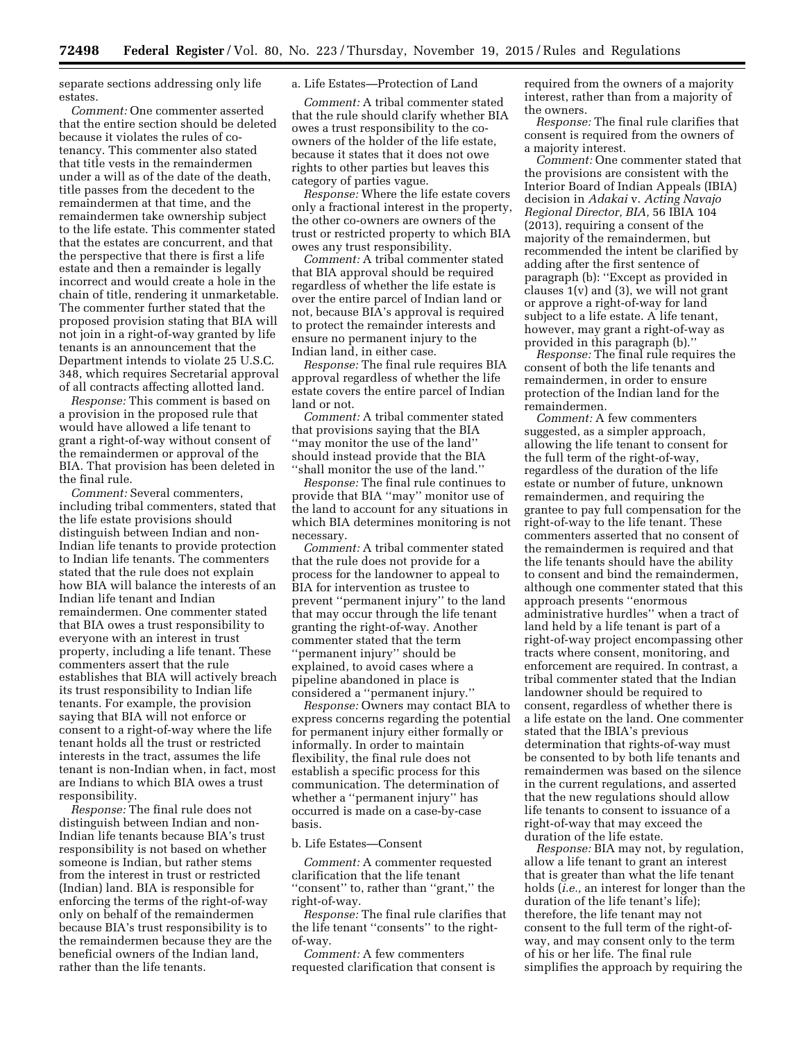separate sections addressing only life estates.

*Comment:* One commenter asserted that the entire section should be deleted because it violates the rules of co-tenancy. This commenter also stated that title vests in the remaindermen under a will as of the date of the death, title passes from the decedent to the remaindermen at that time, and the remaindermen take ownership subject to the life estate. This commenter stated that the estates are concurrent, and that the perspective that there is first a life estate and then a remainder is legally incorrect and would create a hole in the chain of title, rendering it unmarketable. The commenter further stated that the proposed provision stating that BIA will not join in a right-of-way granted by life tenants is an announcement that the Department intends to violate 25 U.S.C. 348, which requires Secretarial approval of all contracts affecting allotted land.

*Response:* This comment is based on a provision in the proposed rule that would have allowed a life tenant to grant a right-of-way without consent of the remaindermen or approval of the BIA. That provision has been deleted in the final rule.

*Comment:* Several commenters, including tribal commenters, stated that the life estate provisions should distinguish between Indian and non-Indian life tenants to provide protection to Indian life tenants. The commenters stated that the rule does not explain how BIA will balance the interests of an Indian life tenant and Indian remaindermen. One commenter stated that BIA owes a trust responsibility to everyone with an interest in trust property, including a life tenant. These commenters assert that the rule establishes that BIA will actively breach its trust responsibility to Indian life tenants. For example, the provision saying that BIA will not enforce or consent to a right-of-way where the life tenant holds all the trust or restricted interests in the tract, assumes the life tenant is non-Indian when, in fact, most are Indians to which BIA owes a trust responsibility.

*Response:* The final rule does not distinguish between Indian and non-Indian life tenants because BIA's trust responsibility is not based on whether someone is Indian, but rather stems from the interest in trust or restricted (Indian) land. BIA is responsible for enforcing the terms of the right-of-way only on behalf of the remaindermen because BIA's trust responsibility is to the remaindermen because they are the beneficial owners of the Indian land, rather than the life tenants.

a. Life Estates—Protection of Land

*Comment:* A tribal commenter stated that the rule should clarify whether BIA owes a trust responsibility to the co-owners of the holder of the life estate, because it states that it does not owe rights to other parties but leaves this category of parties vague.

*Response:* Where the life estate covers only a fractional interest in the property, the other co-owners are owners of the trust or restricted property to which BIA owes any trust responsibility.

*Comment:* A tribal commenter stated that BIA approval should be required regardless of whether the life estate is over the entire parcel of Indian land or not, because BIA's approval is required to protect the remainder interests and ensure no permanent injury to the Indian land, in either case.

*Response:* The final rule requires BIA approval regardless of whether the life estate covers the entire parcel of Indian land or not.

*Comment:* A tribal commenter stated that provisions saying that the BIA "may monitor the use of the land" should instead provide that the BIA "shall monitor the use of the land."

*Response:* The final rule continues to provide that BIA "may" monitor use of the land to account for any situations in which BIA determines monitoring is not necessary.

*Comment:* A tribal commenter stated that the rule does not provide for a process for the landowner to appeal to BIA for intervention as trustee to prevent "permanent injury" to the land that may occur through the life tenant granting the right-of-way. Another commenter stated that the term "permanent injury" should be explained, to avoid cases where a pipeline abandoned in place is considered a "permanent injury."

*Response:* Owners may contact BIA to express concerns regarding the potential for permanent injury either formally or informally. In order to maintain flexibility, the final rule does not establish a specific process for this communication. The determination of whether a "permanent injury" has occurred is made on a case-by-case basis.

b. Life Estates—Consent

*Comment:* A commenter requested clarification that the life tenant "consent" to, rather than "grant," the right-of-way.

*Response:* The final rule clarifies that the life tenant "consents" to the right-of-way.

*Comment:* A few commenters requested clarification that consent is required from the owners of a majority interest, rather than from a majority of the owners.

*Response:* The final rule clarifies that consent is required from the owners of a majority interest.

*Comment:* One commenter stated that the provisions are consistent with the Interior Board of Indian Appeals (IBIA) decision in *Adakai* v. *Acting Navajo Regional Director, BIA,* 56 IBIA 104 (2013), requiring a consent of the majority of the remaindermen, but recommended the intent be clarified by adding after the first sentence of paragraph (b): "Except as provided in clauses 1(v) and (3), we will not grant or approve a right-of-way for land subject to a life estate. A life tenant, however, may grant a right-of-way as provided in this paragraph (b)."

*Response:* The final rule requires the consent of both the life tenants and remaindermen, in order to ensure protection of the Indian land for the remaindermen.

*Comment:* A few commenters suggested, as a simpler approach, allowing the life tenant to consent for the full term of the right-of-way, regardless of the duration of the life estate or number of future, unknown remaindermen, and requiring the grantee to pay full compensation for the right-of-way to the life tenant. These commenters asserted that no consent of the remaindermen is required and that the life tenants should have the ability to consent and bind the remaindermen, although one commenter stated that this approach presents "enormous administrative hurdles" when a tract of land held by a life tenant is part of a right-of-way project encompassing other tracts where consent, monitoring, and enforcement are required. In contrast, a tribal commenter stated that the Indian landowner should be required to consent, regardless of whether there is a life estate on the land. One commenter stated that the IBIA's previous determination that rights-of-way must be consented to by both life tenants and remaindermen was based on the silence in the current regulations, and asserted that the new regulations should allow life tenants to consent to issuance of a right-of-way that may exceed the duration of the life estate.

*Response:* BIA may not, by regulation, allow a life tenant to grant an interest that is greater than what the life tenant holds (*i.e.,* an interest for longer than the duration of the life tenant's life); therefore, the life tenant may not consent to the full term of the right-of-way, and may consent only to the term of his or her life. The final rule simplifies the approach by requiring the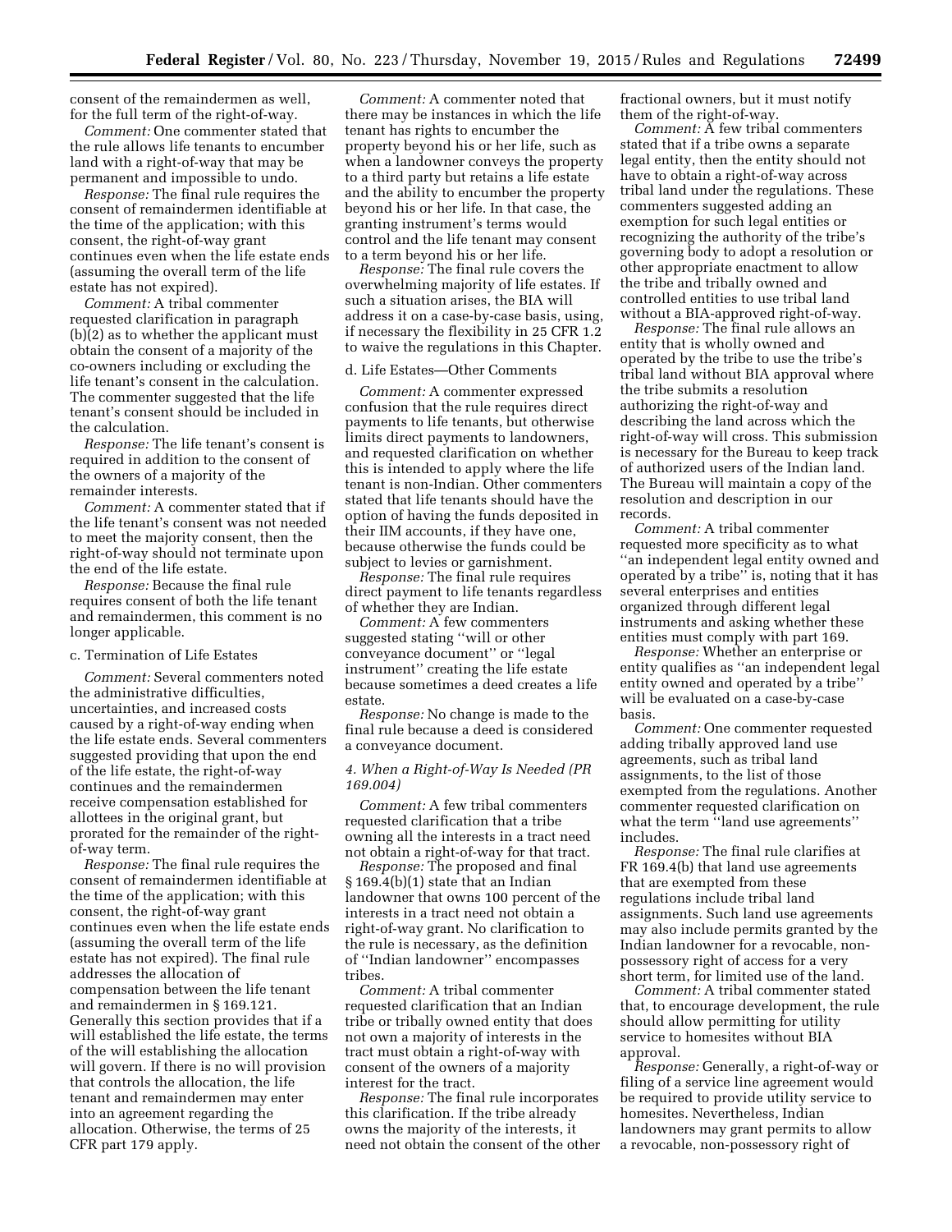consent of the remaindermen as well, for the full term of the right-of-way.

*Comment:* One commenter stated that the rule allows life tenants to encumber land with a right-of-way that may be permanent and impossible to undo.

*Response:* The final rule requires the consent of remaindermen identifiable at the time of the application; with this consent, the right-of-way grant continues even when the life estate ends (assuming the overall term of the life estate has not expired).

*Comment:* A tribal commenter requested clarification in paragraph (b)(2) as to whether the applicant must obtain the consent of a majority of the co-owners including or excluding the life tenant's consent in the calculation. The commenter suggested that the life tenant's consent should be included in the calculation.

*Response:* The life tenant's consent is required in addition to the consent of the owners of a majority of the remainder interests.

*Comment:* A commenter stated that if the life tenant's consent was not needed to meet the majority consent, then the right-of-way should not terminate upon the end of the life estate.

*Response:* Because the final rule requires consent of both the life tenant and remaindermen, this comment is no longer applicable.

c. Termination of Life Estates

*Comment:* Several commenters noted the administrative difficulties, uncertainties, and increased costs caused by a right-of-way ending when the life estate ends. Several commenters suggested providing that upon the end of the life estate, the right-of-way continues and the remaindermen receive compensation established for allottees in the original grant, but prorated for the remainder of the right-of-way term.

*Response:* The final rule requires the consent of remaindermen identifiable at the time of the application; with this consent, the right-of-way grant continues even when the life estate ends (assuming the overall term of the life estate has not expired). The final rule addresses the allocation of compensation between the life tenant and remaindermen in § 169.121. Generally this section provides that if a will established the life estate, the terms of the will establishing the allocation will govern. If there is no will provision that controls the allocation, the life tenant and remaindermen may enter into an agreement regarding the allocation. Otherwise, the terms of 25 CFR part 179 apply.

*Comment:* A commenter noted that there may be instances in which the life tenant has rights to encumber the property beyond his or her life, such as when a landowner conveys the property to a third party but retains a life estate and the ability to encumber the property beyond his or her life. In that case, the granting instrument's terms would control and the life tenant may consent to a term beyond his or her life.

*Response:* The final rule covers the overwhelming majority of life estates. If such a situation arises, the BIA will address it on a case-by-case basis, using, if necessary the flexibility in 25 CFR 1.2 to waive the regulations in this Chapter.

d. Life Estates—Other Comments

*Comment:* A commenter expressed confusion that the rule requires direct payments to life tenants, but otherwise limits direct payments to landowners, and requested clarification on whether this is intended to apply where the life tenant is non-Indian. Other commenters stated that life tenants should have the option of having the funds deposited in their IIM accounts, if they have one, because otherwise the funds could be subject to levies or garnishment.

*Response:* The final rule requires direct payment to life tenants regardless of whether they are Indian.

*Comment:* A few commenters suggested stating "will or other conveyance document" or "legal instrument" creating the life estate because sometimes a deed creates a life estate.

*Response:* No change is made to the final rule because a deed is considered a conveyance document.

*4. When a Right-of-Way Is Needed (PR 169.004)*

*Comment:* A few tribal commenters requested clarification that a tribe owning all the interests in a tract need not obtain a right-of-way for that tract.

*Response:* The proposed and final § 169.4(b)(1) state that an Indian landowner that owns 100 percent of the interests in a tract need not obtain a right-of-way grant. No clarification to the rule is necessary, as the definition of "Indian landowner" encompasses tribes.

*Comment:* A tribal commenter requested clarification that an Indian tribe or tribally owned entity that does not own a majority of interests in the tract must obtain a right-of-way with consent of the owners of a majority interest for the tract.

*Response:* The final rule incorporates this clarification. If the tribe already owns the majority of the interests, it need not obtain the consent of the other fractional owners, but it must notify them of the right-of-way.

*Comment:* A few tribal commenters stated that if a tribe owns a separate legal entity, then the entity should not have to obtain a right-of-way across tribal land under the regulations. These commenters suggested adding an exemption for such legal entities or recognizing the authority of the tribe's governing body to adopt a resolution or other appropriate enactment to allow the tribe and tribally owned and controlled entities to use tribal land without a BIA-approved right-of-way.

*Response:* The final rule allows an entity that is wholly owned and operated by the tribe to use the tribe's tribal land without BIA approval where the tribe submits a resolution authorizing the right-of-way and describing the land across which the right-of-way will cross. This submission is necessary for the Bureau to keep track of authorized users of the Indian land. The Bureau will maintain a copy of the resolution and description in our records.

*Comment:* A tribal commenter requested more specificity as to what "an independent legal entity owned and operated by a tribe" is, noting that it has several enterprises and entities organized through different legal instruments and asking whether these entities must comply with part 169.

*Response:* Whether an enterprise or entity qualifies as "an independent legal entity owned and operated by a tribe" will be evaluated on a case-by-case basis.

*Comment:* One commenter requested adding tribally approved land use agreements, such as tribal land assignments, to the list of those exempted from the regulations. Another commenter requested clarification on what the term "land use agreements" includes.

*Response:* The final rule clarifies at FR 169.4(b) that land use agreements that are exempted from these regulations include tribal land assignments. Such land use agreements may also include permits granted by the Indian landowner for a revocable, non-possessory right of access for a very short term, for limited use of the land.

*Comment:* A tribal commenter stated that, to encourage development, the rule should allow permitting for utility service to homesites without BIA approval.

*Response:* Generally, a right-of-way or filing of a service line agreement would be required to provide utility service to homesites. Nevertheless, Indian landowners may grant permits to allow a revocable, non-possessory right of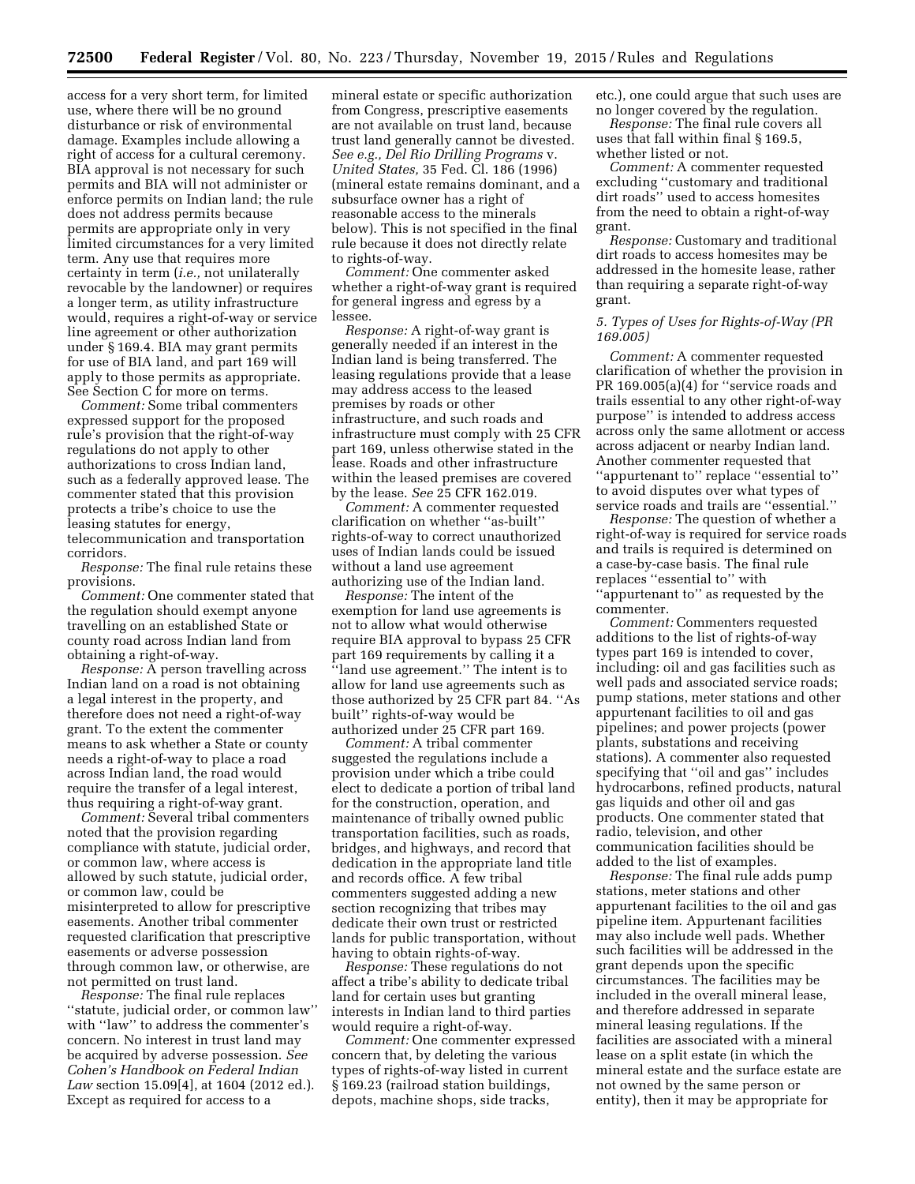access for a very short term, for limited use, where there will be no ground disturbance or risk of environmental damage. Examples include allowing a right of access for a cultural ceremony. BIA approval is not necessary for such permits and BIA will not administer or enforce permits on Indian land; the rule does not address permits because permits are appropriate only in very limited circumstances for a very limited term. Any use that requires more certainty in term (*i.e.,* not unilaterally revocable by the landowner) or requires a longer term, as utility infrastructure would, requires a right-of-way or service line agreement or other authorization under § 169.4. BIA may grant permits for use of BIA land, and part 169 will apply to those permits as appropriate. See Section C for more on terms.

*Comment:* Some tribal commenters expressed support for the proposed rule's provision that the right-of-way regulations do not apply to other authorizations to cross Indian land, such as a federally approved lease. The commenter stated that this provision protects a tribe's choice to use the leasing statutes for energy, telecommunication and transportation corridors.

*Response:* The final rule retains these provisions.

*Comment:* One commenter stated that the regulation should exempt anyone travelling on an established State or county road across Indian land from obtaining a right-of-way.

*Response:* A person travelling across Indian land on a road is not obtaining a legal interest in the property, and therefore does not need a right-of-way grant. To the extent the commenter means to ask whether a State or county needs a right-of-way to place a road across Indian land, the road would require the transfer of a legal interest, thus requiring a right-of-way grant.

*Comment:* Several tribal commenters noted that the provision regarding compliance with statute, judicial order, or common law, where access is allowed by such statute, judicial order, or common law, could be misinterpreted to allow for prescriptive easements. Another tribal commenter requested clarification that prescriptive easements or adverse possession through common law, or otherwise, are not permitted on trust land.

*Response:* The final rule replaces ''statute, judicial order, or common law'' with ''law'' to address the commenter's concern. No interest in trust land may be acquired by adverse possession. *See Cohen's Handbook on Federal Indian Law* section 15.09[4], at 1604 (2012 ed.). Except as required for access to a mineral estate or specific authorization from Congress, prescriptive easements are not available on trust land, because trust land generally cannot be divested. *See e.g., Del Rio Drilling Programs* v. *United States,* 35 Fed. Cl. 186 (1996) (mineral estate remains dominant, and a subsurface owner has a right of reasonable access to the minerals below). This is not specified in the final rule because it does not directly relate to rights-of-way.

*Comment:* One commenter asked whether a right-of-way grant is required for general ingress and egress by a lessee.

*Response:* A right-of-way grant is generally needed if an interest in the Indian land is being transferred. The leasing regulations provide that a lease may address access to the leased premises by roads or other infrastructure, and such roads and infrastructure must comply with 25 CFR part 169, unless otherwise stated in the lease. Roads and other infrastructure within the leased premises are covered by the lease. *See* 25 CFR 162.019.

*Comment:* A commenter requested clarification on whether ''as-built'' rights-of-way to correct unauthorized uses of Indian lands could be issued without a land use agreement authorizing use of the Indian land.

*Response:* The intent of the exemption for land use agreements is not to allow what would otherwise require BIA approval to bypass 25 CFR part 169 requirements by calling it a ''land use agreement.'' The intent is to allow for land use agreements such as those authorized by 25 CFR part 84. ''As built'' rights-of-way would be authorized under 25 CFR part 169.

*Comment:* A tribal commenter suggested the regulations include a provision under which a tribe could elect to dedicate a portion of tribal land for the construction, operation, and maintenance of tribally owned public transportation facilities, such as roads, bridges, and highways, and record that dedication in the appropriate land title and records office. A few tribal commenters suggested adding a new section recognizing that tribes may dedicate their own trust or restricted lands for public transportation, without having to obtain rights-of-way.

*Response:* These regulations do not affect a tribe's ability to dedicate tribal land for certain uses but granting interests in Indian land to third parties would require a right-of-way.

*Comment:* One commenter expressed concern that, by deleting the various types of rights-of-way listed in current § 169.23 (railroad station buildings, depots, machine shops, side tracks, etc.), one could argue that such uses are no longer covered by the regulation.

*Response:* The final rule covers all uses that fall within final § 169.5, whether listed or not.

*Comment:* A commenter requested excluding ''customary and traditional dirt roads'' used to access homesites from the need to obtain a right-of-way grant.

*Response:* Customary and traditional dirt roads to access homesites may be addressed in the homesite lease, rather than requiring a separate right-of-way grant.

*5. Types of Uses for Rights-of-Way (PR 169.005)*

*Comment:* A commenter requested clarification of whether the provision in PR 169.005(a)(4) for ''service roads and trails essential to any other right-of-way purpose'' is intended to address access across only the same allotment or access across adjacent or nearby Indian land. Another commenter requested that ''appurtenant to'' replace ''essential to'' to avoid disputes over what types of service roads and trails are ''essential.''

*Response:* The question of whether a right-of-way is required for service roads and trails is determined on a case-by-case basis. The final rule replaces ''essential to'' with ''appurtenant to'' as requested by the commenter.

*Comment:* Commenters requested additions to the list of rights-of-way types part 169 is intended to cover, including: oil and gas facilities such as well pads and associated service roads; pump stations, meter stations and other appurtenant facilities to oil and gas pipelines; and power projects (power plants, substations and receiving stations). A commenter also requested specifying that ''oil and gas'' includes hydrocarbons, refined products, natural gas liquids and other oil and gas products. One commenter stated that radio, television, and other communication facilities should be added to the list of examples.

*Response:* The final rule adds pump stations, meter stations and other appurtenant facilities to the oil and gas pipeline item. Appurtenant facilities may also include well pads. Whether such facilities will be addressed in the grant depends upon the specific circumstances. The facilities may be included in the overall mineral lease, and therefore addressed in separate mineral leasing regulations. If the facilities are associated with a mineral lease on a split estate (in which the mineral estate and the surface estate are not owned by the same person or entity), then it may be appropriate for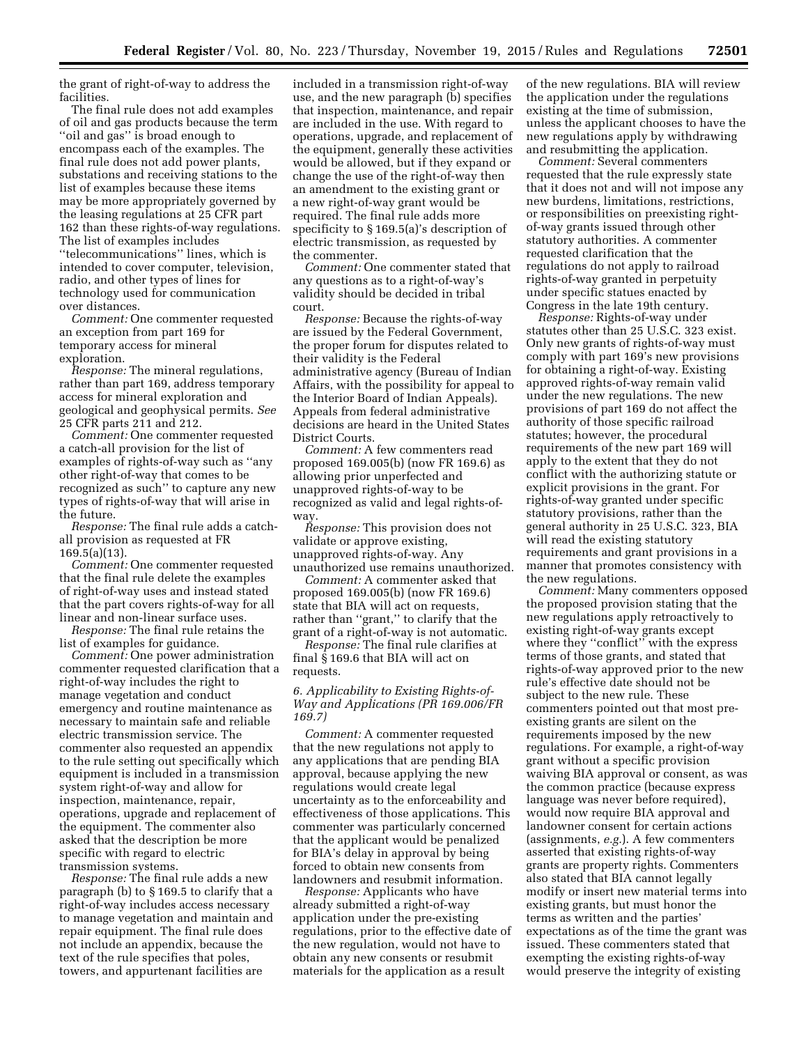the grant of right-of-way to address the facilities.

The final rule does not add examples of oil and gas products because the term ''oil and gas'' is broad enough to encompass each of the examples. The final rule does not add power plants, substations and receiving stations to the list of examples because these items may be more appropriately governed by the leasing regulations at 25 CFR part 162 than these rights-of-way regulations. The list of examples includes ''telecommunications'' lines, which is intended to cover computer, television, radio, and other types of lines for technology used for communication over distances.

*Comment:* One commenter requested an exception from part 169 for temporary access for mineral exploration.

*Response:* The mineral regulations, rather than part 169, address temporary access for mineral exploration and geological and geophysical permits. *See* 25 CFR parts 211 and 212.

*Comment:* One commenter requested a catch-all provision for the list of examples of rights-of-way such as ''any other right-of-way that comes to be recognized as such'' to capture any new types of rights-of-way that will arise in the future.

*Response:* The final rule adds a catch-all provision as requested at FR 169.5(a)(13).

*Comment:* One commenter requested that the final rule delete the examples of right-of-way uses and instead stated that the part covers rights-of-way for all linear and non-linear surface uses.

*Response:* The final rule retains the list of examples for guidance.

*Comment:* One power administration commenter requested clarification that a right-of-way includes the right to manage vegetation and conduct emergency and routine maintenance as necessary to maintain safe and reliable electric transmission service. The commenter also requested an appendix to the rule setting out specifically which equipment is included in a transmission system right-of-way and allow for inspection, maintenance, repair, operations, upgrade and replacement of the equipment. The commenter also asked that the description be more specific with regard to electric transmission systems.

*Response:* The final rule adds a new paragraph (b) to § 169.5 to clarify that a right-of-way includes access necessary to manage vegetation and maintain and repair equipment. The final rule does not include an appendix, because the text of the rule specifies that poles, towers, and appurtenant facilities are included in a transmission right-of-way use, and the new paragraph (b) specifies that inspection, maintenance, and repair are included in the use. With regard to operations, upgrade, and replacement of the equipment, generally these activities would be allowed, but if they expand or change the use of the right-of-way then an amendment to the existing grant or a new right-of-way grant would be required. The final rule adds more specificity to § 169.5(a)'s description of electric transmission, as requested by the commenter.

*Comment:* One commenter stated that any questions as to a right-of-way's validity should be decided in tribal court.

*Response:* Because the rights-of-way are issued by the Federal Government, the proper forum for disputes related to their validity is the Federal administrative agency (Bureau of Indian Affairs, with the possibility for appeal to the Interior Board of Indian Appeals). Appeals from federal administrative decisions are heard in the United States District Courts.

*Comment:* A few commenters read proposed 169.005(b) (now FR 169.6) as allowing prior unperfected and unapproved rights-of-way to be recognized as valid and legal rights-of-way.

*Response:* This provision does not validate or approve existing, unapproved rights-of-way. Any unauthorized use remains unauthorized.

*Comment:* A commenter asked that proposed 169.005(b) (now FR 169.6) state that BIA will act on requests, rather than ''grant,'' to clarify that the grant of a right-of-way is not automatic.

*Response:* The final rule clarifies at final § 169.6 that BIA will act on requests.

*6. Applicability to Existing Rights-of-Way and Applications (PR 169.006/FR 169.7)*

*Comment:* A commenter requested that the new regulations not apply to any applications that are pending BIA approval, because applying the new regulations would create legal uncertainty as to the enforceability and effectiveness of those applications. This commenter was particularly concerned that the applicant would be penalized for BIA's delay in approval by being forced to obtain new consents from landowners and resubmit information.

*Response:* Applicants who have already submitted a right-of-way application under the pre-existing regulations, prior to the effective date of the new regulation, would not have to obtain any new consents or resubmit materials for the application as a result of the new regulations. BIA will review the application under the regulations existing at the time of submission, unless the applicant chooses to have the new regulations apply by withdrawing and resubmitting the application.

*Comment:* Several commenters requested that the rule expressly state that it does not and will not impose any new burdens, limitations, restrictions, or responsibilities on preexisting right-of-way grants issued through other statutory authorities. A commenter requested clarification that the regulations do not apply to railroad rights-of-way granted in perpetuity under specific statues enacted by Congress in the late 19th century.

*Response:* Rights-of-way under statutes other than 25 U.S.C. 323 exist. Only new grants of rights-of-way must comply with part 169's new provisions for obtaining a right-of-way. Existing approved rights-of-way remain valid under the new regulations. The new provisions of part 169 do not affect the authority of those specific railroad statutes; however, the procedural requirements of the new part 169 will apply to the extent that they do not conflict with the authorizing statute or explicit provisions in the grant. For rights-of-way granted under specific statutory provisions, rather than the general authority in 25 U.S.C. 323, BIA will read the existing statutory requirements and grant provisions in a manner that promotes consistency with the new regulations.

*Comment:* Many commenters opposed the proposed provision stating that the new regulations apply retroactively to existing right-of-way grants except where they ''conflict'' with the express terms of those grants, and stated that rights-of-way approved prior to the new rule's effective date should not be subject to the new rule. These commenters pointed out that most pre-existing grants are silent on the requirements imposed by the new regulations. For example, a right-of-way grant without a specific provision waiving BIA approval or consent, as was the common practice (because express language was never before required), would now require BIA approval and landowner consent for certain actions (assignments, *e.g.*). A few commenters asserted that existing rights-of-way grants are property rights. Commenters also stated that BIA cannot legally modify or insert new material terms into existing grants, but must honor the terms as written and the parties' expectations as of the time the grant was issued. These commenters stated that exempting the existing rights-of-way would preserve the integrity of existing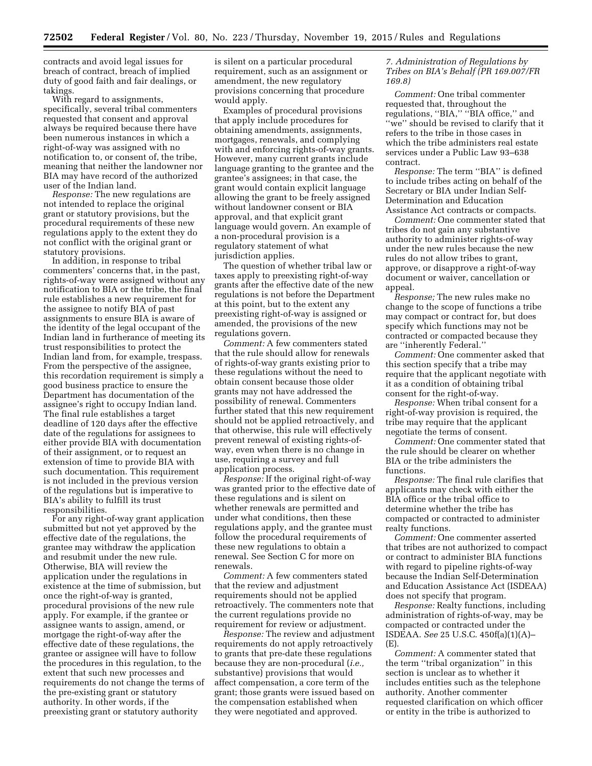contracts and avoid legal issues for breach of contract, breach of implied duty of good faith and fair dealings, or takings.

With regard to assignments, specifically, several tribal commenters requested that consent and approval always be required because there have been numerous instances in which a right-of-way was assigned with no notification to, or consent of, the tribe, meaning that neither the landowner nor BIA may have record of the authorized user of the Indian land.

*Response:* The new regulations are not intended to replace the original grant or statutory provisions, but the procedural requirements of these new regulations apply to the extent they do not conflict with the original grant or statutory provisions.

In addition, in response to tribal commenters' concerns that, in the past, rights-of-way were assigned without any notification to BIA or the tribe, the final rule establishes a new requirement for the assignee to notify BIA of past assignments to ensure BIA is aware of the identity of the legal occupant of the Indian land in furtherance of meeting its trust responsibilities to protect the Indian land from, for example, trespass. From the perspective of the assignee, this recordation requirement is simply a good business practice to ensure the Department has documentation of the assignee's right to occupy Indian land. The final rule establishes a target deadline of 120 days after the effective date of the regulations for assignees to either provide BIA with documentation of their assignment, or to request an extension of time to provide BIA with such documentation. This requirement is not included in the previous version of the regulations but is imperative to BIA's ability to fulfill its trust responsibilities.

For any right-of-way grant application submitted but not yet approved by the effective date of the regulations, the grantee may withdraw the application and resubmit under the new rule. Otherwise, BIA will review the application under the regulations in existence at the time of submission, but once the right-of-way is granted, procedural provisions of the new rule apply. For example, if the grantee or assignee wants to assign, amend, or mortgage the right-of-way after the effective date of these regulations, the grantee or assignee will have to follow the procedures in this regulation, to the extent that such new processes and requirements do not change the terms of the pre-existing grant or statutory authority. In other words, if the preexisting grant or statutory authority is silent on a particular procedural requirement, such as an assignment or amendment, the new regulatory provisions concerning that procedure would apply.

Examples of procedural provisions that apply include procedures for obtaining amendments, assignments, mortgages, renewals, and complying with and enforcing rights-of-way grants. However, many current grants include language granting to the grantee and the grantee's assignees; in that case, the grant would contain explicit language allowing the grant to be freely assigned without landowner consent or BIA approval, and that explicit grant language would govern. An example of a non-procedural provision is a regulatory statement of what jurisdiction applies.

The question of whether tribal law or taxes apply to preexisting right-of-way grants after the effective date of the new regulations is not before the Department at this point, but to the extent any preexisting right-of-way is assigned or amended, the provisions of the new regulations govern.

*Comment:* A few commenters stated that the rule should allow for renewals of rights-of-way grants existing prior to these regulations without the need to obtain consent because those older grants may not have addressed the possibility of renewal. Commenters further stated that this new requirement should not be applied retroactively, and that otherwise, this rule will effectively prevent renewal of existing rights-of-way, even when there is no change in use, requiring a survey and full application process.

*Response:* If the original right-of-way was granted prior to the effective date of these regulations and is silent on whether renewals are permitted and under what conditions, then these regulations apply, and the grantee must follow the procedural requirements of these new regulations to obtain a renewal. See Section C for more on renewals.

*Comment:* A few commenters stated that the review and adjustment requirements should not be applied retroactively. The commenters note that the current regulations provide no requirement for review or adjustment.

*Response:* The review and adjustment requirements do not apply retroactively to grants that pre-date these regulations because they are non-procedural (*i.e.,* substantive) provisions that would affect compensation, a core term of the grant; those grants were issued based on the compensation established when they were negotiated and approved.

### *7. Administration of Regulations by Tribes on BIA's Behalf (PR 169.007/FR 169.8)*

*Comment:* One tribal commenter requested that, throughout the regulations, "BIA," "BIA office," and "we" should be revised to clarify that it refers to the tribe in those cases in which the tribe administers real estate services under a Public Law 93–638 contract.

*Response:* The term "BIA" is defined to include tribes acting on behalf of the Secretary or BIA under Indian Self-Determination and Education Assistance Act contracts or compacts.

*Comment:* One commenter stated that tribes do not gain any substantive authority to administer rights-of-way under the new rules because the new rules do not allow tribes to grant, approve, or disapprove a right-of-way document or waiver, cancellation or appeal.

*Response;* The new rules make no change to the scope of functions a tribe may compact or contract for, but does specify which functions may not be contracted or compacted because they are "inherently Federal."

*Comment:* One commenter asked that this section specify that a tribe may require that the applicant negotiate with it as a condition of obtaining tribal consent for the right-of-way.

*Response:* When tribal consent for a right-of-way provision is required, the tribe may require that the applicant negotiate the terms of consent.

*Comment:* One commenter stated that the rule should be clearer on whether BIA or the tribe administers the functions.

*Response:* The final rule clarifies that applicants may check with either the BIA office or the tribal office to determine whether the tribe has compacted or contracted to administer realty functions.

*Comment:* One commenter asserted that tribes are not authorized to compact or contract to administer BIA functions with regard to pipeline rights-of-way because the Indian Self-Determination and Education Assistance Act (ISDEAA) does not specify that program.

*Response:* Realty functions, including administration of rights-of-way, may be compacted or contracted under the ISDEAA. *See* 25 U.S.C. 450f(a)(1)(A)–(E).

*Comment:* A commenter stated that the term "tribal organization" in this section is unclear as to whether it includes entities such as the telephone authority. Another commenter requested clarification on which officer or entity in the tribe is authorized to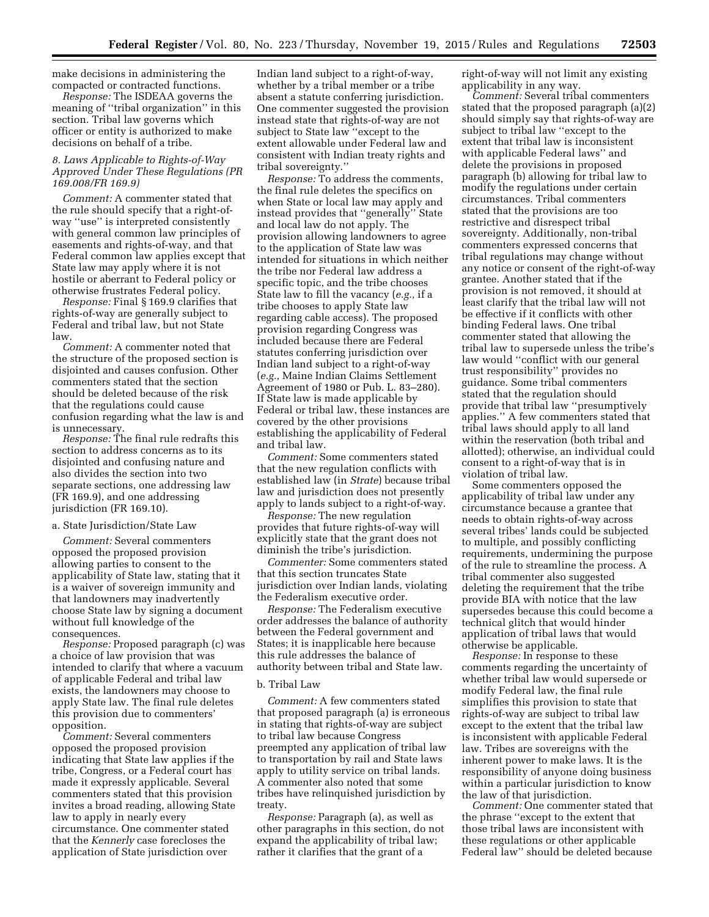make decisions in administering the compacted or contracted functions.

*Response:* The ISDEAA governs the meaning of ''tribal organization'' in this section. Tribal law governs which officer or entity is authorized to make decisions on behalf of a tribe.

### 8. Laws Applicable to Rights-of-Way Approved Under These Regulations (PR 169.008/FR 169.9)

*Comment:* A commenter stated that the rule should specify that a right-of-way ''use'' is interpreted consistently with general common law principles of easements and rights-of-way, and that Federal common law applies except that State law may apply where it is not hostile or aberrant to Federal policy or otherwise frustrates Federal policy.

*Response:* Final § 169.9 clarifies that rights-of-way are generally subject to Federal and tribal law, but not State law.

*Comment:* A commenter noted that the structure of the proposed section is disjointed and causes confusion. Other commenters stated that the section should be deleted because of the risk that the regulations could cause confusion regarding what the law is and is unnecessary.

*Response:* The final rule redrafts this section to address concerns as to its disjointed and confusing nature and also divides the section into two separate sections, one addressing law (FR 169.9), and one addressing jurisdiction (FR 169.10).

#### a. State Jurisdiction/State Law

*Comment:* Several commenters opposed the proposed provision allowing parties to consent to the applicability of State law, stating that it is a waiver of sovereign immunity and that landowners may inadvertently choose State law by signing a document without full knowledge of the consequences.

*Response:* Proposed paragraph (c) was a choice of law provision that was intended to clarify that where a vacuum of applicable Federal and tribal law exists, the landowners may choose to apply State law. The final rule deletes this provision due to commenters' opposition.

*Comment:* Several commenters opposed the proposed provision indicating that State law applies if the tribe, Congress, or a Federal court has made it expressly applicable. Several commenters stated that this provision invites a broad reading, allowing State law to apply in nearly every circumstance. One commenter stated that the *Kennerly* case forecloses the application of State jurisdiction over Indian land subject to a right-of-way, whether by a tribal member or a tribe absent a statute conferring jurisdiction. One commenter suggested the provision instead state that rights-of-way are not subject to State law ''except to the extent allowable under Federal law and consistent with Indian treaty rights and tribal sovereignty.''

*Response:* To address the comments, the final rule deletes the specifics on when State or local law may apply and instead provides that ''generally'' State and local law do not apply. The provision allowing landowners to agree to the application of State law was intended for situations in which neither the tribe nor Federal law address a specific topic, and the tribe chooses State law to fill the vacancy (*e.g.,* if a tribe chooses to apply State law regarding cable access). The proposed provision regarding Congress was included because there are Federal statutes conferring jurisdiction over Indian land subject to a right-of-way (*e.g.,* Maine Indian Claims Settlement Agreement of 1980 or Pub. L. 83–280). If State law is made applicable by Federal or tribal law, these instances are covered by the other provisions establishing the applicability of Federal and tribal law.

*Comment:* Some commenters stated that the new regulation conflicts with established law (in *Strate*) because tribal law and jurisdiction does not presently apply to lands subject to a right-of-way.

*Response:* The new regulation provides that future rights-of-way will explicitly state that the grant does not diminish the tribe's jurisdiction.

*Commenter:* Some commenters stated that this section truncates State jurisdiction over Indian lands, violating the Federalism executive order.

*Response:* The Federalism executive order addresses the balance of authority between the Federal government and States; it is inapplicable here because this rule addresses the balance of authority between tribal and State law.

#### b. Tribal Law

*Comment:* A few commenters stated that proposed paragraph (a) is erroneous in stating that rights-of-way are subject to tribal law because Congress preempted any application of tribal law to transportation by rail and State laws apply to utility service on tribal lands. A commenter also noted that some tribes have relinquished jurisdiction by treaty.

*Response:* Paragraph (a), as well as other paragraphs in this section, do not expand the applicability of tribal law; rather it clarifies that the grant of a right-of-way will not limit any existing applicability in any way.

*Comment:* Several tribal commenters stated that the proposed paragraph (a)(2) should simply say that rights-of-way are subject to tribal law ''except to the extent that tribal law is inconsistent with applicable Federal laws'' and delete the provisions in proposed paragraph (b) allowing for tribal law to modify the regulations under certain circumstances. Tribal commenters stated that the provisions are too restrictive and disrespect tribal sovereignty. Additionally, non-tribal commenters expressed concerns that tribal regulations may change without any notice or consent of the right-of-way grantee. Another stated that if the provision is not removed, it should at least clarify that the tribal law will not be effective if it conflicts with other binding Federal laws. One tribal commenter stated that allowing the tribal law to supersede unless the tribe's law would ''conflict with our general trust responsibility'' provides no guidance. Some tribal commenters stated that the regulation should provide that tribal law ''presumptively applies.'' A few commenters stated that tribal laws should apply to all land within the reservation (both tribal and allotted); otherwise, an individual could consent to a right-of-way that is in violation of tribal law.

Some commenters opposed the applicability of tribal law under any circumstance because a grantee that needs to obtain rights-of-way across several tribes' lands could be subjected to multiple, and possibly conflicting requirements, undermining the purpose of the rule to streamline the process. A tribal commenter also suggested deleting the requirement that the tribe provide BIA with notice that the law supersedes because this could become a technical glitch that would hinder application of tribal laws that would otherwise be applicable.

*Response:* In response to these comments regarding the uncertainty of whether tribal law would supersede or modify Federal law, the final rule simplifies this provision to state that rights-of-way are subject to tribal law except to the extent that the tribal law is inconsistent with applicable Federal law. Tribes are sovereigns with the inherent power to make laws. It is the responsibility of anyone doing business within a particular jurisdiction to know the law of that jurisdiction.

*Comment:* One commenter stated that the phrase ''except to the extent that those tribal laws are inconsistent with these regulations or other applicable Federal law'' should be deleted because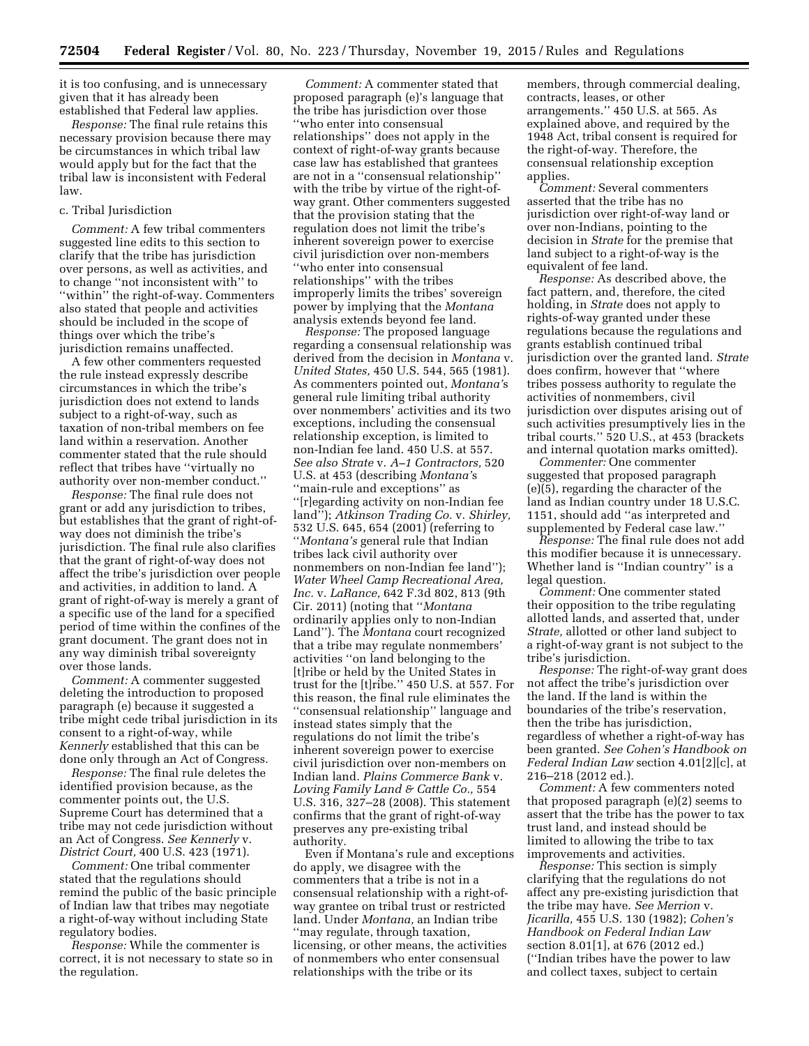it is too confusing, and is unnecessary given that it has already been established that Federal law applies.

*Response:* The final rule retains this necessary provision because there may be circumstances in which tribal law would apply but for the fact that the tribal law is inconsistent with Federal law.

c. Tribal Jurisdiction

*Comment:* A few tribal commenters suggested line edits to this section to clarify that the tribe has jurisdiction over persons, as well as activities, and to change ''not inconsistent with'' to ''within'' the right-of-way. Commenters also stated that people and activities should be included in the scope of things over which the tribe's jurisdiction remains unaffected.

A few other commenters requested the rule instead expressly describe circumstances in which the tribe's jurisdiction does not extend to lands subject to a right-of-way, such as taxation of non-tribal members on fee land within a reservation. Another commenter stated that the rule should reflect that tribes have ''virtually no authority over non-member conduct.''

*Response:* The final rule does not grant or add any jurisdiction to tribes, but establishes that the grant of right-of-way does not diminish the tribe's jurisdiction. The final rule also clarifies that the grant of right-of-way does not affect the tribe's jurisdiction over people and activities, in addition to land. A grant of right-of-way is merely a grant of a specific use of the land for a specified period of time within the confines of the grant document. The grant does not in any way diminish tribal sovereignty over those lands.

*Comment:* A commenter suggested deleting the introduction to proposed paragraph (e) because it suggested a tribe might cede tribal jurisdiction in its consent to a right-of-way, while *Kennerly* established that this can be done only through an Act of Congress.

*Response:* The final rule deletes the identified provision because, as the commenter points out, the U.S. Supreme Court has determined that a tribe may not cede jurisdiction without an Act of Congress. *See Kennerly* v. *District Court,* 400 U.S. 423 (1971).

*Comment:* One tribal commenter stated that the regulations should remind the public of the basic principle of Indian law that tribes may negotiate a right-of-way without including State regulatory bodies.

*Response:* While the commenter is correct, it is not necessary to state so in the regulation.

*Comment:* A commenter stated that proposed paragraph (e)'s language that the tribe has jurisdiction over those ''who enter into consensual relationships'' does not apply in the context of right-of-way grants because case law has established that grantees are not in a ''consensual relationship'' with the tribe by virtue of the right-of-way grant. Other commenters suggested that the provision stating that the regulation does not limit the tribe's inherent sovereign power to exercise civil jurisdiction over non-members ''who enter into consensual relationships'' with the tribes improperly limits the tribes' sovereign power by implying that the *Montana* analysis extends beyond fee land.

*Response:* The proposed language regarding a consensual relationship was derived from the decision in *Montana* v. *United States,* 450 U.S. 544, 565 (1981). As commenters pointed out, *Montana's* general rule limiting tribal authority over nonmembers' activities and its two exceptions, including the consensual relationship exception, is limited to non-Indian fee land. 450 U.S. at 557. *See also Strate* v. *A–1 Contractors,* 520 U.S. at 453 (describing *Montana's* ''main-rule and exceptions'' as ''[r]egarding activity on non-Indian fee land''); *Atkinson Trading Co.* v. *Shirley,* 532 U.S. 645, 654 (2001) (referring to ''*Montana's* general rule that Indian tribes lack civil authority over nonmembers on non-Indian fee land''); *Water Wheel Camp Recreational Area, Inc.* v. *LaRance,* 642 F.3d 802, 813 (9th Cir. 2011) (noting that ''*Montana* ordinarily applies only to non-Indian Land''). The *Montana* court recognized that a tribe may regulate nonmembers' activities ''on land belonging to the [t]ribe or held by the United States in trust for the [t]ribe.'' 450 U.S. at 557. For this reason, the final rule eliminates the ''consensual relationship'' language and instead states simply that the regulations do not limit the tribe's inherent sovereign power to exercise civil jurisdiction over non-members on Indian land. *Plains Commerce Bank* v. *Loving Family Land & Cattle Co.,* 554 U.S. 316, 327–28 (2008). This statement confirms that the grant of right-of-way preserves any pre-existing tribal authority.

Even if Montana's rule and exceptions do apply, we disagree with the commenters that a tribe is not in a consensual relationship with a right-of-way grantee on tribal trust or restricted land. Under *Montana,* an Indian tribe ''may regulate, through taxation, licensing, or other means, the activities of nonmembers who enter consensual relationships with the tribe or its members, through commercial dealing, contracts, leases, or other arrangements.'' 450 U.S. at 565. As explained above, and required by the 1948 Act, tribal consent is required for the right-of-way. Therefore, the consensual relationship exception applies.

*Comment:* Several commenters asserted that the tribe has no jurisdiction over right-of-way land or over non-Indians, pointing to the decision in *Strate* for the premise that land subject to a right-of-way is the equivalent of fee land.

*Response:* As described above, the fact pattern, and, therefore, the cited holding, in *Strate* does not apply to rights-of-way granted under these regulations because the regulations and grants establish continued tribal jurisdiction over the granted land. *Strate* does confirm, however that ''where tribes possess authority to regulate the activities of nonmembers, civil jurisdiction over disputes arising out of such activities presumptively lies in the tribal courts.'' 520 U.S., at 453 (brackets and internal quotation marks omitted).

*Commenter:* One commenter suggested that proposed paragraph (e)(5), regarding the character of the land as Indian country under 18 U.S.C. 1151, should add ''as interpreted and supplemented by Federal case law.''

*Response:* The final rule does not add this modifier because it is unnecessary. Whether land is ''Indian country'' is a legal question.

*Comment:* One commenter stated their opposition to the tribe regulating allotted lands, and asserted that, under *Strate,* allotted or other land subject to a right-of-way grant is not subject to the tribe's jurisdiction.

*Response:* The right-of-way grant does not affect the tribe's jurisdiction over the land. If the land is within the boundaries of the tribe's reservation, then the tribe has jurisdiction, regardless of whether a right-of-way has been granted. *See Cohen's Handbook on Federal Indian Law* section 4.01[2][c], at 216–218 (2012 ed.).

*Comment:* A few commenters noted that proposed paragraph (e)(2) seems to assert that the tribe has the power to tax trust land, and instead should be limited to allowing the tribe to tax improvements and activities.

*Response:* This section is simply clarifying that the regulations do not affect any pre-existing jurisdiction that the tribe may have. *See Merrion* v. *Jicarilla,* 455 U.S. 130 (1982); *Cohen's Handbook on Federal Indian Law* section 8.01[1], at 676 (2012 ed.) (''Indian tribes have the power to law and collect taxes, subject to certain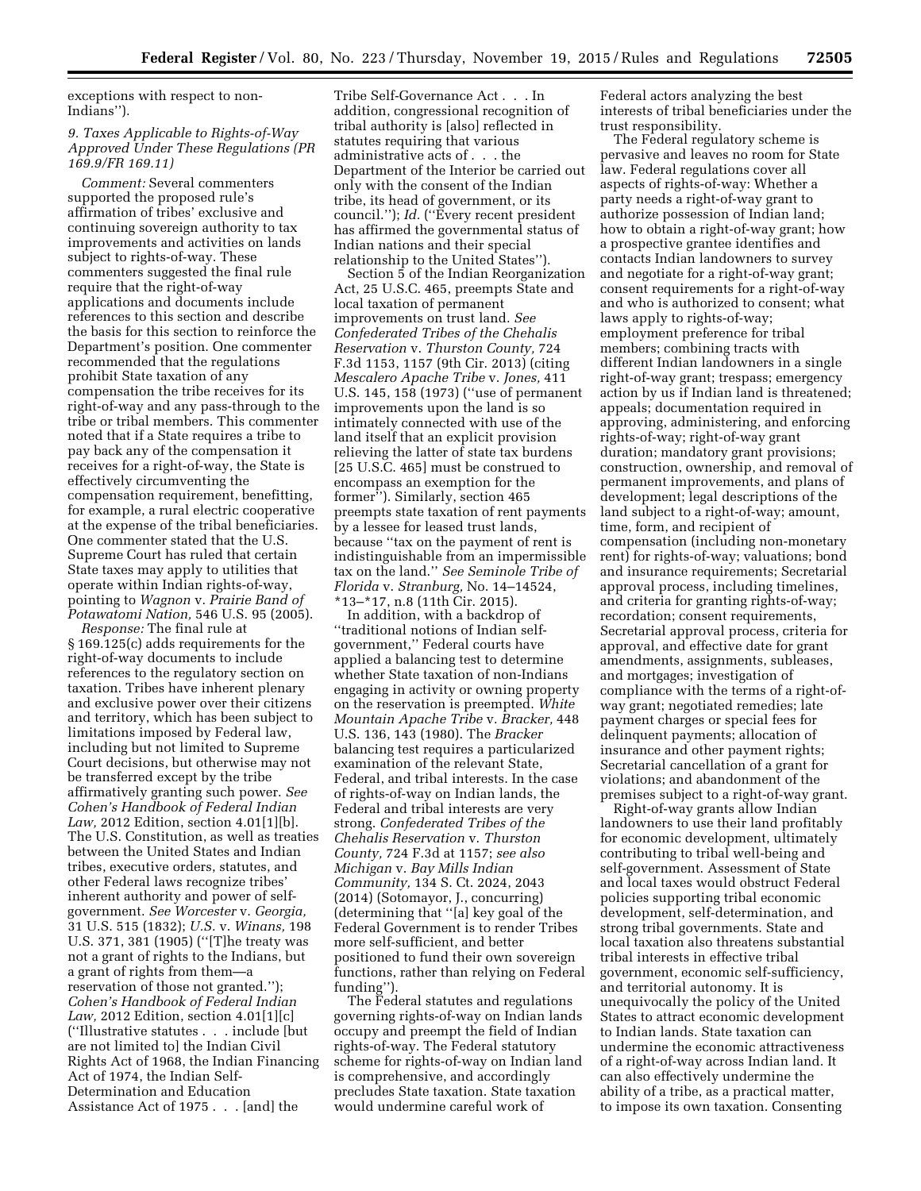exceptions with respect to non-Indians'').

*9. Taxes Applicable to Rights-of-Way Approved Under These Regulations (PR 169.9/FR 169.11)*

*Comment:* Several commenters supported the proposed rule's affirmation of tribes' exclusive and continuing sovereign authority to tax improvements and activities on lands subject to rights-of-way. These commenters suggested the final rule require that the right-of-way applications and documents include references to this section and describe the basis for this section to reinforce the Department's position. One commenter recommended that the regulations prohibit State taxation of any compensation the tribe receives for its right-of-way and any pass-through to the tribe or tribal members. This commenter noted that if a State requires a tribe to pay back any of the compensation it receives for a right-of-way, the State is effectively circumventing the compensation requirement, benefitting, for example, a rural electric cooperative at the expense of the tribal beneficiaries. One commenter stated that the U.S. Supreme Court has ruled that certain State taxes may apply to utilities that operate within Indian rights-of-way, pointing to *Wagnon* v. *Prairie Band of Potawatomi Nation,* 546 U.S. 95 (2005).

*Response:* The final rule at § 169.125(c) adds requirements for the right-of-way documents to include references to the regulatory section on taxation. Tribes have inherent plenary and exclusive power over their citizens and territory, which has been subject to limitations imposed by Federal law, including but not limited to Supreme Court decisions, but otherwise may not be transferred except by the tribe affirmatively granting such power. *See Cohen's Handbook of Federal Indian Law,* 2012 Edition, section 4.01[1][b]. The U.S. Constitution, as well as treaties between the United States and Indian tribes, executive orders, statutes, and other Federal laws recognize tribes' inherent authority and power of self-government. *See Worcester* v. *Georgia,* 31 U.S. 515 (1832); *U.S.* v. *Winans,* 198 U.S. 371, 381 (1905) (''[T]he treaty was not a grant of rights to the Indians, but a grant of rights from them—a reservation of those not granted.''); *Cohen's Handbook of Federal Indian Law,* 2012 Edition, section 4.01[1][c] (''Illustrative statutes . . . include [but are not limited to] the Indian Civil Rights Act of 1968, the Indian Financing Act of 1974, the Indian Self-Determination and Education Assistance Act of 1975 . . . [and] the Tribe Self-Governance Act . . . In addition, congressional recognition of tribal authority is [also] reflected in statutes requiring that various administrative acts of . . . the Department of the Interior be carried out only with the consent of the Indian tribe, its head of government, or its council.''); *Id.* (''Every recent president has affirmed the governmental status of Indian nations and their special relationship to the United States'').

Section 5 of the Indian Reorganization Act, 25 U.S.C. 465, preempts State and local taxation of permanent improvements on trust land. *See Confederated Tribes of the Chehalis Reservation* v. *Thurston County,* 724 F.3d 1153, 1157 (9th Cir. 2013) (citing *Mescalero Apache Tribe* v. *Jones,* 411 U.S. 145, 158 (1973) (''use of permanent improvements upon the land is so intimately connected with use of the land itself that an explicit provision relieving the latter of state tax burdens [25 U.S.C. 465] must be construed to encompass an exemption for the former''). Similarly, section 465 preempts state taxation of rent payments by a lessee for leased trust lands, because ''tax on the payment of rent is indistinguishable from an impermissible tax on the land.'' *See Seminole Tribe of Florida* v. *Stranburg,* No. 14–14524, *13–*17, n.8 (11th Cir. 2015).

In addition, with a backdrop of ''traditional notions of Indian self-government,'' Federal courts have applied a balancing test to determine whether State taxation of non-Indians engaging in activity or owning property on the reservation is preempted. *White Mountain Apache Tribe* v. *Bracker,* 448 U.S. 136, 143 (1980). The *Bracker* balancing test requires a particularized examination of the relevant State, Federal, and tribal interests. In the case of rights-of-way on Indian lands, the Federal and tribal interests are very strong. *Confederated Tribes of the Chehalis Reservation* v. *Thurston County,* 724 F.3d at 1157; *see also Michigan* v. *Bay Mills Indian Community,* 134 S. Ct. 2024, 2043 (2014) (Sotomayor, J., concurring) (determining that ''[a] key goal of the Federal Government is to render Tribes more self-sufficient, and better positioned to fund their own sovereign functions, rather than relying on Federal funding'').

The Federal statutes and regulations governing rights-of-way on Indian lands occupy and preempt the field of Indian rights-of-way. The Federal statutory scheme for rights-of-way on Indian land is comprehensive, and accordingly precludes State taxation. State taxation would undermine careful work of Federal actors analyzing the best interests of tribal beneficiaries under the trust responsibility.

The Federal regulatory scheme is pervasive and leaves no room for State law. Federal regulations cover all aspects of rights-of-way: Whether a party needs a right-of-way grant to authorize possession of Indian land; how to obtain a right-of-way grant; how a prospective grantee identifies and contacts Indian landowners to survey and negotiate for a right-of-way grant; consent requirements for a right-of-way and who is authorized to consent; what laws apply to rights-of-way; employment preference for tribal members; combining tracts with different Indian landowners in a single right-of-way grant; trespass; emergency action by us if Indian land is threatened; appeals; documentation required in approving, administering, and enforcing rights-of-way; right-of-way grant duration; mandatory grant provisions; construction, ownership, and removal of permanent improvements, and plans of development; legal descriptions of the land subject to a right-of-way; amount, time, form, and recipient of compensation (including non-monetary rent) for rights-of-way; valuations; bond and insurance requirements; Secretarial approval process, including timelines, and criteria for granting rights-of-way; recordation; consent requirements, Secretarial approval process, criteria for approval, and effective date for grant amendments, assignments, subleases, and mortgages; investigation of compliance with the terms of a right-of-way grant; negotiated remedies; late payment charges or special fees for delinquent payments; allocation of insurance and other payment rights; Secretarial cancellation of a grant for violations; and abandonment of the premises subject to a right-of-way grant.

Right-of-way grants allow Indian landowners to use their land profitably for economic development, ultimately contributing to tribal well-being and self-government. Assessment of State and local taxes would obstruct Federal policies supporting tribal economic development, self-determination, and strong tribal governments. State and local taxation also threatens substantial tribal interests in effective tribal government, economic self-sufficiency, and territorial autonomy. It is unequivocally the policy of the United States to attract economic development to Indian lands. State taxation can undermine the economic attractiveness of a right-of-way across Indian land. It can also effectively undermine the ability of a tribe, as a practical matter, to impose its own taxation. Consenting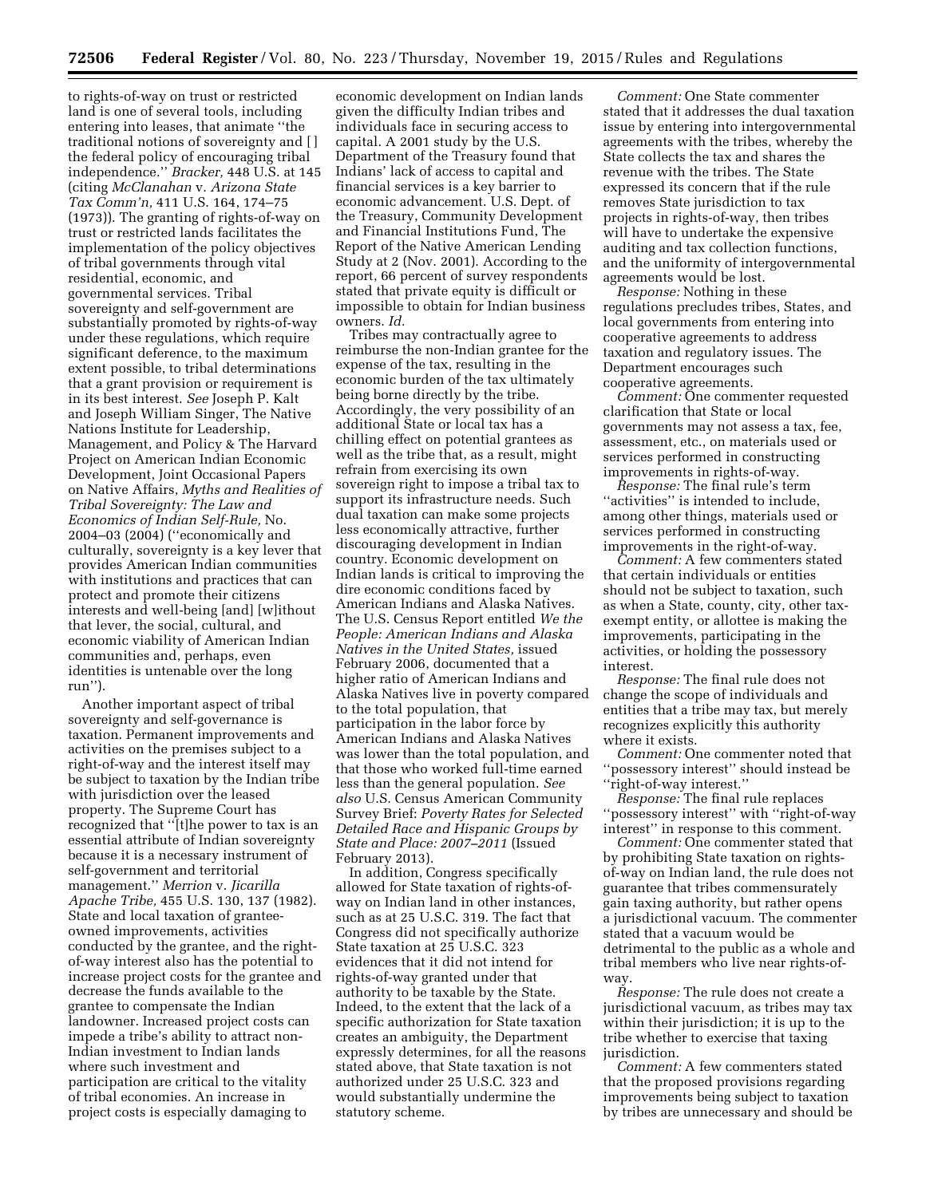to rights-of-way on trust or restricted land is one of several tools, including entering into leases, that animate ''the traditional notions of sovereignty and [ ] the federal policy of encouraging tribal independence.'' *Bracker,* 448 U.S. at 145 (citing *McClanahan* v. *Arizona State Tax Comm'n,* 411 U.S. 164, 174–75 (1973)). The granting of rights-of-way on trust or restricted lands facilitates the implementation of the policy objectives of tribal governments through vital residential, economic, and governmental services. Tribal sovereignty and self-government are substantially promoted by rights-of-way under these regulations, which require significant deference, to the maximum extent possible, to tribal determinations that a grant provision or requirement is in its best interest. *See* Joseph P. Kalt and Joseph William Singer, The Native Nations Institute for Leadership, Management, and Policy & The Harvard Project on American Indian Economic Development, Joint Occasional Papers on Native Affairs, *Myths and Realities of Tribal Sovereignty: The Law and Economics of Indian Self-Rule,* No. 2004–03 (2004) (''economically and culturally, sovereignty is a key lever that provides American Indian communities with institutions and practices that can protect and promote their citizens interests and well-being [and] [w]ithout that lever, the social, cultural, and economic viability of American Indian communities and, perhaps, even identities is untenable over the long run'').

Another important aspect of tribal sovereignty and self-governance is taxation. Permanent improvements and activities on the premises subject to a right-of-way and the interest itself may be subject to taxation by the Indian tribe with jurisdiction over the leased property. The Supreme Court has recognized that ''[t]he power to tax is an essential attribute of Indian sovereignty because it is a necessary instrument of self-government and territorial management.'' *Merrion* v. *Jicarilla Apache Tribe,* 455 U.S. 130, 137 (1982). State and local taxation of grantee-owned improvements, activities conducted by the grantee, and the right-of-way interest also has the potential to increase project costs for the grantee and decrease the funds available to the grantee to compensate the Indian landowner. Increased project costs can impede a tribe's ability to attract non-Indian investment to Indian lands where such investment and participation are critical to the vitality of tribal economies. An increase in project costs is especially damaging to economic development on Indian lands given the difficulty Indian tribes and individuals face in securing access to capital. A 2001 study by the U.S. Department of the Treasury found that Indians' lack of access to capital and financial services is a key barrier to economic advancement. U.S. Dept. of the Treasury, Community Development and Financial Institutions Fund, The Report of the Native American Lending Study at 2 (Nov. 2001). According to the report, 66 percent of survey respondents stated that private equity is difficult or impossible to obtain for Indian business owners. *Id.*

Tribes may contractually agree to reimburse the non-Indian grantee for the expense of the tax, resulting in the economic burden of the tax ultimately being borne directly by the tribe. Accordingly, the very possibility of an additional State or local tax has a chilling effect on potential grantees as well as the tribe that, as a result, might refrain from exercising its own sovereign right to impose a tribal tax to support its infrastructure needs. Such dual taxation can make some projects less economically attractive, further discouraging development in Indian country. Economic development on Indian lands is critical to improving the dire economic conditions faced by American Indians and Alaska Natives. The U.S. Census Report entitled *We the People: American Indians and Alaska Natives in the United States,* issued February 2006, documented that a higher ratio of American Indians and Alaska Natives live in poverty compared to the total population, that participation in the labor force by American Indians and Alaska Natives was lower than the total population, and that those who worked full-time earned less than the general population. *See also* U.S. Census American Community Survey Brief: *Poverty Rates for Selected Detailed Race and Hispanic Groups by State and Place: 2007–2011* (Issued February 2013).

In addition, Congress specifically allowed for State taxation of rights-of-way on Indian land in other instances, such as at 25 U.S.C. 319. The fact that Congress did not specifically authorize State taxation at 25 U.S.C. 323 evidences that it did not intend for rights-of-way granted under that authority to be taxable by the State. Indeed, to the extent that the lack of a specific authorization for State taxation creates an ambiguity, the Department expressly determines, for all the reasons stated above, that State taxation is not authorized under 25 U.S.C. 323 and would substantially undermine the statutory scheme.

*Comment:* One State commenter stated that it addresses the dual taxation issue by entering into intergovernmental agreements with the tribes, whereby the State collects the tax and shares the revenue with the tribes. The State expressed its concern that if the rule removes State jurisdiction to tax projects in rights-of-way, then tribes will have to undertake the expensive auditing and tax collection functions, and the uniformity of intergovernmental agreements would be lost.

*Response:* Nothing in these regulations precludes tribes, States, and local governments from entering into cooperative agreements to address taxation and regulatory issues. The Department encourages such cooperative agreements.

*Comment:* One commenter requested clarification that State or local governments may not assess a tax, fee, assessment, etc., on materials used or services performed in constructing improvements in rights-of-way.

*Response:* The final rule's term ''activities'' is intended to include, among other things, materials used or services performed in constructing improvements in the right-of-way.

*Comment:* A few commenters stated that certain individuals or entities should not be subject to taxation, such as when a State, county, city, other tax-exempt entity, or allottee is making the improvements, participating in the activities, or holding the possessory interest.

*Response:* The final rule does not change the scope of individuals and entities that a tribe may tax, but merely recognizes explicitly this authority where it exists.

*Comment:* One commenter noted that ''possessory interest'' should instead be ''right-of-way interest.''

*Response:* The final rule replaces ''possessory interest'' with ''right-of-way interest'' in response to this comment.

*Comment:* One commenter stated that by prohibiting State taxation on rights-of-way on Indian land, the rule does not guarantee that tribes commensurately gain taxing authority, but rather opens a jurisdictional vacuum. The commenter stated that a vacuum would be detrimental to the public as a whole and tribal members who live near rights-of-way.

*Response:* The rule does not create a jurisdictional vacuum, as tribes may tax within their jurisdiction; it is up to the tribe whether to exercise that taxing jurisdiction.

*Comment:* A few commenters stated that the proposed provisions regarding improvements being subject to taxation by tribes are unnecessary and should be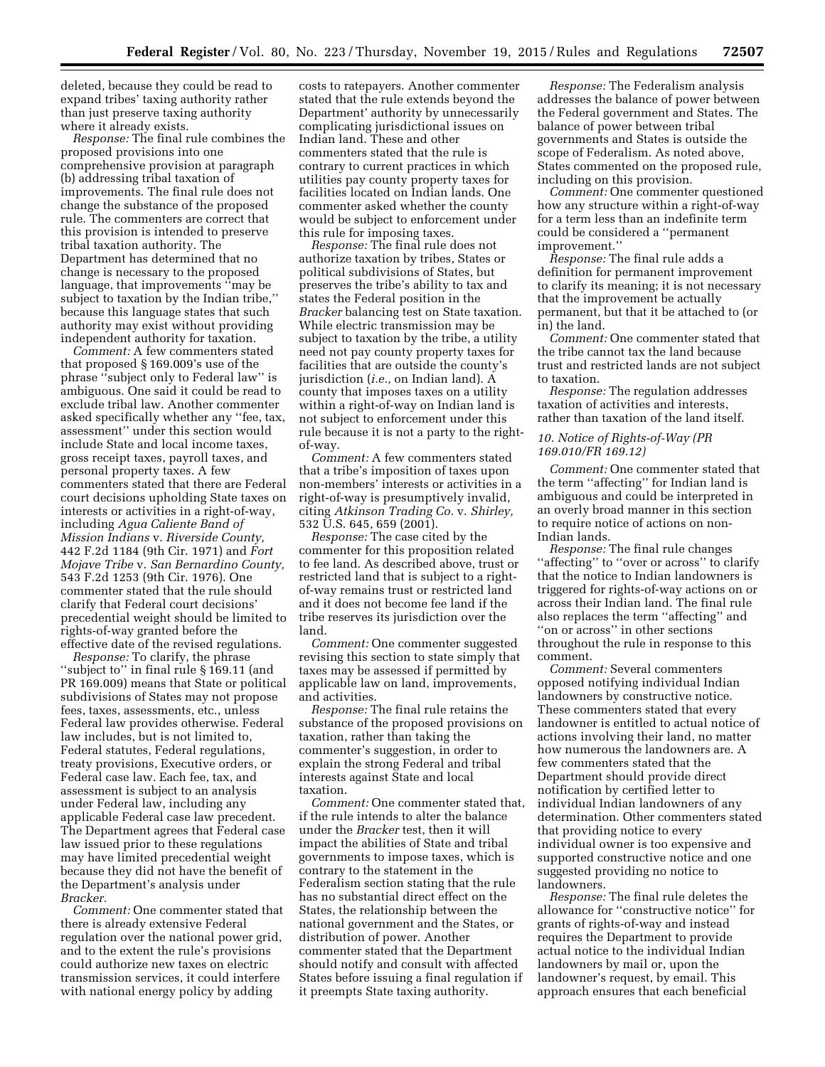deleted, because they could be read to expand tribes' taxing authority rather than just preserve taxing authority where it already exists.

*Response:* The final rule combines the proposed provisions into one comprehensive provision at paragraph (b) addressing tribal taxation of improvements. The final rule does not change the substance of the proposed rule. The commenters are correct that this provision is intended to preserve tribal taxation authority. The Department has determined that no change is necessary to the proposed language, that improvements ''may be subject to taxation by the Indian tribe,'' because this language states that such authority may exist without providing independent authority for taxation.

*Comment:* A few commenters stated that proposed § 169.009's use of the phrase ''subject only to Federal law'' is ambiguous. One said it could be read to exclude tribal law. Another commenter asked specifically whether any ''fee, tax, assessment'' under this section would include State and local income taxes, gross receipt taxes, payroll taxes, and personal property taxes. A few commenters stated that there are Federal court decisions upholding State taxes on interests or activities in a right-of-way, including *Agua Caliente Band of Mission Indians* v. *Riverside County,* 442 F.2d 1184 (9th Cir. 1971) and *Fort Mojave Tribe* v. *San Bernardino County,* 543 F.2d 1253 (9th Cir. 1976). One commenter stated that the rule should clarify that Federal court decisions' precedential weight should be limited to rights-of-way granted before the effective date of the revised regulations.

*Response:* To clarify, the phrase ''subject to'' in final rule § 169.11 (and PR 169.009) means that State or political subdivisions of States may not propose fees, taxes, assessments, etc., unless Federal law provides otherwise. Federal law includes, but is not limited to, Federal statutes, Federal regulations, treaty provisions, Executive orders, or Federal case law. Each fee, tax, and assessment is subject to an analysis under Federal law, including any applicable Federal case law precedent. The Department agrees that Federal case law issued prior to these regulations may have limited precedential weight because they did not have the benefit of the Department's analysis under *Bracker.*

*Comment:* One commenter stated that there is already extensive Federal regulation over the national power grid, and to the extent the rule's provisions could authorize new taxes on electric transmission services, it could interfere with national energy policy by adding costs to ratepayers. Another commenter stated that the rule extends beyond the Department' authority by unnecessarily complicating jurisdictional issues on Indian land. These and other commenters stated that the rule is contrary to current practices in which utilities pay county property taxes for facilities located on Indian lands. One commenter asked whether the county would be subject to enforcement under this rule for imposing taxes.

*Response:* The final rule does not authorize taxation by tribes, States or political subdivisions of States, but preserves the tribe's ability to tax and states the Federal position in the *Bracker* balancing test on State taxation. While electric transmission may be subject to taxation by the tribe, a utility need not pay county property taxes for facilities that are outside the county's jurisdiction (*i.e.,* on Indian land). A county that imposes taxes on a utility within a right-of-way on Indian land is not subject to enforcement under this rule because it is not a party to the right-of-way.

*Comment:* A few commenters stated that a tribe's imposition of taxes upon non-members' interests or activities in a right-of-way is presumptively invalid, citing *Atkinson Trading Co.* v. *Shirley,* 532 U.S. 645, 659 (2001).

*Response:* The case cited by the commenter for this proposition related to fee land. As described above, trust or restricted land that is subject to a right-of-way remains trust or restricted land and it does not become fee land if the tribe reserves its jurisdiction over the land.

*Comment:* One commenter suggested revising this section to state simply that taxes may be assessed if permitted by applicable law on land, improvements, and activities.

*Response:* The final rule retains the substance of the proposed provisions on taxation, rather than taking the commenter's suggestion, in order to explain the strong Federal and tribal interests against State and local taxation.

*Comment:* One commenter stated that, if the rule intends to alter the balance under the *Bracker* test, then it will impact the abilities of State and tribal governments to impose taxes, which is contrary to the statement in the Federalism section stating that the rule has no substantial direct effect on the States, the relationship between the national government and the States, or distribution of power. Another commenter stated that the Department should notify and consult with affected States before issuing a final regulation if it preempts State taxing authority.

*Response:* The Federalism analysis addresses the balance of power between the Federal government and States. The balance of power between tribal governments and States is outside the scope of Federalism. As noted above, States commented on the proposed rule, including on this provision.

*Comment:* One commenter questioned how any structure within a right-of-way for a term less than an indefinite term could be considered a ''permanent improvement.''

*Response:* The final rule adds a definition for permanent improvement to clarify its meaning; it is not necessary that the improvement be actually permanent, but that it be attached to (or in) the land.

*Comment:* One commenter stated that the tribe cannot tax the land because trust and restricted lands are not subject to taxation.

*Response:* The regulation addresses taxation of activities and interests, rather than taxation of the land itself.

### *10. Notice of Rights-of-Way (PR 169.010/FR 169.12)*

*Comment:* One commenter stated that the term ''affecting'' for Indian land is ambiguous and could be interpreted in an overly broad manner in this section to require notice of actions on non-Indian lands.

*Response:* The final rule changes ''affecting'' to ''over or across'' to clarify that the notice to Indian landowners is triggered for rights-of-way actions on or across their Indian land. The final rule also replaces the term ''affecting'' and ''on or across'' in other sections throughout the rule in response to this comment.

*Comment:* Several commenters opposed notifying individual Indian landowners by constructive notice. These commenters stated that every landowner is entitled to actual notice of actions involving their land, no matter how numerous the landowners are. A few commenters stated that the Department should provide direct notification by certified letter to individual Indian landowners of any determination. Other commenters stated that providing notice to every individual owner is too expensive and supported constructive notice and one suggested providing no notice to landowners.

*Response:* The final rule deletes the allowance for ''constructive notice'' for grants of rights-of-way and instead requires the Department to provide actual notice to the individual Indian landowners by mail or, upon the landowner's request, by email. This approach ensures that each beneficial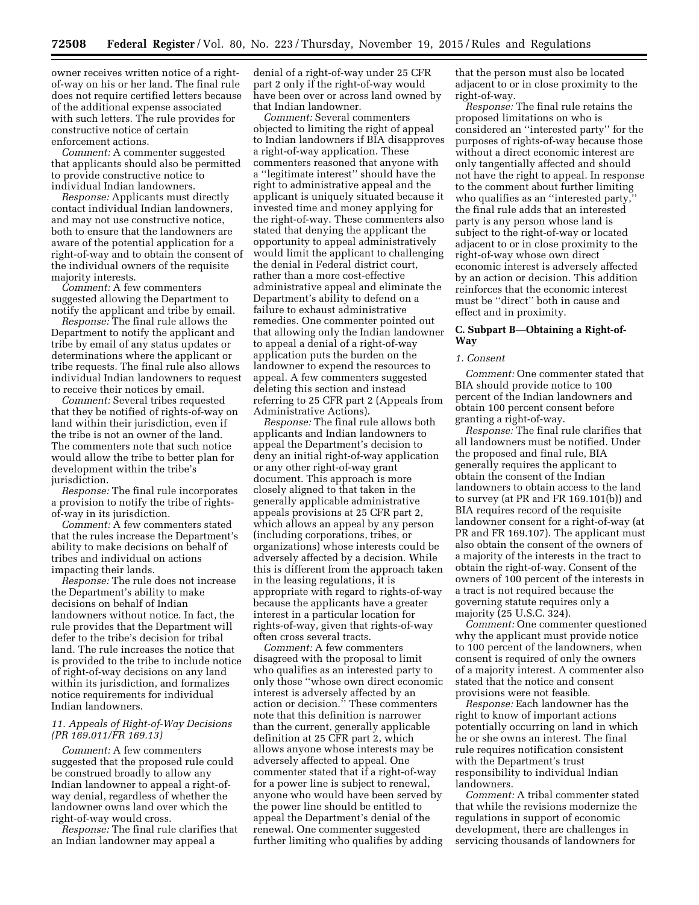owner receives written notice of a right-of-way on his or her land. The final rule does not require certified letters because of the additional expense associated with such letters. The rule provides for constructive notice of certain enforcement actions.

*Comment:* A commenter suggested that applicants should also be permitted to provide constructive notice to individual Indian landowners.

*Response:* Applicants must directly contact individual Indian landowners, and may not use constructive notice, both to ensure that the landowners are aware of the potential application for a right-of-way and to obtain the consent of the individual owners of the requisite majority interests.

*Comment:* A few commenters suggested allowing the Department to notify the applicant and tribe by email.

*Response:* The final rule allows the Department to notify the applicant and tribe by email of any status updates or determinations where the applicant or tribe requests. The final rule also allows individual Indian landowners to request to receive their notices by email.

*Comment:* Several tribes requested that they be notified of rights-of-way on land within their jurisdiction, even if the tribe is not an owner of the land. The commenters note that such notice would allow the tribe to better plan for development within the tribe's jurisdiction.

*Response:* The final rule incorporates a provision to notify the tribe of rights-of-way in its jurisdiction.

*Comment:* A few commenters stated that the rules increase the Department's ability to make decisions on behalf of tribes and individual on actions impacting their lands.

*Response:* The rule does not increase the Department's ability to make decisions on behalf of Indian landowners without notice. In fact, the rule provides that the Department will defer to the tribe's decision for tribal land. The rule increases the notice that is provided to the tribe to include notice of right-of-way decisions on any land within its jurisdiction, and formalizes notice requirements for individual Indian landowners.

#### *11. Appeals of Right-of-Way Decisions (PR 169.011/FR 169.13)*

*Comment:* A few commenters suggested that the proposed rule could be construed broadly to allow any Indian landowner to appeal a right-of-way denial, regardless of whether the landowner owns land over which the right-of-way would cross.

*Response:* The final rule clarifies that an Indian landowner may appeal a denial of a right-of-way under 25 CFR part 2 only if the right-of-way would have been over or across land owned by that Indian landowner.

*Comment:* Several commenters objected to limiting the right of appeal to Indian landowners if BIA disapproves a right-of-way application. These commenters reasoned that anyone with a "legitimate interest" should have the right to administrative appeal and the applicant is uniquely situated because it invested time and money applying for the right-of-way. These commenters also stated that denying the applicant the opportunity to appeal administratively would limit the applicant to challenging the denial in Federal district court, rather than a more cost-effective administrative appeal and eliminate the Department's ability to defend on a failure to exhaust administrative remedies. One commenter pointed out that allowing only the Indian landowner to appeal a denial of a right-of-way application puts the burden on the landowner to expend the resources to appeal. A few commenters suggested deleting this section and instead referring to 25 CFR part 2 (Appeals from Administrative Actions).

*Response:* The final rule allows both applicants and Indian landowners to appeal the Department's decision to deny an initial right-of-way application or any other right-of-way grant document. This approach is more closely aligned to that taken in the generally applicable administrative appeals provisions at 25 CFR part 2, which allows an appeal by any person (including corporations, tribes, or organizations) whose interests could be adversely affected by a decision. While this is different from the approach taken in the leasing regulations, it is appropriate with regard to rights-of-way because the applicants have a greater interest in a particular location for rights-of-way, given that rights-of-way often cross several tracts.

*Comment:* A few commenters disagreed with the proposal to limit who qualifies as an interested party to only those "whose own direct economic interest is adversely affected by an action or decision." These commenters note that this definition is narrower than the current, generally applicable definition at 25 CFR part 2, which allows anyone whose interests may be adversely affected to appeal. One commenter stated that if a right-of-way for a power line is subject to renewal, anyone who would have been served by the power line should be entitled to appeal the Department's denial of the renewal. One commenter suggested further limiting who qualifies by adding that the person must also be located adjacent to or in close proximity to the right-of-way.

*Response:* The final rule retains the proposed limitations on who is considered an "interested party" for the purposes of rights-of-way because those without a direct economic interest are only tangentially affected and should not have the right to appeal. In response to the comment about further limiting who qualifies as an "interested party," the final rule adds that an interested party is any person whose land is subject to the right-of-way or located adjacent to or in close proximity to the right-of-way whose own direct economic interest is adversely affected by an action or decision. This addition reinforces that the economic interest must be "direct" both in cause and effect and in proximity.

### C. Subpart B—Obtaining a Right-of-Way

#### *1. Consent*

*Comment:* One commenter stated that BIA should provide notice to 100 percent of the Indian landowners and obtain 100 percent consent before granting a right-of-way.

*Response:* The final rule clarifies that all landowners must be notified. Under the proposed and final rule, BIA generally requires the applicant to obtain the consent of the Indian landowners to obtain access to the land to survey (at PR and FR 169.101(b)) and BIA requires record of the requisite landowner consent for a right-of-way (at PR and FR 169.107). The applicant must also obtain the consent of the owners of a majority of the interests in the tract to obtain the right-of-way. Consent of the owners of 100 percent of the interests in a tract is not required because the governing statute requires only a majority (25 U.S.C. 324).

*Comment:* One commenter questioned why the applicant must provide notice to 100 percent of the landowners, when consent is required of only the owners of a majority interest. A commenter also stated that the notice and consent provisions were not feasible.

*Response:* Each landowner has the right to know of important actions potentially occurring on land in which he or she owns an interest. The final rule requires notification consistent with the Department's trust responsibility to individual Indian landowners.

*Comment:* A tribal commenter stated that while the revisions modernize the regulations in support of economic development, there are challenges in servicing thousands of landowners for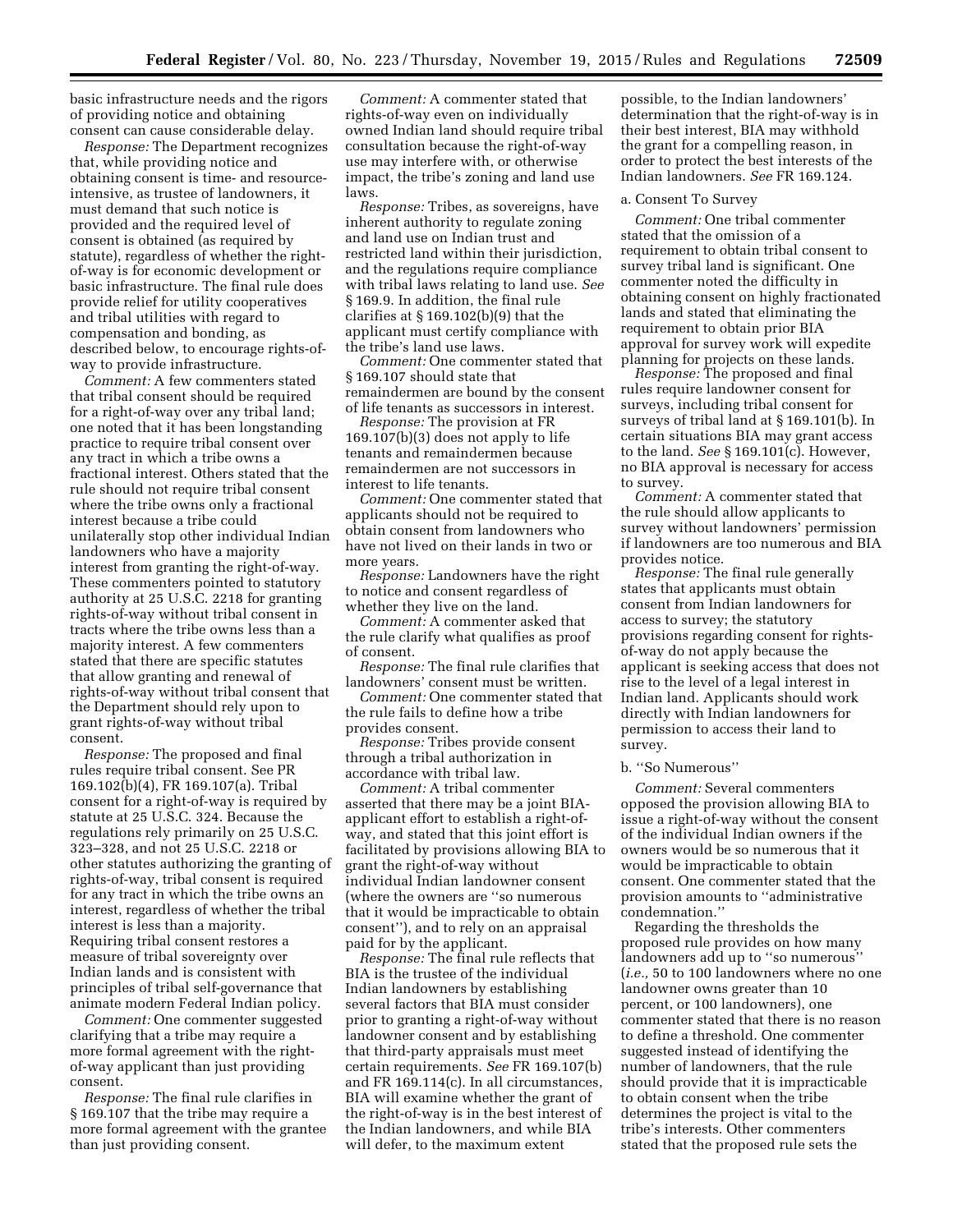basic infrastructure needs and the rigors of providing notice and obtaining consent can cause considerable delay.

*Response:* The Department recognizes that, while providing notice and obtaining consent is time- and resource-intensive, as trustee of landowners, it must demand that such notice is provided and the required level of consent is obtained (as required by statute), regardless of whether the right-of-way is for economic development or basic infrastructure. The final rule does provide relief for utility cooperatives and tribal utilities with regard to compensation and bonding, as described below, to encourage rights-of-way to provide infrastructure.

*Comment:* A few commenters stated that tribal consent should be required for a right-of-way over any tribal land; one noted that it has been longstanding practice to require tribal consent over any tract in which a tribe owns a fractional interest. Others stated that the rule should not require tribal consent where the tribe owns only a fractional interest because a tribe could unilaterally stop other individual Indian landowners who have a majority interest from granting the right-of-way. These commenters pointed to statutory authority at 25 U.S.C. 2218 for granting rights-of-way without tribal consent in tracts where the tribe owns less than a majority interest. A few commenters stated that there are specific statutes that allow granting and renewal of rights-of-way without tribal consent that the Department should rely upon to grant rights-of-way without tribal consent.

*Response:* The proposed and final rules require tribal consent. See PR 169.102(b)(4), FR 169.107(a). Tribal consent for a right-of-way is required by statute at 25 U.S.C. 324. Because the regulations rely primarily on 25 U.S.C. 323–328, and not 25 U.S.C. 2218 or other statutes authorizing the granting of rights-of-way, tribal consent is required for any tract in which the tribe owns an interest, regardless of whether the tribal interest is less than a majority. Requiring tribal consent restores a measure of tribal sovereignty over Indian lands and is consistent with principles of tribal self-governance that animate modern Federal Indian policy.

*Comment:* One commenter suggested clarifying that a tribe may require a more formal agreement with the right-of-way applicant than just providing consent.

*Response:* The final rule clarifies in § 169.107 that the tribe may require a more formal agreement with the grantee than just providing consent.

*Comment:* A commenter stated that rights-of-way even on individually owned Indian land should require tribal consultation because the right-of-way use may interfere with, or otherwise impact, the tribe's zoning and land use laws.

*Response:* Tribes, as sovereigns, have inherent authority to regulate zoning and land use on Indian trust and restricted land within their jurisdiction, and the regulations require compliance with tribal laws relating to land use. *See* § 169.9. In addition, the final rule clarifies at § 169.102(b)(9) that the applicant must certify compliance with the tribe's land use laws.

*Comment:* One commenter stated that § 169.107 should state that remaindermen are bound by the consent of life tenants as successors in interest.

*Response:* The provision at FR 169.107(b)(3) does not apply to life tenants and remaindermen because remaindermen are not successors in interest to life tenants.

*Comment:* One commenter stated that applicants should not be required to obtain consent from landowners who have not lived on their lands in two or more years.

*Response:* Landowners have the right to notice and consent regardless of whether they live on the land.

*Comment:* A commenter asked that the rule clarify what qualifies as proof of consent.

*Response:* The final rule clarifies that landowners' consent must be written.

*Comment:* One commenter stated that the rule fails to define how a tribe provides consent.

*Response:* Tribes provide consent through a tribal authorization in accordance with tribal law.

*Comment:* A tribal commenter asserted that there may be a joint BIA-applicant effort to establish a right-of-way, and stated that this joint effort is facilitated by provisions allowing BIA to grant the right-of-way without individual Indian landowner consent (where the owners are ''so numerous that it would be impracticable to obtain consent''), and to rely on an appraisal paid for by the applicant.

*Response:* The final rule reflects that BIA is the trustee of the individual Indian landowners by establishing several factors that BIA must consider prior to granting a right-of-way without landowner consent and by establishing that third-party appraisals must meet certain requirements. *See* FR 169.107(b) and FR 169.114(c). In all circumstances, BIA will examine whether the grant of the right-of-way is in the best interest of the Indian landowners, and while BIA will defer, to the maximum extent possible, to the Indian landowners' determination that the right-of-way is in their best interest, BIA may withhold the grant for a compelling reason, in order to protect the best interests of the Indian landowners. *See* FR 169.124.

a. Consent To Survey

*Comment:* One tribal commenter stated that the omission of a requirement to obtain tribal consent to survey tribal land is significant. One commenter noted the difficulty in obtaining consent on highly fractionated lands and stated that eliminating the requirement to obtain prior BIA approval for survey work will expedite planning for projects on these lands.

*Response:* The proposed and final rules require landowner consent for surveys, including tribal consent for surveys of tribal land at § 169.101(b). In certain situations BIA may grant access to the land. *See* § 169.101(c). However, no BIA approval is necessary for access to survey.

*Comment:* A commenter stated that the rule should allow applicants to survey without landowners' permission if landowners are too numerous and BIA provides notice.

*Response:* The final rule generally states that applicants must obtain consent from Indian landowners for access to survey; the statutory provisions regarding consent for rights-of-way do not apply because the applicant is seeking access that does not rise to the level of a legal interest in Indian land. Applicants should work directly with Indian landowners for permission to access their land to survey.

b. ''So Numerous''

*Comment:* Several commenters opposed the provision allowing BIA to issue a right-of-way without the consent of the individual Indian owners if the owners would be so numerous that it would be impracticable to obtain consent. One commenter stated that the provision amounts to ''administrative condemnation.''

Regarding the thresholds the proposed rule provides on how many landowners add up to ''so numerous'' (*i.e.,* 50 to 100 landowners where no one landowner owns greater than 10 percent, or 100 landowners), one commenter stated that there is no reason to define a threshold. One commenter suggested instead of identifying the number of landowners, that the rule should provide that it is impracticable to obtain consent when the tribe determines the project is vital to the tribe's interests. Other commenters stated that the proposed rule sets the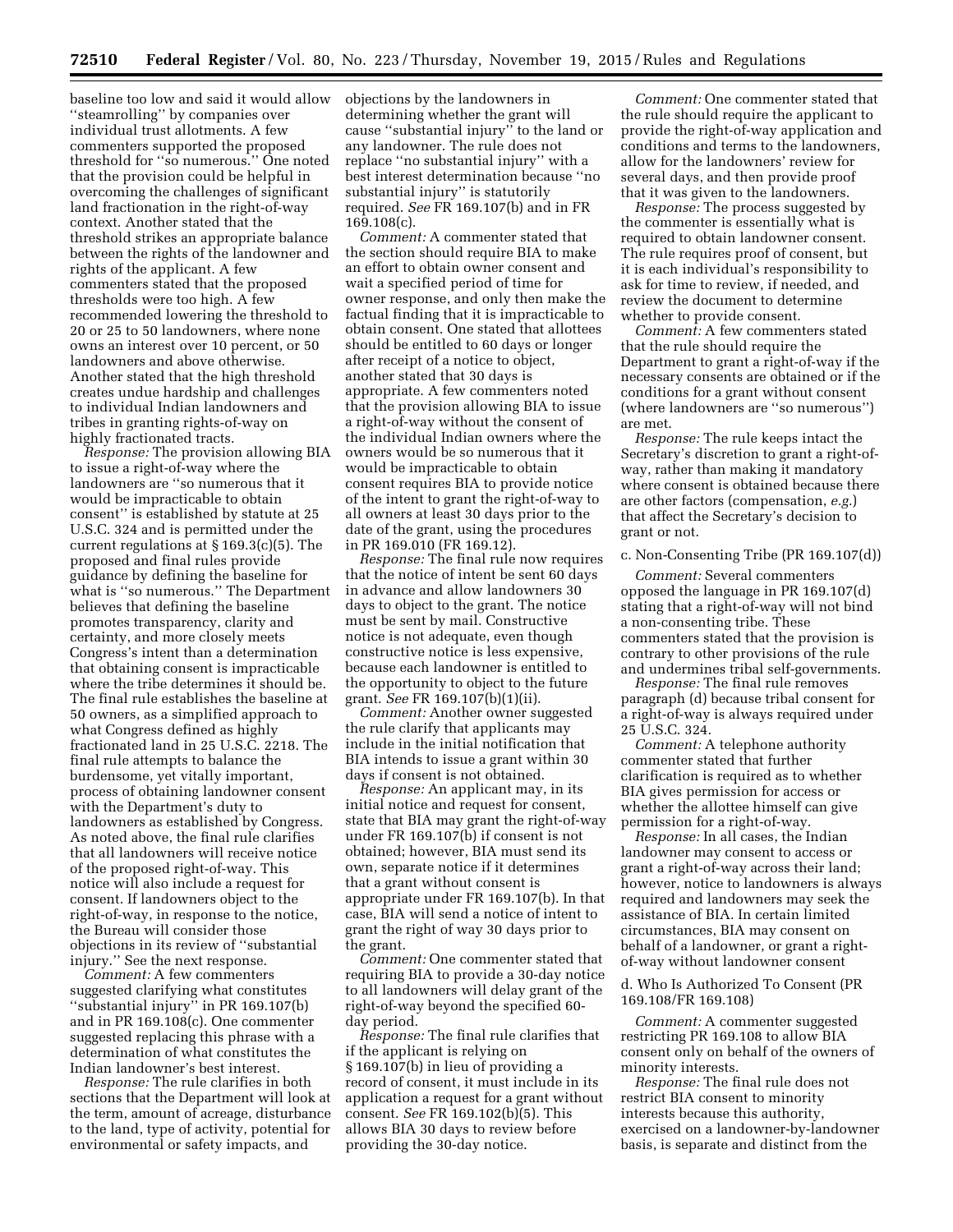baseline too low and said it would allow ''steamrolling'' by companies over individual trust allotments. A few commenters supported the proposed threshold for ''so numerous.'' One noted that the provision could be helpful in overcoming the challenges of significant land fractionation in the right-of-way context. Another stated that the threshold strikes an appropriate balance between the rights of the landowner and rights of the applicant. A few commenters stated that the proposed thresholds were too high. A few recommended lowering the threshold to 20 or 25 to 50 landowners, where none owns an interest over 10 percent, or 50 landowners and above otherwise. Another stated that the high threshold creates undue hardship and challenges to individual Indian landowners and tribes in granting rights-of-way on highly fractionated tracts.

*Response:* The provision allowing BIA to issue a right-of-way where the landowners are ''so numerous that it would be impracticable to obtain consent'' is established by statute at 25 U.S.C. 324 and is permitted under the current regulations at § 169.3(c)(5). The proposed and final rules provide guidance by defining the baseline for what is ''so numerous.'' The Department believes that defining the baseline promotes transparency, clarity and certainty, and more closely meets Congress's intent than a determination that obtaining consent is impracticable where the tribe determines it should be. The final rule establishes the baseline at 50 owners, as a simplified approach to what Congress defined as highly fractionated land in 25 U.S.C. 2218. The final rule attempts to balance the burdensome, yet vitally important, process of obtaining landowner consent with the Department's duty to landowners as established by Congress. As noted above, the final rule clarifies that all landowners will receive notice of the proposed right-of-way. This notice will also include a request for consent. If landowners object to the right-of-way, in response to the notice, the Bureau will consider those objections in its review of ''substantial injury.'' See the next response.

*Comment:* A few commenters suggested clarifying what constitutes ''substantial injury'' in PR 169.107(b) and in PR 169.108(c). One commenter suggested replacing this phrase with a determination of what constitutes the Indian landowner's best interest.

*Response:* The rule clarifies in both sections that the Department will look at the term, amount of acreage, disturbance to the land, type of activity, potential for environmental or safety impacts, and objections by the landowners in determining whether the grant will cause ''substantial injury'' to the land or any landowner. The rule does not replace ''no substantial injury'' with a best interest determination because ''no substantial injury'' is statutorily required. *See* FR 169.107(b) and in FR 169.108(c).

*Comment:* A commenter stated that the section should require BIA to make an effort to obtain owner consent and wait a specified period of time for owner response, and only then make the factual finding that it is impracticable to obtain consent. One stated that allottees should be entitled to 60 days or longer after receipt of a notice to object, another stated that 30 days is appropriate. A few commenters noted that the provision allowing BIA to issue a right-of-way without the consent of the individual Indian owners where the owners would be so numerous that it would be impracticable to obtain consent requires BIA to provide notice of the intent to grant the right-of-way to all owners at least 30 days prior to the date of the grant, using the procedures in PR 169.010 (FR 169.12).

*Response:* The final rule now requires that the notice of intent be sent 60 days in advance and allow landowners 30 days to object to the grant. The notice must be sent by mail. Constructive notice is not adequate, even though constructive notice is less expensive, because each landowner is entitled to the opportunity to object to the future grant. *See* FR 169.107(b)(1)(ii).

*Comment:* Another owner suggested the rule clarify that applicants may include in the initial notification that BIA intends to issue a grant within 30 days if consent is not obtained.

*Response:* An applicant may, in its initial notice and request for consent, state that BIA may grant the right-of-way under FR 169.107(b) if consent is not obtained; however, BIA must send its own, separate notice if it determines that a grant without consent is appropriate under FR 169.107(b). In that case, BIA will send a notice of intent to grant the right of way 30 days prior to the grant.

*Comment:* One commenter stated that requiring BIA to provide a 30-day notice to all landowners will delay grant of the right-of-way beyond the specified 60-day period.

*Response:* The final rule clarifies that if the applicant is relying on § 169.107(b) in lieu of providing a record of consent, it must include in its application a request for a grant without consent. *See* FR 169.102(b)(5). This allows BIA 30 days to review before providing the 30-day notice.

*Comment:* One commenter stated that the rule should require the applicant to provide the right-of-way application and conditions and terms to the landowners, allow for the landowners' review for several days, and then provide proof that it was given to the landowners.

*Response:* The process suggested by the commenter is essentially what is required to obtain landowner consent. The rule requires proof of consent, but it is each individual's responsibility to ask for time to review, if needed, and review the document to determine whether to provide consent.

*Comment:* A few commenters stated that the rule should require the Department to grant a right-of-way if the necessary consents are obtained or if the conditions for a grant without consent (where landowners are ''so numerous'') are met.

*Response:* The rule keeps intact the Secretary's discretion to grant a right-of-way, rather than making it mandatory where consent is obtained because there are other factors (compensation, *e.g.*) that affect the Secretary's decision to grant or not.

c. Non-Consenting Tribe (PR 169.107(d))

*Comment:* Several commenters opposed the language in PR 169.107(d) stating that a right-of-way will not bind a non-consenting tribe. These commenters stated that the provision is contrary to other provisions of the rule and undermines tribal self-governments.

*Response:* The final rule removes paragraph (d) because tribal consent for a right-of-way is always required under 25 U.S.C. 324.

*Comment:* A telephone authority commenter stated that further clarification is required as to whether BIA gives permission for access or whether the allottee himself can give permission for a right-of-way.

*Response:* In all cases, the Indian landowner may consent to access or grant a right-of-way across their land; however, notice to landowners is always required and landowners may seek the assistance of BIA. In certain limited circumstances, BIA may consent on behalf of a landowner, or grant a right-of-way without landowner consent

d. Who Is Authorized To Consent (PR 169.108/FR 169.108)

*Comment:* A commenter suggested restricting PR 169.108 to allow BIA consent only on behalf of the owners of minority interests.

*Response:* The final rule does not restrict BIA consent to minority interests because this authority, exercised on a landowner-by-landowner basis, is separate and distinct from the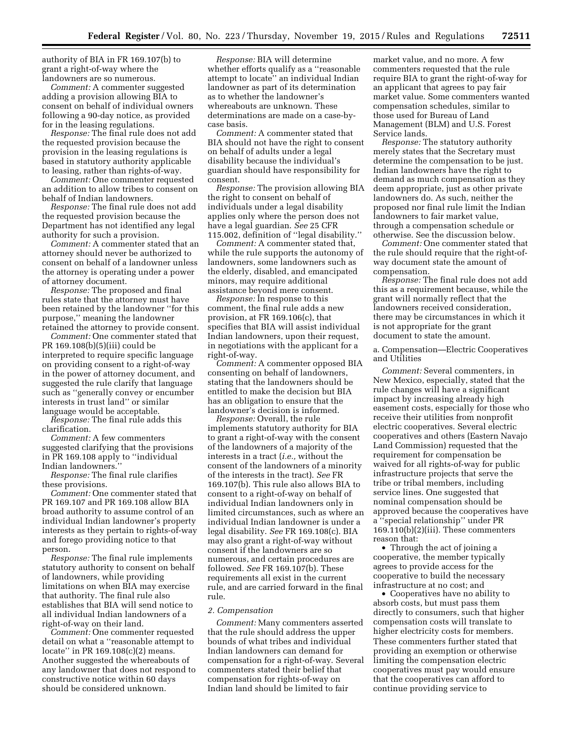authority of BIA in FR 169.107(b) to grant a right-of-way where the landowners are so numerous.

*Comment:* A commenter suggested adding a provision allowing BIA to consent on behalf of individual owners following a 90-day notice, as provided for in the leasing regulations.

*Response:* The final rule does not add the requested provision because the provision in the leasing regulations is based in statutory authority applicable to leasing, rather than rights-of-way.

*Comment:* One commenter requested an addition to allow tribes to consent on behalf of Indian landowners.

*Response:* The final rule does not add the requested provision because the Department has not identified any legal authority for such a provision.

*Comment:* A commenter stated that an attorney should never be authorized to consent on behalf of a landowner unless the attorney is operating under a power of attorney document.

*Response:* The proposed and final rules state that the attorney must have been retained by the landowner ''for this purpose,'' meaning the landowner retained the attorney to provide consent.

*Comment:* One commenter stated that PR 169.108(b)(5)(iii) could be interpreted to require specific language on providing consent to a right-of-way in the power of attorney document, and suggested the rule clarify that language such as ''generally convey or encumber interests in trust land'' or similar language would be acceptable.

*Response:* The final rule adds this clarification.

*Comment:* A few commenters suggested clarifying that the provisions in PR 169.108 apply to ''individual Indian landowners.''

*Response:* The final rule clarifies these provisions.

*Comment:* One commenter stated that PR 169.107 and PR 169.108 allow BIA broad authority to assume control of an individual Indian landowner's property interests as they pertain to rights-of-way and forego providing notice to that person.

*Response:* The final rule implements statutory authority to consent on behalf of landowners, while providing limitations on when BIA may exercise that authority. The final rule also establishes that BIA will send notice to all individual Indian landowners of a right-of-way on their land.

*Comment:* One commenter requested detail on what a ''reasonable attempt to locate'' in PR 169.108(c)(2) means. Another suggested the whereabouts of any landowner that does not respond to constructive notice within 60 days should be considered unknown.

*Response:* BIA will determine whether efforts qualify as a ''reasonable attempt to locate'' an individual Indian landowner as part of its determination as to whether the landowner's whereabouts are unknown. These determinations are made on a case-by-case basis.

*Comment:* A commenter stated that BIA should not have the right to consent on behalf of adults under a legal disability because the individual's guardian should have responsibility for consent.

*Response:* The provision allowing BIA the right to consent on behalf of individuals under a legal disability applies only where the person does not have a legal guardian. *See* 25 CFR 115.002, definition of ''legal disability.''

*Comment:* A commenter stated that, while the rule supports the autonomy of landowners, some landowners such as the elderly, disabled, and emancipated minors, may require additional assistance beyond mere consent.

*Response:* In response to this comment, the final rule adds a new provision, at FR 169.106(c), that specifies that BIA will assist individual Indian landowners, upon their request, in negotiations with the applicant for a right-of-way.

*Comment:* A commenter opposed BIA consenting on behalf of landowners, stating that the landowners should be entitled to make the decision but BIA has an obligation to ensure that the landowner's decision is informed.

*Response:* Overall, the rule implements statutory authority for BIA to grant a right-of-way with the consent of the landowners of a majority of the interests in a tract (*i.e.,* without the consent of the landowners of a minority of the interests in the tract). *See* FR 169.107(b). This rule also allows BIA to consent to a right-of-way on behalf of individual Indian landowners only in limited circumstances, such as where an individual Indian landowner is under a legal disability. *See* FR 169.108(c). BIA may also grant a right-of-way without consent if the landowners are so numerous, and certain procedures are followed. *See* FR 169.107(b). These requirements all exist in the current rule, and are carried forward in the final rule.

*2. Compensation*

*Comment:* Many commenters asserted that the rule should address the upper bounds of what tribes and individual Indian landowners can demand for compensation for a right-of-way. Several commenters stated their belief that compensation for rights-of-way on Indian land should be limited to fair market value, and no more. A few commenters requested that the rule require BIA to grant the right-of-way for an applicant that agrees to pay fair market value. Some commenters wanted compensation schedules, similar to those used for Bureau of Land Management (BLM) and U.S. Forest Service lands.

*Response:* The statutory authority merely states that the Secretary must determine the compensation to be just. Indian landowners have the right to demand as much compensation as they deem appropriate, just as other private landowners do. As such, neither the proposed nor final rule limit the Indian landowners to fair market value, through a compensation schedule or otherwise. See the discussion below.

*Comment:* One commenter stated that the rule should require that the right-of-way document state the amount of compensation.

*Response:* The final rule does not add this as a requirement because, while the grant will normally reflect that the landowners received consideration, there may be circumstances in which it is not appropriate for the grant document to state the amount.

a. Compensation—Electric Cooperatives and Utilities

*Comment:* Several commenters, in New Mexico, especially, stated that the rule changes will have a significant impact by increasing already high easement costs, especially for those who receive their utilities from nonprofit electric cooperatives. Several electric cooperatives and others (Eastern Navajo Land Commission) requested that the requirement for compensation be waived for all rights-of-way for public infrastructure projects that serve the tribe or tribal members, including service lines. One suggested that nominal compensation should be approved because the cooperatives have a ''special relationship'' under PR 169.110(b)(2)(iii). These commenters reason that:

- Through the act of joining a cooperative, the member typically agrees to provide access for the cooperative to build the necessary infrastructure at no cost; and
- Cooperatives have no ability to absorb costs, but must pass them directly to consumers, such that higher compensation costs will translate to higher electricity costs for members. These commenters further stated that providing an exemption or otherwise limiting the compensation electric cooperatives must pay would ensure that the cooperatives can afford to continue providing service to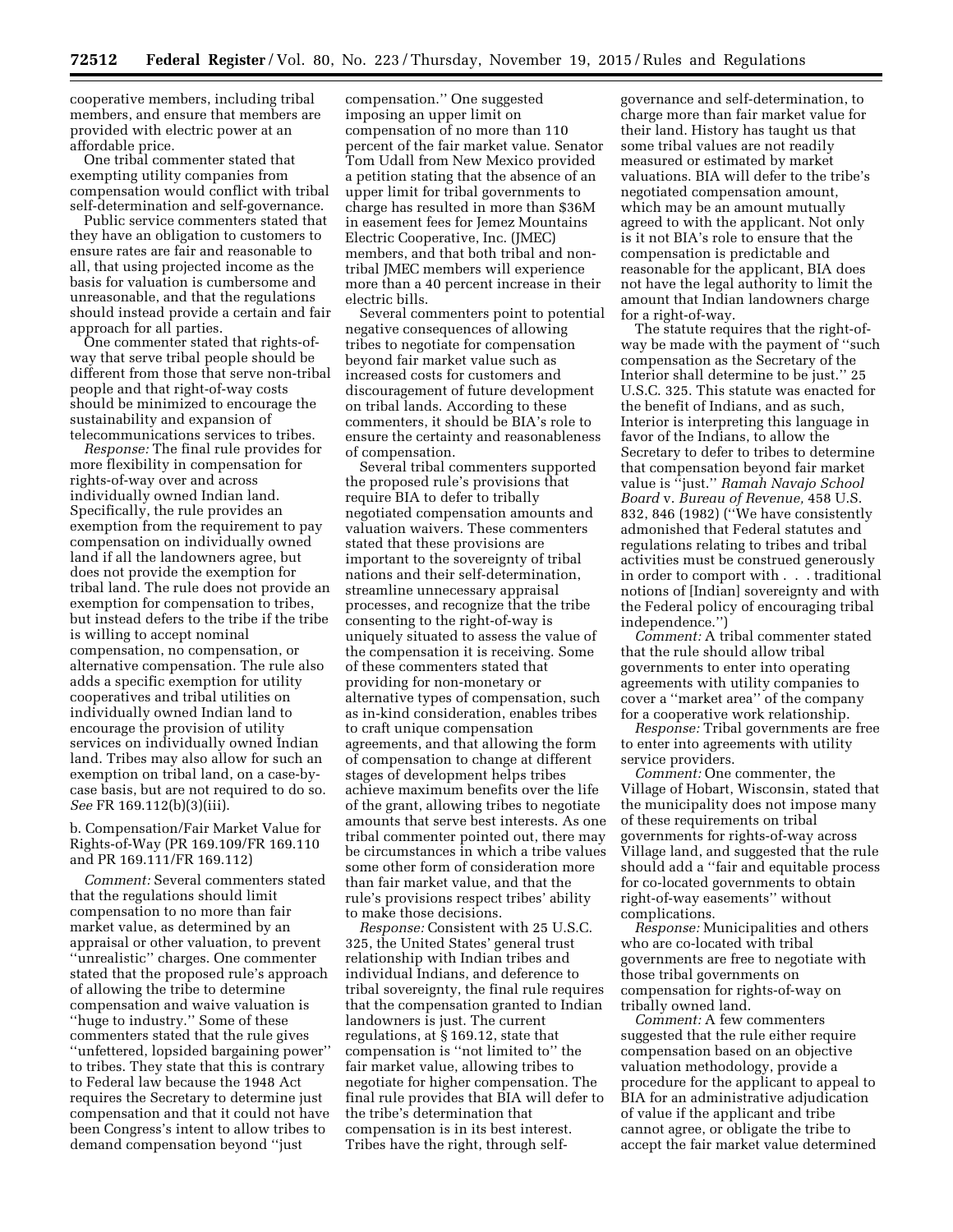cooperative members, including tribal members, and ensure that members are provided with electric power at an affordable price.

One tribal commenter stated that exempting utility companies from compensation would conflict with tribal self-determination and self-governance.

Public service commenters stated that they have an obligation to customers to ensure rates are fair and reasonable to all, that using projected income as the basis for valuation is cumbersome and unreasonable, and that the regulations should instead provide a certain and fair approach for all parties.

One commenter stated that rights-of-way that serve tribal people should be different from those that serve non-tribal people and that right-of-way costs should be minimized to encourage the sustainability and expansion of telecommunications services to tribes.

*Response:* The final rule provides for more flexibility in compensation for rights-of-way over and across individually owned Indian land. Specifically, the rule provides an exemption from the requirement to pay compensation on individually owned land if all the landowners agree, but does not provide the exemption for tribal land. The rule does not provide an exemption for compensation to tribes, but instead defers to the tribe if the tribe is willing to accept nominal compensation, no compensation, or alternative compensation. The rule also adds a specific exemption for utility cooperatives and tribal utilities on individually owned Indian land to encourage the provision of utility services on individually owned Indian land. Tribes may also allow for such an exemption on tribal land, on a case-by-case basis, but are not required to do so. *See* FR 169.112(b)(3)(iii).

b. Compensation/Fair Market Value for Rights-of-Way (PR 169.109/FR 169.110 and PR 169.111/FR 169.112)

*Comment:* Several commenters stated that the regulations should limit compensation to no more than fair market value, as determined by an appraisal or other valuation, to prevent "unrealistic" charges. One commenter stated that the proposed rule's approach of allowing the tribe to determine compensation and waive valuation is "huge to industry." Some of these commenters stated that the rule gives "unfettered, lopsided bargaining power" to tribes. They state that this is contrary to Federal law because the 1948 Act requires the Secretary to determine just compensation and that it could not have been Congress's intent to allow tribes to demand compensation beyond "just compensation." One suggested imposing an upper limit on compensation of no more than 110 percent of the fair market value. Senator Tom Udall from New Mexico provided a petition stating that the absence of an upper limit for tribal governments to charge has resulted in more than $36M in easement fees for Jemez Mountains Electric Cooperative, Inc. (JMEC) members, and that both tribal and non-tribal JMEC members will experience more than a 40 percent increase in their electric bills.

Several commenters point to potential negative consequences of allowing tribes to negotiate for compensation beyond fair market value such as increased costs for customers and discouragement of future development on tribal lands. According to these commenters, it should be BIA's role to ensure the certainty and reasonableness of compensation.

Several tribal commenters supported the proposed rule's provisions that require BIA to defer to tribally negotiated compensation amounts and valuation waivers. These commenters stated that these provisions are important to the sovereignty of tribal nations and their self-determination, streamline unnecessary appraisal processes, and recognize that the tribe consenting to the right-of-way is uniquely situated to assess the value of the compensation it is receiving. Some of these commenters stated that providing for non-monetary or alternative types of compensation, such as in-kind consideration, enables tribes to craft unique compensation agreements, and that allowing the form of compensation to change at different stages of development helps tribes achieve maximum benefits over the life of the grant, allowing tribes to negotiate amounts that serve best interests. As one tribal commenter pointed out, there may be circumstances in which a tribe values some other form of consideration more than fair market value, and that the rule's provisions respect tribes' ability to make those decisions.

*Response:* Consistent with 25 U.S.C. 325, the United States' general trust relationship with Indian tribes and individual Indians, and deference to tribal sovereignty, the final rule requires that the compensation granted to Indian landowners is just. The current regulations, at § 169.12, state that compensation is "not limited to" the fair market value, allowing tribes to negotiate for higher compensation. The final rule provides that BIA will defer to the tribe's determination that compensation is in its best interest. Tribes have the right, through self-governance and self-determination, to charge more than fair market value for their land. History has taught us that some tribal values are not readily measured or estimated by market valuations. BIA will defer to the tribe's negotiated compensation amount, which may be an amount mutually agreed to with the applicant. Not only is it not BIA's role to ensure that the compensation is predictable and reasonable for the applicant, BIA does not have the legal authority to limit the amount that Indian landowners charge for a right-of-way.

The statute requires that the right-of-way be made with the payment of "such compensation as the Secretary of the Interior shall determine to be just." 25 U.S.C. 325. This statute was enacted for the benefit of Indians, and as such, Interior is interpreting this language in favor of the Indians, to allow the Secretary to defer to tribes to determine that compensation beyond fair market value is "just." *Ramah Navajo School Board* v. *Bureau of Revenue,* 458 U.S. 832, 846 (1982) ("We have consistently admonished that Federal statutes and regulations relating to tribes and tribal activities must be construed generously in order to comport with . . . traditional notions of [Indian] sovereignty and with the Federal policy of encouraging tribal independence.")

*Comment:* A tribal commenter stated that the rule should allow tribal governments to enter into operating agreements with utility companies to cover a "market area" of the company for a cooperative work relationship.

*Response:* Tribal governments are free to enter into agreements with utility service providers.

*Comment:* One commenter, the Village of Hobart, Wisconsin, stated that the municipality does not impose many of these requirements on tribal governments for rights-of-way across Village land, and suggested that the rule should add a "fair and equitable process for co-located governments to obtain right-of-way easements" without complications.

*Response:* Municipalities and others who are co-located with tribal governments are free to negotiate with those tribal governments on compensation for rights-of-way on tribally owned land.

*Comment:* A few commenters suggested that the rule either require compensation based on an objective valuation methodology, provide a procedure for the applicant to appeal to BIA for an administrative adjudication of value if the applicant and tribe cannot agree, or obligate the tribe to accept the fair market value determined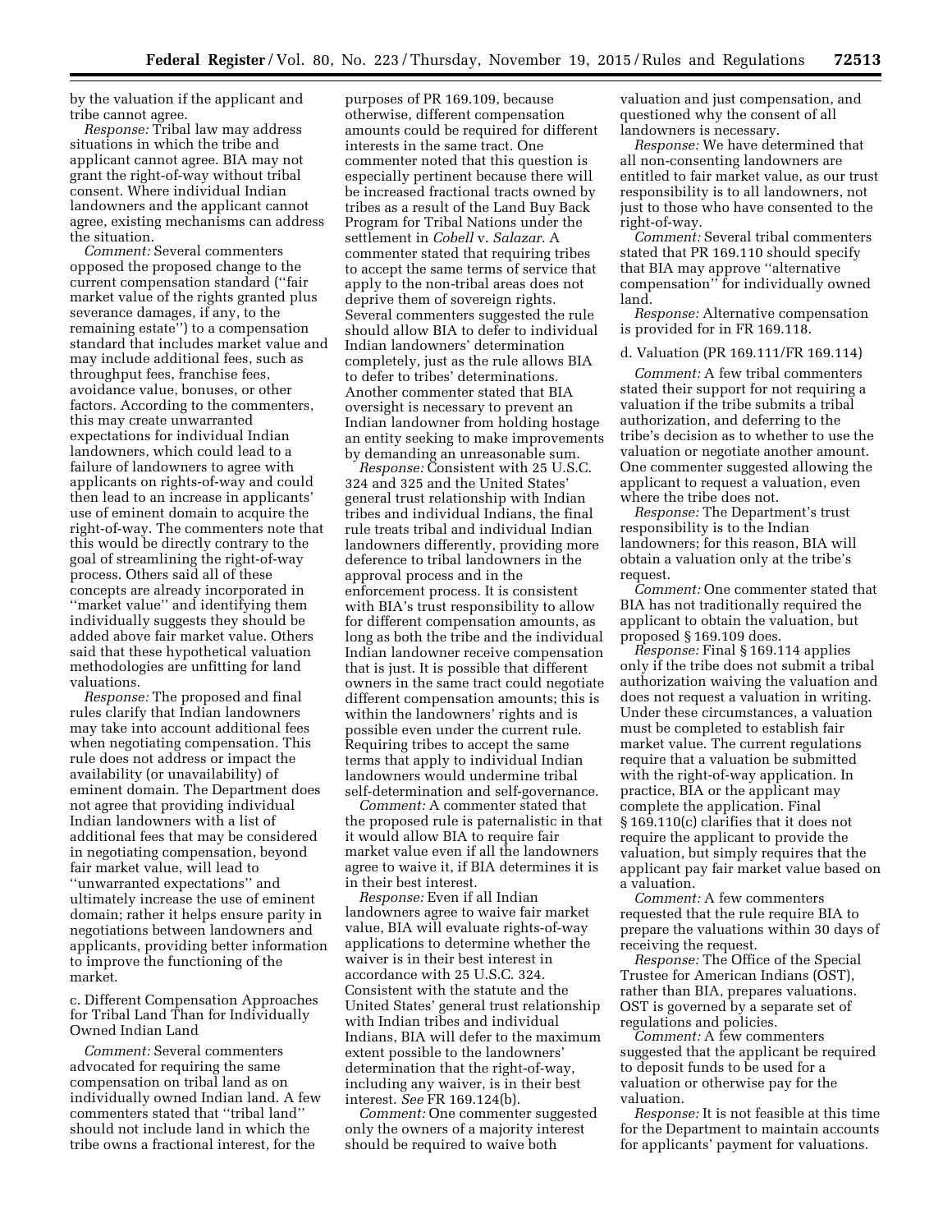by the valuation if the applicant and tribe cannot agree.

*Response:* Tribal law may address situations in which the tribe and applicant cannot agree. BIA may not grant the right-of-way without tribal consent. Where individual Indian landowners and the applicant cannot agree, existing mechanisms can address the situation.

*Comment:* Several commenters opposed the proposed change to the current compensation standard (''fair market value of the rights granted plus severance damages, if any, to the remaining estate'') to a compensation standard that includes market value and may include additional fees, such as throughput fees, franchise fees, avoidance value, bonuses, or other factors. According to the commenters, this may create unwarranted expectations for individual Indian landowners, which could lead to a failure of landowners to agree with applicants on rights-of-way and could then lead to an increase in applicants' use of eminent domain to acquire the right-of-way. The commenters note that this would be directly contrary to the goal of streamlining the right-of-way process. Others said all of these concepts are already incorporated in ''market value'' and identifying them individually suggests they should be added above fair market value. Others said that these hypothetical valuation methodologies are unfitting for land valuations.

*Response:* The proposed and final rules clarify that Indian landowners may take into account additional fees when negotiating compensation. This rule does not address or impact the availability (or unavailability) of eminent domain. The Department does not agree that providing individual Indian landowners with a list of additional fees that may be considered in negotiating compensation, beyond fair market value, will lead to ''unwarranted expectations'' and ultimately increase the use of eminent domain; rather it helps ensure parity in negotiations between landowners and applicants, providing better information to improve the functioning of the market.

c. Different Compensation Approaches for Tribal Land Than for Individually Owned Indian Land

*Comment:* Several commenters advocated for requiring the same compensation on tribal land as on individually owned Indian land. A few commenters stated that ''tribal land'' should not include land in which the tribe owns a fractional interest, for the purposes of PR 169.109, because otherwise, different compensation amounts could be required for different interests in the same tract. One commenter noted that this question is especially pertinent because there will be increased fractional tracts owned by tribes as a result of the Land Buy Back Program for Tribal Nations under the settlement in *Cobell* v. *Salazar.* A commenter stated that requiring tribes to accept the same terms of service that apply to the non-tribal areas does not deprive them of sovereign rights. Several commenters suggested the rule should allow BIA to defer to individual Indian landowners' determination completely, just as the rule allows BIA to defer to tribes' determinations. Another commenter stated that BIA oversight is necessary to prevent an Indian landowner from holding hostage an entity seeking to make improvements by demanding an unreasonable sum.

*Response:* Consistent with 25 U.S.C. 324 and 325 and the United States' general trust relationship with Indian tribes and individual Indians, the final rule treats tribal and individual Indian landowners differently, providing more deference to tribal landowners in the approval process and in the enforcement process. It is consistent with BIA's trust responsibility to allow for different compensation amounts, as long as both the tribe and the individual Indian landowner receive compensation that is just. It is possible that different owners in the same tract could negotiate different compensation amounts; this is within the landowners' rights and is possible even under the current rule. Requiring tribes to accept the same terms that apply to individual Indian landowners would undermine tribal self-determination and self-governance.

*Comment:* A commenter stated that the proposed rule is paternalistic in that it would allow BIA to require fair market value even if all the landowners agree to waive it, if BIA determines it is in their best interest.

*Response:* Even if all Indian landowners agree to waive fair market value, BIA will evaluate rights-of-way applications to determine whether the waiver is in their best interest in accordance with 25 U.S.C. 324. Consistent with the statute and the United States' general trust relationship with Indian tribes and individual Indians, BIA will defer to the maximum extent possible to the landowners' determination that the right-of-way, including any waiver, is in their best interest. *See* FR 169.124(b).

*Comment:* One commenter suggested only the owners of a majority interest should be required to waive both valuation and just compensation, and questioned why the consent of all landowners is necessary.

*Response:* We have determined that all non-consenting landowners are entitled to fair market value, as our trust responsibility is to all landowners, not just to those who have consented to the right-of-way.

*Comment:* Several tribal commenters stated that PR 169.110 should specify that BIA may approve ''alternative compensation'' for individually owned land.

*Response:* Alternative compensation is provided for in FR 169.118.

d. Valuation (PR 169.111/FR 169.114)

*Comment:* A few tribal commenters stated their support for not requiring a valuation if the tribe submits a tribal authorization, and deferring to the tribe's decision as to whether to use the valuation or negotiate another amount. One commenter suggested allowing the applicant to request a valuation, even where the tribe does not.

*Response:* The Department's trust responsibility is to the Indian landowners; for this reason, BIA will obtain a valuation only at the tribe's request.

*Comment:* One commenter stated that BIA has not traditionally required the applicant to obtain the valuation, but proposed § 169.109 does.

*Response:* Final § 169.114 applies only if the tribe does not submit a tribal authorization waiving the valuation and does not request a valuation in writing. Under these circumstances, a valuation must be completed to establish fair market value. The current regulations require that a valuation be submitted with the right-of-way application. In practice, BIA or the applicant may complete the application. Final § 169.110(c) clarifies that it does not require the applicant to provide the valuation, but simply requires that the applicant pay fair market value based on a valuation.

*Comment:* A few commenters requested that the rule require BIA to prepare the valuations within 30 days of receiving the request.

*Response:* The Office of the Special Trustee for American Indians (OST), rather than BIA, prepares valuations. OST is governed by a separate set of regulations and policies.

*Comment:* A few commenters suggested that the applicant be required to deposit funds to be used for a valuation or otherwise pay for the valuation.

*Response:* It is not feasible at this time for the Department to maintain accounts for applicants' payment for valuations.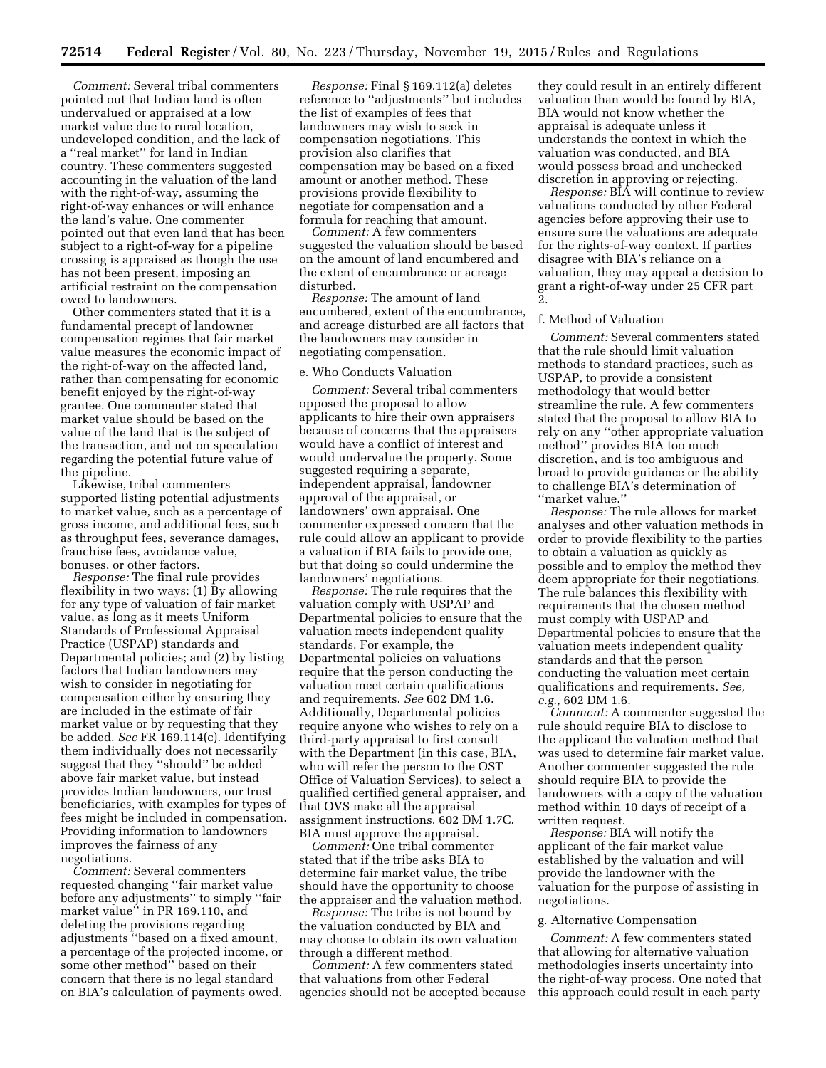*Comment:* Several tribal commenters pointed out that Indian land is often undervalued or appraised at a low market value due to rural location, undeveloped condition, and the lack of a ''real market'' for land in Indian country. These commenters suggested accounting in the valuation of the land with the right-of-way, assuming the right-of-way enhances or will enhance the land's value. One commenter pointed out that even land that has been subject to a right-of-way for a pipeline crossing is appraised as though the use has not been present, imposing an artificial restraint on the compensation owed to landowners.

Other commenters stated that it is a fundamental precept of landowner compensation regimes that fair market value measures the economic impact of the right-of-way on the affected land, rather than compensating for economic benefit enjoyed by the right-of-way grantee. One commenter stated that market value should be based on the value of the land that is the subject of the transaction, and not on speculation regarding the potential future value of the pipeline.

Likewise, tribal commenters supported listing potential adjustments to market value, such as a percentage of gross income, and additional fees, such as throughput fees, severance damages, franchise fees, avoidance value, bonuses, or other factors.

*Response:* The final rule provides flexibility in two ways: (1) By allowing for any type of valuation of fair market value, as long as it meets Uniform Standards of Professional Appraisal Practice (USPAP) standards and Departmental policies; and (2) by listing factors that Indian landowners may wish to consider in negotiating for compensation either by ensuring they are included in the estimate of fair market value or by requesting that they be added. *See* FR 169.114(c). Identifying them individually does not necessarily suggest that they ''should'' be added above fair market value, but instead provides Indian landowners, our trust beneficiaries, with examples for types of fees might be included in compensation. Providing information to landowners improves the fairness of any negotiations.

*Comment:* Several commenters requested changing ''fair market value before any adjustments'' to simply ''fair market value'' in PR 169.110, and deleting the provisions regarding adjustments ''based on a fixed amount, a percentage of the projected income, or some other method'' based on their concern that there is no legal standard on BIA's calculation of payments owed.

*Response:* Final § 169.112(a) deletes reference to ''adjustments'' but includes the list of examples of fees that landowners may wish to seek in compensation negotiations. This provision also clarifies that compensation may be based on a fixed amount or another method. These provisions provide flexibility to negotiate for compensation and a formula for reaching that amount.

*Comment:* A few commenters suggested the valuation should be based on the amount of land encumbered and the extent of encumbrance or acreage disturbed.

*Response:* The amount of land encumbered, extent of the encumbrance, and acreage disturbed are all factors that the landowners may consider in negotiating compensation.

e. Who Conducts Valuation

*Comment:* Several tribal commenters opposed the proposal to allow applicants to hire their own appraisers because of concerns that the appraisers would have a conflict of interest and would undervalue the property. Some suggested requiring a separate, independent appraisal, landowner approval of the appraisal, or landowners' own appraisal. One commenter expressed concern that the rule could allow an applicant to provide a valuation if BIA fails to provide one, but that doing so could undermine the landowners' negotiations.

*Response:* The rule requires that the valuation comply with USPAP and Departmental policies to ensure that the valuation meets independent quality standards. For example, the Departmental policies on valuations require that the person conducting the valuation meet certain qualifications and requirements. *See* 602 DM 1.6. Additionally, Departmental policies require anyone who wishes to rely on a third-party appraisal to first consult with the Department (in this case, BIA, who will refer the person to the OST Office of Valuation Services), to select a qualified certified general appraiser, and that OVS make all the appraisal assignment instructions. 602 DM 1.7C. BIA must approve the appraisal.

*Comment:* One tribal commenter stated that if the tribe asks BIA to determine fair market value, the tribe should have the opportunity to choose the appraiser and the valuation method.

*Response:* The tribe is not bound by the valuation conducted by BIA and may choose to obtain its own valuation through a different method.

*Comment:* A few commenters stated that valuations from other Federal agencies should not be accepted because they could result in an entirely different valuation than would be found by BIA, BIA would not know whether the appraisal is adequate unless it understands the context in which the valuation was conducted, and BIA would possess broad and unchecked discretion in approving or rejecting.

*Response:* BIA will continue to review valuations conducted by other Federal agencies before approving their use to ensure sure the valuations are adequate for the rights-of-way context. If parties disagree with BIA's reliance on a valuation, they may appeal a decision to grant a right-of-way under 25 CFR part 2.

f. Method of Valuation

*Comment:* Several commenters stated that the rule should limit valuation methods to standard practices, such as USPAP, to provide a consistent methodology that would better streamline the rule. A few commenters stated that the proposal to allow BIA to rely on any ''other appropriate valuation method'' provides BIA too much discretion, and is too ambiguous and broad to provide guidance or the ability to challenge BIA's determination of ''market value.''

*Response:* The rule allows for market analyses and other valuation methods in order to provide flexibility to the parties to obtain a valuation as quickly as possible and to employ the method they deem appropriate for their negotiations. The rule balances this flexibility with requirements that the chosen method must comply with USPAP and Departmental policies to ensure that the valuation meets independent quality standards and that the person conducting the valuation meet certain qualifications and requirements. *See, e.g.,* 602 DM 1.6.

*Comment:* A commenter suggested the rule should require BIA to disclose to the applicant the valuation method that was used to determine fair market value. Another commenter suggested the rule should require BIA to provide the landowners with a copy of the valuation method within 10 days of receipt of a written request.

*Response:* BIA will notify the applicant of the fair market value established by the valuation and will provide the landowner with the valuation for the purpose of assisting in negotiations.

g. Alternative Compensation

*Comment:* A few commenters stated that allowing for alternative valuation methodologies inserts uncertainty into the right-of-way process. One noted that this approach could result in each party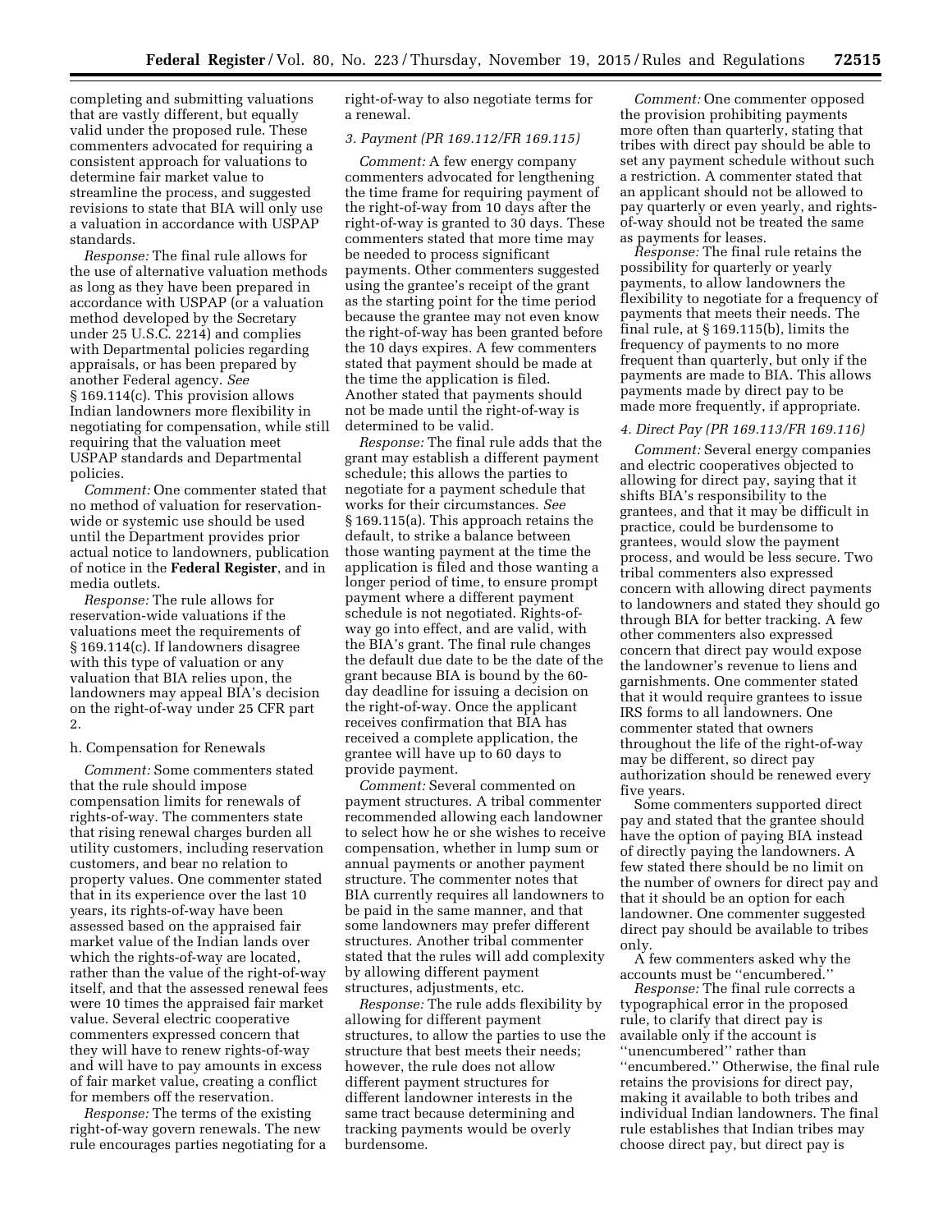completing and submitting valuations that are vastly different, but equally valid under the proposed rule. These commenters advocated for requiring a consistent approach for valuations to determine fair market value to streamline the process, and suggested revisions to state that BIA will only use a valuation in accordance with USPAP standards.

*Response:* The final rule allows for the use of alternative valuation methods as long as they have been prepared in accordance with USPAP (or a valuation method developed by the Secretary under 25 U.S.C. 2214) and complies with Departmental policies regarding appraisals, or has been prepared by another Federal agency. *See* § 169.114(c). This provision allows Indian landowners more flexibility in negotiating for compensation, while still requiring that the valuation meet USPAP standards and Departmental policies.

*Comment:* One commenter stated that no method of valuation for reservation-wide or systemic use should be used until the Department provides prior actual notice to landowners, publication of notice in the **Federal Register**, and in media outlets.

*Response:* The rule allows for reservation-wide valuations if the valuations meet the requirements of § 169.114(c). If landowners disagree with this type of valuation or any valuation that BIA relies upon, the landowners may appeal BIA's decision on the right-of-way under 25 CFR part 2.

h. Compensation for Renewals

*Comment:* Some commenters stated that the rule should impose compensation limits for renewals of rights-of-way. The commenters state that rising renewal charges burden all utility customers, including reservation customers, and bear no relation to property values. One commenter stated that in its experience over the last 10 years, its rights-of-way have been assessed based on the appraised fair market value of the Indian lands over which the rights-of-way are located, rather than the value of the right-of-way itself, and that the assessed renewal fees were 10 times the appraised fair market value. Several electric cooperative commenters expressed concern that they will have to renew rights-of-way and will have to pay amounts in excess of fair market value, creating a conflict for members off the reservation.

*Response:* The terms of the existing right-of-way govern renewals. The new rule encourages parties negotiating for a right-of-way to also negotiate terms for a renewal.

*3. Payment (PR 169.112/FR 169.115)*

*Comment:* A few energy company commenters advocated for lengthening the time frame for requiring payment of the right-of-way from 10 days after the right-of-way is granted to 30 days. These commenters stated that more time may be needed to process significant payments. Other commenters suggested using the grantee's receipt of the grant as the starting point for the time period because the grantee may not even know the right-of-way has been granted before the 10 days expires. A few commenters stated that payment should be made at the time the application is filed. Another stated that payments should not be made until the right-of-way is determined to be valid.

*Response:* The final rule adds that the grant may establish a different payment schedule; this allows the parties to negotiate for a payment schedule that works for their circumstances. *See* § 169.115(a). This approach retains the default, to strike a balance between those wanting payment at the time the application is filed and those wanting a longer period of time, to ensure prompt payment where a different payment schedule is not negotiated. Rights-of-way go into effect, and are valid, with the BIA's grant. The final rule changes the default due date to be the date of the grant because BIA is bound by the 60-day deadline for issuing a decision on the right-of-way. Once the applicant receives confirmation that BIA has received a complete application, the grantee will have up to 60 days to provide payment.

*Comment:* Several commented on payment structures. A tribal commenter recommended allowing each landowner to select how he or she wishes to receive compensation, whether in lump sum or annual payments or another payment structure. The commenter notes that BIA currently requires all landowners to be paid in the same manner, and that some landowners may prefer different structures. Another tribal commenter stated that the rules will add complexity by allowing different payment structures, adjustments, etc.

*Response:* The rule adds flexibility by allowing for different payment structures, to allow the parties to use the structure that best meets their needs; however, the rule does not allow different payment structures for different landowner interests in the same tract because determining and tracking payments would be overly burdensome.

*Comment:* One commenter opposed the provision prohibiting payments more often than quarterly, stating that tribes with direct pay should be able to set any payment schedule without such a restriction. A commenter stated that an applicant should not be allowed to pay quarterly or even yearly, and rights-of-way should not be treated the same as payments for leases.

*Response:* The final rule retains the possibility for quarterly or yearly payments, to allow landowners the flexibility to negotiate for a frequency of payments that meets their needs. The final rule, at § 169.115(b), limits the frequency of payments to no more frequent than quarterly, but only if the payments are made to BIA. This allows payments made by direct pay to be made more frequently, if appropriate.

*4. Direct Pay (PR 169.113/FR 169.116)*

*Comment:* Several energy companies and electric cooperatives objected to allowing for direct pay, saying that it shifts BIA's responsibility to the grantees, and that it may be difficult in practice, could be burdensome to grantees, would slow the payment process, and would be less secure. Two tribal commenters also expressed concern with allowing direct payments to landowners and stated they should go through BIA for better tracking. A few other commenters also expressed concern that direct pay would expose the landowner's revenue to liens and garnishments. One commenter stated that it would require grantees to issue IRS forms to all landowners. One commenter stated that owners throughout the life of the right-of-way may be different, so direct pay authorization should be renewed every five years.

Some commenters supported direct pay and stated that the grantee should have the option of paying BIA instead of directly paying the landowners. A few stated there should be no limit on the number of owners for direct pay and that it should be an option for each landowner. One commenter suggested direct pay should be available to tribes only.

A few commenters asked why the accounts must be ''encumbered.''

*Response:* The final rule corrects a typographical error in the proposed rule, to clarify that direct pay is available only if the account is ''unencumbered'' rather than ''encumbered.'' Otherwise, the final rule retains the provisions for direct pay, making it available to both tribes and individual Indian landowners. The final rule establishes that Indian tribes may choose direct pay, but direct pay is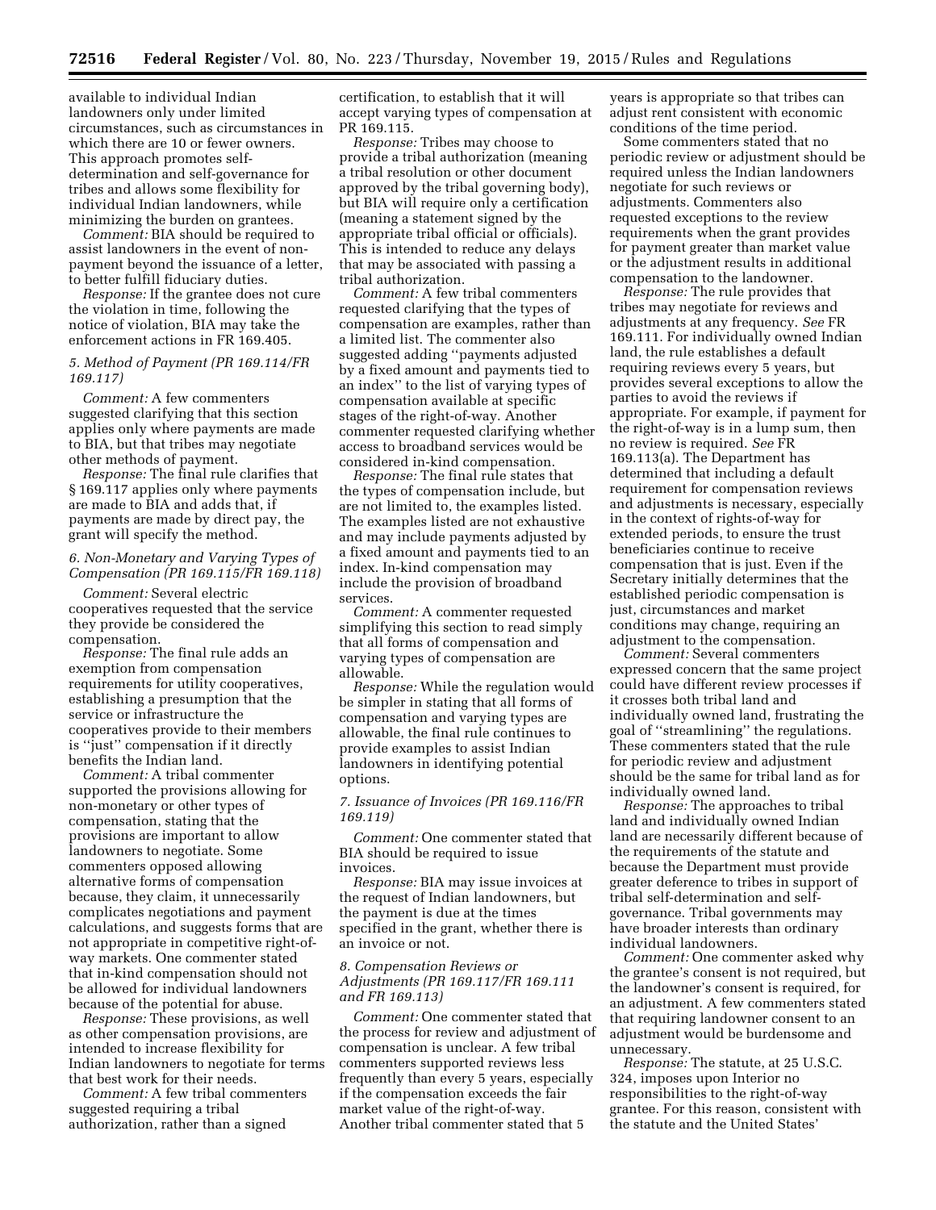available to individual Indian landowners only under limited circumstances, such as circumstances in which there are 10 or fewer owners. This approach promotes self-determination and self-governance for tribes and allows some flexibility for individual Indian landowners, while minimizing the burden on grantees.

*Comment:* BIA should be required to assist landowners in the event of non-payment beyond the issuance of a letter, to better fulfill fiduciary duties.

*Response:* If the grantee does not cure the violation in time, following the notice of violation, BIA may take the enforcement actions in FR 169.405.

### *5. Method of Payment (PR 169.114/FR 169.117)*

*Comment:* A few commenters suggested clarifying that this section applies only where payments are made to BIA, but that tribes may negotiate other methods of payment.

*Response:* The final rule clarifies that § 169.117 applies only where payments are made to BIA and adds that, if payments are made by direct pay, the grant will specify the method.

### *6. Non-Monetary and Varying Types of Compensation (PR 169.115/FR 169.118)*

*Comment:* Several electric cooperatives requested that the service they provide be considered the compensation.

*Response:* The final rule adds an exemption from compensation requirements for utility cooperatives, establishing a presumption that the service or infrastructure the cooperatives provide to their members is ''just'' compensation if it directly benefits the Indian land.

*Comment:* A tribal commenter supported the provisions allowing for non-monetary or other types of compensation, stating that the provisions are important to allow landowners to negotiate. Some commenters opposed allowing alternative forms of compensation because, they claim, it unnecessarily complicates negotiations and payment calculations, and suggests forms that are not appropriate in competitive right-of-way markets. One commenter stated that in-kind compensation should not be allowed for individual landowners because of the potential for abuse.

*Response:* These provisions, as well as other compensation provisions, are intended to increase flexibility for Indian landowners to negotiate for terms that best work for their needs.

*Comment:* A few tribal commenters suggested requiring a tribal authorization, rather than a signed certification, to establish that it will accept varying types of compensation at PR 169.115.

*Response:* Tribes may choose to provide a tribal authorization (meaning a tribal resolution or other document approved by the tribal governing body), but BIA will require only a certification (meaning a statement signed by the appropriate tribal official or officials). This is intended to reduce any delays that may be associated with passing a tribal authorization.

*Comment:* A few tribal commenters requested clarifying that the types of compensation are examples, rather than a limited list. The commenter also suggested adding ''payments adjusted by a fixed amount and payments tied to an index'' to the list of varying types of compensation available at specific stages of the right-of-way. Another commenter requested clarifying whether access to broadband services would be considered in-kind compensation.

*Response:* The final rule states that the types of compensation include, but are not limited to, the examples listed. The examples listed are not exhaustive and may include payments adjusted by a fixed amount and payments tied to an index. In-kind compensation may include the provision of broadband services.

*Comment:* A commenter requested simplifying this section to read simply that all forms of compensation and varying types of compensation are allowable.

*Response:* While the regulation would be simpler in stating that all forms of compensation and varying types are allowable, the final rule continues to provide examples to assist Indian landowners in identifying potential options.

### *7. Issuance of Invoices (PR 169.116/FR 169.119)*

*Comment:* One commenter stated that BIA should be required to issue invoices.

*Response:* BIA may issue invoices at the request of Indian landowners, but the payment is due at the times specified in the grant, whether there is an invoice or not.

### *8. Compensation Reviews or Adjustments (PR 169.117/FR 169.111 and FR 169.113)*

*Comment:* One commenter stated that the process for review and adjustment of compensation is unclear. A few tribal commenters supported reviews less frequently than every 5 years, especially if the compensation exceeds the fair market value of the right-of-way. Another tribal commenter stated that 5 years is appropriate so that tribes can adjust rent consistent with economic conditions of the time period.

Some commenters stated that no periodic review or adjustment should be required unless the Indian landowners negotiate for such reviews or adjustments. Commenters also requested exceptions to the review requirements when the grant provides for payment greater than market value or the adjustment results in additional compensation to the landowner.

*Response:* The rule provides that tribes may negotiate for reviews and adjustments at any frequency. *See* FR 169.111. For individually owned Indian land, the rule establishes a default requiring reviews every 5 years, but provides several exceptions to allow the parties to avoid the reviews if appropriate. For example, if payment for the right-of-way is in a lump sum, then no review is required. *See* FR 169.113(a). The Department has determined that including a default requirement for compensation reviews and adjustments is necessary, especially in the context of rights-of-way for extended periods, to ensure the trust beneficiaries continue to receive compensation that is just. Even if the Secretary initially determines that the established periodic compensation is just, circumstances and market conditions may change, requiring an adjustment to the compensation.

*Comment:* Several commenters expressed concern that the same project could have different review processes if it crosses both tribal land and individually owned land, frustrating the goal of ''streamlining'' the regulations. These commenters stated that the rule for periodic review and adjustment should be the same for tribal land as for individually owned land.

*Response:* The approaches to tribal land and individually owned Indian land are necessarily different because of the requirements of the statute and because the Department must provide greater deference to tribes in support of tribal self-determination and self-governance. Tribal governments may have broader interests than ordinary individual landowners.

*Comment:* One commenter asked why the grantee's consent is not required, but the landowner's consent is required, for an adjustment. A few commenters stated that requiring landowner consent to an adjustment would be burdensome and unnecessary.

*Response:* The statute, at 25 U.S.C. 324, imposes upon Interior no responsibilities to the right-of-way grantee. For this reason, consistent with the statute and the United States'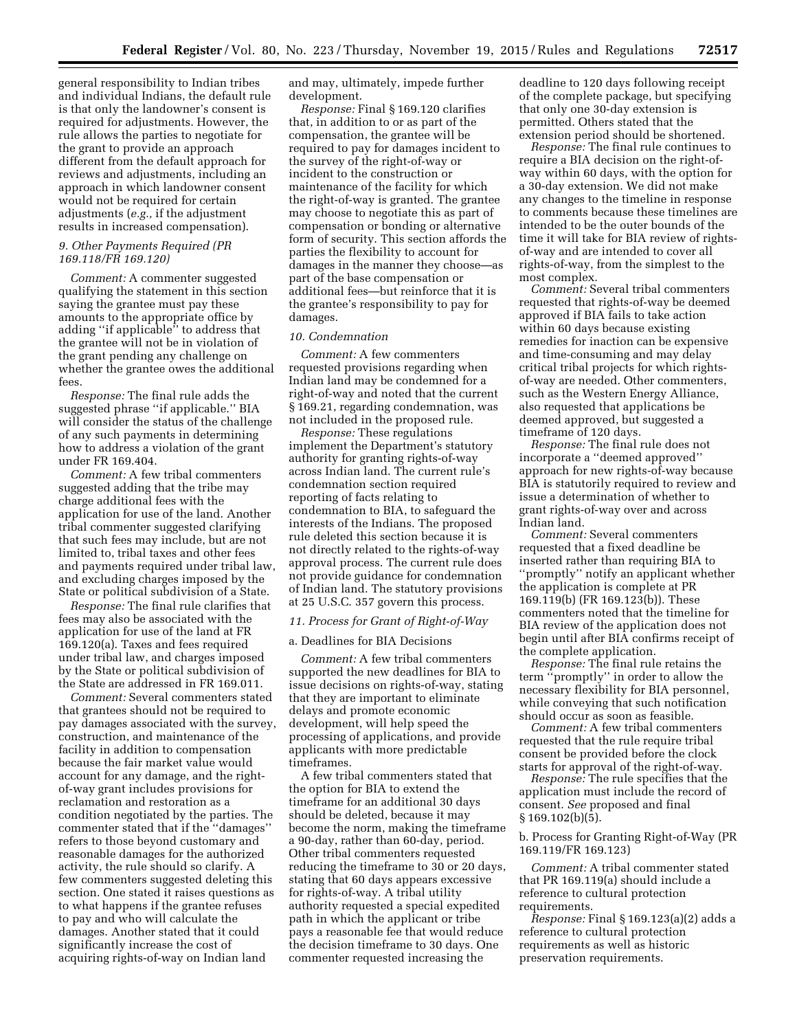general responsibility to Indian tribes and individual Indians, the default rule is that only the landowner's consent is required for adjustments. However, the rule allows the parties to negotiate for the grant to provide an approach different from the default approach for reviews and adjustments, including an approach in which landowner consent would not be required for certain adjustments (*e.g.,* if the adjustment results in increased compensation).

### *9. Other Payments Required (PR 169.118/FR 169.120)*

*Comment:* A commenter suggested qualifying the statement in this section saying the grantee must pay these amounts to the appropriate office by adding "if applicable" to address that the grantee will not be in violation of the grant pending any challenge on whether the grantee owes the additional fees.

*Response:* The final rule adds the suggested phrase "if applicable." BIA will consider the status of the challenge of any such payments in determining how to address a violation of the grant under FR 169.404.

*Comment:* A few tribal commenters suggested adding that the tribe may charge additional fees with the application for use of the land. Another tribal commenter suggested clarifying that such fees may include, but are not limited to, tribal taxes and other fees and payments required under tribal law, and excluding charges imposed by the State or political subdivision of a State.

*Response:* The final rule clarifies that fees may also be associated with the application for use of the land at FR 169.120(a). Taxes and fees required under tribal law, and charges imposed by the State or political subdivision of the State are addressed in FR 169.011.

*Comment:* Several commenters stated that grantees should not be required to pay damages associated with the survey, construction, and maintenance of the facility in addition to compensation because the fair market value would account for any damage, and the right-of-way grant includes provisions for reclamation and restoration as a condition negotiated by the parties. The commenter stated that if the "damages" refers to those beyond customary and reasonable damages for the authorized activity, the rule should so clarify. A few commenters suggested deleting this section. One stated it raises questions as to what happens if the grantee refuses to pay and who will calculate the damages. Another stated that it could significantly increase the cost of acquiring rights-of-way on Indian land and may, ultimately, impede further development.

*Response:* Final § 169.120 clarifies that, in addition to or as part of the compensation, the grantee will be required to pay for damages incident to the survey of the right-of-way or incident to the construction or maintenance of the facility for which the right-of-way is granted. The grantee may choose to negotiate this as part of compensation or bonding or alternative form of security. This section affords the parties the flexibility to account for damages in the manner they choose—as part of the base compensation or additional fees—but reinforce that it is the grantee's responsibility to pay for damages.

### *10. Condemnation*

*Comment:* A few commenters requested provisions regarding when Indian land may be condemned for a right-of-way and noted that the current § 169.21, regarding condemnation, was not included in the proposed rule.

*Response:* These regulations implement the Department's statutory authority for granting rights-of-way across Indian land. The current rule's condemnation section required reporting of facts relating to condemnation to BIA, to safeguard the interests of the Indians. The proposed rule deleted this section because it is not directly related to the rights-of-way approval process. The current rule does not provide guidance for condemnation of Indian land. The statutory provisions at 25 U.S.C. 357 govern this process.

### *11. Process for Grant of Right-of-Way*

#### a. Deadlines for BIA Decisions

*Comment:* A few tribal commenters supported the new deadlines for BIA to issue decisions on rights-of-way, stating that they are important to eliminate delays and promote economic development, will help speed the processing of applications, and provide applicants with more predictable timeframes.

A few tribal commenters stated that the option for BIA to extend the timeframe for an additional 30 days should be deleted, because it may become the norm, making the timeframe a 90-day, rather than 60-day, period. Other tribal commenters requested reducing the timeframe to 30 or 20 days, stating that 60 days appears excessive for rights-of-way. A tribal utility authority requested a special expedited path in which the applicant or tribe pays a reasonable fee that would reduce the decision timeframe to 30 days. One commenter requested increasing the deadline to 120 days following receipt of the complete package, but specifying that only one 30-day extension is permitted. Others stated that the extension period should be shortened.

*Response:* The final rule continues to require a BIA decision on the right-of-way within 60 days, with the option for a 30-day extension. We did not make any changes to the timeline in response to comments because these timelines are intended to be the outer bounds of the time it will take for BIA review of rights-of-way and are intended to cover all rights-of-way, from the simplest to the most complex.

*Comment:* Several tribal commenters requested that rights-of-way be deemed approved if BIA fails to take action within 60 days because existing remedies for inaction can be expensive and time-consuming and may delay critical tribal projects for which rights-of-way are needed. Other commenters, such as the Western Energy Alliance, also requested that applications be deemed approved, but suggested a timeframe of 120 days.

*Response:* The final rule does not incorporate a "deemed approved" approach for new rights-of-way because BIA is statutorily required to review and issue a determination of whether to grant rights-of-way over and across Indian land.

*Comment:* Several commenters requested that a fixed deadline be inserted rather than requiring BIA to "promptly" notify an applicant whether the application is complete at PR 169.119(b) (FR 169.123(b)). These commenters noted that the timeline for BIA review of the application does not begin until after BIA confirms receipt of the complete application.

*Response:* The final rule retains the term "promptly" in order to allow the necessary flexibility for BIA personnel, while conveying that such notification should occur as soon as feasible.

*Comment:* A few tribal commenters requested that the rule require tribal consent be provided before the clock starts for approval of the right-of-way.

*Response:* The rule specifies that the application must include the record of consent. *See* proposed and final § 169.102(b)(5).

#### b. Process for Granting Right-of-Way (PR 169.119/FR 169.123)

*Comment:* A tribal commenter stated that PR 169.119(a) should include a reference to cultural protection requirements.

*Response:* Final § 169.123(a)(2) adds a reference to cultural protection requirements as well as historic preservation requirements.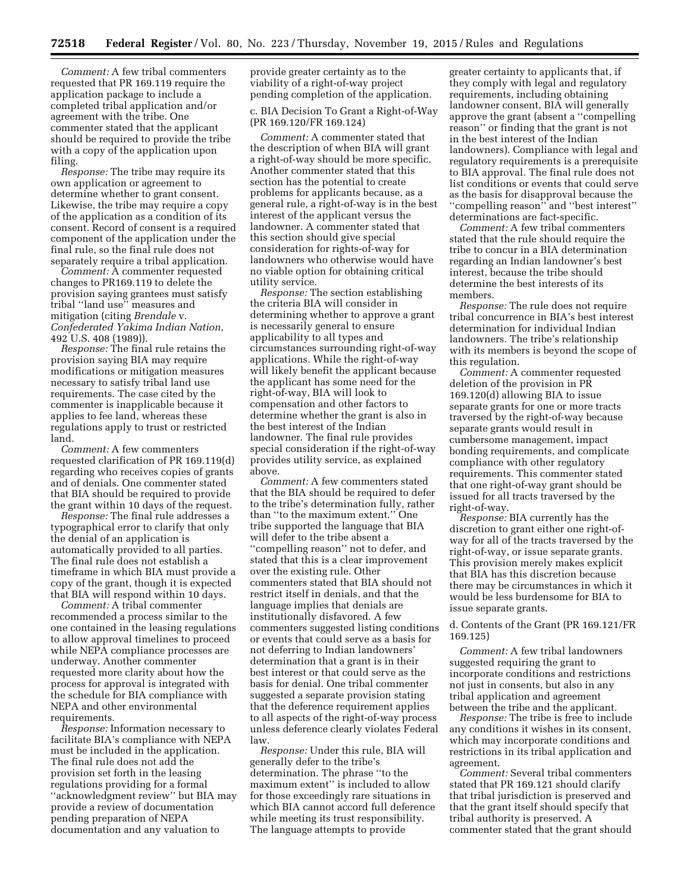*Comment:* A few tribal commenters requested that PR 169.119 require the application package to include a completed tribal application and/or agreement with the tribe. One commenter stated that the applicant should be required to provide the tribe with a copy of the application upon filing.

*Response:* The tribe may require its own application or agreement to determine whether to grant consent. Likewise, the tribe may require a copy of the application as a condition of its consent. Record of consent is a required component of the application under the final rule, so the final rule does not separately require a tribal application.

*Comment:* A commenter requested changes to PR169.119 to delete the provision saying grantees must satisfy tribal "land use" measures and mitigation (citing *Brendale* v. *Confederated Yakima Indian Nation,* 492 U.S. 408 (1989)).

*Response:* The final rule retains the provision saying BIA may require modifications or mitigation measures necessary to satisfy tribal land use requirements. The case cited by the commenter is inapplicable because it applies to fee land, whereas these regulations apply to trust or restricted land.

*Comment:* A few commenters requested clarification of PR 169.119(d) regarding who receives copies of grants and of denials. One commenter stated that BIA should be required to provide the grant within 10 days of the request.

*Response:* The final rule addresses a typographical error to clarify that only the denial of an application is automatically provided to all parties. The final rule does not establish a timeframe in which BIA must provide a copy of the grant, though it is expected that BIA will respond within 10 days.

*Comment:* A tribal commenter recommended a process similar to the one contained in the leasing regulations to allow approval timelines to proceed while NEPA compliance processes are underway. Another commenter requested more clarity about how the process for approval is integrated with the schedule for BIA compliance with NEPA and other environmental requirements.

*Response:* Information necessary to facilitate BIA's compliance with NEPA must be included in the application. The final rule does not add the provision set forth in the leasing regulations providing for a formal "acknowledgment review" but BIA may provide a review of documentation pending preparation of NEPA documentation and any valuation to provide greater certainty as to the viability of a right-of-way project pending completion of the application.

c. BIA Decision To Grant a Right-of-Way (PR 169.120/FR 169.124)

*Comment:* A commenter stated that the description of when BIA will grant a right-of-way should be more specific. Another commenter stated that this section has the potential to create problems for applicants because, as a general rule, a right-of-way is in the best interest of the applicant versus the landowner. A commenter stated that this section should give special consideration for rights-of-way for landowners who otherwise would have no viable option for obtaining critical utility service.

*Response:* The section establishing the criteria BIA will consider in determining whether to approve a grant is necessarily general to ensure applicability to all types and circumstances surrounding right-of-way applications. While the right-of-way will likely benefit the applicant because the applicant has some need for the right-of-way, BIA will look to compensation and other factors to determine whether the grant is also in the best interest of the Indian landowner. The final rule provides special consideration if the right-of-way provides utility service, as explained above.

*Comment:* A few commenters stated that the BIA should be required to defer to the tribe's determination fully, rather than "to the maximum extent." One tribe supported the language that BIA will defer to the tribe absent a "compelling reason" not to defer, and stated that this is a clear improvement over the existing rule. Other commenters stated that BIA should not restrict itself in denials, and that the language implies that denials are institutionally disfavored. A few commenters suggested listing conditions or events that could serve as a basis for not deferring to Indian landowners' determination that a grant is in their best interest or that could serve as the basis for denial. One tribal commenter suggested a separate provision stating that the deference requirement applies to all aspects of the right-of-way process unless deference clearly violates Federal law.

*Response:* Under this rule, BIA will generally defer to the tribe's determination. The phrase "to the maximum extent" is included to allow for those exceedingly rare situations in which BIA cannot accord full deference while meeting its trust responsibility. The language attempts to provide greater certainty to applicants that, if they comply with legal and regulatory requirements, including obtaining landowner consent, BIA will generally approve the grant (absent a "compelling reason" or finding that the grant is not in the best interest of the Indian landowners). Compliance with legal and regulatory requirements is a prerequisite to BIA approval. The final rule does not list conditions or events that could serve as the basis for disapproval because the "compelling reason" and "best interest" determinations are fact-specific.

*Comment:* A few tribal commenters stated that the rule should require the tribe to concur in a BIA determination regarding an Indian landowner's best interest, because the tribe should determine the best interests of its members.

*Response:* The rule does not require tribal concurrence in BIA's best interest determination for individual Indian landowners. The tribe's relationship with its members is beyond the scope of this regulation.

*Comment:* A commenter requested deletion of the provision in PR 169.120(d) allowing BIA to issue separate grants for one or more tracts traversed by the right-of-way because separate grants would result in cumbersome management, impact bonding requirements, and complicate compliance with other regulatory requirements. This commenter stated that one right-of-way grant should be issued for all tracts traversed by the right-of-way.

*Response:* BIA currently has the discretion to grant either one right-of-way for all of the tracts traversed by the right-of-way, or issue separate grants. This provision merely makes explicit that BIA has this discretion because there may be circumstances in which it would be less burdensome for BIA to issue separate grants.

d. Contents of the Grant (PR 169.121/FR 169.125)

*Comment:* A few tribal landowners suggested requiring the grant to incorporate conditions and restrictions not just in consents, but also in any tribal application and agreement between the tribe and the applicant.

*Response:* The tribe is free to include any conditions it wishes in its consent, which may incorporate conditions and restrictions in its tribal application and agreement.

*Comment:* Several tribal commenters stated that PR 169.121 should clarify that tribal jurisdiction is preserved and that the grant itself should specify that tribal authority is preserved. A commenter stated that the grant should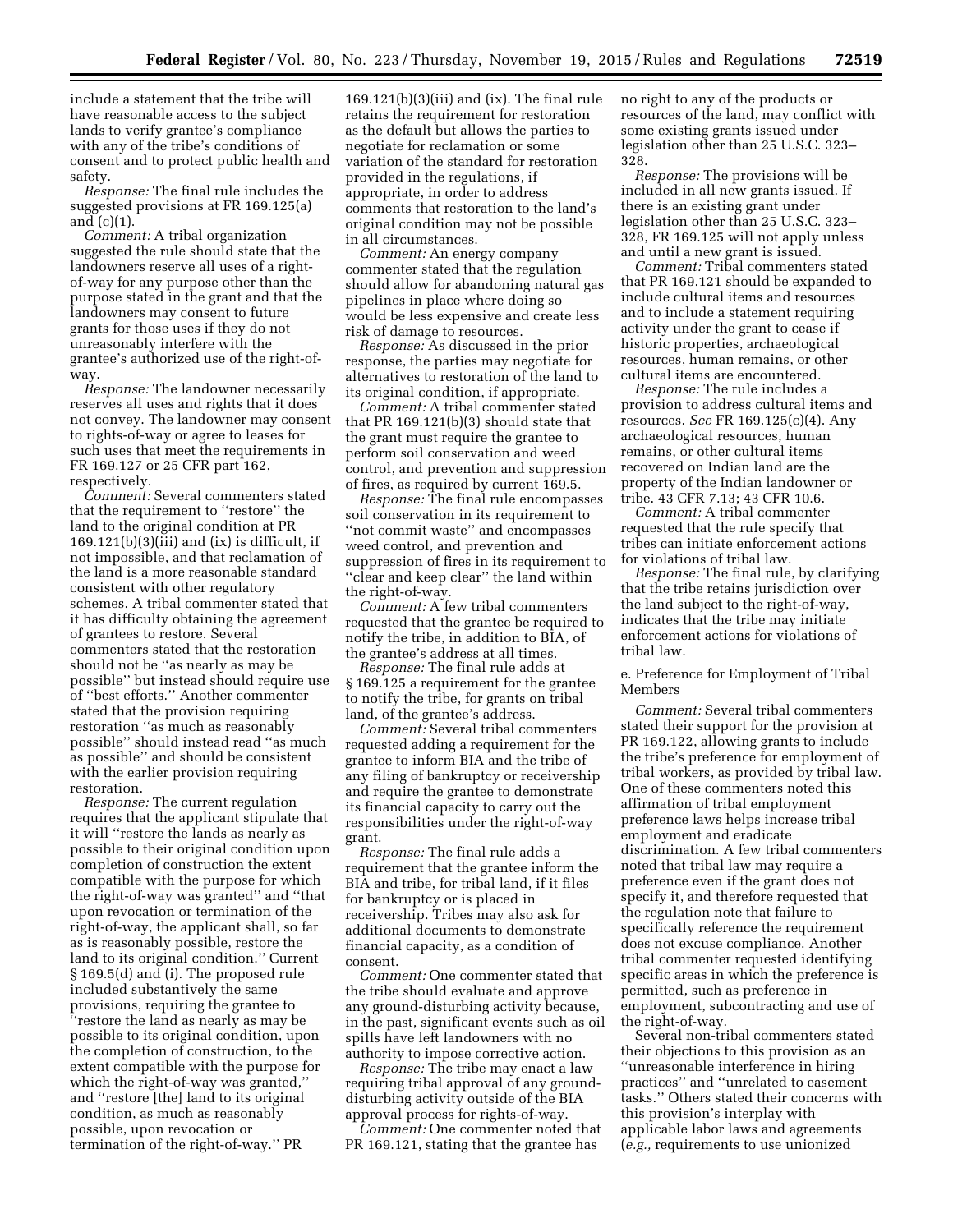include a statement that the tribe will have reasonable access to the subject lands to verify grantee's compliance with any of the tribe's conditions of consent and to protect public health and safety.

*Response:* The final rule includes the suggested provisions at FR 169.125(a) and (c)(1).

*Comment:* A tribal organization suggested the rule should state that the landowners reserve all uses of a right-of-way for any purpose other than the purpose stated in the grant and that the landowners may consent to future grants for those uses if they do not unreasonably interfere with the grantee's authorized use of the right-of-way.

*Response:* The landowner necessarily reserves all uses and rights that it does not convey. The landowner may consent to rights-of-way or agree to leases for such uses that meet the requirements in FR 169.127 or 25 CFR part 162, respectively.

*Comment:* Several commenters stated that the requirement to ''restore'' the land to the original condition at PR 169.121(b)(3)(iii) and (ix) is difficult, if not impossible, and that reclamation of the land is a more reasonable standard consistent with other regulatory schemes. A tribal commenter stated that it has difficulty obtaining the agreement of grantees to restore. Several commenters stated that the restoration should not be ''as nearly as may be possible'' but instead should require use of ''best efforts.'' Another commenter stated that the provision requiring restoration ''as much as reasonably possible'' should instead read ''as much as possible'' and should be consistent with the earlier provision requiring restoration.

*Response:* The current regulation requires that the applicant stipulate that it will ''restore the lands as nearly as possible to their original condition upon completion of construction the extent compatible with the purpose for which the right-of-way was granted'' and ''that upon revocation or termination of the right-of-way, the applicant shall, so far as is reasonably possible, restore the land to its original condition.'' Current § 169.5(d) and (i). The proposed rule included substantively the same provisions, requiring the grantee to ''restore the land as nearly as may be possible to its original condition, upon the completion of construction, to the extent compatible with the purpose for which the right-of-way was granted,'' and ''restore [the] land to its original condition, as much as reasonably possible, upon revocation or termination of the right-of-way.'' PR 169.121(b)(3)(iii) and (ix). The final rule retains the requirement for restoration as the default but allows the parties to negotiate for reclamation or some variation of the standard for restoration provided in the regulations, if appropriate, in order to address comments that restoration to the land's original condition may not be possible in all circumstances.

*Comment:* An energy company commenter stated that the regulation should allow for abandoning natural gas pipelines in place where doing so would be less expensive and create less risk of damage to resources.

*Response:* As discussed in the prior response, the parties may negotiate for alternatives to restoration of the land to its original condition, if appropriate.

*Comment:* A tribal commenter stated that PR 169.121(b)(3) should state that the grant must require the grantee to perform soil conservation and weed control, and prevention and suppression of fires, as required by current 169.5.

*Response:* The final rule encompasses soil conservation in its requirement to ''not commit waste'' and encompasses weed control, and prevention and suppression of fires in its requirement to ''clear and keep clear'' the land within the right-of-way.

*Comment:* A few tribal commenters requested that the grantee be required to notify the tribe, in addition to BIA, of the grantee's address at all times.

*Response:* The final rule adds at § 169.125 a requirement for the grantee to notify the tribe, for grants on tribal land, of the grantee's address.

*Comment:* Several tribal commenters requested adding a requirement for the grantee to inform BIA and the tribe of any filing of bankruptcy or receivership and require the grantee to demonstrate its financial capacity to carry out the responsibilities under the right-of-way grant.

*Response:* The final rule adds a requirement that the grantee inform the BIA and tribe, for tribal land, if it files for bankruptcy or is placed in receivership. Tribes may also ask for additional documents to demonstrate financial capacity, as a condition of consent.

*Comment:* One commenter stated that the tribe should evaluate and approve any ground-disturbing activity because, in the past, significant events such as oil spills have left landowners with no authority to impose corrective action.

*Response:* The tribe may enact a law requiring tribal approval of any ground-disturbing activity outside of the BIA approval process for rights-of-way.

*Comment:* One commenter noted that PR 169.121, stating that the grantee has no right to any of the products or resources of the land, may conflict with some existing grants issued under legislation other than 25 U.S.C. 323–328.

*Response:* The provisions will be included in all new grants issued. If there is an existing grant under legislation other than 25 U.S.C. 323–328, FR 169.125 will not apply unless and until a new grant is issued.

*Comment:* Tribal commenters stated that PR 169.121 should be expanded to include cultural items and resources and to include a statement requiring activity under the grant to cease if historic properties, archaeological resources, human remains, or other cultural items are encountered.

*Response:* The rule includes a provision to address cultural items and resources. *See* FR 169.125(c)(4). Any archaeological resources, human remains, or other cultural items recovered on Indian land are the property of the Indian landowner or tribe. 43 CFR 7.13; 43 CFR 10.6.

*Comment:* A tribal commenter requested that the rule specify that tribes can initiate enforcement actions for violations of tribal law.

*Response:* The final rule, by clarifying that the tribe retains jurisdiction over the land subject to the right-of-way, indicates that the tribe may initiate enforcement actions for violations of tribal law.

e. Preference for Employment of Tribal Members

*Comment:* Several tribal commenters stated their support for the provision at PR 169.122, allowing grants to include the tribe's preference for employment of tribal workers, as provided by tribal law. One of these commenters noted this affirmation of tribal employment preference laws helps increase tribal employment and eradicate discrimination. A few tribal commenters noted that tribal law may require a preference even if the grant does not specify it, and therefore requested that the regulation note that failure to specifically reference the requirement does not excuse compliance. Another tribal commenter requested identifying specific areas in which the preference is permitted, such as preference in employment, subcontracting and use of the right-of-way.

Several non-tribal commenters stated their objections to this provision as an ''unreasonable interference in hiring practices'' and ''unrelated to easement tasks.'' Others stated their concerns with this provision's interplay with applicable labor laws and agreements (*e.g.,* requirements to use unionized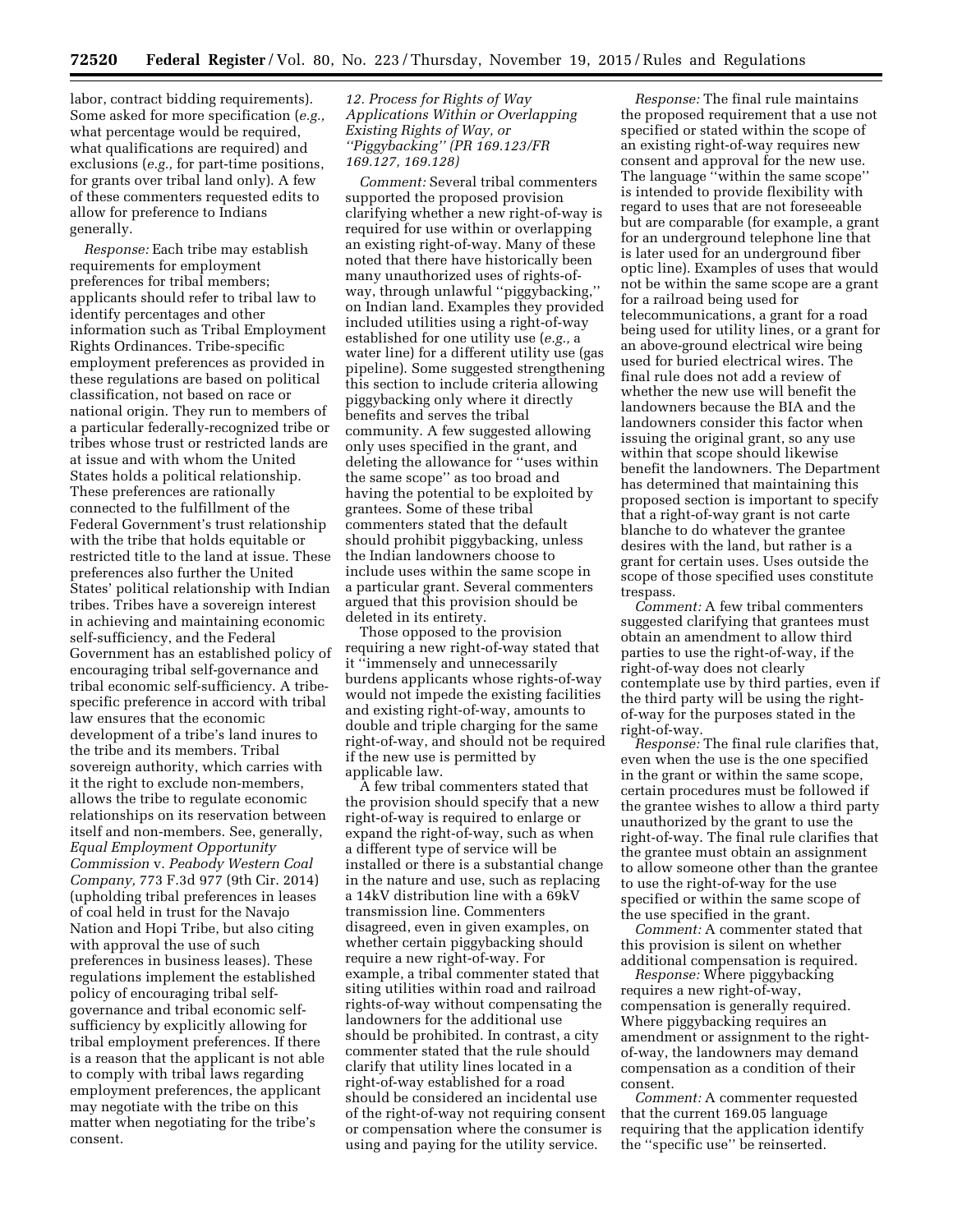labor, contract bidding requirements). Some asked for more specification (*e.g.,* what percentage would be required, what qualifications are required) and exclusions (*e.g.,* for part-time positions, for grants over tribal land only). A few of these commenters requested edits to allow for preference to Indians generally.

*Response:* Each tribe may establish requirements for employment preferences for tribal members; applicants should refer to tribal law to identify percentages and other information such as Tribal Employment Rights Ordinances. Tribe-specific employment preferences as provided in these regulations are based on political classification, not based on race or national origin. They run to members of a particular federally-recognized tribe or tribes whose trust or restricted lands are at issue and with whom the United States holds a political relationship. These preferences are rationally connected to the fulfillment of the Federal Government's trust relationship with the tribe that holds equitable or restricted title to the land at issue. These preferences also further the United States' political relationship with Indian tribes. Tribes have a sovereign interest in achieving and maintaining economic self-sufficiency, and the Federal Government has an established policy of encouraging tribal self-governance and tribal economic self-sufficiency. A tribe-specific preference in accord with tribal law ensures that the economic development of a tribe's land inures to the tribe and its members. Tribal sovereign authority, which carries with it the right to exclude non-members, allows the tribe to regulate economic relationships on its reservation between itself and non-members. See, generally, *Equal Employment Opportunity Commission* v. *Peabody Western Coal Company,* 773 F.3d 977 (9th Cir. 2014) (upholding tribal preferences in leases of coal held in trust for the Navajo Nation and Hopi Tribe, but also citing with approval the use of such preferences in business leases). These regulations implement the established policy of encouraging tribal self-governance and tribal economic self-sufficiency by explicitly allowing for tribal employment preferences. If there is a reason that the applicant is not able to comply with tribal laws regarding employment preferences, the applicant may negotiate with the tribe on this matter when negotiating for the tribe's consent.

*12. Process for Rights of Way Applications Within or Overlapping Existing Rights of Way, or "Piggybacking" (PR 169.123/FR 169.127, 169.128)*

*Comment:* Several tribal commenters supported the proposed provision clarifying whether a new right-of-way is required for use within or overlapping an existing right-of-way. Many of these noted that there have historically been many unauthorized uses of rights-of-way, through unlawful "piggybacking," on Indian land. Examples they provided included utilities using a right-of-way established for one utility use (*e.g.,* a water line) for a different utility use (gas pipeline). Some suggested strengthening this section to include criteria allowing piggybacking only where it directly benefits and serves the tribal community. A few suggested allowing only uses specified in the grant, and deleting the allowance for "uses within the same scope" as too broad and having the potential to be exploited by grantees. Some of these tribal commenters stated that the default should prohibit piggybacking, unless the Indian landowners choose to include uses within the same scope in a particular grant. Several commenters argued that this provision should be deleted in its entirety.

Those opposed to the provision requiring a new right-of-way stated that it "immensely and unnecessarily burdens applicants whose rights-of-way would not impede the existing facilities and existing right-of-way, amounts to double and triple charging for the same right-of-way, and should not be required if the new use is permitted by applicable law.

A few tribal commenters stated that the provision should specify that a new right-of-way is required to enlarge or expand the right-of-way, such as when a different type of service will be installed or there is a substantial change in the nature and use, such as replacing a 14kV distribution line with a 69kV transmission line. Commenters disagreed, even in given examples, on whether certain piggybacking should require a new right-of-way. For example, a tribal commenter stated that siting utilities within road and railroad rights-of-way without compensating the landowners for the additional use should be prohibited. In contrast, a city commenter stated that the rule should clarify that utility lines located in a right-of-way established for a road should be considered an incidental use of the right-of-way not requiring consent or compensation where the consumer is using and paying for the utility service.

*Response:* The final rule maintains the proposed requirement that a use not specified or stated within the scope of an existing right-of-way requires new consent and approval for the new use. The language "within the same scope" is intended to provide flexibility with regard to uses that are not foreseeable but are comparable (for example, a grant for an underground telephone line that is later used for an underground fiber optic line). Examples of uses that would not be within the same scope are a grant for a railroad being used for telecommunications, a grant for a road being used for utility lines, or a grant for an above-ground electrical wire being used for buried electrical wires. The final rule does not add a review of whether the new use will benefit the landowners because the BIA and the landowners consider this factor when issuing the original grant, so any use within that scope should likewise benefit the landowners. The Department has determined that maintaining this proposed section is important to specify that a right-of-way grant is not carte blanche to do whatever the grantee desires with the land, but rather is a grant for certain uses. Uses outside the scope of those specified uses constitute trespass.

*Comment:* A few tribal commenters suggested clarifying that grantees must obtain an amendment to allow third parties to use the right-of-way, if the right-of-way does not clearly contemplate use by third parties, even if the third party will be using the right-of-way for the purposes stated in the right-of-way.

*Response:* The final rule clarifies that, even when the use is the one specified in the grant or within the same scope, certain procedures must be followed if the grantee wishes to allow a third party unauthorized by the grant to use the right-of-way. The final rule clarifies that the grantee must obtain an assignment to allow someone other than the grantee to use the right-of-way for the use specified or within the same scope of the use specified in the grant.

*Comment:* A commenter stated that this provision is silent on whether additional compensation is required.

*Response:* Where piggybacking requires a new right-of-way, compensation is generally required. Where piggybacking requires an amendment or assignment to the right-of-way, the landowners may demand compensation as a condition of their consent.

*Comment:* A commenter requested that the current 169.05 language requiring that the application identify the "specific use" be reinserted.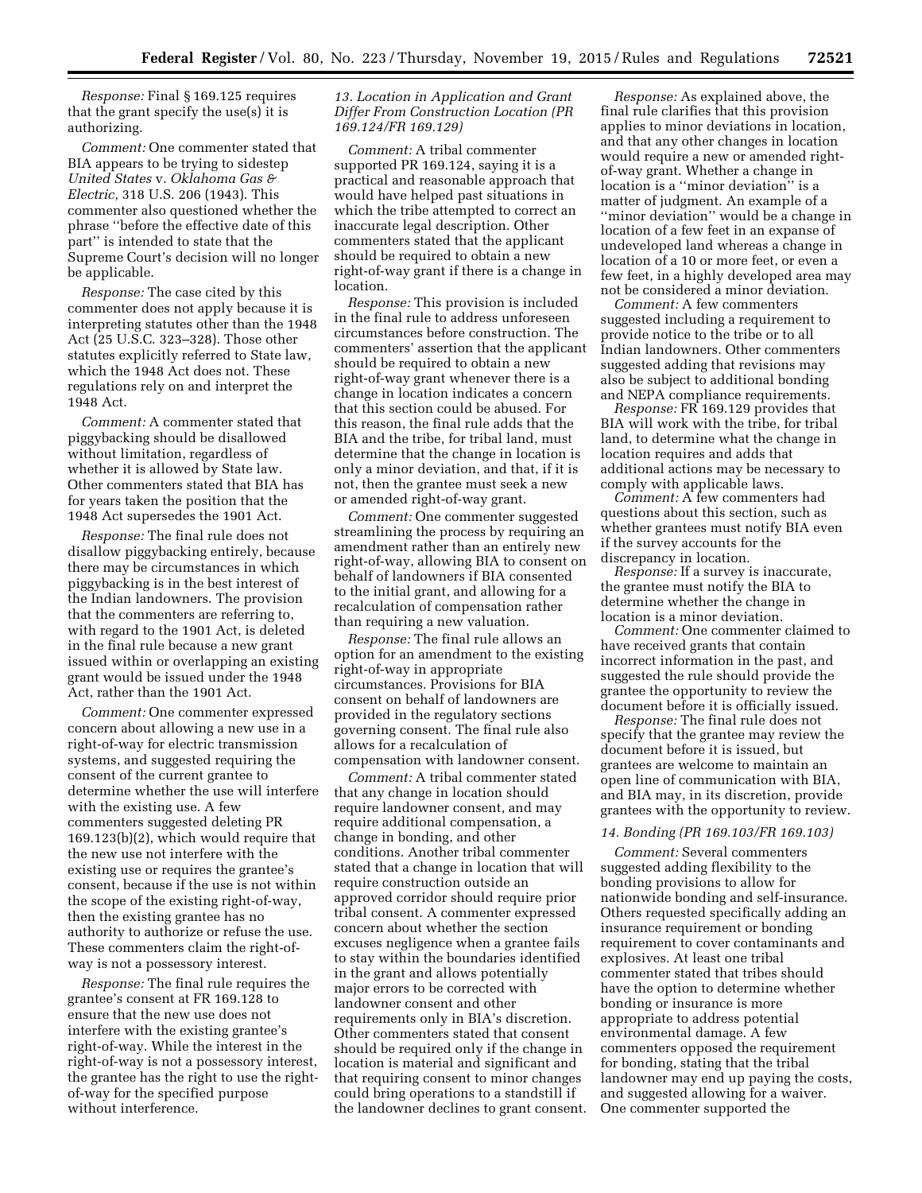*Response:* Final § 169.125 requires that the grant specify the use(s) it is authorizing.

*Comment:* One commenter stated that BIA appears to be trying to sidestep *United States* v. *Oklahoma Gas & Electric,* 318 U.S. 206 (1943). This commenter also questioned whether the phrase ''before the effective date of this part'' is intended to state that the Supreme Court's decision will no longer be applicable.

*Response:* The case cited by this commenter does not apply because it is interpreting statutes other than the 1948 Act (25 U.S.C. 323–328). Those other statutes explicitly referred to State law, which the 1948 Act does not. These regulations rely on and interpret the 1948 Act.

*Comment:* A commenter stated that piggybacking should be disallowed without limitation, regardless of whether it is allowed by State law. Other commenters stated that BIA has for years taken the position that the 1948 Act supersedes the 1901 Act.

*Response:* The final rule does not disallow piggybacking entirely, because there may be circumstances in which piggybacking is in the best interest of the Indian landowners. The provision that the commenters are referring to, with regard to the 1901 Act, is deleted in the final rule because a new grant issued within or overlapping an existing grant would be issued under the 1948 Act, rather than the 1901 Act.

*Comment:* One commenter expressed concern about allowing a new use in a right-of-way for electric transmission systems, and suggested requiring the consent of the current grantee to determine whether the use will interfere with the existing use. A few commenters suggested deleting PR 169.123(b)(2), which would require that the new use not interfere with the existing use or requires the grantee's consent, because if the use is not within the scope of the existing right-of-way, then the existing grantee has no authority to authorize or refuse the use. These commenters claim the right-of-way is not a possessory interest.

*Response:* The final rule requires the grantee's consent at FR 169.128 to ensure that the new use does not interfere with the existing grantee's right-of-way. While the interest in the right-of-way is not a possessory interest, the grantee has the right to use the right-of-way for the specified purpose without interference.

### *13. Location in Application and Grant Differ From Construction Location (PR 169.124/FR 169.129)*

*Comment:* A tribal commenter supported PR 169.124, saying it is a practical and reasonable approach that would have helped past situations in which the tribe attempted to correct an inaccurate legal description. Other commenters stated that the applicant should be required to obtain a new right-of-way grant if there is a change in location.

*Response:* This provision is included in the final rule to address unforeseen circumstances before construction. The commenters' assertion that the applicant should be required to obtain a new right-of-way grant whenever there is a change in location indicates a concern that this section could be abused. For this reason, the final rule adds that the BIA and the tribe, for tribal land, must determine that the change in location is only a minor deviation, and that, if it is not, then the grantee must seek a new or amended right-of-way grant.

*Comment:* One commenter suggested streamlining the process by requiring an amendment rather than an entirely new right-of-way, allowing BIA to consent on behalf of landowners if BIA consented to the initial grant, and allowing for a recalculation of compensation rather than requiring a new valuation.

*Response:* The final rule allows an option for an amendment to the existing right-of-way in appropriate circumstances. Provisions for BIA consent on behalf of landowners are provided in the regulatory sections governing consent. The final rule also allows for a recalculation of compensation with landowner consent.

*Comment:* A tribal commenter stated that any change in location should require landowner consent, and may require additional compensation, a change in bonding, and other conditions. Another tribal commenter stated that a change in location that will require construction outside an approved corridor should require prior tribal consent. A commenter expressed concern about whether the section excuses negligence when a grantee fails to stay within the boundaries identified in the grant and allows potentially major errors to be corrected with landowner consent and other requirements only in BIA's discretion. Other commenters stated that consent should be required only if the change in location is material and significant and that requiring consent to minor changes could bring operations to a standstill if the landowner declines to grant consent.

*Response:* As explained above, the final rule clarifies that this provision applies to minor deviations in location, and that any other changes in location would require a new or amended right-of-way grant. Whether a change in location is a ''minor deviation'' is a matter of judgment. An example of a ''minor deviation'' would be a change in location of a few feet in an expanse of undeveloped land whereas a change in location of a 10 or more feet, or even a few feet, in a highly developed area may not be considered a minor deviation.

*Comment:* A few commenters suggested including a requirement to provide notice to the tribe or to all Indian landowners. Other commenters suggested adding that revisions may also be subject to additional bonding and NEPA compliance requirements.

*Response:* FR 169.129 provides that BIA will work with the tribe, for tribal land, to determine what the change in location requires and adds that additional actions may be necessary to comply with applicable laws.

*Comment:* A few commenters had questions about this section, such as whether grantees must notify BIA even if the survey accounts for the discrepancy in location.

*Response:* If a survey is inaccurate, the grantee must notify the BIA to determine whether the change in location is a minor deviation.

*Comment:* One commenter claimed to have received grants that contain incorrect information in the past, and suggested the rule should provide the grantee the opportunity to review the document before it is officially issued.

*Response:* The final rule does not specify that the grantee may review the document before it is issued, but grantees are welcome to maintain an open line of communication with BIA, and BIA may, in its discretion, provide grantees with the opportunity to review.

### *14. Bonding (PR 169.103/FR 169.103)*

*Comment:* Several commenters suggested adding flexibility to the bonding provisions to allow for nationwide bonding and self-insurance. Others requested specifically adding an insurance requirement or bonding requirement to cover contaminants and explosives. At least one tribal commenter stated that tribes should have the option to determine whether bonding or insurance is more appropriate to address potential environmental damage. A few commenters opposed the requirement for bonding, stating that the tribal landowner may end up paying the costs, and suggested allowing for a waiver. One commenter supported the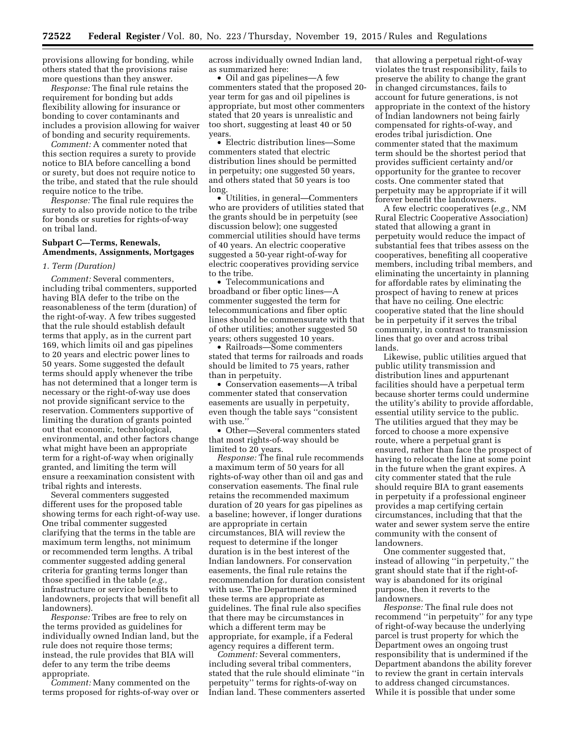provisions allowing for bonding, while others stated that the provisions raise more questions than they answer.

*Response:* The final rule retains the requirement for bonding but adds flexibility allowing for insurance or bonding to cover contaminants and includes a provision allowing for waiver of bonding and security requirements.

*Comment:* A commenter noted that this section requires a surety to provide notice to BIA before cancelling a bond or surety, but does not require notice to the tribe, and stated that the rule should require notice to the tribe.

*Response:* The final rule requires the surety to also provide notice to the tribe for bonds or sureties for rights-of-way on tribal land.

### Subpart C—Terms, Renewals, Amendments, Assignments, Mortgages

#### *1. Term (Duration)*

*Comment:* Several commenters, including tribal commenters, supported having BIA defer to the tribe on the reasonableness of the term (duration) of the right-of-way. A few tribes suggested that the rule should establish default terms that apply, as in the current part 169, which limits oil and gas pipelines to 20 years and electric power lines to 50 years. Some suggested the default terms should apply whenever the tribe has not determined that a longer term is necessary or the right-of-way use does not provide significant service to the reservation. Commenters supportive of limiting the duration of grants pointed out that economic, technological, environmental, and other factors change what might have been an appropriate term for a right-of-way when originally granted, and limiting the term will ensure a reexamination consistent with tribal rights and interests.

Several commenters suggested different uses for the proposed table showing terms for each right-of-way use. One tribal commenter suggested clarifying that the terms in the table are maximum term lengths, not minimum or recommended term lengths. A tribal commenter suggested adding general criteria for granting terms longer than those specified in the table (*e.g.,* infrastructure or service benefits to landowners, projects that will benefit all landowners).

*Response:* Tribes are free to rely on the terms provided as guidelines for individually owned Indian land, but the rule does not require those terms; instead, the rule provides that BIA will defer to any term the tribe deems appropriate.

*Comment:* Many commented on the terms proposed for rights-of-way over or across individually owned Indian land, as summarized here:

- Oil and gas pipelines—A few commenters stated that the proposed 20-year term for gas and oil pipelines is appropriate, but most other commenters stated that 20 years is unrealistic and too short, suggesting at least 40 or 50 years.
- Electric distribution lines—Some commenters stated that electric distribution lines should be permitted in perpetuity; one suggested 50 years, and others stated that 50 years is too long.
- Utilities, in general—Commenters who are providers of utilities stated that the grants should be in perpetuity (see discussion below); one suggested commercial utilities should have terms of 40 years. An electric cooperative suggested a 50-year right-of-way for electric cooperatives providing service to the tribe.
- Telecommunications and broadband or fiber optic lines—A commenter suggested the term for telecommunications and fiber optic lines should be commensurate with that of other utilities; another suggested 50 years; others suggested 10 years.
- Railroads—Some commenters stated that terms for railroads and roads should be limited to 75 years, rather than in perpetuity.
- Conservation easements—A tribal commenter stated that conservation easements are usually in perpetuity, even though the table says "consistent with use."
- Other—Several commenters stated that most rights-of-way should be limited to 20 years.

*Response:* The final rule recommends a maximum term of 50 years for all rights-of-way other than oil and gas and conservation easements. The final rule retains the recommended maximum duration of 20 years for gas pipelines as a baseline; however, if longer durations are appropriate in certain circumstances, BIA will review the request to determine if the longer duration is in the best interest of the Indian landowners. For conservation easements, the final rule retains the recommendation for duration consistent with use. The Department determined these terms are appropriate as guidelines. The final rule also specifies that there may be circumstances in which a different term may be appropriate, for example, if a Federal agency requires a different term.

*Comment:* Several commenters, including several tribal commenters, stated that the rule should eliminate "in perpetuity" terms for rights-of-way on Indian land. These commenters asserted that allowing a perpetual right-of-way violates the trust responsibility, fails to preserve the ability to change the grant in changed circumstances, fails to account for future generations, is not appropriate in the context of the history of Indian landowners not being fairly compensated for rights-of-way, and erodes tribal jurisdiction. One commenter stated that the maximum term should be the shortest period that provides sufficient certainty and/or opportunity for the grantee to recover costs. One commenter stated that perpetuity may be appropriate if it will forever benefit the landowners.

A few electric cooperatives (*e.g.,* NM Rural Electric Cooperative Association) stated that allowing a grant in perpetuity would reduce the impact of substantial fees that tribes assess on the cooperatives, benefiting all cooperative members, including tribal members, and eliminating the uncertainty in planning for affordable rates by eliminating the prospect of having to renew at prices that have no ceiling. One electric cooperative stated that the line should be in perpetuity if it serves the tribal community, in contrast to transmission lines that go over and across tribal lands.

Likewise, public utilities argued that public utility transmission and distribution lines and appurtenant facilities should have a perpetual term because shorter terms could undermine the utility's ability to provide affordable, essential utility service to the public. The utilities argued that they may be forced to choose a more expensive route, where a perpetual grant is ensured, rather than face the prospect of having to relocate the line at some point in the future when the grant expires. A city commenter stated that the rule should require BIA to grant easements in perpetuity if a professional engineer provides a map certifying certain circumstances, including that that the water and sewer system serve the entire community with the consent of landowners.

One commenter suggested that, instead of allowing "in perpetuity," the grant should state that if the right-of-way is abandoned for its original purpose, then it reverts to the landowners.

*Response:* The final rule does not recommend "in perpetuity" for any type of right-of-way because the underlying parcel is trust property for which the Department owes an ongoing trust responsibility that is undermined if the Department abandons the ability forever to review the grant in certain intervals to address changed circumstances. While it is possible that under some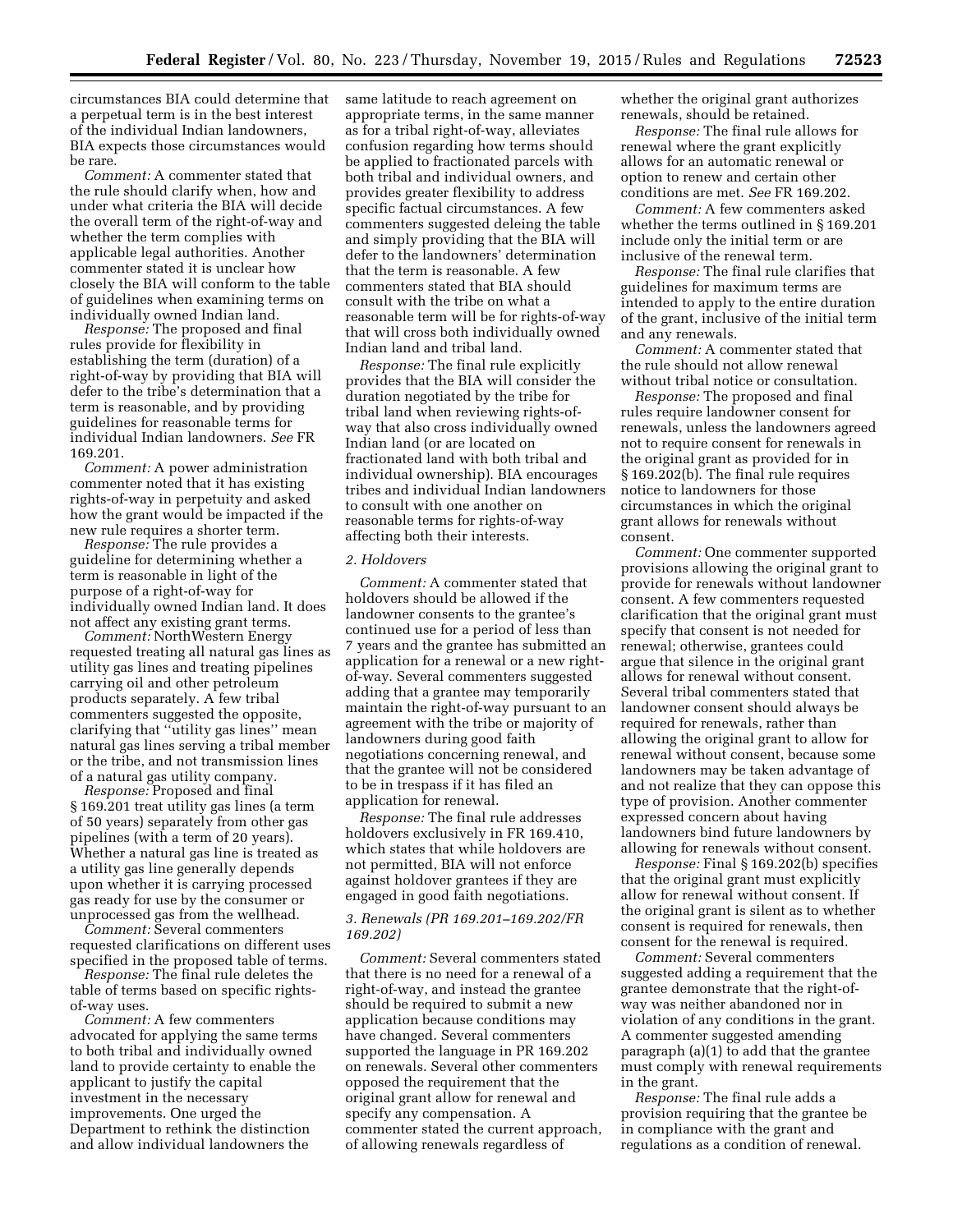circumstances BIA could determine that a perpetual term is in the best interest of the individual Indian landowners, BIA expects those circumstances would be rare.

*Comment:* A commenter stated that the rule should clarify when, how and under what criteria the BIA will decide the overall term of the right-of-way and whether the term complies with applicable legal authorities. Another commenter stated it is unclear how closely the BIA will conform to the table of guidelines when examining terms on individually owned Indian land.

*Response:* The proposed and final rules provide for flexibility in establishing the term (duration) of a right-of-way by providing that BIA will defer to the tribe's determination that a term is reasonable, and by providing guidelines for reasonable terms for individual Indian landowners. *See* FR 169.201.

*Comment:* A power administration commenter noted that it has existing rights-of-way in perpetuity and asked how the grant would be impacted if the new rule requires a shorter term.

*Response:* The rule provides a guideline for determining whether a term is reasonable in light of the purpose of a right-of-way for individually owned Indian land. It does not affect any existing grant terms.

*Comment:* NorthWestern Energy requested treating all natural gas lines as utility gas lines and treating pipelines carrying oil and other petroleum products separately. A few tribal commenters suggested the opposite, clarifying that ''utility gas lines'' mean natural gas lines serving a tribal member or the tribe, and not transmission lines of a natural gas utility company.

*Response:* Proposed and final § 169.201 treat utility gas lines (a term of 50 years) separately from other gas pipelines (with a term of 20 years). Whether a natural gas line is treated as a utility gas line generally depends upon whether it is carrying processed gas ready for use by the consumer or unprocessed gas from the wellhead.

*Comment:* Several commenters requested clarifications on different uses specified in the proposed table of terms.

*Response:* The final rule deletes the table of terms based on specific rights-of-way uses.

*Comment:* A few commenters advocated for applying the same terms to both tribal and individually owned land to provide certainty to enable the applicant to justify the capital investment in the necessary improvements. One urged the Department to rethink the distinction and allow individual landowners the same latitude to reach agreement on appropriate terms, in the same manner as for a tribal right-of-way, alleviates confusion regarding how terms should be applied to fractionated parcels with both tribal and individual owners, and provides greater flexibility to address specific factual circumstances. A few commenters suggested deleing the table and simply providing that the BIA will defer to the landowners' determination that the term is reasonable. A few commenters stated that BIA should consult with the tribe on what a reasonable term will be for rights-of-way that will cross both individually owned Indian land and tribal land.

*Response:* The final rule explicitly provides that the BIA will consider the duration negotiated by the tribe for tribal land when reviewing rights-of-way that also cross individually owned Indian land (or are located on fractionated land with both tribal and individual ownership). BIA encourages tribes and individual Indian landowners to consult with one another on reasonable terms for rights-of-way affecting both their interests.

*2. Holdovers*

*Comment:* A commenter stated that holdovers should be allowed if the landowner consents to the grantee's continued use for a period of less than 7 years and the grantee has submitted an application for a renewal or a new right-of-way. Several commenters suggested adding that a grantee may temporarily maintain the right-of-way pursuant to an agreement with the tribe or majority of landowners during good faith negotiations concerning renewal, and that the grantee will not be considered to be in trespass if it has filed an application for renewal.

*Response:* The final rule addresses holdovers exclusively in FR 169.410, which states that while holdovers are not permitted, BIA will not enforce against holdover grantees if they are engaged in good faith negotiations.

*3. Renewals (PR 169.201–169.202/FR 169.202)*

*Comment:* Several commenters stated that there is no need for a renewal of a right-of-way, and instead the grantee should be required to submit a new application because conditions may have changed. Several commenters supported the language in PR 169.202 on renewals. Several other commenters opposed the requirement that the original grant allow for renewal and specify any compensation. A commenter stated the current approach, of allowing renewals regardless of whether the original grant authorizes renewals, should be retained.

*Response:* The final rule allows for renewal where the grant explicitly allows for an automatic renewal or option to renew and certain other conditions are met. *See* FR 169.202.

*Comment:* A few commenters asked whether the terms outlined in § 169.201 include only the initial term or are inclusive of the renewal term.

*Response:* The final rule clarifies that guidelines for maximum terms are intended to apply to the entire duration of the grant, inclusive of the initial term and any renewals.

*Comment:* A commenter stated that the rule should not allow renewal without tribal notice or consultation.

*Response:* The proposed and final rules require landowner consent for renewals, unless the landowners agreed not to require consent for renewals in the original grant as provided for in § 169.202(b). The final rule requires notice to landowners for those circumstances in which the original grant allows for renewals without consent.

*Comment:* One commenter supported provisions allowing the original grant to provide for renewals without landowner consent. A few commenters requested clarification that the original grant must specify that consent is not needed for renewal; otherwise, grantees could argue that silence in the original grant allows for renewal without consent. Several tribal commenters stated that landowner consent should always be required for renewals, rather than allowing the original grant to allow for renewal without consent, because some landowners may be taken advantage of and not realize that they can oppose this type of provision. Another commenter expressed concern about having landowners bind future landowners by allowing for renewals without consent.

*Response:* Final § 169.202(b) specifies that the original grant must explicitly allow for renewal without consent. If the original grant is silent as to whether consent is required for renewals, then consent for the renewal is required.

*Comment:* Several commenters suggested adding a requirement that the grantee demonstrate that the right-of-way was neither abandoned nor in violation of any conditions in the grant. A commenter suggested amending paragraph (a)(1) to add that the grantee must comply with renewal requirements in the grant.

*Response:* The final rule adds a provision requiring that the grantee be in compliance with the grant and regulations as a condition of renewal.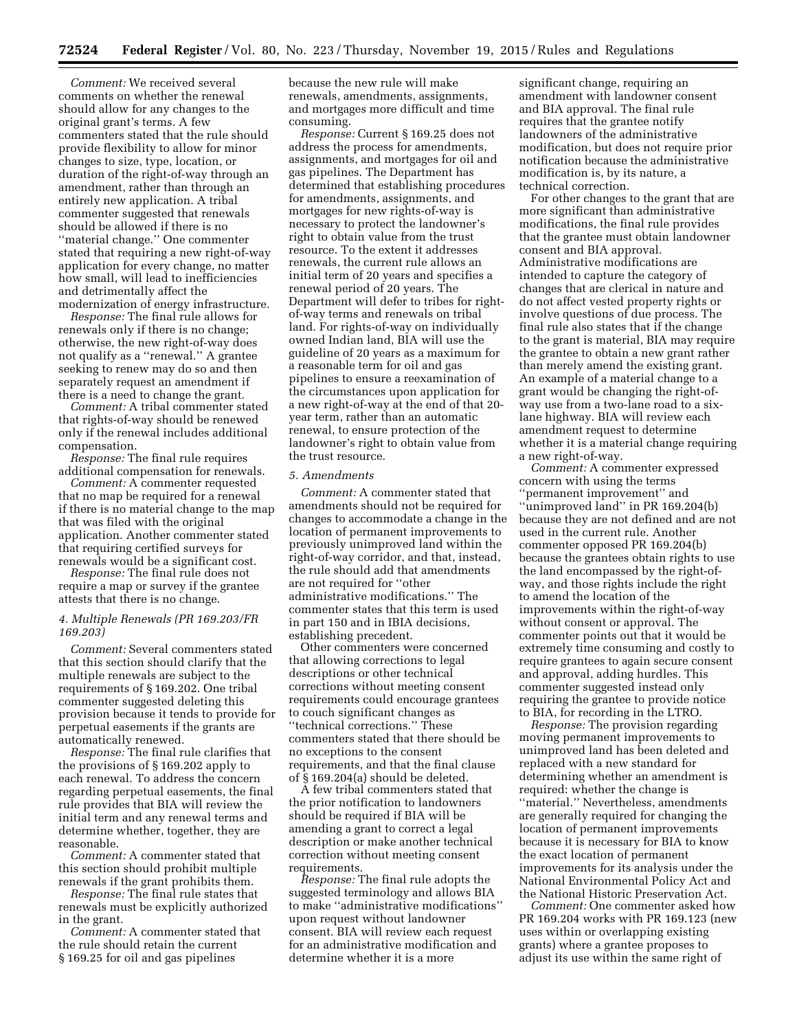*Comment:* We received several comments on whether the renewal should allow for any changes to the original grant's terms. A few commenters stated that the rule should provide flexibility to allow for minor changes to size, type, location, or duration of the right-of-way through an amendment, rather than through an entirely new application. A tribal commenter suggested that renewals should be allowed if there is no "material change." One commenter stated that requiring a new right-of-way application for every change, no matter how small, will lead to inefficiencies and detrimentally affect the modernization of energy infrastructure.

*Response:* The final rule allows for renewals only if there is no change; otherwise, the new right-of-way does not qualify as a "renewal." A grantee seeking to renew may do so and then separately request an amendment if there is a need to change the grant.

*Comment:* A tribal commenter stated that rights-of-way should be renewed only if the renewal includes additional compensation.

*Response:* The final rule requires additional compensation for renewals.

*Comment:* A commenter requested that no map be required for a renewal if there is no material change to the map that was filed with the original application. Another commenter stated that requiring certified surveys for renewals would be a significant cost.

*Response:* The final rule does not require a map or survey if the grantee attests that there is no change.

*4. Multiple Renewals (PR 169.203/FR 169.203)*

*Comment:* Several commenters stated that this section should clarify that the multiple renewals are subject to the requirements of § 169.202. One tribal commenter suggested deleting this provision because it tends to provide for perpetual easements if the grants are automatically renewed.

*Response:* The final rule clarifies that the provisions of § 169.202 apply to each renewal. To address the concern regarding perpetual easements, the final rule provides that BIA will review the initial term and any renewal terms and determine whether, together, they are reasonable.

*Comment:* A commenter stated that this section should prohibit multiple renewals if the grant prohibits them.

*Response:* The final rule states that renewals must be explicitly authorized in the grant.

*Comment:* A commenter stated that the rule should retain the current § 169.25 for oil and gas pipelines because the new rule will make renewals, amendments, assignments, and mortgages more difficult and time consuming.

*Response:* Current § 169.25 does not address the process for amendments, assignments, and mortgages for oil and gas pipelines. The Department has determined that establishing procedures for amendments, assignments, and mortgages for new rights-of-way is necessary to protect the landowner's right to obtain value from the trust resource. To the extent it addresses renewals, the current rule allows an initial term of 20 years and specifies a renewal period of 20 years. The Department will defer to tribes for right-of-way terms and renewals on tribal land. For rights-of-way on individually owned Indian land, BIA will use the guideline of 20 years as a maximum for a reasonable term for oil and gas pipelines to ensure a reexamination of the circumstances upon application for a new right-of-way at the end of that 20-year term, rather than an automatic renewal, to ensure protection of the landowner's right to obtain value from the trust resource.

*5. Amendments*

*Comment:* A commenter stated that amendments should not be required for changes to accommodate a change in the location of permanent improvements to previously unimproved land within the right-of-way corridor, and that, instead, the rule should add that amendments are not required for "other administrative modifications." The commenter states that this term is used in part 150 and in IBIA decisions, establishing precedent.

Other commenters were concerned that allowing corrections to legal descriptions or other technical corrections without meeting consent requirements could encourage grantees to couch significant changes as "technical corrections." These commenters stated that there should be no exceptions to the consent requirements, and that the final clause of § 169.204(a) should be deleted.

A few tribal commenters stated that the prior notification to landowners should be required if BIA will be amending a grant to correct a legal description or make another technical correction without meeting consent requirements.

*Response:* The final rule adopts the suggested terminology and allows BIA to make "administrative modifications" upon request without landowner consent. BIA will review each request for an administrative modification and determine whether it is a more significant change, requiring an amendment with landowner consent and BIA approval. The final rule requires that the grantee notify landowners of the administrative modification, but does not require prior notification because the administrative modification is, by its nature, a technical correction.

For other changes to the grant that are more significant than administrative modifications, the final rule provides that the grantee must obtain landowner consent and BIA approval. Administrative modifications are intended to capture the category of changes that are clerical in nature and do not affect vested property rights or involve questions of due process. The final rule also states that if the change to the grant is material, BIA may require the grantee to obtain a new grant rather than merely amend the existing grant. An example of a material change to a grant would be changing the right-of-way use from a two-lane road to a six-lane highway. BIA will review each amendment request to determine whether it is a material change requiring a new right-of-way.

*Comment:* A commenter expressed concern with using the terms "permanent improvement" and "unimproved land" in PR 169.204(b) because they are not defined and are not used in the current rule. Another commenter opposed PR 169.204(b) because the grantees obtain rights to use the land encompassed by the right-of-way, and those rights include the right to amend the location of the improvements within the right-of-way without consent or approval. The commenter points out that it would be extremely time consuming and costly to require grantees to again secure consent and approval, adding hurdles. This commenter suggested instead only requiring the grantee to provide notice to BIA, for recording in the LTRO.

*Response:* The provision regarding moving permanent improvements to unimproved land has been deleted and replaced with a new standard for determining whether an amendment is required: whether the change is "material." Nevertheless, amendments are generally required for changing the location of permanent improvements because it is necessary for BIA to know the exact location of permanent improvements for its analysis under the National Environmental Policy Act and the National Historic Preservation Act.

*Comment:* One commenter asked how PR 169.204 works with PR 169.123 (new uses within or overlapping existing grants) where a grantee proposes to adjust its use within the same right of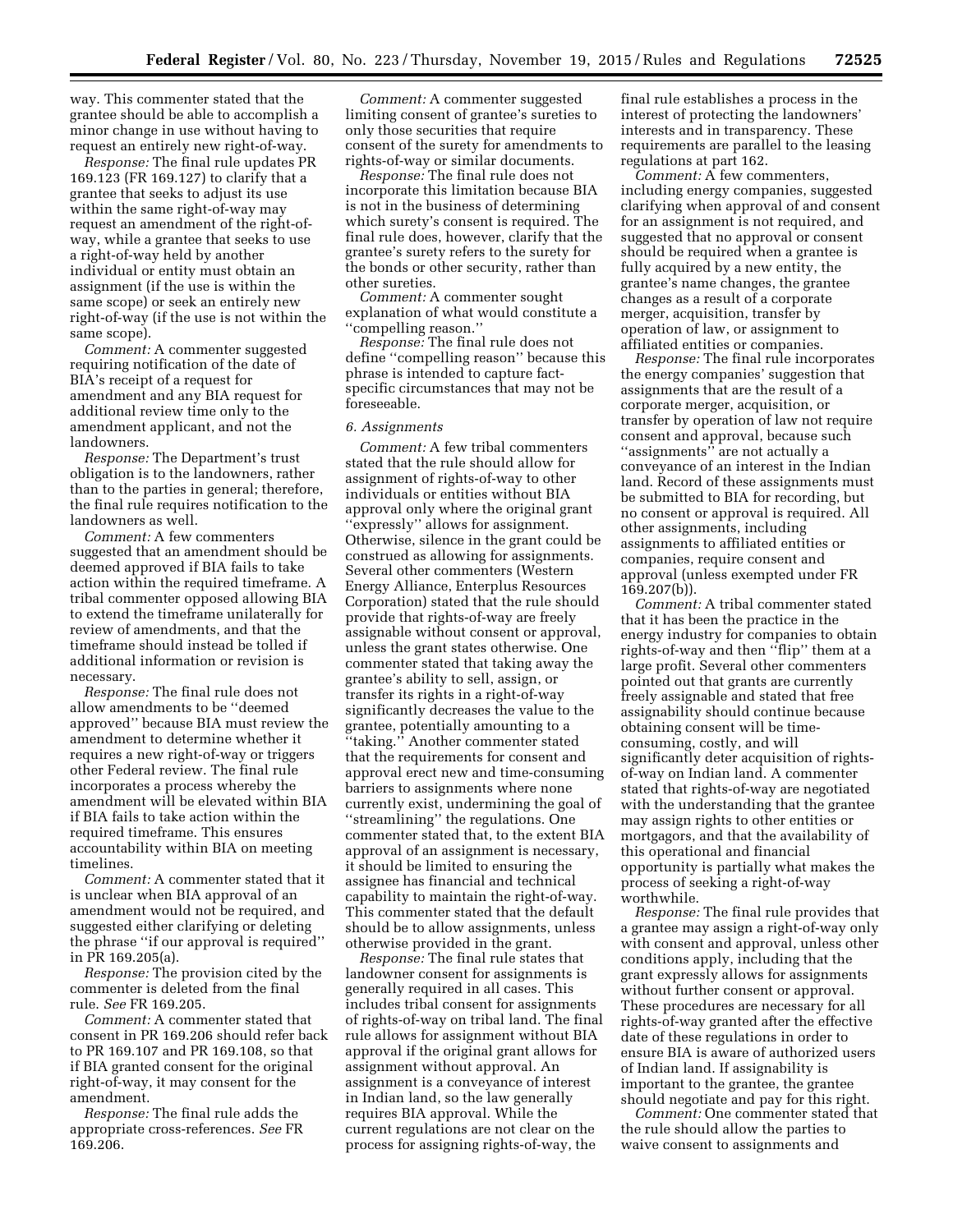way. This commenter stated that the grantee should be able to accomplish a minor change in use without having to request an entirely new right-of-way.

*Response:* The final rule updates PR 169.123 (FR 169.127) to clarify that a grantee that seeks to adjust its use within the same right-of-way may request an amendment of the right-of-way, while a grantee that seeks to use a right-of-way held by another individual or entity must obtain an assignment (if the use is within the same scope) or seek an entirely new right-of-way (if the use is not within the same scope).

*Comment:* A commenter suggested requiring notification of the date of BIA's receipt of a request for amendment and any BIA request for additional review time only to the amendment applicant, and not the landowners.

*Response:* The Department's trust obligation is to the landowners, rather than to the parties in general; therefore, the final rule requires notification to the landowners as well.

*Comment:* A few commenters suggested that an amendment should be deemed approved if BIA fails to take action within the required timeframe. A tribal commenter opposed allowing BIA to extend the timeframe unilaterally for review of amendments, and that the timeframe should instead be tolled if additional information or revision is necessary.

*Response:* The final rule does not allow amendments to be ''deemed approved'' because BIA must review the amendment to determine whether it requires a new right-of-way or triggers other Federal review. The final rule incorporates a process whereby the amendment will be elevated within BIA if BIA fails to take action within the required timeframe. This ensures accountability within BIA on meeting timelines.

*Comment:* A commenter stated that it is unclear when BIA approval of an amendment would not be required, and suggested either clarifying or deleting the phrase ''if our approval is required'' in PR 169.205(a).

*Response:* The provision cited by the commenter is deleted from the final rule. *See* FR 169.205.

*Comment:* A commenter stated that consent in PR 169.206 should refer back to PR 169.107 and PR 169.108, so that if BIA granted consent for the original right-of-way, it may consent for the amendment.

*Response:* The final rule adds the appropriate cross-references. *See* FR 169.206.

*Comment:* A commenter suggested limiting consent of grantee's sureties to only those securities that require consent of the surety for amendments to rights-of-way or similar documents.

*Response:* The final rule does not incorporate this limitation because BIA is not in the business of determining which surety's consent is required. The final rule does, however, clarify that the grantee's surety refers to the surety for the bonds or other security, rather than other sureties.

*Comment:* A commenter sought explanation of what would constitute a ''compelling reason.''

*Response:* The final rule does not define ''compelling reason'' because this phrase is intended to capture fact-specific circumstances that may not be foreseeable.

*6. Assignments*

*Comment:* A few tribal commenters stated that the rule should allow for assignment of rights-of-way to other individuals or entities without BIA approval only where the original grant ''expressly'' allows for assignment. Otherwise, silence in the grant could be construed as allowing for assignments. Several other commenters (Western Energy Alliance, Enterplus Resources Corporation) stated that the rule should provide that rights-of-way are freely assignable without consent or approval, unless the grant states otherwise. One commenter stated that taking away the grantee's ability to sell, assign, or transfer its rights in a right-of-way significantly decreases the value to the grantee, potentially amounting to a ''taking.'' Another commenter stated that the requirements for consent and approval erect new and time-consuming barriers to assignments where none currently exist, undermining the goal of ''streamlining'' the regulations. One commenter stated that, to the extent BIA approval of an assignment is necessary, it should be limited to ensuring the assignee has financial and technical capability to maintain the right-of-way. This commenter stated that the default should be to allow assignments, unless otherwise provided in the grant.

*Response:* The final rule states that landowner consent for assignments is generally required in all cases. This includes tribal consent for assignments of rights-of-way on tribal land. The final rule allows for assignment without BIA approval if the original grant allows for assignment without approval. An assignment is a conveyance of interest in Indian land, so the law generally requires BIA approval. While the current regulations are not clear on the process for assigning rights-of-way, the final rule establishes a process in the interest of protecting the landowners' interests and in transparency. These requirements are parallel to the leasing regulations at part 162.

*Comment:* A few commenters, including energy companies, suggested clarifying when approval of and consent for an assignment is not required, and suggested that no approval or consent should be required when a grantee is fully acquired by a new entity, the grantee's name changes, the grantee changes as a result of a corporate merger, acquisition, transfer by operation of law, or assignment to affiliated entities or companies.

*Response:* The final rule incorporates the energy companies' suggestion that assignments that are the result of a corporate merger, acquisition, or transfer by operation of law not require consent and approval, because such ''assignments'' are not actually a conveyance of an interest in the Indian land. Record of these assignments must be submitted to BIA for recording, but no consent or approval is required. All other assignments, including assignments to affiliated entities or companies, require consent and approval (unless exempted under FR 169.207(b)).

*Comment:* A tribal commenter stated that it has been the practice in the energy industry for companies to obtain rights-of-way and then ''flip'' them at a large profit. Several other commenters pointed out that grants are currently freely assignable and stated that free assignability should continue because obtaining consent will be time-consuming, costly, and will significantly deter acquisition of rights-of-way on Indian land. A commenter stated that rights-of-way are negotiated with the understanding that the grantee may assign rights to other entities or mortgagors, and that the availability of this operational and financial opportunity is partially what makes the process of seeking a right-of-way worthwhile.

*Response:* The final rule provides that a grantee may assign a right-of-way only with consent and approval, unless other conditions apply, including that the grant expressly allows for assignments without further consent or approval. These procedures are necessary for all rights-of-way granted after the effective date of these regulations in order to ensure BIA is aware of authorized users of Indian land. If assignability is important to the grantee, the grantee should negotiate and pay for this right.

*Comment:* One commenter stated that the rule should allow the parties to waive consent to assignments and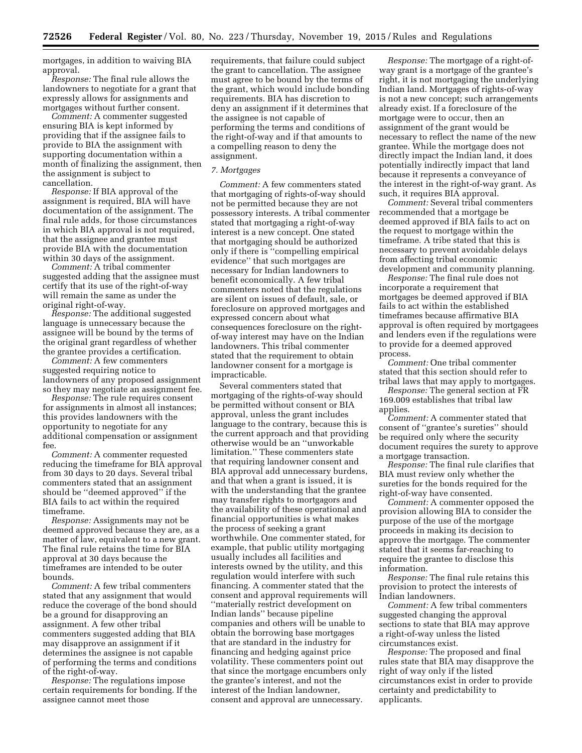mortgages, in addition to waiving BIA approval.

*Response:* The final rule allows the landowners to negotiate for a grant that expressly allows for assignments and mortgages without further consent.

*Comment:* A commenter suggested ensuring BIA is kept informed by providing that if the assignee fails to provide to BIA the assignment with supporting documentation within a month of finalizing the assignment, then the assignment is subject to cancellation.

*Response:* If BIA approval of the assignment is required, BIA will have documentation of the assignment. The final rule adds, for those circumstances in which BIA approval is not required, that the assignee and grantee must provide BIA with the documentation within 30 days of the assignment.

*Comment:* A tribal commenter suggested adding that the assignee must certify that its use of the right-of-way will remain the same as under the original right-of-way.

*Response:* The additional suggested language is unnecessary because the assignee will be bound by the terms of the original grant regardless of whether the grantee provides a certification.

*Comment:* A few commenters suggested requiring notice to landowners of any proposed assignment so they may negotiate an assignment fee.

*Response:* The rule requires consent for assignments in almost all instances; this provides landowners with the opportunity to negotiate for any additional compensation or assignment fee.

*Comment:* A commenter requested reducing the timeframe for BIA approval from 30 days to 20 days. Several tribal commenters stated that an assignment should be ''deemed approved'' if the BIA fails to act within the required timeframe.

*Response:* Assignments may not be deemed approved because they are, as a matter of law, equivalent to a new grant. The final rule retains the time for BIA approval at 30 days because the timeframes are intended to be outer bounds.

*Comment:* A few tribal commenters stated that any assignment that would reduce the coverage of the bond should be a ground for disapproving an assignment. A few other tribal commenters suggested adding that BIA may disapprove an assignment if it determines the assignee is not capable of performing the terms and conditions of the right-of-way.

*Response:* The regulations impose certain requirements for bonding. If the assignee cannot meet those requirements, that failure could subject the grant to cancellation. The assignee must agree to be bound by the terms of the grant, which would include bonding requirements. BIA has discretion to deny an assignment if it determines that the assignee is not capable of performing the terms and conditions of the right-of-way and if that amounts to a compelling reason to deny the assignment.

*7. Mortgages*

*Comment:* A few commenters stated that mortgaging of rights-of-way should not be permitted because they are not possessory interests. A tribal commenter stated that mortgaging a right-of-way interest is a new concept. One stated that mortgaging should be authorized only if there is ''compelling empirical evidence'' that such mortgages are necessary for Indian landowners to benefit economically. A few tribal commenters noted that the regulations are silent on issues of default, sale, or foreclosure on approved mortgages and expressed concern about what consequences foreclosure on the right-of-way interest may have on the Indian landowners. This tribal commenter stated that the requirement to obtain landowner consent for a mortgage is impracticable.

Several commenters stated that mortgaging of the rights-of-way should be permitted without consent or BIA approval, unless the grant includes language to the contrary, because this is the current approach and that providing otherwise would be an ''unworkable limitation.'' These commenters state that requiring landowner consent and BIA approval add unnecessary burdens, and that when a grant is issued, it is with the understanding that the grantee may transfer rights to mortgagors and the availability of these operational and financial opportunities is what makes the process of seeking a grant worthwhile. One commenter stated, for example, that public utility mortgaging usually includes all facilities and interests owned by the utility, and this regulation would interfere with such financing. A commenter stated that the consent and approval requirements will ''materially restrict development on Indian lands'' because pipeline companies and others will be unable to obtain the borrowing base mortgages that are standard in the industry for financing and hedging against price volatility. These commenters point out that since the mortgage encumbers only the grantee's interest, and not the interest of the Indian landowner, consent and approval are unnecessary.

*Response:* The mortgage of a right-of-way grant is a mortgage of the grantee's right, it is not mortgaging the underlying Indian land. Mortgages of rights-of-way is not a new concept; such arrangements already exist. If a foreclosure of the mortgage were to occur, then an assignment of the grant would be necessary to reflect the name of the new grantee. While the mortgage does not directly impact the Indian land, it does potentially indirectly impact that land because it represents a conveyance of the interest in the right-of-way grant. As such, it requires BIA approval.

*Comment:* Several tribal commenters recommended that a mortgage be deemed approved if BIA fails to act on the request to mortgage within the timeframe. A tribe stated that this is necessary to prevent avoidable delays from affecting tribal economic development and community planning.

*Response:* The final rule does not incorporate a requirement that mortgages be deemed approved if BIA fails to act within the established timeframes because affirmative BIA approval is often required by mortgagees and lenders even if the regulations were to provide for a deemed approved process.

*Comment:* One tribal commenter stated that this section should refer to tribal laws that may apply to mortgages.

*Response:* The general section at FR 169.009 establishes that tribal law applies.

*Comment:* A commenter stated that consent of ''grantee's sureties'' should be required only where the security document requires the surety to approve a mortgage transaction.

*Response:* The final rule clarifies that BIA must review only whether the sureties for the bonds required for the right-of-way have consented.

*Comment:* A commenter opposed the provision allowing BIA to consider the purpose of the use of the mortgage proceeds in making its decision to approve the mortgage. The commenter stated that it seems far-reaching to require the grantee to disclose this information.

*Response:* The final rule retains this provision to protect the interests of Indian landowners.

*Comment:* A few tribal commenters suggested changing the approval sections to state that BIA may approve a right-of-way unless the listed circumstances exist.

*Response:* The proposed and final rules state that BIA may disapprove the right of way only if the listed circumstances exist in order to provide certainty and predictability to applicants.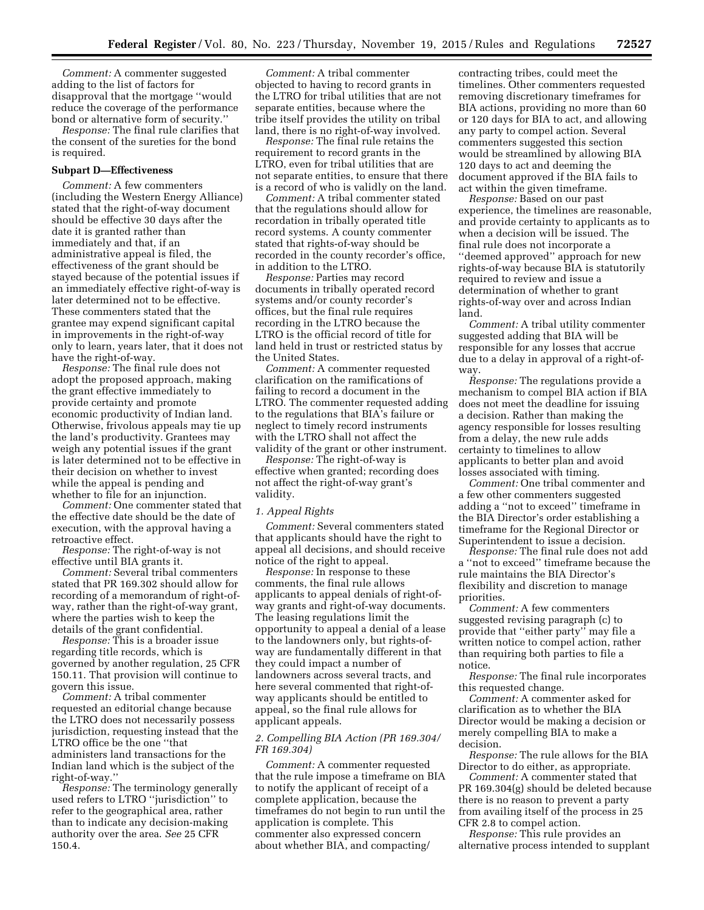*Comment:* A commenter suggested adding to the list of factors for disapproval that the mortgage "would reduce the coverage of the performance bond or alternative form of security."

*Response:* The final rule clarifies that the consent of the sureties for the bond is required.

**Subpart D—Effectiveness**

*Comment:* A few commenters (including the Western Energy Alliance) stated that the right-of-way document should be effective 30 days after the date it is granted rather than immediately and that, if an administrative appeal is filed, the effectiveness of the grant should be stayed because of the potential issues if an immediately effective right-of-way is later determined not to be effective. These commenters stated that the grantee may expend significant capital in improvements in the right-of-way only to learn, years later, that it does not have the right-of-way.

*Response:* The final rule does not adopt the proposed approach, making the grant effective immediately to provide certainty and promote economic productivity of Indian land. Otherwise, frivolous appeals may tie up the land's productivity. Grantees may weigh any potential issues if the grant is later determined not to be effective in their decision on whether to invest while the appeal is pending and whether to file for an injunction.

*Comment:* One commenter stated that the effective date should be the date of execution, with the approval having a retroactive effect.

*Response:* The right-of-way is not effective until BIA grants it.

*Comment:* Several tribal commenters stated that PR 169.302 should allow for recording of a memorandum of right-of-way, rather than the right-of-way grant, where the parties wish to keep the details of the grant confidential.

*Response:* This is a broader issue regarding title records, which is governed by another regulation, 25 CFR 150.11. That provision will continue to govern this issue.

*Comment:* A tribal commenter requested an editorial change because the LTRO does not necessarily possess jurisdiction, requesting instead that the LTRO office be the one "that administers land transactions for the Indian land which is the subject of the right-of-way."

*Response:* The terminology generally used refers to LTRO "jurisdiction" to refer to the geographical area, rather than to indicate any decision-making authority over the area. *See* 25 CFR 150.4.

*Comment:* A tribal commenter objected to having to record grants in the LTRO for tribal utilities that are not separate entities, because where the tribe itself provides the utility on tribal land, there is no right-of-way involved.

*Response:* The final rule retains the requirement to record grants in the LTRO, even for tribal utilities that are not separate entities, to ensure that there is a record of who is validly on the land.

*Comment:* A tribal commenter stated that the regulations should allow for recordation in tribally operated title record systems. A county commenter stated that rights-of-way should be recorded in the county recorder's office, in addition to the LTRO.

*Response:* Parties may record documents in tribally operated record systems and/or county recorder's offices, but the final rule requires recording in the LTRO because the LTRO is the official record of title for land held in trust or restricted status by the United States.

*Comment:* A commenter requested clarification on the ramifications of failing to record a document in the LTRO. The commenter requested adding to the regulations that BIA's failure or neglect to timely record instruments with the LTRO shall not affect the validity of the grant or other instrument.

*Response:* The right-of-way is effective when granted; recording does not affect the right-of-way grant's validity.

*1. Appeal Rights*

*Comment:* Several commenters stated that applicants should have the right to appeal all decisions, and should receive notice of the right to appeal.

*Response:* In response to these comments, the final rule allows applicants to appeal denials of right-of-way grants and right-of-way documents. The leasing regulations limit the opportunity to appeal a denial of a lease to the landowners only, but rights-of-way are fundamentally different in that they could impact a number of landowners across several tracts, and here several commented that right-of-way applicants should be entitled to appeal, so the final rule allows for applicant appeals.

*2. Compelling BIA Action (PR 169.304/FR 169.304)*

*Comment:* A commenter requested that the rule impose a timeframe on BIA to notify the applicant of receipt of a complete application, because the timeframes do not begin to run until the application is complete. This commenter also expressed concern about whether BIA, and compacting/contracting tribes, could meet the timelines. Other commenters requested removing discretionary timeframes for BIA actions, providing no more than 60 or 120 days for BIA to act, and allowing any party to compel action. Several commenters suggested this section would be streamlined by allowing BIA 120 days to act and deeming the document approved if the BIA fails to act within the given timeframe.

*Response:* Based on our past experience, the timelines are reasonable, and provide certainty to applicants as to when a decision will be issued. The final rule does not incorporate a "deemed approved" approach for new rights-of-way because BIA is statutorily required to review and issue a determination of whether to grant rights-of-way over and across Indian land.

*Comment:* A tribal utility commenter suggested adding that BIA will be responsible for any losses that accrue due to a delay in approval of a right-of-way.

*Response:* The regulations provide a mechanism to compel BIA action if BIA does not meet the deadline for issuing a decision. Rather than making the agency responsible for losses resulting from a delay, the new rule adds certainty to timelines to allow applicants to better plan and avoid losses associated with timing.

*Comment:* One tribal commenter and a few other commenters suggested adding a "not to exceed" timeframe in the BIA Director's order establishing a timeframe for the Regional Director or Superintendent to issue a decision.

*Response:* The final rule does not add a "not to exceed" timeframe because the rule maintains the BIA Director's flexibility and discretion to manage priorities.

*Comment:* A few commenters suggested revising paragraph (c) to provide that "either party" may file a written notice to compel action, rather than requiring both parties to file a notice.

*Response:* The final rule incorporates this requested change.

*Comment:* A commenter asked for clarification as to whether the BIA Director would be making a decision or merely compelling BIA to make a decision.

*Response:* The rule allows for the BIA Director to do either, as appropriate.

*Comment:* A commenter stated that PR 169.304(g) should be deleted because there is no reason to prevent a party from availing itself of the process in 25 CFR 2.8 to compel action.

*Response:* This rule provides an alternative process intended to supplant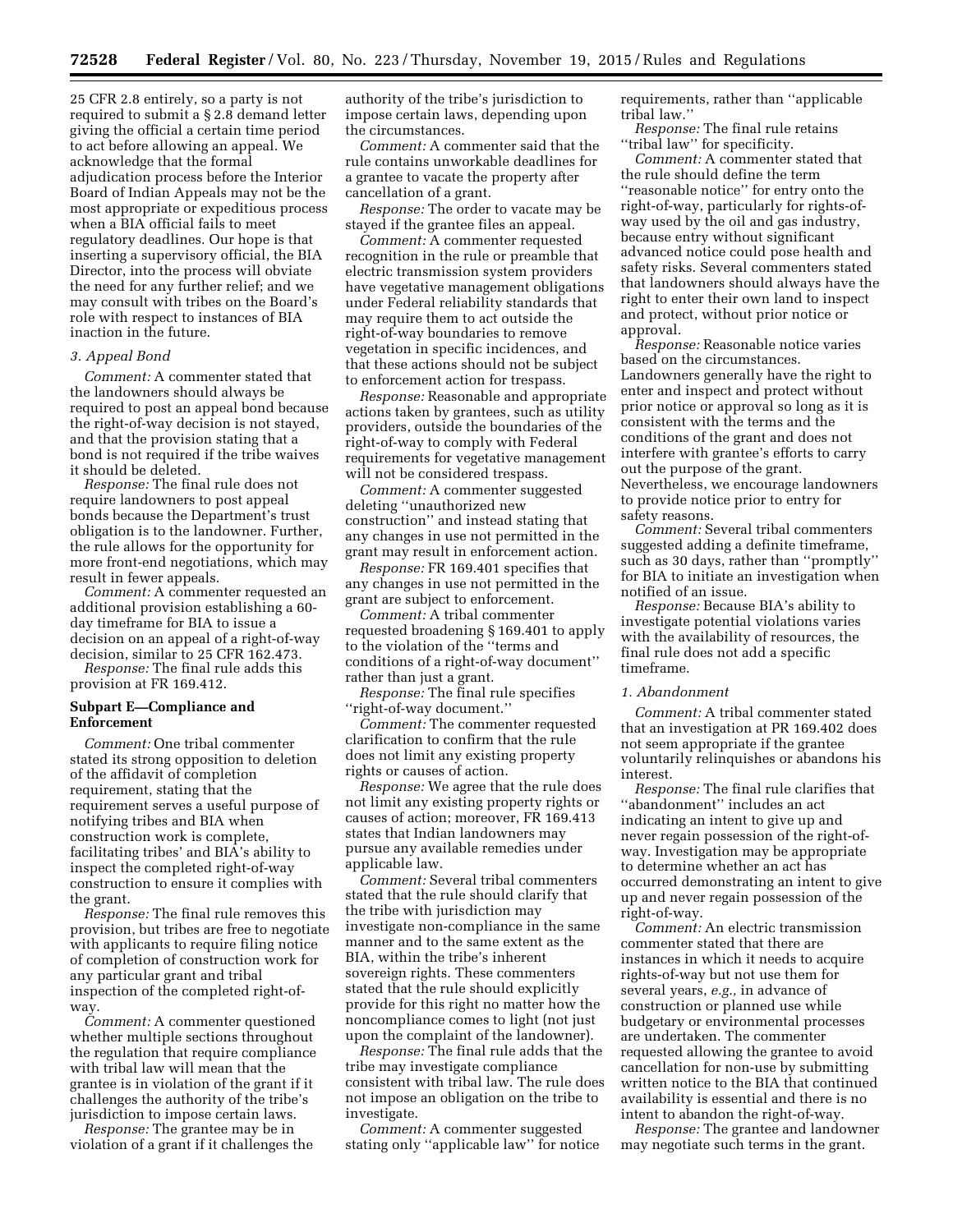25 CFR 2.8 entirely, so a party is not required to submit a § 2.8 demand letter giving the official a certain time period to act before allowing an appeal. We acknowledge that the formal adjudication process before the Interior Board of Indian Appeals may not be the most appropriate or expeditious process when a BIA official fails to meet regulatory deadlines. Our hope is that inserting a supervisory official, the BIA Director, into the process will obviate the need for any further relief; and we may consult with tribes on the Board's role with respect to instances of BIA inaction in the future.

*3. Appeal Bond*

*Comment:* A commenter stated that the landowners should always be required to post an appeal bond because the right-of-way decision is not stayed, and that the provision stating that a bond is not required if the tribe waives it should be deleted.

*Response:* The final rule does not require landowners to post appeal bonds because the Department's trust obligation is to the landowner. Further, the rule allows for the opportunity for more front-end negotiations, which may result in fewer appeals.

*Comment:* A commenter requested an additional provision establishing a 60-day timeframe for BIA to issue a decision on an appeal of a right-of-way decision, similar to 25 CFR 162.473.

*Response:* The final rule adds this provision at FR 169.412.

**Subpart E—Compliance and Enforcement**

*Comment:* One tribal commenter stated its strong opposition to deletion of the affidavit of completion requirement, stating that the requirement serves a useful purpose of notifying tribes and BIA when construction work is complete, facilitating tribes' and BIA's ability to inspect the completed right-of-way construction to ensure it complies with the grant.

*Response:* The final rule removes this provision, but tribes are free to negotiate with applicants to require filing notice of completion of construction work for any particular grant and tribal inspection of the completed right-of-way.

*Comment:* A commenter questioned whether multiple sections throughout the regulation that require compliance with tribal law will mean that the grantee is in violation of the grant if it challenges the authority of the tribe's jurisdiction to impose certain laws.

*Response:* The grantee may be in violation of a grant if it challenges the authority of the tribe's jurisdiction to impose certain laws, depending upon the circumstances.

*Comment:* A commenter said that the rule contains unworkable deadlines for a grantee to vacate the property after cancellation of a grant.

*Response:* The order to vacate may be stayed if the grantee files an appeal.

*Comment:* A commenter requested recognition in the rule or preamble that electric transmission system providers have vegetative management obligations under Federal reliability standards that may require them to act outside the right-of-way boundaries to remove vegetation in specific incidences, and that these actions should not be subject to enforcement action for trespass.

*Response:* Reasonable and appropriate actions taken by grantees, such as utility providers, outside the boundaries of the right-of-way to comply with Federal requirements for vegetative management will not be considered trespass.

*Comment:* A commenter suggested deleting "unauthorized new construction" and instead stating that any changes in use not permitted in the grant may result in enforcement action.

*Response:* FR 169.401 specifies that any changes in use not permitted in the grant are subject to enforcement.

*Comment:* A tribal commenter requested broadening § 169.401 to apply to the violation of the "terms and conditions of a right-of-way document" rather than just a grant.

*Response:* The final rule specifies "right-of-way document."

*Comment:* The commenter requested clarification to confirm that the rule does not limit any existing property rights or causes of action.

*Response:* We agree that the rule does not limit any existing property rights or causes of action; moreover, FR 169.413 states that Indian landowners may pursue any available remedies under applicable law.

*Comment:* Several tribal commenters stated that the rule should clarify that the tribe with jurisdiction may investigate non-compliance in the same manner and to the same extent as the BIA, within the tribe's inherent sovereign rights. These commenters stated that the rule should explicitly provide for this right no matter how the noncompliance comes to light (not just upon the complaint of the landowner).

*Response:* The final rule adds that the tribe may investigate compliance consistent with tribal law. The rule does not impose an obligation on the tribe to investigate.

*Comment:* A commenter suggested stating only "applicable law" for notice requirements, rather than "applicable tribal law."

*Response:* The final rule retains "tribal law" for specificity.

*Comment:* A commenter stated that the rule should define the term "reasonable notice" for entry onto the right-of-way, particularly for rights-of-way used by the oil and gas industry, because entry without significant advanced notice could pose health and safety risks. Several commenters stated that landowners should always have the right to enter their own land to inspect and protect, without prior notice or approval.

*Response:* Reasonable notice varies based on the circumstances. Landowners generally have the right to enter and inspect and protect without prior notice or approval so long as it is consistent with the terms and the conditions of the grant and does not interfere with grantee's efforts to carry out the purpose of the grant. Nevertheless, we encourage landowners to provide notice prior to entry for safety reasons.

*Comment:* Several tribal commenters suggested adding a definite timeframe, such as 30 days, rather than "promptly" for BIA to initiate an investigation when notified of an issue.

*Response:* Because BIA's ability to investigate potential violations varies with the availability of resources, the final rule does not add a specific timeframe.

*1. Abandonment*

*Comment:* A tribal commenter stated that an investigation at PR 169.402 does not seem appropriate if the grantee voluntarily relinquishes or abandons his interest.

*Response:* The final rule clarifies that "abandonment" includes an act indicating an intent to give up and never regain possession of the right-of-way. Investigation may be appropriate to determine whether an act has occurred demonstrating an intent to give up and never regain possession of the right-of-way.

*Comment:* An electric transmission commenter stated that there are instances in which it needs to acquire rights-of-way but not use them for several years, *e.g.,* in advance of construction or planned use while budgetary or environmental processes are undertaken. The commenter requested allowing the grantee to avoid cancellation for non-use by submitting written notice to the BIA that continued availability is essential and there is no intent to abandon the right-of-way.

*Response:* The grantee and landowner may negotiate such terms in the grant.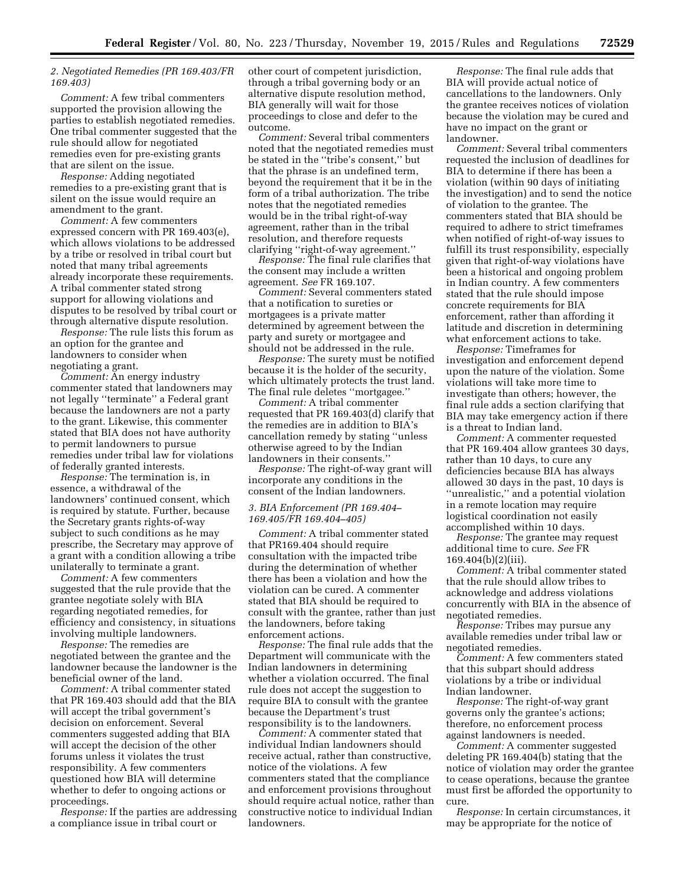*2. Negotiated Remedies (PR 169.403/FR 169.403)*

*Comment:* A few tribal commenters supported the provision allowing the parties to establish negotiated remedies. One tribal commenter suggested that the rule should allow for negotiated remedies even for pre-existing grants that are silent on the issue.

*Response:* Adding negotiated remedies to a pre-existing grant that is silent on the issue would require an amendment to the grant.

*Comment:* A few commenters expressed concern with PR 169.403(e), which allows violations to be addressed by a tribe or resolved in tribal court but noted that many tribal agreements already incorporate these requirements. A tribal commenter stated strong support for allowing violations and disputes to be resolved by tribal court or through alternative dispute resolution.

*Response:* The rule lists this forum as an option for the grantee and landowners to consider when negotiating a grant.

*Comment:* An energy industry commenter stated that landowners may not legally ''terminate'' a Federal grant because the landowners are not a party to the grant. Likewise, this commenter stated that BIA does not have authority to permit landowners to pursue remedies under tribal law for violations of federally granted interests.

*Response:* The termination is, in essence, a withdrawal of the landowners' continued consent, which is required by statute. Further, because the Secretary grants rights-of-way subject to such conditions as he may prescribe, the Secretary may approve of a grant with a condition allowing a tribe unilaterally to terminate a grant.

*Comment:* A few commenters suggested that the rule provide that the grantee negotiate solely with BIA regarding negotiated remedies, for efficiency and consistency, in situations involving multiple landowners.

*Response:* The remedies are negotiated between the grantee and the landowner because the landowner is the beneficial owner of the land.

*Comment:* A tribal commenter stated that PR 169.403 should add that the BIA will accept the tribal government's decision on enforcement. Several commenters suggested adding that BIA will accept the decision of the other forums unless it violates the trust responsibility. A few commenters questioned how BIA will determine whether to defer to ongoing actions or proceedings.

*Response:* If the parties are addressing a compliance issue in tribal court or other court of competent jurisdiction, through a tribal governing body or an alternative dispute resolution method, BIA generally will wait for those proceedings to close and defer to the outcome.

*Comment:* Several tribal commenters noted that the negotiated remedies must be stated in the ''tribe's consent,'' but that the phrase is an undefined term, beyond the requirement that it be in the form of a tribal authorization. The tribe notes that the negotiated remedies would be in the tribal right-of-way agreement, rather than in the tribal resolution, and therefore requests clarifying ''right-of-way agreement.''

*Response:* The final rule clarifies that the consent may include a written agreement. *See* FR 169.107.

*Comment:* Several commenters stated that a notification to sureties or mortgagees is a private matter determined by agreement between the party and surety or mortgagee and should not be addressed in the rule.

*Response:* The surety must be notified because it is the holder of the security, which ultimately protects the trust land. The final rule deletes ''mortgagee.''

*Comment:* A tribal commenter requested that PR 169.403(d) clarify that the remedies are in addition to BIA's cancellation remedy by stating ''unless otherwise agreed to by the Indian landowners in their consents.''

*Response:* The right-of-way grant will incorporate any conditions in the consent of the Indian landowners.

*3. BIA Enforcement (PR 169.404–169.405/FR 169.404–405)*

*Comment:* A tribal commenter stated that PR169.404 should require consultation with the impacted tribe during the determination of whether there has been a violation and how the violation can be cured. A commenter stated that BIA should be required to consult with the grantee, rather than just the landowners, before taking enforcement actions.

*Response:* The final rule adds that the Department will communicate with the Indian landowners in determining whether a violation occurred. The final rule does not accept the suggestion to require BIA to consult with the grantee because the Department's trust responsibility is to the landowners.

*Comment:* A commenter stated that individual Indian landowners should receive actual, rather than constructive, notice of the violations. A few commenters stated that the compliance and enforcement provisions throughout should require actual notice, rather than constructive notice to individual Indian landowners.

*Response:* The final rule adds that BIA will provide actual notice of cancellations to the landowners. Only the grantee receives notices of violation because the violation may be cured and have no impact on the grant or landowner.

*Comment:* Several tribal commenters requested the inclusion of deadlines for BIA to determine if there has been a violation (within 90 days of initiating the investigation) and to send the notice of violation to the grantee. The commenters stated that BIA should be required to adhere to strict timeframes when notified of right-of-way issues to fulfill its trust responsibility, especially given that right-of-way violations have been a historical and ongoing problem in Indian country. A few commenters stated that the rule should impose concrete requirements for BIA enforcement, rather than affording it latitude and discretion in determining what enforcement actions to take.

*Response:* Timeframes for investigation and enforcement depend upon the nature of the violation. Some violations will take more time to investigate than others; however, the final rule adds a section clarifying that BIA may take emergency action if there is a threat to Indian land.

*Comment:* A commenter requested that PR 169.404 allow grantees 30 days, rather than 10 days, to cure any deficiencies because BIA has always allowed 30 days in the past, 10 days is ''unrealistic,'' and a potential violation in a remote location may require logistical coordination not easily accomplished within 10 days.

*Response:* The grantee may request additional time to cure. *See* FR 169.404(b)(2)(iii).

*Comment:* A tribal commenter stated that the rule should allow tribes to acknowledge and address violations concurrently with BIA in the absence of negotiated remedies.

*Response:* Tribes may pursue any available remedies under tribal law or negotiated remedies.

*Comment:* A few commenters stated that this subpart should address violations by a tribe or individual Indian landowner.

*Response:* The right-of-way grant governs only the grantee's actions; therefore, no enforcement process against landowners is needed.

*Comment:* A commenter suggested deleting PR 169.404(b) stating that the notice of violation may order the grantee to cease operations, because the grantee must first be afforded the opportunity to cure.

*Response:* In certain circumstances, it may be appropriate for the notice of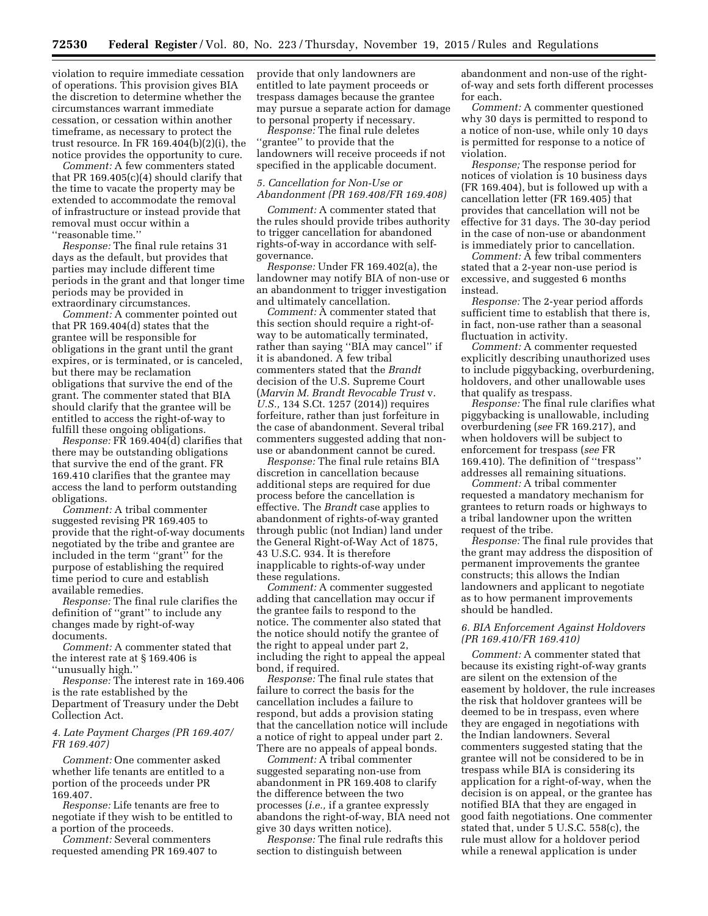violation to require immediate cessation of operations. This provision gives BIA the discretion to determine whether the circumstances warrant immediate cessation, or cessation within another timeframe, as necessary to protect the trust resource. In FR 169.404(b)(2)(i), the notice provides the opportunity to cure.

*Comment:* A few commenters stated that PR 169.405(c)(4) should clarify that the time to vacate the property may be extended to accommodate the removal of infrastructure or instead provide that removal must occur within a ''reasonable time.''

*Response:* The final rule retains 31 days as the default, but provides that parties may include different time periods in the grant and that longer time periods may be provided in extraordinary circumstances.

*Comment:* A commenter pointed out that PR 169.404(d) states that the grantee will be responsible for obligations in the grant until the grant expires, or is terminated, or is canceled, but there may be reclamation obligations that survive the end of the grant. The commenter stated that BIA should clarify that the grantee will be entitled to access the right-of-way to fulfill these ongoing obligations.

*Response:* FR 169.404(d) clarifies that there may be outstanding obligations that survive the end of the grant. FR 169.410 clarifies that the grantee may access the land to perform outstanding obligations.

*Comment:* A tribal commenter suggested revising PR 169.405 to provide that the right-of-way documents negotiated by the tribe and grantee are included in the term ''grant'' for the purpose of establishing the required time period to cure and establish available remedies.

*Response:* The final rule clarifies the definition of ''grant'' to include any changes made by right-of-way documents.

*Comment:* A commenter stated that the interest rate at § 169.406 is ''unusually high.''

*Response:* The interest rate in 169.406 is the rate established by the Department of Treasury under the Debt Collection Act.

*4. Late Payment Charges (PR 169.407/ FR 169.407)*

*Comment:* One commenter asked whether life tenants are entitled to a portion of the proceeds under PR 169.407.

*Response:* Life tenants are free to negotiate if they wish to be entitled to a portion of the proceeds.

*Comment:* Several commenters requested amending PR 169.407 to provide that only landowners are entitled to late payment proceeds or trespass damages because the grantee may pursue a separate action for damage to personal property if necessary.

*Response:* The final rule deletes ''grantee'' to provide that the landowners will receive proceeds if not specified in the applicable document.

*5. Cancellation for Non-Use or Abandonment (PR 169.408/FR 169.408)*

*Comment:* A commenter stated that the rules should provide tribes authority to trigger cancellation for abandoned rights-of-way in accordance with self-governance.

*Response:* Under FR 169.402(a), the landowner may notify BIA of non-use or an abandonment to trigger investigation and ultimately cancellation.

*Comment:* A commenter stated that this section should require a right-of-way to be automatically terminated, rather than saying ''BIA may cancel'' if it is abandoned. A few tribal commenters stated that the *Brandt* decision of the U.S. Supreme Court (*Marvin M. Brandt Revocable Trust* v. *U.S.,* 134 S.Ct. 1257 (2014)) requires forfeiture, rather than just forfeiture in the case of abandonment. Several tribal commenters suggested adding that non-use or abandonment cannot be cured.

*Response:* The final rule retains BIA discretion in cancellation because additional steps are required for due process before the cancellation is effective. The *Brandt* case applies to abandonment of rights-of-way granted through public (not Indian) land under the General Right-of-Way Act of 1875, 43 U.S.C. 934. It is therefore inapplicable to rights-of-way under these regulations.

*Comment:* A commenter suggested adding that cancellation may occur if the grantee fails to respond to the notice. The commenter also stated that the notice should notify the grantee of the right to appeal under part 2, including the right to appeal the appeal bond, if required.

*Response:* The final rule states that failure to correct the basis for the cancellation includes a failure to respond, but adds a provision stating that the cancellation notice will include a notice of right to appeal under part 2. There are no appeals of appeal bonds.

*Comment:* A tribal commenter suggested separating non-use from abandonment in PR 169.408 to clarify the difference between the two processes (*i.e.,* if a grantee expressly abandons the right-of-way, BIA need not give 30 days written notice).

*Response:* The final rule redrafts this section to distinguish between abandonment and non-use of the right-of-way and sets forth different processes for each.

*Comment:* A commenter questioned why 30 days is permitted to respond to a notice of non-use, while only 10 days is permitted for response to a notice of violation.

*Response;* The response period for notices of violation is 10 business days (FR 169.404), but is followed up with a cancellation letter (FR 169.405) that provides that cancellation will not be effective for 31 days. The 30-day period in the case of non-use or abandonment is immediately prior to cancellation.

*Comment:* A few tribal commenters stated that a 2-year non-use period is excessive, and suggested 6 months instead.

*Response:* The 2-year period affords sufficient time to establish that there is, in fact, non-use rather than a seasonal fluctuation in activity.

*Comment:* A commenter requested explicitly describing unauthorized uses to include piggybacking, overburdening, holdovers, and other unallowable uses that qualify as trespass.

*Response:* The final rule clarifies what piggybacking is unallowable, including overburdening (*see* FR 169.217), and when holdovers will be subject to enforcement for trespass (*see* FR 169.410). The definition of ''trespass'' addresses all remaining situations.

*Comment:* A tribal commenter requested a mandatory mechanism for grantees to return roads or highways to a tribal landowner upon the written request of the tribe.

*Response:* The final rule provides that the grant may address the disposition of permanent improvements the grantee constructs; this allows the Indian landowners and applicant to negotiate as to how permanent improvements should be handled.

*6. BIA Enforcement Against Holdovers (PR 169.410/FR 169.410)*

*Comment:* A commenter stated that because its existing right-of-way grants are silent on the extension of the easement by holdover, the rule increases the risk that holdover grantees will be deemed to be in trespass, even where they are engaged in negotiations with the Indian landowners. Several commenters suggested stating that the grantee will not be considered to be in trespass while BIA is considering its application for a right-of-way, when the decision is on appeal, or the grantee has notified BIA that they are engaged in good faith negotiations. One commenter stated that, under 5 U.S.C. 558(c), the rule must allow for a holdover period while a renewal application is under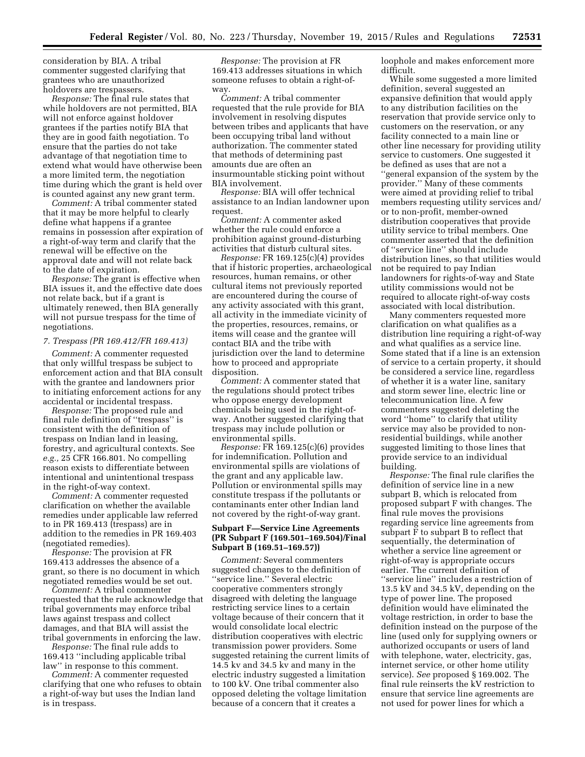consideration by BIA. A tribal commenter suggested clarifying that grantees who are unauthorized holdovers are trespassers.

*Response:* The final rule states that while holdovers are not permitted, BIA will not enforce against holdover grantees if the parties notify BIA that they are in good faith negotiation. To ensure that the parties do not take advantage of that negotiation time to extend what would have otherwise been a more limited term, the negotiation time during which the grant is held over is counted against any new grant term.

*Comment:* A tribal commenter stated that it may be more helpful to clearly define what happens if a grantee remains in possession after expiration of a right-of-way term and clarify that the renewal will be effective on the approval date and will not relate back to the date of expiration.

*Response:* The grant is effective when BIA issues it, and the effective date does not relate back, but if a grant is ultimately renewed, then BIA generally will not pursue trespass for the time of negotiations.

*7. Trespass (PR 169.412/FR 169.413)*

*Comment:* A commenter requested that only willful trespass be subject to enforcement action and that BIA consult with the grantee and landowners prior to initiating enforcement actions for any accidental or incidental trespass.

*Response:* The proposed rule and final rule definition of ''trespass'' is consistent with the definition of trespass on Indian land in leasing, forestry, and agricultural contexts. See *e.g.,* 25 CFR 166.801. No compelling reason exists to differentiate between intentional and unintentional trespass in the right-of-way context.

*Comment:* A commenter requested clarification on whether the available remedies under applicable law referred to in PR 169.413 (trespass) are in addition to the remedies in PR 169.403 (negotiated remedies).

*Response:* The provision at FR 169.413 addresses the absence of a grant, so there is no document in which negotiated remedies would be set out.

*Comment:* A tribal commenter requested that the rule acknowledge that tribal governments may enforce tribal laws against trespass and collect damages, and that BIA will assist the tribal governments in enforcing the law.

*Response:* The final rule adds to 169.413 ''including applicable tribal law'' in response to this comment.

*Comment:* A commenter requested clarifying that one who refuses to obtain a right-of-way but uses the Indian land is in trespass.

*Response:* The provision at FR 169.413 addresses situations in which someone refuses to obtain a right-of-way.

*Comment:* A tribal commenter requested that the rule provide for BIA involvement in resolving disputes between tribes and applicants that have been occupying tribal land without authorization. The commenter stated that methods of determining past amounts due are often an insurmountable sticking point without BIA involvement.

*Response:* BIA will offer technical assistance to an Indian landowner upon request.

*Comment:* A commenter asked whether the rule could enforce a prohibition against ground-disturbing activities that disturb cultural sites.

*Response:* FR 169.125(c)(4) provides that if historic properties, archaeological resources, human remains, or other cultural items not previously reported are encountered during the course of any activity associated with this grant, all activity in the immediate vicinity of the properties, resources, remains, or items will cease and the grantee will contact BIA and the tribe with jurisdiction over the land to determine how to proceed and appropriate disposition.

*Comment:* A commenter stated that the regulations should protect tribes who oppose energy development chemicals being used in the right-of-way. Another suggested clarifying that trespass may include pollution or environmental spills.

*Response:* FR 169.125(c)(6) provides for indemnification. Pollution and environmental spills are violations of the grant and any applicable law. Pollution or environmental spills may constitute trespass if the pollutants or contaminants enter other Indian land not covered by the right-of-way grant.

### Subpart F—Service Line Agreements (PR Subpart F (169.501–169.504)/Final Subpart B (169.51–169.57))

*Comment:* Several commenters suggested changes to the definition of ''service line.'' Several electric cooperative commenters strongly disagreed with deleting the language restricting service lines to a certain voltage because of their concern that it would consolidate local electric distribution cooperatives with electric transmission power providers. Some suggested retaining the current limits of 14.5 kv and 34.5 kv and many in the electric industry suggested a limitation to 100 kV. One tribal commenter also opposed deleting the voltage limitation because of a concern that it creates a loophole and makes enforcement more difficult.

While some suggested a more limited definition, several suggested an expansive definition that would apply to any distribution facilities on the reservation that provide service only to customers on the reservation, or any facility connected to a main line or other line necessary for providing utility service to customers. One suggested it be defined as uses that are not a ''general expansion of the system by the provider.'' Many of these comments were aimed at providing relief to tribal members requesting utility services and/or to non-profit, member-owned distribution cooperatives that provide utility service to tribal members. One commenter asserted that the definition of ''service line'' should include distribution lines, so that utilities would not be required to pay Indian landowners for rights-of-way and State utility commissions would not be required to allocate right-of-way costs associated with local distribution.

Many commenters requested more clarification on what qualifies as a distribution line requiring a right-of-way and what qualifies as a service line. Some stated that if a line is an extension of service to a certain property, it should be considered a service line, regardless of whether it is a water line, sanitary and storm sewer line, electric line or telecommunication line. A few commenters suggested deleting the word ''home'' to clarify that utility service may also be provided to non-residential buildings, while another suggested limiting to those lines that provide service to an individual building.

*Response:* The final rule clarifies the definition of service line in a new subpart B, which is relocated from proposed subpart F with changes. The final rule moves the provisions regarding service line agreements from subpart F to subpart B to reflect that sequentially, the determination of whether a service line agreement or right-of-way is appropriate occurs earlier. The current definition of ''service line'' includes a restriction of 13.5 kV and 34.5 kV, depending on the type of power line. The proposed definition would have eliminated the voltage restriction, in order to base the definition instead on the purpose of the line (used only for supplying owners or authorized occupants or users of land with telephone, water, electricity, gas, internet service, or other home utility service). *See* proposed § 169.002. The final rule reinserts the kV restriction to ensure that service line agreements are not used for power lines for which a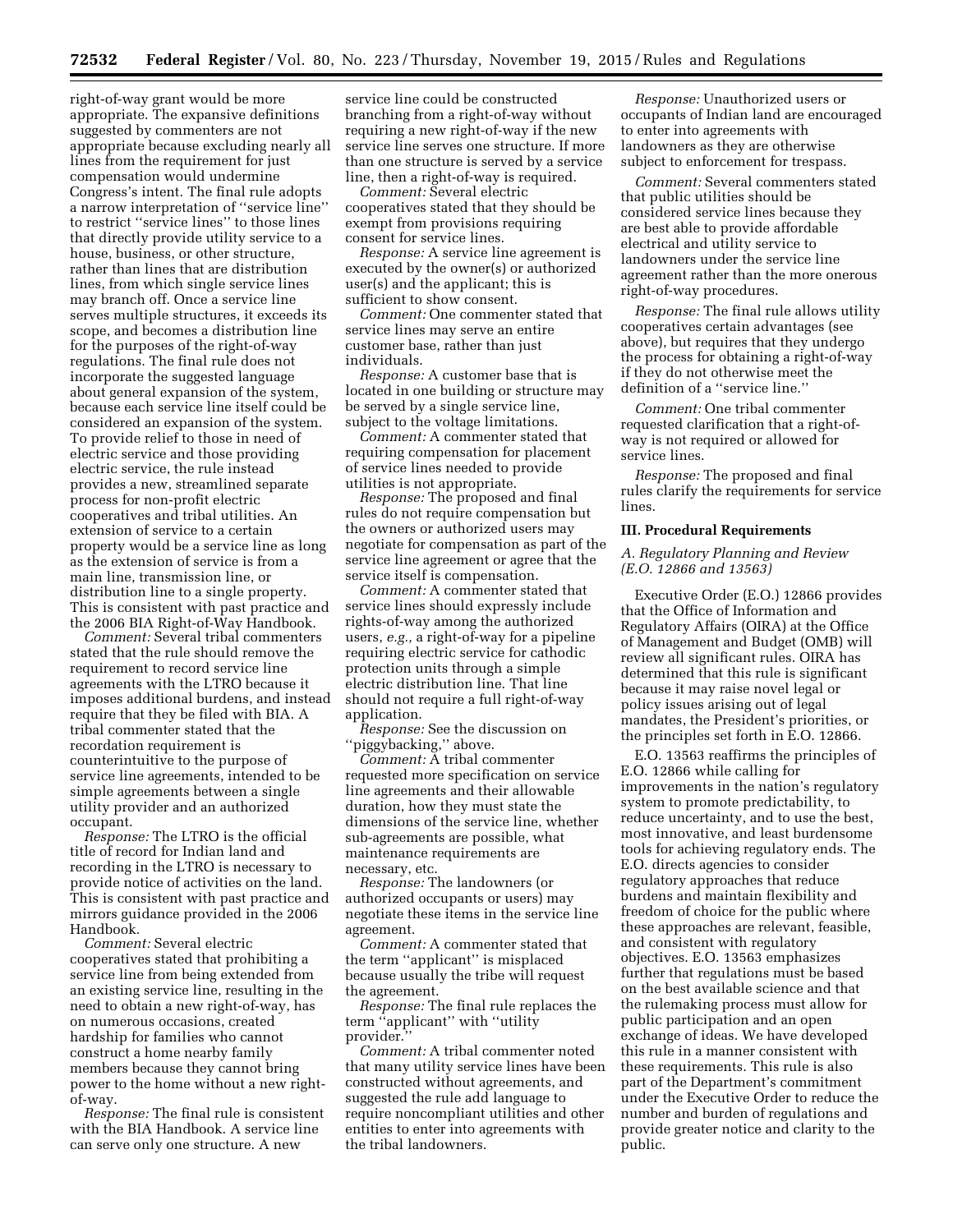right-of-way grant would be more appropriate. The expansive definitions suggested by commenters are not appropriate because excluding nearly all lines from the requirement for just compensation would undermine Congress's intent. The final rule adopts a narrow interpretation of "service line" to restrict "service lines" to those lines that directly provide utility service to a house, business, or other structure, rather than lines that are distribution lines, from which single service lines may branch off. Once a service line serves multiple structures, it exceeds its scope, and becomes a distribution line for the purposes of the right-of-way regulations. The final rule does not incorporate the suggested language about general expansion of the system, because each service line itself could be considered an expansion of the system. To provide relief to those in need of electric service and those providing electric service, the rule instead provides a new, streamlined separate process for non-profit electric cooperatives and tribal utilities. An extension of service to a certain property would be a service line as long as the extension of service is from a main line, transmission line, or distribution line to a single property. This is consistent with past practice and the 2006 BIA Right-of-Way Handbook.

*Comment:* Several tribal commenters stated that the rule should remove the requirement to record service line agreements with the LTRO because it imposes additional burdens, and instead require that they be filed with BIA. A tribal commenter stated that the recordation requirement is counterintuitive to the purpose of service line agreements, intended to be simple agreements between a single utility provider and an authorized occupant.

*Response:* The LTRO is the official title of record for Indian land and recording in the LTRO is necessary to provide notice of activities on the land. This is consistent with past practice and mirrors guidance provided in the 2006 Handbook.

*Comment:* Several electric cooperatives stated that prohibiting a service line from being extended from an existing service line, resulting in the need to obtain a new right-of-way, has on numerous occasions, created hardship for families who cannot construct a home nearby family members because they cannot bring power to the home without a new right-of-way.

*Response:* The final rule is consistent with the BIA Handbook. A service line can serve only one structure. A new service line could be constructed branching from a right-of-way without requiring a new right-of-way if the new service line serves one structure. If more than one structure is served by a service line, then a right-of-way is required.

*Comment:* Several electric cooperatives stated that they should be exempt from provisions requiring consent for service lines.

*Response:* A service line agreement is executed by the owner(s) or authorized user(s) and the applicant; this is sufficient to show consent.

*Comment:* One commenter stated that service lines may serve an entire customer base, rather than just individuals.

*Response:* A customer base that is located in one building or structure may be served by a single service line, subject to the voltage limitations.

*Comment:* A commenter stated that requiring compensation for placement of service lines needed to provide utilities is not appropriate.

*Response:* The proposed and final rules do not require compensation but the owners or authorized users may negotiate for compensation as part of the service line agreement or agree that the service itself is compensation.

*Comment:* A commenter stated that service lines should expressly include rights-of-ways among the authorized users, *e.g.,* a right-of-way for a pipeline requiring electric service for cathodic protection units through a simple electric distribution line. That line should not require a full right-of-way application.

*Response:* See the discussion on "piggybacking," above.

*Comment:* A tribal commenter requested more specification on service line agreements and their allowable duration, how they must state the dimensions of the service line, whether sub-agreements are possible, what maintenance requirements are necessary, etc.

*Response:* The landowners (or authorized occupants or users) may negotiate these items in the service line agreement.

*Comment:* A commenter stated that the term "applicant" is misplaced because usually the tribe will request the agreement.

*Response:* The final rule replaces the term "applicant" with "utility provider."

*Comment:* A tribal commenter noted that many utility service lines have been constructed without agreements, and suggested the rule add language to require noncompliant utilities and other entities to enter into agreements with the tribal landowners.

*Response:* Unauthorized users or occupants of Indian land are encouraged to enter into agreements with landowners as they are otherwise subject to enforcement for trespass.

*Comment:* Several commenters stated that public utilities should be considered service lines because they are best able to provide affordable electrical and utility service to landowners under the service line agreement rather than the more onerous right-of-way procedures.

*Response:* The final rule allows utility cooperatives certain advantages (see above), but requires that they undergo the process for obtaining a right-of-way if they do not otherwise meet the definition of a "service line."

*Comment:* One tribal commenter requested clarification that a right-of-way is not required or allowed for service lines.

*Response:* The proposed and final rules clarify the requirements for service lines.

## III. Procedural Requirements

### *A. Regulatory Planning and Review (E.O. 12866 and 13563)*

Executive Order (E.O.) 12866 provides that the Office of Information and Regulatory Affairs (OIRA) at the Office of Management and Budget (OMB) will review all significant rules. OIRA has determined that this rule is significant because it may raise novel legal or policy issues arising out of legal mandates, the President's priorities, or the principles set forth in E.O. 12866.

E.O. 13563 reaffirms the principles of E.O. 12866 while calling for improvements in the nation's regulatory system to promote predictability, to reduce uncertainty, and to use the best, most innovative, and least burdensome tools for achieving regulatory ends. The E.O. directs agencies to consider regulatory approaches that reduce burdens and maintain flexibility and freedom of choice for the public where these approaches are relevant, feasible, and consistent with regulatory objectives. E.O. 13563 emphasizes further that regulations must be based on the best available science and that the rulemaking process must allow for public participation and an open exchange of ideas. We have developed this rule in a manner consistent with these requirements. This rule is also part of the Department's commitment under the Executive Order to reduce the number and burden of regulations and provide greater notice and clarity to the public.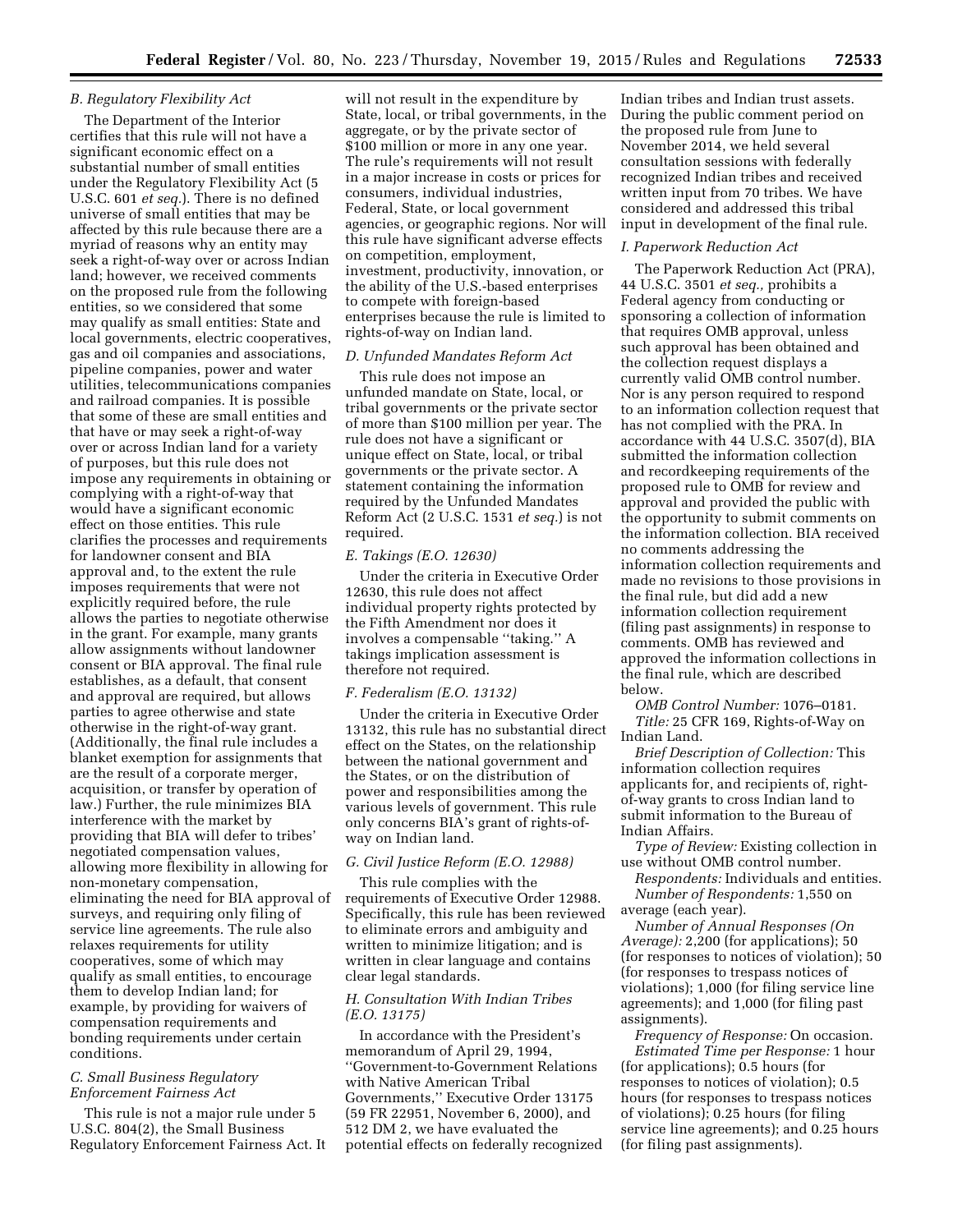### B. Regulatory Flexibility Act

The Department of the Interior certifies that this rule will not have a significant economic effect on a substantial number of small entities under the Regulatory Flexibility Act (5 U.S.C. 601 *et seq.*). There is no defined universe of small entities that may be affected by this rule because there are a myriad of reasons why an entity may seek a right-of-way over or across Indian land; however, we received comments on the proposed rule from the following entities, so we considered that some may qualify as small entities: State and local governments, electric cooperatives, gas and oil companies and associations, pipeline companies, power and water utilities, telecommunications companies and railroad companies. It is possible that some of these are small entities and that have or may seek a right-of-way over or across Indian land for a variety of purposes, but this rule does not impose any requirements in obtaining or complying with a right-of-way that would have a significant economic effect on those entities. This rule clarifies the processes and requirements for landowner consent and BIA approval and, to the extent the rule imposes requirements that were not explicitly required before, the rule allows the parties to negotiate otherwise in the grant. For example, many grants allow assignments without landowner consent or BIA approval. The final rule establishes, as a default, that consent and approval are required, but allows parties to agree otherwise and state otherwise in the right-of-way grant. (Additionally, the final rule includes a blanket exemption for assignments that are the result of a corporate merger, acquisition, or transfer by operation of law.) Further, the rule minimizes BIA interference with the market by providing that BIA will defer to tribes' negotiated compensation values, allowing more flexibility in allowing for non-monetary compensation, eliminating the need for BIA approval of surveys, and requiring only filing of service line agreements. The rule also relaxes requirements for utility cooperatives, some of which may qualify as small entities, to encourage them to develop Indian land; for example, by providing for waivers of compensation requirements and bonding requirements under certain conditions.

### C. Small Business Regulatory Enforcement Fairness Act

This rule is not a major rule under 5 U.S.C. 804(2), the Small Business Regulatory Enforcement Fairness Act. It will not result in the expenditure by State, local, or tribal governments, in the aggregate, or by the private sector of $100 million or more in any one year. The rule's requirements will not result in a major increase in costs or prices for consumers, individual industries, Federal, State, or local government agencies, or geographic regions. Nor will this rule have significant adverse effects on competition, employment, investment, productivity, innovation, or the ability of the U.S.-based enterprises to compete with foreign-based enterprises because the rule is limited to rights-of-way on Indian land.

### D. Unfunded Mandates Reform Act

This rule does not impose an unfunded mandate on State, local, or tribal governments or the private sector of more than $100 million per year. The rule does not have a significant or unique effect on State, local, or tribal governments or the private sector. A statement containing the information required by the Unfunded Mandates Reform Act (2 U.S.C. 1531 *et seq.*) is not required.

### E. Takings (E.O. 12630)

Under the criteria in Executive Order 12630, this rule does not affect individual property rights protected by the Fifth Amendment nor does it involves a compensable ''taking.'' A takings implication assessment is therefore not required.

### F. Federalism (E.O. 13132)

Under the criteria in Executive Order 13132, this rule has no substantial direct effect on the States, on the relationship between the national government and the States, or on the distribution of power and responsibilities among the various levels of government. This rule only concerns BIA's grant of rights-of-way on Indian land.

### G. Civil Justice Reform (E.O. 12988)

This rule complies with the requirements of Executive Order 12988. Specifically, this rule has been reviewed to eliminate errors and ambiguity and written to minimize litigation; and is written in clear language and contains clear legal standards.

### H. Consultation With Indian Tribes (E.O. 13175)

In accordance with the President's memorandum of April 29, 1994, ''Government-to-Government Relations with Native American Tribal Governments,'' Executive Order 13175 (59 FR 22951, November 6, 2000), and 512 DM 2, we have evaluated the potential effects on federally recognized Indian tribes and Indian trust assets. During the public comment period on the proposed rule from June to November 2014, we held several consultation sessions with federally recognized Indian tribes and received written input from 70 tribes. We have considered and addressed this tribal input in development of the final rule.

### I. Paperwork Reduction Act

The Paperwork Reduction Act (PRA), 44 U.S.C. 3501 *et seq.,* prohibits a Federal agency from conducting or sponsoring a collection of information that requires OMB approval, unless such approval has been obtained and the collection request displays a currently valid OMB control number. Nor is any person required to respond to an information collection request that has not complied with the PRA. In accordance with 44 U.S.C. 3507(d), BIA submitted the information collection and recordkeeping requirements of the proposed rule to OMB for review and approval and provided the public with the opportunity to submit comments on the information collection. BIA received no comments addressing the information collection requirements and made no revisions to those provisions in the final rule, but did add a new information collection requirement (filing past assignments) in response to comments. OMB has reviewed and approved the information collections in the final rule, which are described below.

*OMB Control Number:* 1076–0181.

*Title:* 25 CFR 169, Rights-of-Way on Indian Land.

*Brief Description of Collection:* This information collection requires applicants for, and recipients of, right-of-way grants to cross Indian land to submit information to the Bureau of Indian Affairs.

*Type of Review:* Existing collection in use without OMB control number.

*Respondents:* Individuals and entities.

*Number of Respondents:* 1,550 on average (each year).

*Number of Annual Responses (On Average):* 2,200 (for applications); 50 (for responses to notices of violation); 50 (for responses to trespass notices of violations); 1,000 (for filing service line agreements); and 1,000 (for filing past assignments).

*Frequency of Response:* On occasion.

*Estimated Time per Response:* 1 hour (for applications); 0.5 hours (for responses to notices of violation); 0.5 hours (for responses to trespass notices of violations); 0.25 hours (for filing service line agreements); and 0.25 hours (for filing past assignments).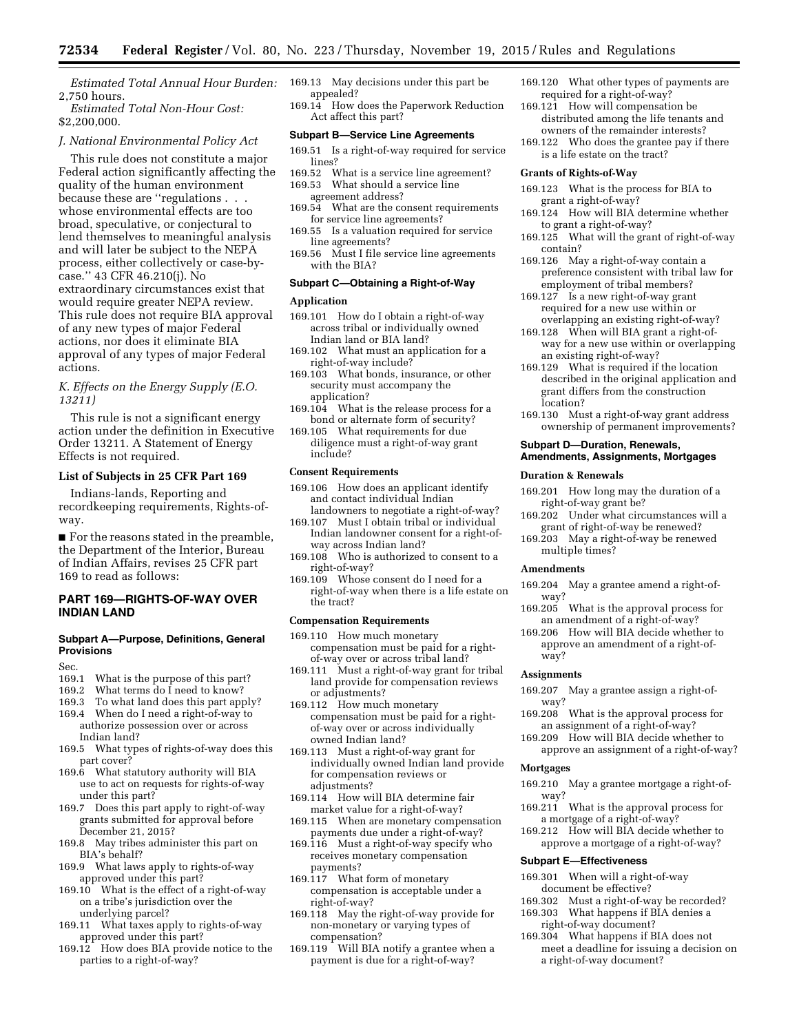*Estimated Total Annual Hour Burden:* 2,750 hours.

*Estimated Total Non-Hour Cost:* $2,200,000.

### *J. National Environmental Policy Act*

This rule does not constitute a major Federal action significantly affecting the quality of the human environment because these are ''regulations . . . whose environmental effects are too broad, speculative, or conjectural to lend themselves to meaningful analysis and will later be subject to the NEPA process, either collectively or case-by-case.'' 43 CFR 46.210(j). No extraordinary circumstances exist that would require greater NEPA review. This rule does not require BIA approval of any new types of major Federal actions, nor does it eliminate BIA approval of any types of major Federal actions.

### *K. Effects on the Energy Supply (E.O. 13211)*

This rule is not a significant energy action under the definition in Executive Order 13211. A Statement of Energy Effects is not required.

### List of Subjects in 25 CFR Part 169

Indians-lands, Reporting and recordkeeping requirements, Rights-of-way.

■ For the reasons stated in the preamble, the Department of the Interior, Bureau of Indian Affairs, revises 25 CFR part 169 to read as follows:

## PART 169—RIGHTS-OF-WAY OVER INDIAN LAND

### Subpart A—Purpose, Definitions, General Provisions

Sec.

169.1 What is the purpose of this part?
169.2 What terms do I need to know?
169.3 To what land does this part apply?
169.4 When do I need a right-of-way to authorize possession over or across Indian land?
169.5 What types of rights-of-way does this part cover?
169.6 What statutory authority will BIA use to act on requests for rights-of-way under this part?
169.7 Does this part apply to right-of-way grants submitted for approval before December 21, 2015?
169.8 May tribes administer this part on BIA's behalf?
169.9 What laws apply to rights-of-way approved under this part?
169.10 What is the effect of a right-of-way on a tribe's jurisdiction over the underlying parcel?
169.11 What taxes apply to rights-of-way approved under this part?
169.12 How does BIA provide notice to the parties to a right-of-way?
169.13 May decisions under this part be appealed?
169.14 How does the Paperwork Reduction Act affect this part?

### Subpart B—Service Line Agreements

169.51 Is a right-of-way required for service lines?
169.52 What is a service line agreement?
169.53 What should a service line agreement address?
169.54 What are the consent requirements for service line agreements?
169.55 Is a valuation required for service line agreements?
169.56 Must I file service line agreements with the BIA?

### Subpart C—Obtaining a Right-of-Way

#### Application

169.101 How do I obtain a right-of-way across tribal or individually owned Indian land or BIA land?
169.102 What must an application for a right-of-way include?
169.103 What bonds, insurance, or other security must accompany the application?
169.104 What is the release process for a bond or alternate form of security?
169.105 What requirements for due diligence must a right-of-way grant include?

#### Consent Requirements

169.106 How does an applicant identify and contact individual Indian landowners to negotiate a right-of-way?
169.107 Must I obtain tribal or individual Indian landowner consent for a right-of-way across Indian land?
169.108 Who is authorized to consent to a right-of-way?
169.109 Whose consent do I need for a right-of-way when there is a life estate on the tract?

#### Compensation Requirements

169.110 How much monetary compensation must be paid for a right-of-way over or across tribal land?
169.111 Must a right-of-way grant for tribal land provide for compensation reviews or adjustments?
169.112 How much monetary compensation must be paid for a right-of-way over or across individually owned Indian land?
169.113 Must a right-of-way grant for individually owned Indian land provide for compensation reviews or adjustments?
169.114 How will BIA determine fair market value for a right-of-way?
169.115 When are monetary compensation payments due under a right-of-way?
169.116 Must a right-of-way specify who receives monetary compensation payments?
169.117 What form of monetary compensation is acceptable under a right-of-way?
169.118 May the right-of-way provide for non-monetary or varying types of compensation?
169.119 Will BIA notify a grantee when a payment is due for a right-of-way?
169.120 What other types of payments are required for a right-of-way?
169.121 How will compensation be distributed among the life tenants and owners of the remainder interests?
169.122 Who does the grantee pay if there is a life estate on the tract?

#### Grants of Rights-of-Way

169.123 What is the process for BIA to grant a right-of-way?
169.124 How will BIA determine whether to grant a right-of-way?
169.125 What will the grant of right-of-way contain?
169.126 May a right-of-way contain a preference consistent with tribal law for employment of tribal members?
169.127 Is a new right-of-way grant required for a new use within or overlapping an existing right-of-way?
169.128 When will BIA grant a right-of-way for a new use within or overlapping an existing right-of-way?
169.129 What is required if the location described in the original application and grant differs from the construction location?
169.130 Must a right-of-way grant address ownership of permanent improvements?

### Subpart D—Duration, Renewals, Amendments, Assignments, Mortgages

#### Duration & Renewals

169.201 How long may the duration of a right-of-way grant be?
169.202 Under what circumstances will a grant of right-of-way be renewed?
169.203 May a right-of-way be renewed multiple times?

#### Amendments

169.204 May a grantee amend a right-of-way?
169.205 What is the approval process for an amendment of a right-of-way?
169.206 How will BIA decide whether to approve an amendment of a right-of-way?

#### Assignments

169.207 May a grantee assign a right-of-way?
169.208 What is the approval process for an assignment of a right-of-way?
169.209 How will BIA decide whether to approve an assignment of a right-of-way?

#### Mortgages

169.210 May a grantee mortgage a right-of-way?
169.211 What is the approval process for a mortgage of a right-of-way?
169.212 How will BIA decide whether to approve a mortgage of a right-of-way?

### Subpart E—Effectiveness

169.301 When will a right-of-way document be effective?
169.302 Must a right-of-way be recorded?
169.303 What happens if BIA denies a right-of-way document?
169.304 What happens if BIA does not meet a deadline for issuing a decision on a right-of-way document?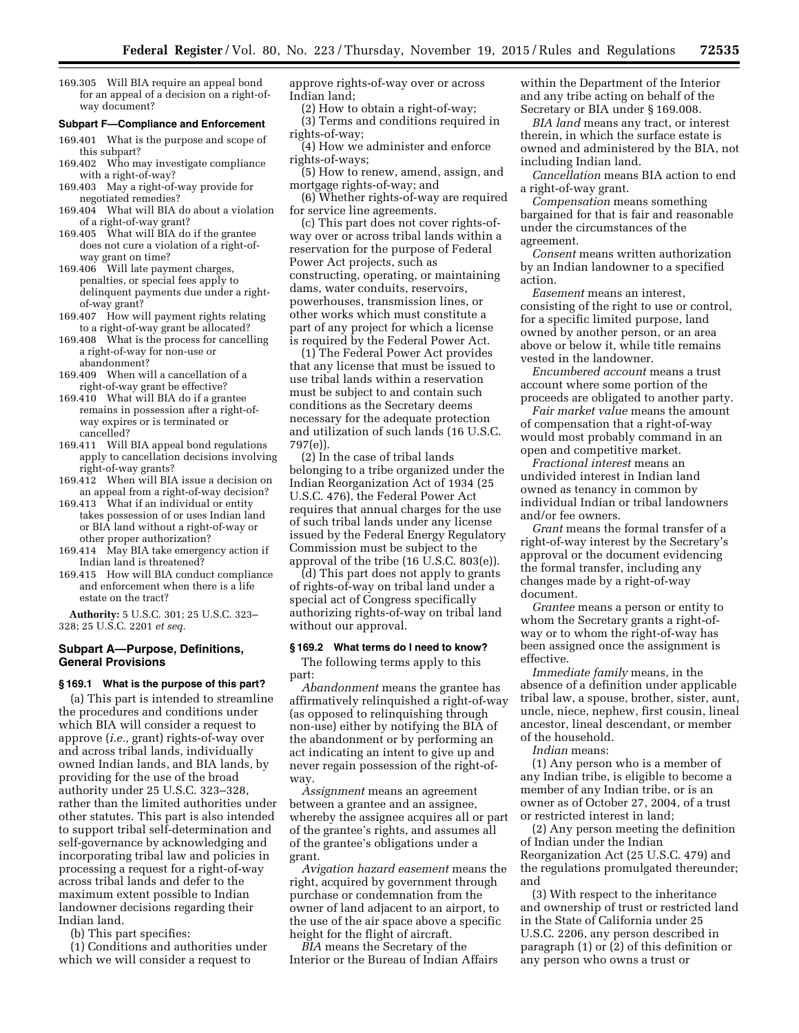169.305 Will BIA require an appeal bond for an appeal of a decision on a right-of-way document?

**Subpart F—Compliance and Enforcement**

169.401 What is the purpose and scope of this subpart?
169.402 Who may investigate compliance with a right-of-way?
169.403 May a right-of-way provide for negotiated remedies?
169.404 What will BIA do about a violation of a right-of-way grant?
169.405 What will BIA do if the grantee does not cure a violation of a right-of-way grant on time?
169.406 Will late payment charges, penalties, or special fees apply to delinquent payments due under a right-of-way grant?
169.407 How will payment rights relating to a right-of-way grant be allocated?
169.408 What is the process for cancelling a right-of-way for non-use or abandonment?
169.409 When will a cancellation of a right-of-way grant be effective?
169.410 What will BIA do if a grantee remains in possession after a right-of-way expires or is terminated or cancelled?
169.411 Will BIA appeal bond regulations apply to cancellation decisions involving right-of-way grants?
169.412 When will BIA issue a decision on an appeal from a right-of-way decision?
169.413 What if an individual or entity takes possession of or uses Indian land or BIA land without a right-of-way or other proper authorization?
169.414 May BIA take emergency action if Indian land is threatened?
169.415 How will BIA conduct compliance and enforcement when there is a life estate on the tract?

**Authority:** 5 U.S.C. 301; 25 U.S.C. 323–328; 25 U.S.C. 2201 *et seq.*

## Subpart A—Purpose, Definitions, General Provisions

### § 169.1 What is the purpose of this part?

(a) This part is intended to streamline the procedures and conditions under which BIA will consider a request to approve (*i.e.,* grant) rights-of-way over and across tribal lands, individually owned Indian lands, and BIA lands, by providing for the use of the broad authority under 25 U.S.C. 323–328, rather than the limited authorities under other statutes. This part is also intended to support tribal self-determination and self-governance by acknowledging and incorporating tribal law and policies in processing a request for a right-of-way across tribal lands and defer to the maximum extent possible to Indian landowner decisions regarding their Indian land.

(b) This part specifies:

(1) Conditions and authorities under which we will consider a request to approve rights-of-way over or across Indian land;

(2) How to obtain a right-of-way;

(3) Terms and conditions required in rights-of-way;

(4) How we administer and enforce rights-of-ways;

(5) How to renew, amend, assign, and mortgage rights-of-way; and

(6) Whether rights-of-way are required for service line agreements.

(c) This part does not cover rights-of-way over or across tribal lands within a reservation for the purpose of Federal Power Act projects, such as constructing, operating, or maintaining dams, water conduits, reservoirs, powerhouses, transmission lines, or other works which must constitute a part of any project for which a license is required by the Federal Power Act.

(1) The Federal Power Act provides that any license that must be issued to use tribal lands within a reservation must be subject to and contain such conditions as the Secretary deems necessary for the adequate protection and utilization of such lands (16 U.S.C. 797(e)).

(2) In the case of tribal lands belonging to a tribe organized under the Indian Reorganization Act of 1934 (25 U.S.C. 476), the Federal Power Act requires that annual charges for the use of such tribal lands under any license issued by the Federal Energy Regulatory Commission must be subject to the approval of the tribe (16 U.S.C. 803(e)).

(d) This part does not apply to grants of rights-of-way on tribal land under a special act of Congress specifically authorizing rights-of-way on tribal land without our approval.

### § 169.2 What terms do I need to know?

The following terms apply to this part:

*Abandonment* means the grantee has affirmatively relinquished a right-of-way (as opposed to relinquishing through non-use) either by notifying the BIA of the abandonment or by performing an act indicating an intent to give up and never regain possession of the right-of-way.

*Assignment* means an agreement between a grantee and an assignee, whereby the assignee acquires all or part of the grantee's rights, and assumes all of the grantee's obligations under a grant.

*Avigation hazard easement* means the right, acquired by government through purchase or condemnation from the owner of land adjacent to an airport, to the use of the air space above a specific height for the flight of aircraft.

*BIA* means the Secretary of the Interior or the Bureau of Indian Affairs within the Department of the Interior and any tribe acting on behalf of the Secretary or BIA under § 169.008.

*BIA land* means any tract, or interest therein, in which the surface estate is owned and administered by the BIA, not including Indian land.

*Cancellation* means BIA action to end a right-of-way grant.

*Compensation* means something bargained for that is fair and reasonable under the circumstances of the agreement.

*Consent* means written authorization by an Indian landowner to a specified action.

*Easement* means an interest, consisting of the right to use or control, for a specific limited purpose, land owned by another person, or an area above or below it, while title remains vested in the landowner.

*Encumbered account* means a trust account where some portion of the proceeds are obligated to another party.

*Fair market value* means the amount of compensation that a right-of-way would most probably command in an open and competitive market.

*Fractional interest* means an undivided interest in Indian land owned as tenancy in common by individual Indian or tribal landowners and/or fee owners.

*Grant* means the formal transfer of a right-of-way interest by the Secretary's approval or the document evidencing the formal transfer, including any changes made by a right-of-way document.

*Grantee* means a person or entity to whom the Secretary grants a right-of-way or to whom the right-of-way has been assigned once the assignment is effective.

*Immediate family* means, in the absence of a definition under applicable tribal law, a spouse, brother, sister, aunt, uncle, niece, nephew, first cousin, lineal ancestor, lineal descendant, or member of the household.

*Indian* means:

(1) Any person who is a member of any Indian tribe, is eligible to become a member of any Indian tribe, or is an owner as of October 27, 2004, of a trust or restricted interest in land;

(2) Any person meeting the definition of Indian under the Indian Reorganization Act (25 U.S.C. 479) and the regulations promulgated thereunder; and

(3) With respect to the inheritance and ownership of trust or restricted land in the State of California under 25 U.S.C. 2206, any person described in paragraph (1) or (2) of this definition or any person who owns a trust or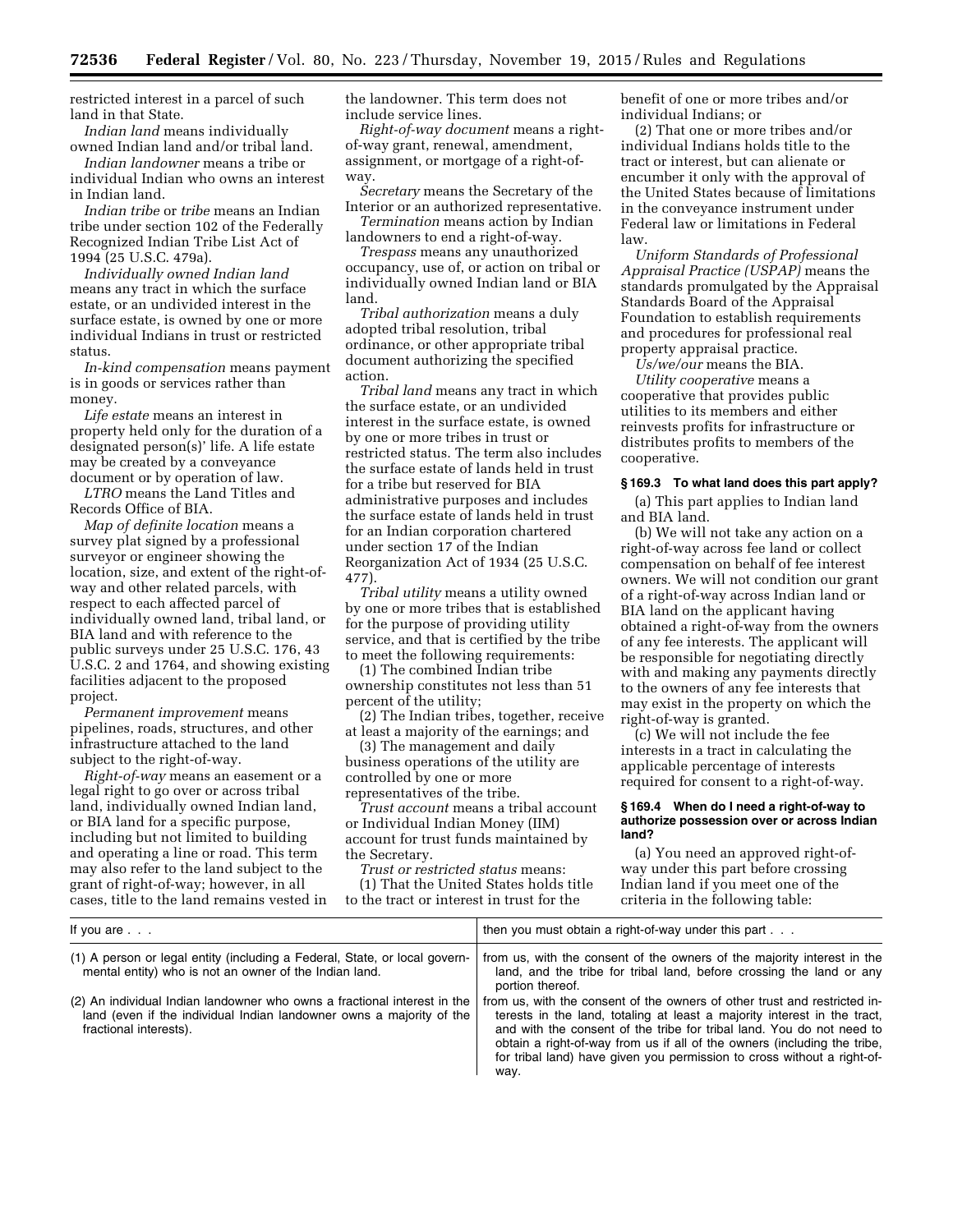restricted interest in a parcel of such land in that State.

*Indian land* means individually owned Indian land and/or tribal land.

*Indian landowner* means a tribe or individual Indian who owns an interest in Indian land.

*Indian tribe* or *tribe* means an Indian tribe under section 102 of the Federally Recognized Indian Tribe List Act of 1994 (25 U.S.C. 479a).

*Individually owned Indian land* means any tract in which the surface estate, or an undivided interest in the surface estate, is owned by one or more individual Indians in trust or restricted status.

*In-kind compensation* means payment is in goods or services rather than money.

*Life estate* means an interest in property held only for the duration of a designated person(s)' life. A life estate may be created by a conveyance document or by operation of law.

*LTRO* means the Land Titles and Records Office of BIA.

*Map of definite location* means a survey plat signed by a professional surveyor or engineer showing the location, size, and extent of the right-of-way and other related parcels, with respect to each affected parcel of individually owned land, tribal land, or BIA land and with reference to the public surveys under 25 U.S.C. 176, 43 U.S.C. 2 and 1764, and showing existing facilities adjacent to the proposed project.

*Permanent improvement* means pipelines, roads, structures, and other infrastructure attached to the land subject to the right-of-way.

*Right-of-way* means an easement or a legal right to go over or across tribal land, individually owned Indian land, or BIA land for a specific purpose, including but not limited to building and operating a line or road. This term may also refer to the land subject to the grant of right-of-way; however, in all cases, title to the land remains vested in the landowner. This term does not include service lines.

*Right-of-way document* means a right-of-way grant, renewal, amendment, assignment, or mortgage of a right-of-way.

*Secretary* means the Secretary of the Interior or an authorized representative.

*Termination* means action by Indian landowners to end a right-of-way.

*Trespass* means any unauthorized occupancy, use of, or action on tribal or individually owned Indian land or BIA land.

*Tribal authorization* means a duly adopted tribal resolution, tribal ordinance, or other appropriate tribal document authorizing the specified action.

*Tribal land* means any tract in which the surface estate, or an undivided interest in the surface estate, is owned by one or more tribes in trust or restricted status. The term also includes the surface estate of lands held in trust for a tribe but reserved for BIA administrative purposes and includes the surface estate of lands held in trust for an Indian corporation chartered under section 17 of the Indian Reorganization Act of 1934 (25 U.S.C. 477).

*Tribal utility* means a utility owned by one or more tribes that is established for the purpose of providing utility service, and that is certified by the tribe to meet the following requirements:

(1) The combined Indian tribe ownership constitutes not less than 51 percent of the utility;

(2) The Indian tribes, together, receive at least a majority of the earnings; and

(3) The management and daily business operations of the utility are controlled by one or more representatives of the tribe.

*Trust account* means a tribal account or Individual Indian Money (IIM) account for trust funds maintained by the Secretary.

*Trust or restricted status* means:

(1) That the United States holds title to the tract or interest in trust for the benefit of one or more tribes and/or individual Indians; or

(2) That one or more tribes and/or individual Indians holds title to the tract or interest, but can alienate or encumber it only with the approval of the United States because of limitations in the conveyance instrument under Federal law or limitations in Federal law.

*Uniform Standards of Professional Appraisal Practice (USPAP)* means the standards promulgated by the Appraisal Standards Board of the Appraisal Foundation to establish requirements and procedures for professional real property appraisal practice.

*Us/we/our* means the BIA.

*Utility cooperative* means a cooperative that provides public utilities to its members and either reinvests profits for infrastructure or distributes profits to members of the cooperative.

#### § 169.3 To what land does this part apply?

(a) This part applies to Indian land and BIA land.

(b) We will not take any action on a right-of-way across fee land or collect compensation on behalf of fee interest owners. We will not condition our grant of a right-of-way across Indian land or BIA land on the applicant having obtained a right-of-way from the owners of any fee interests. The applicant will be responsible for negotiating directly with and making any payments directly to the owners of any fee interests that may exist in the property on which the right-of-way is granted.

(c) We will not include the fee interests in a tract in calculating the applicable percentage of interests required for consent to a right-of-way.

#### § 169.4 When do I need a right-of-way to authorize possession over or across Indian land?

(a) You need an approved right-of-way under this part before crossing Indian land if you meet one of the criteria in the following table:

| If you are . . . | then you must obtain a right-of-way under this part . . . |
|---|---|
| (1) A person or legal entity (including a Federal, State, or local governmental entity) who is not an owner of the Indian land. | from us, with the consent of the owners of the majority interest in the land, and the tribe for tribal land, before crossing the land or any portion thereof. |
| (2) An individual Indian landowner who owns a fractional interest in the land (even if the individual Indian landowner owns a majority of the fractional interests). | from us, with the consent of the owners of other trust and restricted interests in the land, totaling at least a majority interest in the tract, and with the consent of the tribe for tribal land. You do not need to obtain a right-of-way from us if all of the owners (including the tribe, for tribal land) have given you permission to cross without a right-of-way. |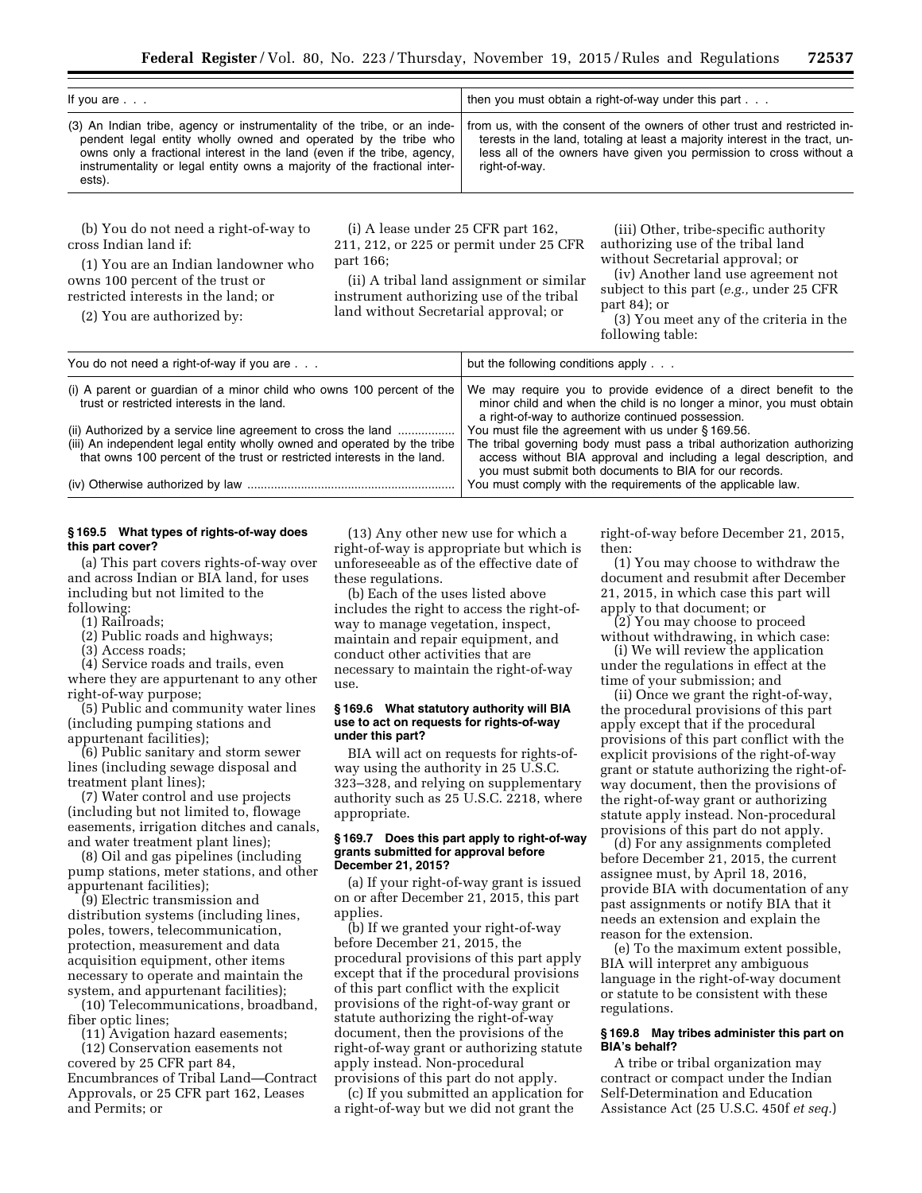| If you are . . . | then you must obtain a right-of-way under this part . . . |
|---|---|
| (3) An Indian tribe, agency or instrumentality of the tribe, or an independent legal entity wholly owned and operated by the tribe who owns only a fractional interest in the land (even if the tribe, agency, instrumentality or legal entity owns a majority of the fractional interests). | from us, with the consent of the owners of other trust and restricted interests in the land, totaling at least a majority interest in the tract, unless all of the owners have given you permission to cross without a right-of-way. |

(b) You do not need a right-of-way to cross Indian land if:

(1) You are an Indian landowner who owns 100 percent of the trust or restricted interests in the land; or

(2) You are authorized by:

(i) A lease under 25 CFR part 162, 211, 212, or 225 or permit under 25 CFR part 166;

(ii) A tribal land assignment or similar instrument authorizing use of the tribal land without Secretarial approval; or

(iii) Other, tribe-specific authority authorizing use of the tribal land without Secretarial approval; or

(iv) Another land use agreement not subject to this part (*e.g.,* under 25 CFR part 84); or

(3) You meet any of the criteria in the following table:

| You do not need a right-of-way if you are . . . | but the following conditions apply . . . |
|---|---|
| (i) A parent or guardian of a minor child who owns 100 percent of the trust or restricted interests in the land. | We may require you to provide evidence of a direct benefit to the minor child and when the child is no longer a minor, you must obtain a right-of-way to authorize continued possession. |
| (ii) Authorized by a service line agreement to cross the land | You must file the agreement with us under § 169.56. |
| (iii) An independent legal entity wholly owned and operated by the tribe that owns 100 percent of the trust or restricted interests in the land. | The tribal governing body must pass a tribal authorization authorizing access without BIA approval and including a legal description, and you must submit both documents to BIA for our records. |
| (iv) Otherwise authorized by law | You must comply with the requirements of the applicable law. |

### § 169.5 What types of rights-of-way does this part cover?

(a) This part covers rights-of-way over and across Indian or BIA land, for uses including but not limited to the following:

(1) Railroads;

(2) Public roads and highways;

(3) Access roads;

(4) Service roads and trails, even where they are appurtenant to any other right-of-way purpose;

(5) Public and community water lines (including pumping stations and appurtenant facilities);

(6) Public sanitary and storm sewer lines (including sewage disposal and treatment plant lines);

(7) Water control and use projects (including but not limited to, flowage easements, irrigation ditches and canals, and water treatment plant lines);

(8) Oil and gas pipelines (including pump stations, meter stations, and other appurtenant facilities);

(9) Electric transmission and distribution systems (including lines, poles, towers, telecommunication, protection, measurement and data acquisition equipment, other items necessary to operate and maintain the system, and appurtenant facilities);

(10) Telecommunications, broadband, fiber optic lines;

(11) Avigation hazard easements;

(12) Conservation easements not covered by 25 CFR part 84, Encumbrances of Tribal Land—Contract Approvals, or 25 CFR part 162, Leases and Permits; or

(13) Any other new use for which a right-of-way is appropriate but which is unforeseeable as of the effective date of these regulations.

(b) Each of the uses listed above includes the right to access the right-of-way to manage vegetation, inspect, maintain and repair equipment, and conduct other activities that are necessary to maintain the right-of-way use.

### § 169.6 What statutory authority will BIA use to act on requests for rights-of-way under this part?

BIA will act on requests for rights-of-way using the authority in 25 U.S.C. 323–328, and relying on supplementary authority such as 25 U.S.C. 2218, where appropriate.

### § 169.7 Does this part apply to right-of-way grants submitted for approval before December 21, 2015?

(a) If your right-of-way grant is issued on or after December 21, 2015, this part applies.

(b) If we granted your right-of-way before December 21, 2015, the procedural provisions of this part apply except that if the procedural provisions of this part conflict with the explicit provisions of the right-of-way grant or statute authorizing the right-of-way document, then the provisions of the right-of-way grant or authorizing statute apply instead. Non-procedural provisions of this part do not apply.

(c) If you submitted an application for a right-of-way but we did not grant the right-of-way before December 21, 2015, then:

(1) You may choose to withdraw the document and resubmit after December 21, 2015, in which case this part will apply to that document; or

(2) You may choose to proceed without withdrawing, in which case:

(i) We will review the application under the regulations in effect at the time of your submission; and

(ii) Once we grant the right-of-way, the procedural provisions of this part apply except that if the procedural provisions of this part conflict with the explicit provisions of the right-of-way grant or statute authorizing the right-of-way document, then the provisions of the right-of-way grant or authorizing statute apply instead. Non-procedural provisions of this part do not apply.

(d) For any assignments completed before December 21, 2015, the current assignee must, by April 18, 2016, provide BIA with documentation of any past assignments or notify BIA that it needs an extension and explain the reason for the extension.

(e) To the maximum extent possible, BIA will interpret any ambiguous language in the right-of-way document or statute to be consistent with these regulations.

### § 169.8 May tribes administer this part on BIA's behalf?

A tribe or tribal organization may contract or compact under the Indian Self-Determination and Education Assistance Act (25 U.S.C. 450f *et seq.*)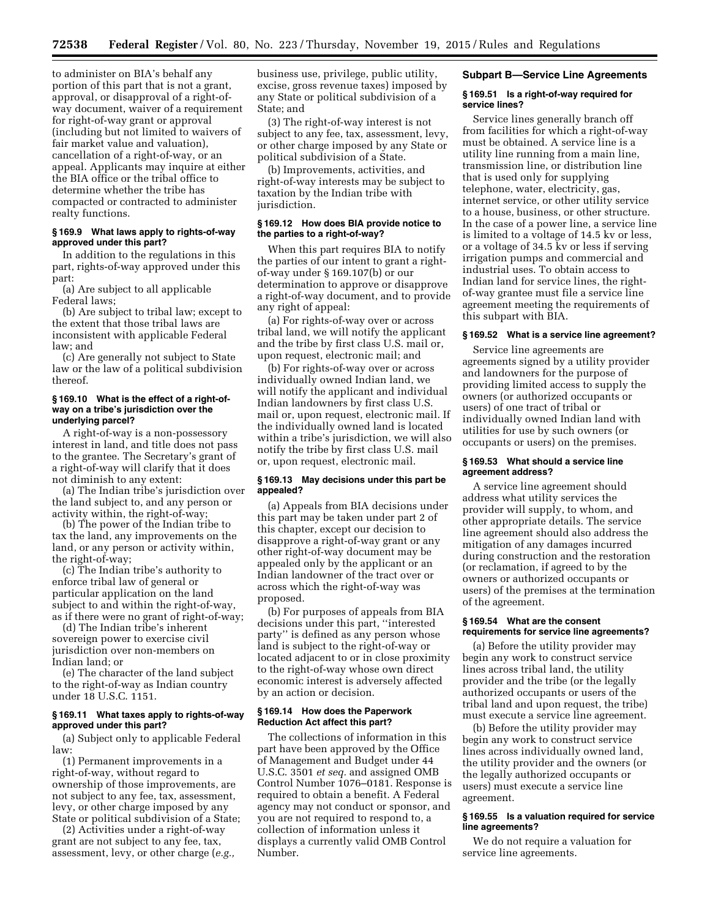to administer on BIA's behalf any portion of this part that is not a grant, approval, or disapproval of a right-of-way document, waiver of a requirement for right-of-way grant or approval (including but not limited to waivers of fair market value and valuation), cancellation of a right-of-way, or an appeal. Applicants may inquire at either the BIA office or the tribal office to determine whether the tribe has compacted or contracted to administer realty functions.

#### § 169.9 What laws apply to rights-of-way approved under this part?

In addition to the regulations in this part, rights-of-way approved under this part:

(a) Are subject to all applicable Federal laws;

(b) Are subject to tribal law; except to the extent that those tribal laws are inconsistent with applicable Federal law; and

(c) Are generally not subject to State law or the law of a political subdivision thereof.

#### § 169.10 What is the effect of a right-of-way on a tribe's jurisdiction over the underlying parcel?

A right-of-way is a non-possessory interest in land, and title does not pass to the grantee. The Secretary's grant of a right-of-way will clarify that it does not diminish to any extent:

(a) The Indian tribe's jurisdiction over the land subject to, and any person or activity within, the right-of-way;

(b) The power of the Indian tribe to tax the land, any improvements on the land, or any person or activity within, the right-of-way;

(c) The Indian tribe's authority to enforce tribal law of general or particular application on the land subject to and within the right-of-way, as if there were no grant of right-of-way;

(d) The Indian tribe's inherent sovereign power to exercise civil jurisdiction over non-members on Indian land; or

(e) The character of the land subject to the right-of-way as Indian country under 18 U.S.C. 1151.

#### § 169.11 What taxes apply to rights-of-way approved under this part?

(a) Subject only to applicable Federal law:

(1) Permanent improvements in a right-of-way, without regard to ownership of those improvements, are not subject to any fee, tax, assessment, levy, or other charge imposed by any State or political subdivision of a State;

(2) Activities under a right-of-way grant are not subject to any fee, tax, assessment, levy, or other charge (*e.g.,* business use, privilege, public utility, excise, gross revenue taxes) imposed by any State or political subdivision of a State; and

(3) The right-of-way interest is not subject to any fee, tax, assessment, levy, or other charge imposed by any State or political subdivision of a State.

(b) Improvements, activities, and right-of-way interests may be subject to taxation by the Indian tribe with jurisdiction.

#### § 169.12 How does BIA provide notice to the parties to a right-of-way?

When this part requires BIA to notify the parties of our intent to grant a right-of-way under § 169.107(b) or our determination to approve or disapprove a right-of-way document, and to provide any right of appeal:

(a) For rights-of-way over or across tribal land, we will notify the applicant and the tribe by first class U.S. mail or, upon request, electronic mail; and

(b) For rights-of-way over or across individually owned Indian land, we will notify the applicant and individual Indian landowners by first class U.S. mail or, upon request, electronic mail. If the individually owned land is located within a tribe's jurisdiction, we will also notify the tribe by first class U.S. mail or, upon request, electronic mail.

#### § 169.13 May decisions under this part be appealed?

(a) Appeals from BIA decisions under this part may be taken under part 2 of this chapter, except our decision to disapprove a right-of-way grant or any other right-of-way document may be appealed only by the applicant or an Indian landowner of the tract over or across which the right-of-way was proposed.

(b) For purposes of appeals from BIA decisions under this part, "interested party" is defined as any person whose land is subject to the right-of-way or located adjacent to or in close proximity to the right-of-way whose own direct economic interest is adversely affected by an action or decision.

#### § 169.14 How does the Paperwork Reduction Act affect this part?

The collections of information in this part have been approved by the Office of Management and Budget under 44 U.S.C. 3501 *et seq.* and assigned OMB Control Number 1076–0181. Response is required to obtain a benefit. A Federal agency may not conduct or sponsor, and you are not required to respond to, a collection of information unless it displays a currently valid OMB Control Number.

### Subpart B—Service Line Agreements

#### § 169.51 Is a right-of-way required for service lines?

Service lines generally branch off from facilities for which a right-of-way must be obtained. A service line is a utility line running from a main line, transmission line, or distribution line that is used only for supplying telephone, water, electricity, gas, internet service, or other utility service to a house, business, or other structure. In the case of a power line, a service line is limited to a voltage of 14.5 kv or less, or a voltage of 34.5 kv or less if serving irrigation pumps and commercial and industrial uses. To obtain access to Indian land for service lines, the right-of-way grantee must file a service line agreement meeting the requirements of this subpart with BIA.

#### § 169.52 What is a service line agreement?

Service line agreements are agreements signed by a utility provider and landowners for the purpose of providing limited access to supply the owners (or authorized occupants or users) of one tract of tribal or individually owned Indian land with utilities for use by such owners (or occupants or users) on the premises.

#### § 169.53 What should a service line agreement address?

A service line agreement should address what utility services the provider will supply, to whom, and other appropriate details. The service line agreement should also address the mitigation of any damages incurred during construction and the restoration (or reclamation, if agreed to by the owners or authorized occupants or users) of the premises at the termination of the agreement.

#### § 169.54 What are the consent requirements for service line agreements?

(a) Before the utility provider may begin any work to construct service lines across tribal land, the utility provider and the tribe (or the legally authorized occupants or users of the tribal land and upon request, the tribe) must execute a service line agreement.

(b) Before the utility provider may begin any work to construct service lines across individually owned land, the utility provider and the owners (or the legally authorized occupants or users) must execute a service line agreement.

#### § 169.55 Is a valuation required for service line agreements?

We do not require a valuation for service line agreements.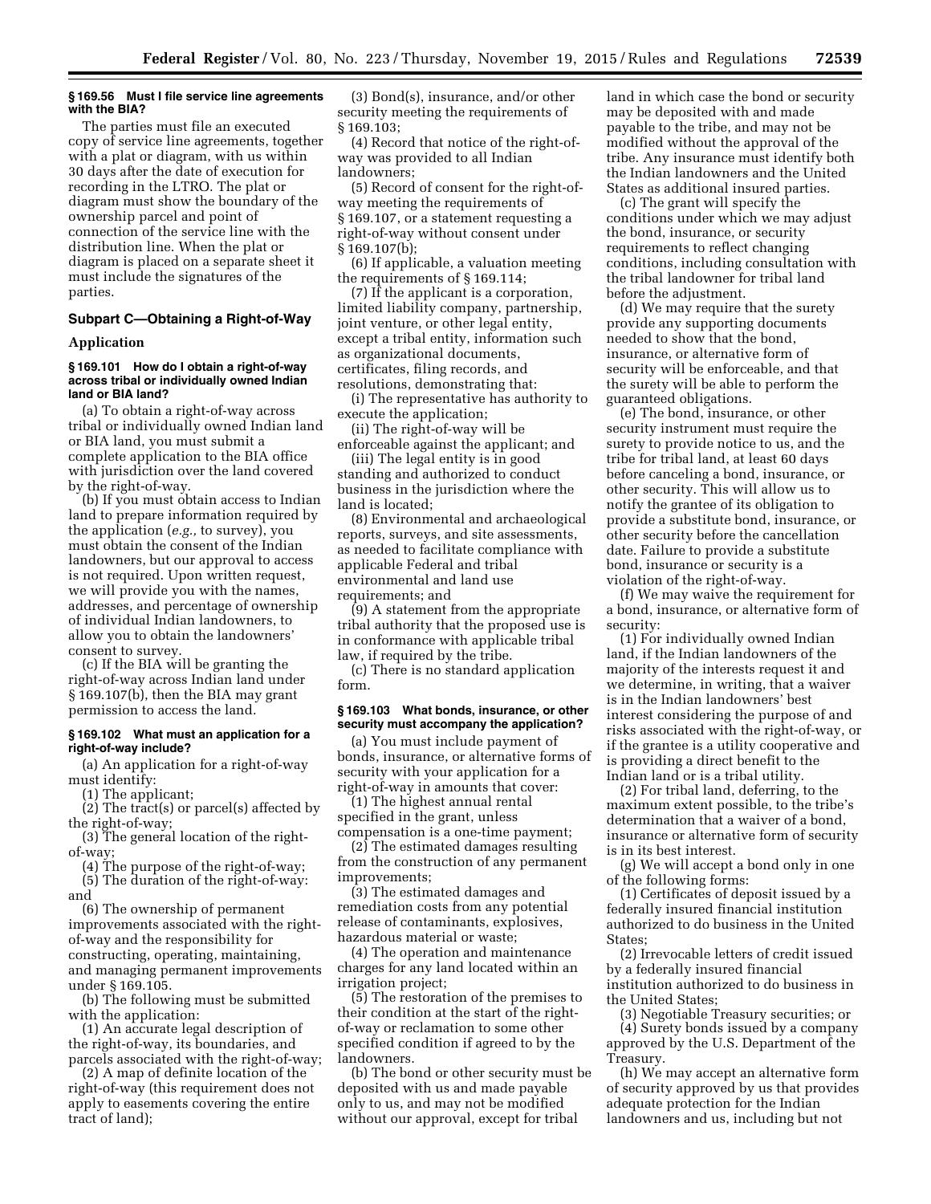**§ 169.56 Must I file service line agreements with the BIA?**

The parties must file an executed copy of service line agreements, together with a plat or diagram, with us within 30 days after the date of execution for recording in the LTRO. The plat or diagram must show the boundary of the ownership parcel and point of connection of the service line with the distribution line. When the plat or diagram is placed on a separate sheet it must include the signatures of the parties.

## Subpart C—Obtaining a Right-of-Way

### Application

**§ 169.101 How do I obtain a right-of-way across tribal or individually owned Indian land or BIA land?**

(a) To obtain a right-of-way across tribal or individually owned Indian land or BIA land, you must submit a complete application to the BIA office with jurisdiction over the land covered by the right-of-way.

(b) If you must obtain access to Indian land to prepare information required by the application (*e.g.,* to survey), you must obtain the consent of the Indian landowners, but our approval to access is not required. Upon written request, we will provide you with the names, addresses, and percentage of ownership of individual Indian landowners, to allow you to obtain the landowners' consent to survey.

(c) If the BIA will be granting the right-of-way across Indian land under § 169.107(b), then the BIA may grant permission to access the land.

**§ 169.102 What must an application for a right-of-way include?**

(a) An application for a right-of-way must identify:

(1) The applicant;

(2) The tract(s) or parcel(s) affected by the right-of-way;

(3) The general location of the right-of-way;

(4) The purpose of the right-of-way;

(5) The duration of the right-of-way: and

(6) The ownership of permanent improvements associated with the right-of-way and the responsibility for constructing, operating, maintaining, and managing permanent improvements under § 169.105.

(b) The following must be submitted with the application:

(1) An accurate legal description of the right-of-way, its boundaries, and parcels associated with the right-of-way;

(2) A map of definite location of the right-of-way (this requirement does not apply to easements covering the entire tract of land);

(3) Bond(s), insurance, and/or other security meeting the requirements of § 169.103;

(4) Record that notice of the right-of-way was provided to all Indian landowners;

(5) Record of consent for the right-of-way meeting the requirements of § 169.107, or a statement requesting a right-of-way without consent under § 169.107(b);

(6) If applicable, a valuation meeting the requirements of § 169.114;

(7) If the applicant is a corporation, limited liability company, partnership, joint venture, or other legal entity, except a tribal entity, information such as organizational documents, certificates, filing records, and resolutions, demonstrating that:

(i) The representative has authority to execute the application;

(ii) The right-of-way will be enforceable against the applicant; and

(iii) The legal entity is in good standing and authorized to conduct business in the jurisdiction where the land is located;

(8) Environmental and archaeological reports, surveys, and site assessments, as needed to facilitate compliance with applicable Federal and tribal environmental and land use requirements; and

(9) A statement from the appropriate tribal authority that the proposed use is in conformance with applicable tribal law, if required by the tribe.

(c) There is no standard application form.

**§ 169.103 What bonds, insurance, or other security must accompany the application?**

(a) You must include payment of bonds, insurance, or alternative forms of security with your application for a right-of-way in amounts that cover:

(1) The highest annual rental specified in the grant, unless compensation is a one-time payment;

(2) The estimated damages resulting from the construction of any permanent improvements;

(3) The estimated damages and remediation costs from any potential release of contaminants, explosives, hazardous material or waste;

(4) The operation and maintenance charges for any land located within an irrigation project;

(5) The restoration of the premises to their condition at the start of the right-of-way or reclamation to some other specified condition if agreed to by the landowners.

(b) The bond or other security must be deposited with us and made payable only to us, and may not be modified without our approval, except for tribal land in which case the bond or security may be deposited with and made payable to the tribe, and may not be modified without the approval of the tribe. Any insurance must identify both the Indian landowners and the United States as additional insured parties.

(c) The grant will specify the conditions under which we may adjust the bond, insurance, or security requirements to reflect changing conditions, including consultation with the tribal landowner for tribal land before the adjustment.

(d) We may require that the surety provide any supporting documents needed to show that the bond, insurance, or alternative form of security will be enforceable, and that the surety will be able to perform the guaranteed obligations.

(e) The bond, insurance, or other security instrument must require the surety to provide notice to us, and the tribe for tribal land, at least 60 days before canceling a bond, insurance, or other security. This will allow us to notify the grantee of its obligation to provide a substitute bond, insurance, or other security before the cancellation date. Failure to provide a substitute bond, insurance or security is a violation of the right-of-way.

(f) We may waive the requirement for a bond, insurance, or alternative form of security:

(1) For individually owned Indian land, if the Indian landowners of the majority of the interests request it and we determine, in writing, that a waiver is in the Indian landowners' best interest considering the purpose of and risks associated with the right-of-way, or if the grantee is a utility cooperative and is providing a direct benefit to the Indian land or is a tribal utility.

(2) For tribal land, deferring, to the maximum extent possible, to the tribe's determination that a waiver of a bond, insurance or alternative form of security is in its best interest.

(g) We will accept a bond only in one of the following forms:

(1) Certificates of deposit issued by a federally insured financial institution authorized to do business in the United States;

(2) Irrevocable letters of credit issued by a federally insured financial institution authorized to do business in the United States;

(3) Negotiable Treasury securities; or

(4) Surety bonds issued by a company approved by the U.S. Department of the Treasury.

(h) We may accept an alternative form of security approved by us that provides adequate protection for the Indian landowners and us, including but not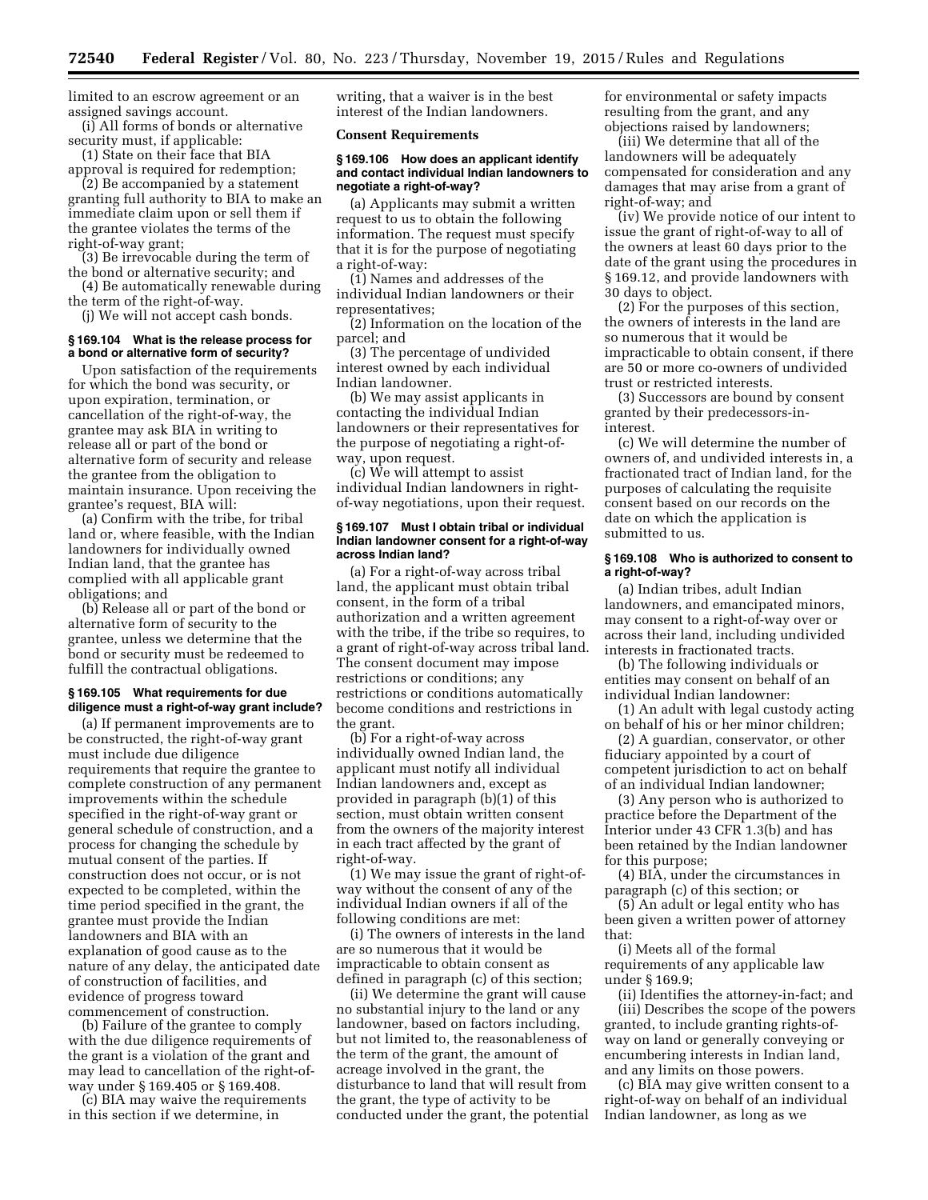limited to an escrow agreement or an assigned savings account.

(i) All forms of bonds or alternative security must, if applicable:

(1) State on their face that BIA approval is required for redemption;

(2) Be accompanied by a statement granting full authority to BIA to make an immediate claim upon or sell them if the grantee violates the terms of the right-of-way grant;

(3) Be irrevocable during the term of the bond or alternative security; and

(4) Be automatically renewable during the term of the right-of-way.

(j) We will not accept cash bonds.

### § 169.104 What is the release process for a bond or alternative form of security?

Upon satisfaction of the requirements for which the bond was security, or upon expiration, termination, or cancellation of the right-of-way, the grantee may ask BIA in writing to release all or part of the bond or alternative form of security and release the grantee from the obligation to maintain insurance. Upon receiving the grantee's request, BIA will:

(a) Confirm with the tribe, for tribal land or, where feasible, with the Indian landowners for individually owned Indian land, that the grantee has complied with all applicable grant obligations; and

(b) Release all or part of the bond or alternative form of security to the grantee, unless we determine that the bond or security must be redeemed to fulfill the contractual obligations.

### § 169.105 What requirements for due diligence must a right-of-way grant include?

(a) If permanent improvements are to be constructed, the right-of-way grant must include due diligence requirements that require the grantee to complete construction of any permanent improvements within the schedule specified in the right-of-way grant or general schedule of construction, and a process for changing the schedule by mutual consent of the parties. If construction does not occur, or is not expected to be completed, within the time period specified in the grant, the grantee must provide the Indian landowners and BIA with an explanation of good cause as to the nature of any delay, the anticipated date of construction of facilities, and evidence of progress toward commencement of construction.

(b) Failure of the grantee to comply with the due diligence requirements of the grant is a violation of the grant and may lead to cancellation of the right-of-way under § 169.405 or § 169.408.

(c) BIA may waive the requirements in this section if we determine, in writing, that a waiver is in the best interest of the Indian landowners.

## Consent Requirements

### § 169.106 How does an applicant identify and contact individual Indian landowners to negotiate a right-of-way?

(a) Applicants may submit a written request to us to obtain the following information. The request must specify that it is for the purpose of negotiating a right-of-way:

(1) Names and addresses of the individual Indian landowners or their representatives;

(2) Information on the location of the parcel; and

(3) The percentage of undivided interest owned by each individual Indian landowner.

(b) We may assist applicants in contacting the individual Indian landowners or their representatives for the purpose of negotiating a right-of-way, upon request.

(c) We will attempt to assist individual Indian landowners in right-of-way negotiations, upon their request.

### § 169.107 Must I obtain tribal or individual Indian landowner consent for a right-of-way across Indian land?

(a) For a right-of-way across tribal land, the applicant must obtain tribal consent, in the form of a tribal authorization and a written agreement with the tribe, if the tribe so requires, to a grant of right-of-way across tribal land. The consent document may impose restrictions or conditions; any restrictions or conditions automatically become conditions and restrictions in the grant.

(b) For a right-of-way across individually owned Indian land, the applicant must notify all individual Indian landowners and, except as provided in paragraph (b)(1) of this section, must obtain written consent from the owners of the majority interest in each tract affected by the grant of right-of-way.

(1) We may issue the grant of right-of-way without the consent of any of the individual Indian owners if all of the following conditions are met:

(i) The owners of interests in the land are so numerous that it would be impracticable to obtain consent as defined in paragraph (c) of this section;

(ii) We determine the grant will cause no substantial injury to the land or any landowner, based on factors including, but not limited to, the reasonableness of the term of the grant, the amount of acreage involved in the grant, the disturbance to land that will result from the grant, the type of activity to be conducted under the grant, the potential for environmental or safety impacts resulting from the grant, and any objections raised by landowners;

(iii) We determine that all of the landowners will be adequately compensated for consideration and any damages that may arise from a grant of right-of-way; and

(iv) We provide notice of our intent to issue the grant of right-of-way to all of the owners at least 60 days prior to the date of the grant using the procedures in § 169.12, and provide landowners with 30 days to object.

(2) For the purposes of this section, the owners of interests in the land are so numerous that it would be impracticable to obtain consent, if there are 50 or more co-owners of undivided trust or restricted interests.

(3) Successors are bound by consent granted by their predecessors-in-interest.

(c) We will determine the number of owners of, and undivided interests in, a fractionated tract of Indian land, for the purposes of calculating the requisite consent based on our records on the date on which the application is submitted to us.

### § 169.108 Who is authorized to consent to a right-of-way?

(a) Indian tribes, adult Indian landowners, and emancipated minors, may consent to a right-of-way over or across their land, including undivided interests in fractionated tracts.

(b) The following individuals or entities may consent on behalf of an individual Indian landowner:

(1) An adult with legal custody acting on behalf of his or her minor children;

(2) A guardian, conservator, or other fiduciary appointed by a court of competent jurisdiction to act on behalf of an individual Indian landowner;

(3) Any person who is authorized to practice before the Department of the Interior under 43 CFR 1.3(b) and has been retained by the Indian landowner for this purpose;

(4) BIA, under the circumstances in paragraph (c) of this section; or

(5) An adult or legal entity who has been given a written power of attorney that:

(i) Meets all of the formal requirements of any applicable law under § 169.9;

(ii) Identifies the attorney-in-fact; and

(iii) Describes the scope of the powers granted, to include granting rights-of-way on land or generally conveying or encumbering interests in Indian land, and any limits on those powers.

(c) BIA may give written consent to a right-of-way on behalf of an individual Indian landowner, as long as we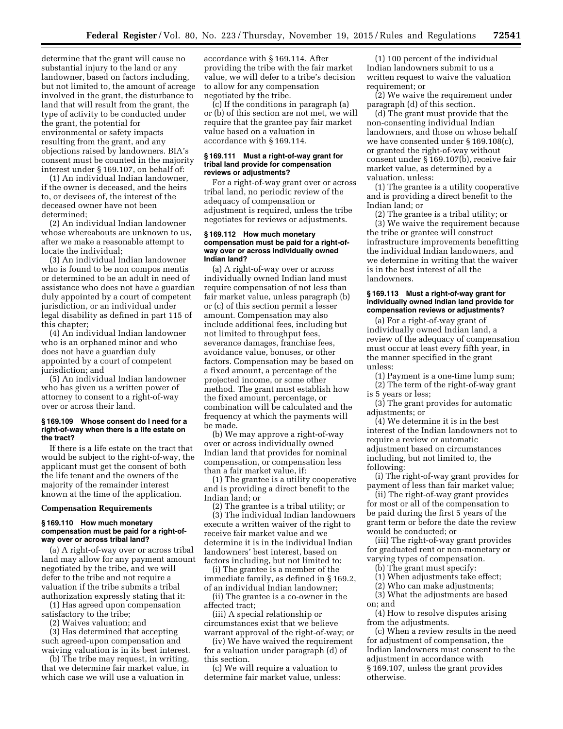determine that the grant will cause no substantial injury to the land or any landowner, based on factors including, but not limited to, the amount of acreage involved in the grant, the disturbance to land that will result from the grant, the type of activity to be conducted under the grant, the potential for environmental or safety impacts resulting from the grant, and any objections raised by landowners. BIA's consent must be counted in the majority interest under § 169.107, on behalf of:

(1) An individual Indian landowner, if the owner is deceased, and the heirs to, or devisees of, the interest of the deceased owner have not been determined;

(2) An individual Indian landowner whose whereabouts are unknown to us, after we make a reasonable attempt to locate the individual;

(3) An individual Indian landowner who is found to be non compos mentis or determined to be an adult in need of assistance who does not have a guardian duly appointed by a court of competent jurisdiction, or an individual under legal disability as defined in part 115 of this chapter;

(4) An individual Indian landowner who is an orphaned minor and who does not have a guardian duly appointed by a court of competent jurisdiction; and

(5) An individual Indian landowner who has given us a written power of attorney to consent to a right-of-way over or across their land.

#### § 169.109 Whose consent do I need for a right-of-way when there is a life estate on the tract?

If there is a life estate on the tract that would be subject to the right-of-way, the applicant must get the consent of both the life tenant and the owners of the majority of the remainder interest known at the time of the application.

### Compensation Requirements

#### § 169.110 How much monetary compensation must be paid for a right-of-way over or across tribal land?

(a) A right-of-way over or across tribal land may allow for any payment amount negotiated by the tribe, and we will defer to the tribe and not require a valuation if the tribe submits a tribal authorization expressly stating that it:

(1) Has agreed upon compensation satisfactory to the tribe;

(2) Waives valuation; and

(3) Has determined that accepting such agreed-upon compensation and waiving valuation is in its best interest.

(b) The tribe may request, in writing, that we determine fair market value, in which case we will use a valuation in accordance with § 169.114. After providing the tribe with the fair market value, we will defer to a tribe's decision to allow for any compensation negotiated by the tribe.

(c) If the conditions in paragraph (a) or (b) of this section are not met, we will require that the grantee pay fair market value based on a valuation in accordance with § 169.114.

#### § 169.111 Must a right-of-way grant for tribal land provide for compensation reviews or adjustments?

For a right-of-way grant over or across tribal land, no periodic review of the adequacy of compensation or adjustment is required, unless the tribe negotiates for reviews or adjustments.

#### § 169.112 How much monetary compensation must be paid for a right-of-way over or across individually owned Indian land?

(a) A right-of-way over or across individually owned Indian land must require compensation of not less than fair market value, unless paragraph (b) or (c) of this section permit a lesser amount. Compensation may also include additional fees, including but not limited to throughput fees, severance damages, franchise fees, avoidance value, bonuses, or other factors. Compensation may be based on a fixed amount, a percentage of the projected income, or some other method. The grant must establish how the fixed amount, percentage, or combination will be calculated and the frequency at which the payments will be made.

(b) We may approve a right-of-way over or across individually owned Indian land that provides for nominal compensation, or compensation less than a fair market value, if:

(1) The grantee is a utility cooperative and is providing a direct benefit to the Indian land; or

(2) The grantee is a tribal utility; or

(3) The individual Indian landowners execute a written waiver of the right to receive fair market value and we determine it is in the individual Indian landowners' best interest, based on factors including, but not limited to:

(i) The grantee is a member of the immediate family, as defined in § 169.2, of an individual Indian landowner;

(ii) The grantee is a co-owner in the affected tract;

(iii) A special relationship or circumstances exist that we believe warrant approval of the right-of-way; or

(iv) We have waived the requirement for a valuation under paragraph (d) of this section.

(c) We will require a valuation to determine fair market value, unless:

(1) 100 percent of the individual Indian landowners submit to us a written request to waive the valuation requirement; or

(2) We waive the requirement under paragraph (d) of this section.

(d) The grant must provide that the non-consenting individual Indian landowners, and those on whose behalf we have consented under § 169.108(c), or granted the right-of-way without consent under § 169.107(b), receive fair market value, as determined by a valuation, unless:

(1) The grantee is a utility cooperative and is providing a direct benefit to the Indian land; or

(2) The grantee is a tribal utility; or

(3) We waive the requirement because the tribe or grantee will construct infrastructure improvements benefitting the individual Indian landowners, and we determine in writing that the waiver is in the best interest of all the landowners.

#### § 169.113 Must a right-of-way grant for individually owned Indian land provide for compensation reviews or adjustments?

(a) For a right-of-way grant of individually owned Indian land, a review of the adequacy of compensation must occur at least every fifth year, in the manner specified in the grant unless:

(1) Payment is a one-time lump sum;

(2) The term of the right-of-way grant is 5 years or less;

(3) The grant provides for automatic adjustments; or

(4) We determine it is in the best interest of the Indian landowners not to require a review or automatic adjustment based on circumstances including, but not limited to, the following:

(i) The right-of-way grant provides for payment of less than fair market value;

(ii) The right-of-way grant provides for most or all of the compensation to be paid during the first 5 years of the grant term or before the date the review would be conducted; or

(iii) The right-of-way grant provides for graduated rent or non-monetary or varying types of compensation.

(b) The grant must specify:

(1) When adjustments take effect;

(2) Who can make adjustments;

(3) What the adjustments are based on; and

(4) How to resolve disputes arising from the adjustments.

(c) When a review results in the need for adjustment of compensation, the Indian landowners must consent to the adjustment in accordance with § 169.107, unless the grant provides otherwise.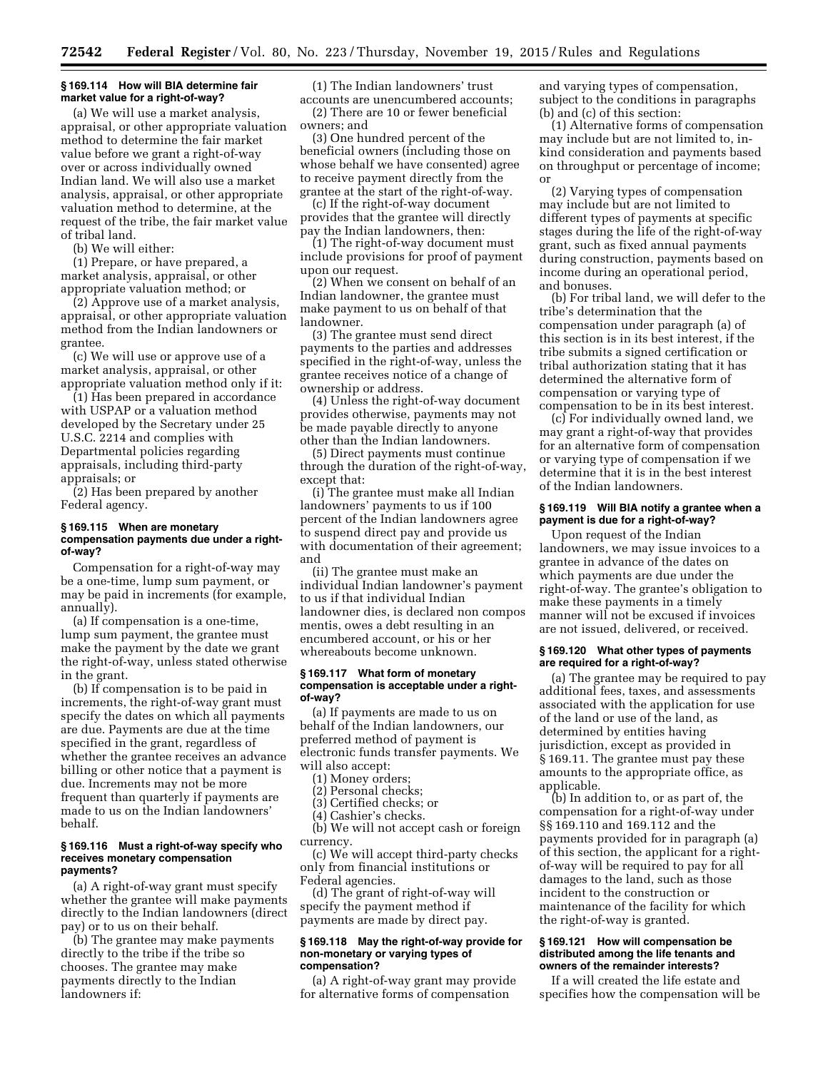### § 169.114 How will BIA determine fair market value for a right-of-way?

(a) We will use a market analysis, appraisal, or other appropriate valuation method to determine the fair market value before we grant a right-of-way over or across individually owned Indian land. We will also use a market analysis, appraisal, or other appropriate valuation method to determine, at the request of the tribe, the fair market value of tribal land.

(b) We will either:

(1) Prepare, or have prepared, a market analysis, appraisal, or other appropriate valuation method; or

(2) Approve use of a market analysis, appraisal, or other appropriate valuation method from the Indian landowners or grantee.

(c) We will use or approve use of a market analysis, appraisal, or other appropriate valuation method only if it:

(1) Has been prepared in accordance with USPAP or a valuation method developed by the Secretary under 25 U.S.C. 2214 and complies with Departmental policies regarding appraisals, including third-party appraisals; or

(2) Has been prepared by another Federal agency.

### § 169.115 When are monetary compensation payments due under a right-of-way?

Compensation for a right-of-way may be a one-time, lump sum payment, or may be paid in increments (for example, annually).

(a) If compensation is a one-time, lump sum payment, the grantee must make the payment by the date we grant the right-of-way, unless stated otherwise in the grant.

(b) If compensation is to be paid in increments, the right-of-way grant must specify the dates on which all payments are due. Payments are due at the time specified in the grant, regardless of whether the grantee receives an advance billing or other notice that a payment is due. Increments may not be more frequent than quarterly if payments are made to us on the Indian landowners' behalf.

### § 169.116 Must a right-of-way specify who receives monetary compensation payments?

(a) A right-of-way grant must specify whether the grantee will make payments directly to the Indian landowners (direct pay) or to us on their behalf.

(b) The grantee may make payments directly to the tribe if the tribe so chooses. The grantee may make payments directly to the Indian landowners if:

(1) The Indian landowners' trust accounts are unencumbered accounts;

(2) There are 10 or fewer beneficial owners; and

(3) One hundred percent of the beneficial owners (including those on whose behalf we have consented) agree to receive payment directly from the grantee at the start of the right-of-way.

(c) If the right-of-way document provides that the grantee will directly pay the Indian landowners, then:

(1) The right-of-way document must include provisions for proof of payment upon our request.

(2) When we consent on behalf of an Indian landowner, the grantee must make payment to us on behalf of that landowner.

(3) The grantee must send direct payments to the parties and addresses specified in the right-of-way, unless the grantee receives notice of a change of ownership or address.

(4) Unless the right-of-way document provides otherwise, payments may not be made payable directly to anyone other than the Indian landowners.

(5) Direct payments must continue through the duration of the right-of-way, except that:

(i) The grantee must make all Indian landowners' payments to us if 100 percent of the Indian landowners agree to suspend direct pay and provide us with documentation of their agreement; and

(ii) The grantee must make an individual Indian landowner's payment to us if that individual Indian landowner dies, is declared non compos mentis, owes a debt resulting in an encumbered account, or his or her whereabouts become unknown.

### § 169.117 What form of monetary compensation is acceptable under a right-of-way?

(a) If payments are made to us on behalf of the Indian landowners, our preferred method of payment is electronic funds transfer payments. We will also accept:

(1) Money orders;

(2) Personal checks;

(3) Certified checks; or

(4) Cashier's checks.

(b) We will not accept cash or foreign currency.

(c) We will accept third-party checks only from financial institutions or Federal agencies.

(d) The grant of right-of-way will specify the payment method if payments are made by direct pay.

### § 169.118 May the right-of-way provide for non-monetary or varying types of compensation?

(a) A right-of-way grant may provide for alternative forms of compensation and varying types of compensation, subject to the conditions in paragraphs (b) and (c) of this section:

(1) Alternative forms of compensation may include but are not limited to, in-kind consideration and payments based on throughput or percentage of income; or

(2) Varying types of compensation may include but are not limited to different types of payments at specific stages during the life of the right-of-way grant, such as fixed annual payments during construction, payments based on income during an operational period, and bonuses.

(b) For tribal land, we will defer to the tribe's determination that the compensation under paragraph (a) of this section is in its best interest, if the tribe submits a signed certification or tribal authorization stating that it has determined the alternative form of compensation or varying type of compensation to be in its best interest.

(c) For individually owned land, we may grant a right-of-way that provides for an alternative form of compensation or varying type of compensation if we determine that it is in the best interest of the Indian landowners.

### § 169.119 Will BIA notify a grantee when a payment is due for a right-of-way?

Upon request of the Indian landowners, we may issue invoices to a grantee in advance of the dates on which payments are due under the right-of-way. The grantee's obligation to make these payments in a timely manner will not be excused if invoices are not issued, delivered, or received.

### § 169.120 What other types of payments are required for a right-of-way?

(a) The grantee may be required to pay additional fees, taxes, and assessments associated with the application for use of the land or use of the land, as determined by entities having jurisdiction, except as provided in § 169.11. The grantee must pay these amounts to the appropriate office, as applicable.

(b) In addition to, or as part of, the compensation for a right-of-way under §§ 169.110 and 169.112 and the payments provided for in paragraph (a) of this section, the applicant for a right-of-way will be required to pay for all damages to the land, such as those incident to the construction or maintenance of the facility for which the right-of-way is granted.

### § 169.121 How will compensation be distributed among the life tenants and owners of the remainder interests?

If a will created the life estate and specifies how the compensation will be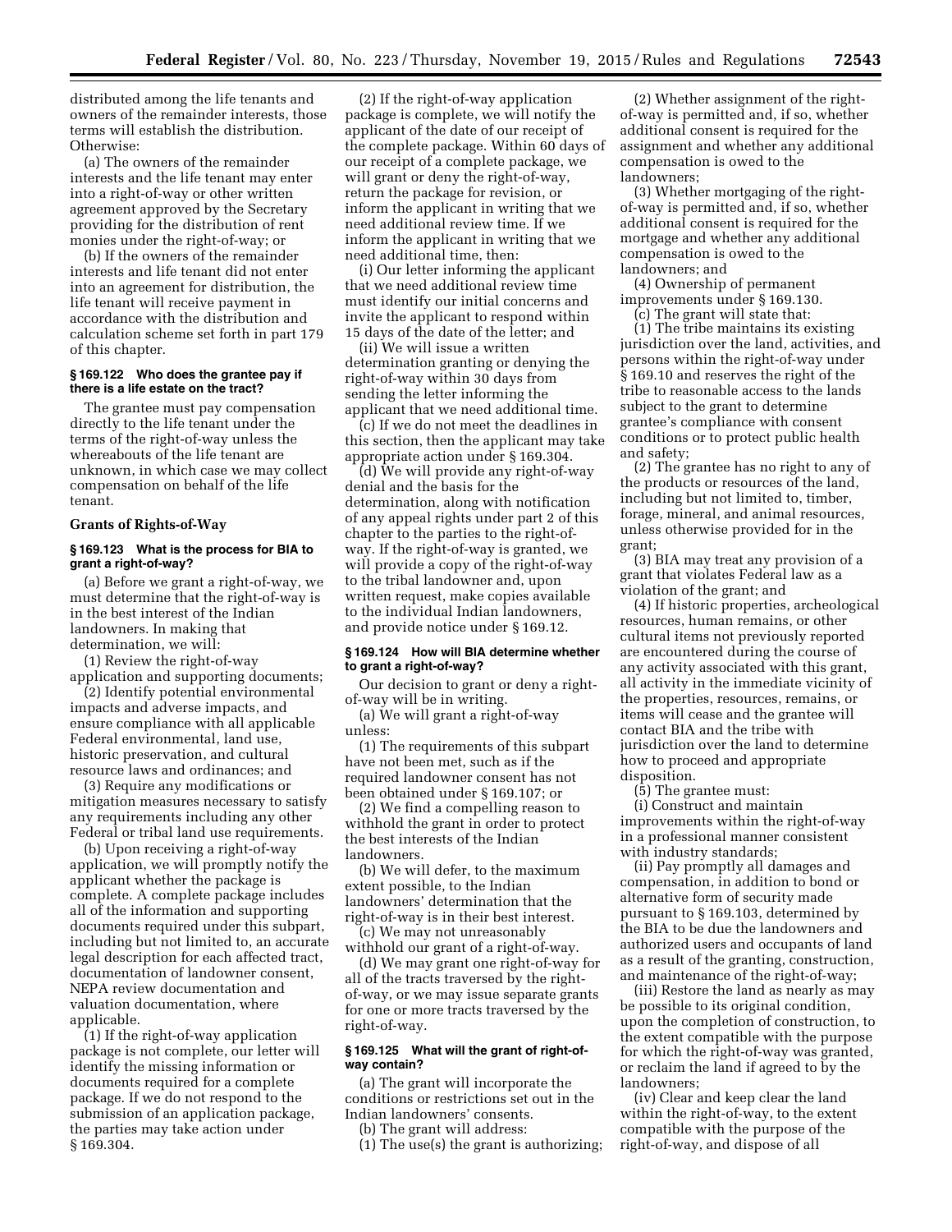distributed among the life tenants and owners of the remainder interests, those terms will establish the distribution. Otherwise:

(a) The owners of the remainder interests and the life tenant may enter into a right-of-way or other written agreement approved by the Secretary providing for the distribution of rent monies under the right-of-way; or

(b) If the owners of the remainder interests and life tenant did not enter into an agreement for distribution, the life tenant will receive payment in accordance with the distribution and calculation scheme set forth in part 179 of this chapter.

#### § 169.122 Who does the grantee pay if there is a life estate on the tract?

The grantee must pay compensation directly to the life tenant under the terms of the right-of-way unless the whereabouts of the life tenant are unknown, in which case we may collect compensation on behalf of the life tenant.

### Grants of Rights-of-Way

#### § 169.123 What is the process for BIA to grant a right-of-way?

(a) Before we grant a right-of-way, we must determine that the right-of-way is in the best interest of the Indian landowners. In making that determination, we will:

(1) Review the right-of-way application and supporting documents;

(2) Identify potential environmental impacts and adverse impacts, and ensure compliance with all applicable Federal environmental, land use, historic preservation, and cultural resource laws and ordinances; and

(3) Require any modifications or mitigation measures necessary to satisfy any requirements including any other Federal or tribal land use requirements.

(b) Upon receiving a right-of-way application, we will promptly notify the applicant whether the package is complete. A complete package includes all of the information and supporting documents required under this subpart, including but not limited to, an accurate legal description for each affected tract, documentation of landowner consent, NEPA review documentation and valuation documentation, where applicable.

(1) If the right-of-way application package is not complete, our letter will identify the missing information or documents required for a complete package. If we do not respond to the submission of an application package, the parties may take action under § 169.304.

(2) If the right-of-way application package is complete, we will notify the applicant of the date of our receipt of the complete package. Within 60 days of our receipt of a complete package, we will grant or deny the right-of-way, return the package for revision, or inform the applicant in writing that we need additional review time. If we inform the applicant in writing that we need additional time, then:

(i) Our letter informing the applicant that we need additional review time must identify our initial concerns and invite the applicant to respond within 15 days of the date of the letter; and

(ii) We will issue a written determination granting or denying the right-of-way within 30 days from sending the letter informing the applicant that we need additional time.

(c) If we do not meet the deadlines in this section, then the applicant may take appropriate action under § 169.304.

(d) We will provide any right-of-way denial and the basis for the determination, along with notification of any appeal rights under part 2 of this chapter to the parties to the right-of-way. If the right-of-way is granted, we will provide a copy of the right-of-way to the tribal landowner and, upon written request, make copies available to the individual Indian landowners, and provide notice under § 169.12.

#### § 169.124 How will BIA determine whether to grant a right-of-way?

Our decision to grant or deny a right-of-way will be in writing.

(a) We will grant a right-of-way unless:

(1) The requirements of this subpart have not been met, such as if the required landowner consent has not been obtained under § 169.107; or

(2) We find a compelling reason to withhold the grant in order to protect the best interests of the Indian landowners.

(b) We will defer, to the maximum extent possible, to the Indian landowners' determination that the right-of-way is in their best interest.

(c) We may not unreasonably withhold our grant of a right-of-way.

(d) We may grant one right-of-way for all of the tracts traversed by the right-of-way, or we may issue separate grants for one or more tracts traversed by the right-of-way.

#### § 169.125 What will the grant of right-of-way contain?

(a) The grant will incorporate the conditions or restrictions set out in the Indian landowners' consents.

(b) The grant will address:

(1) The use(s) the grant is authorizing;

(2) Whether assignment of the right-of-way is permitted and, if so, whether additional consent is required for the assignment and whether any additional compensation is owed to the landowners;

(3) Whether mortgaging of the right-of-way is permitted and, if so, whether additional consent is required for the mortgage and whether any additional compensation is owed to the landowners; and

(4) Ownership of permanent improvements under § 169.130.

(c) The grant will state that:

(1) The tribe maintains its existing jurisdiction over the land, activities, and persons within the right-of-way under § 169.10 and reserves the right of the tribe to reasonable access to the lands subject to the grant to determine grantee's compliance with consent conditions or to protect public health and safety;

(2) The grantee has no right to any of the products or resources of the land, including but not limited to, timber, forage, mineral, and animal resources, unless otherwise provided for in the grant;

(3) BIA may treat any provision of a grant that violates Federal law as a violation of the grant; and

(4) If historic properties, archeological resources, human remains, or other cultural items not previously reported are encountered during the course of any activity associated with this grant, all activity in the immediate vicinity of the properties, resources, remains, or items will cease and the grantee will contact BIA and the tribe with jurisdiction over the land to determine how to proceed and appropriate disposition.

(5) The grantee must:

(i) Construct and maintain improvements within the right-of-way in a professional manner consistent with industry standards;

(ii) Pay promptly all damages and compensation, in addition to bond or alternative form of security made pursuant to § 169.103, determined by the BIA to be due the landowners and authorized users and occupants of land as a result of the granting, construction, and maintenance of the right-of-way;

(iii) Restore the land as nearly as may be possible to its original condition, upon the completion of construction, to the extent compatible with the purpose for which the right-of-way was granted, or reclaim the land if agreed to by the landowners;

(iv) Clear and keep clear the land within the right-of-way, to the extent compatible with the purpose of the right-of-way, and dispose of all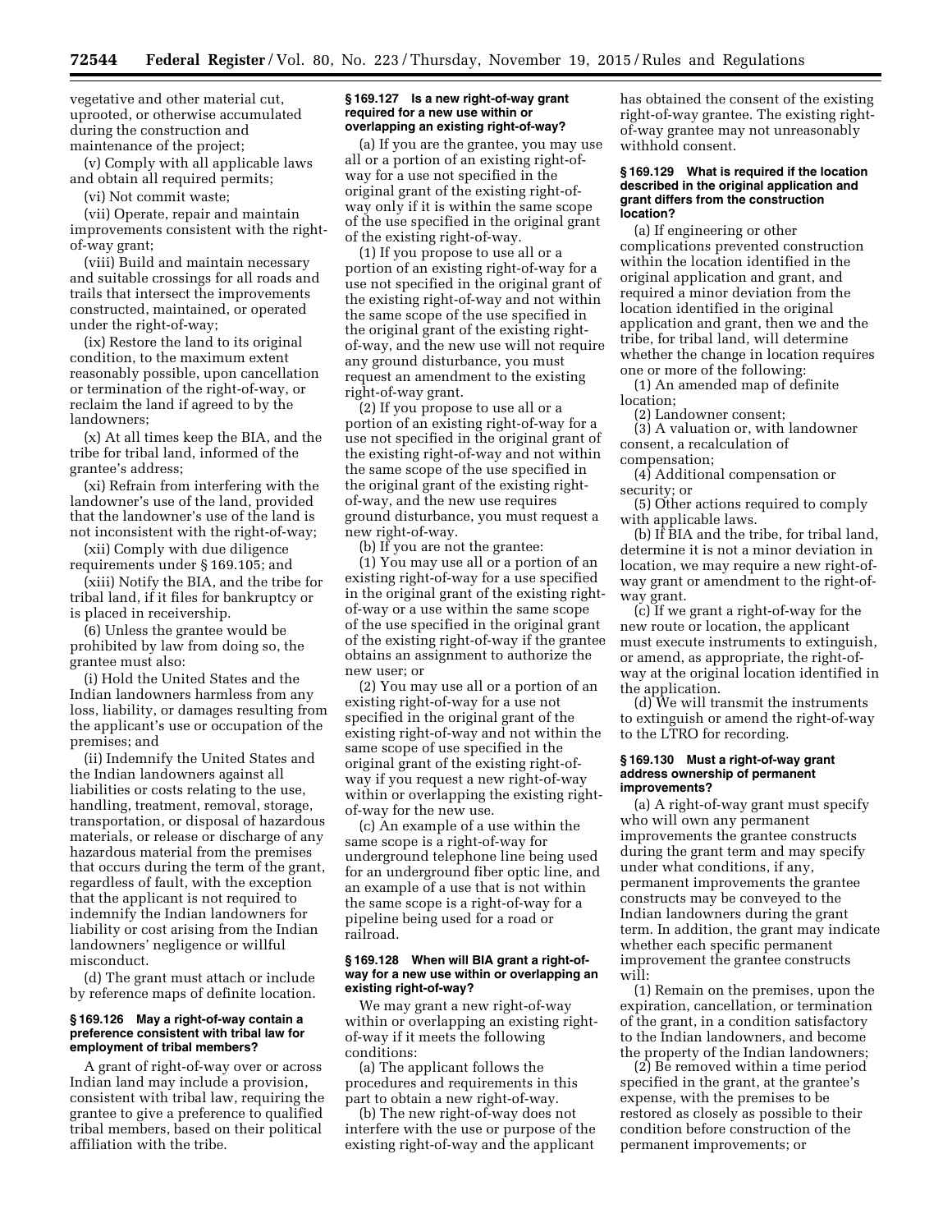vegetative and other material cut, uprooted, or otherwise accumulated during the construction and maintenance of the project;

(v) Comply with all applicable laws and obtain all required permits;

(vi) Not commit waste;

(vii) Operate, repair and maintain improvements consistent with the right-of-way grant;

(viii) Build and maintain necessary and suitable crossings for all roads and trails that intersect the improvements constructed, maintained, or operated under the right-of-way;

(ix) Restore the land to its original condition, to the maximum extent reasonably possible, upon cancellation or termination of the right-of-way, or reclaim the land if agreed to by the landowners;

(x) At all times keep the BIA, and the tribe for tribal land, informed of the grantee's address;

(xi) Refrain from interfering with the landowner's use of the land, provided that the landowner's use of the land is not inconsistent with the right-of-way;

(xii) Comply with due diligence requirements under § 169.105; and

(xiii) Notify the BIA, and the tribe for tribal land, if it files for bankruptcy or is placed in receivership.

(6) Unless the grantee would be prohibited by law from doing so, the grantee must also:

(i) Hold the United States and the Indian landowners harmless from any loss, liability, or damages resulting from the applicant's use or occupation of the premises; and

(ii) Indemnify the United States and the Indian landowners against all liabilities or costs relating to the use, handling, treatment, removal, storage, transportation, or disposal of hazardous materials, or release or discharge of any hazardous material from the premises that occurs during the term of the grant, regardless of fault, with the exception that the applicant is not required to indemnify the Indian landowners for liability or cost arising from the Indian landowners' negligence or willful misconduct.

(d) The grant must attach or include by reference maps of definite location.

#### § 169.126 May a right-of-way contain a preference consistent with tribal law for employment of tribal members?

A grant of right-of-way over or across Indian land may include a provision, consistent with tribal law, requiring the grantee to give a preference to qualified tribal members, based on their political affiliation with the tribe.

#### § 169.127 Is a new right-of-way grant required for a new use within or overlapping an existing right-of-way?

(a) If you are the grantee, you may use all or a portion of an existing right-of-way for a use not specified in the original grant of the existing right-of-way only if it is within the same scope of the use specified in the original grant of the existing right-of-way.

(1) If you propose to use all or a portion of an existing right-of-way for a use not specified in the original grant of the existing right-of-way and not within the same scope of the use specified in the original grant of the existing right-of-way, and the new use will not require any ground disturbance, you must request an amendment to the existing right-of-way grant.

(2) If you propose to use all or a portion of an existing right-of-way for a use not specified in the original grant of the existing right-of-way and not within the same scope of the use specified in the original grant of the existing right-of-way, and the new use requires ground disturbance, you must request a new right-of-way.

(b) If you are not the grantee:

(1) You may use all or a portion of an existing right-of-way for a use specified in the original grant of the existing right-of-way or a use within the same scope of the use specified in the original grant of the existing right-of-way if the grantee obtains an assignment to authorize the new user; or

(2) You may use all or a portion of an existing right-of-way for a use not specified in the original grant of the existing right-of-way and not within the same scope of use specified in the original grant of the existing right-of-way if you request a new right-of-way within or overlapping the existing right-of-way for the new use.

(c) An example of a use within the same scope is a right-of-way for underground telephone line being used for an underground fiber optic line, and an example of a use that is not within the same scope is a right-of-way for a pipeline being used for a road or railroad.

#### § 169.128 When will BIA grant a right-of-way for a new use within or overlapping an existing right-of-way?

We may grant a new right-of-way within or overlapping an existing right-of-way if it meets the following conditions:

(a) The applicant follows the procedures and requirements in this part to obtain a new right-of-way.

(b) The new right-of-way does not interfere with the use or purpose of the existing right-of-way and the applicant has obtained the consent of the existing right-of-way grantee. The existing right-of-way grantee may not unreasonably withhold consent.

#### § 169.129 What is required if the location described in the original application and grant differs from the construction location?

(a) If engineering or other complications prevented construction within the location identified in the original application and grant, and required a minor deviation from the location identified in the original application and grant, then we and the tribe, for tribal land, will determine whether the change in location requires one or more of the following:

(1) An amended map of definite location;

(2) Landowner consent;

(3) A valuation or, with landowner consent, a recalculation of compensation;

(4) Additional compensation or security; or

(5) Other actions required to comply with applicable laws.

(b) If BIA and the tribe, for tribal land, determine it is not a minor deviation in location, we may require a new right-of-way grant or amendment to the right-of-way grant.

(c) If we grant a right-of-way for the new route or location, the applicant must execute instruments to extinguish, or amend, as appropriate, the right-of-way at the original location identified in the application.

(d) We will transmit the instruments to extinguish or amend the right-of-way to the LTRO for recording.

#### § 169.130 Must a right-of-way grant address ownership of permanent improvements?

(a) A right-of-way grant must specify who will own any permanent improvements the grantee constructs during the grant term and may specify under what conditions, if any, permanent improvements the grantee constructs may be conveyed to the Indian landowners during the grant term. In addition, the grant may indicate whether each specific permanent improvement the grantee constructs will:

(1) Remain on the premises, upon the expiration, cancellation, or termination of the grant, in a condition satisfactory to the Indian landowners, and become the property of the Indian landowners;

(2) Be removed within a time period specified in the grant, at the grantee's expense, with the premises to be restored as closely as possible to their condition before construction of the permanent improvements; or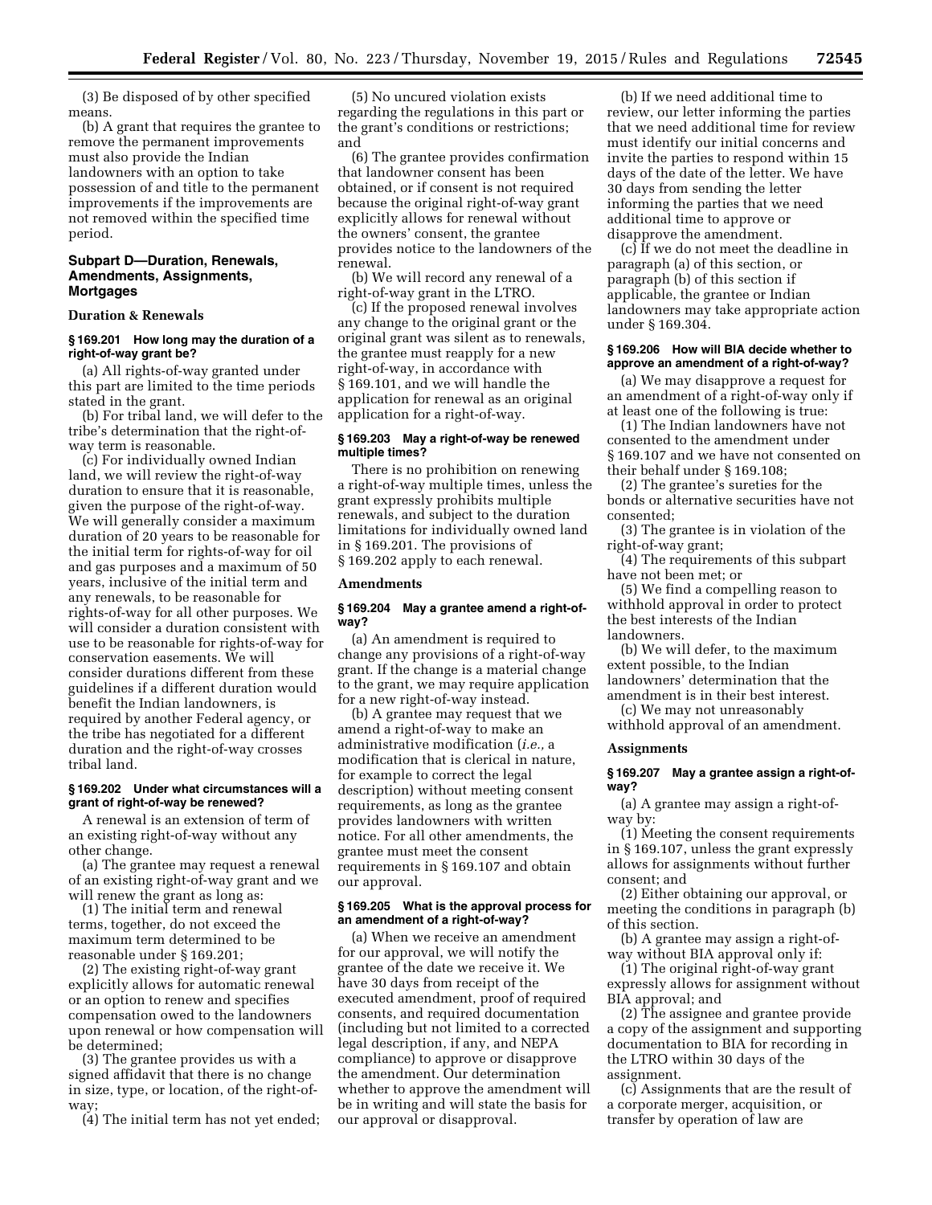(3) Be disposed of by other specified means.

(b) A grant that requires the grantee to remove the permanent improvements must also provide the Indian landowners with an option to take possession of and title to the permanent improvements if the improvements are not removed within the specified time period.

## Subpart D—Duration, Renewals, Amendments, Assignments, Mortgages

### Duration & Renewals

#### § 169.201 How long may the duration of a right-of-way grant be?

(a) All rights-of-way granted under this part are limited to the time periods stated in the grant.

(b) For tribal land, we will defer to the tribe's determination that the right-of-way term is reasonable.

(c) For individually owned Indian land, we will review the right-of-way duration to ensure that it is reasonable, given the purpose of the right-of-way. We will generally consider a maximum duration of 20 years to be reasonable for the initial term for rights-of-way for oil and gas purposes and a maximum of 50 years, inclusive of the initial term and any renewals, to be reasonable for rights-of-way for all other purposes. We will consider a duration consistent with use to be reasonable for rights-of-way for conservation easements. We will consider durations different from these guidelines if a different duration would benefit the Indian landowners, is required by another Federal agency, or the tribe has negotiated for a different duration and the right-of-way crosses tribal land.

#### § 169.202 Under what circumstances will a grant of right-of-way be renewed?

A renewal is an extension of term of an existing right-of-way without any other change.

(a) The grantee may request a renewal of an existing right-of-way grant and we will renew the grant as long as:

(1) The initial term and renewal terms, together, do not exceed the maximum term determined to be reasonable under § 169.201;

(2) The existing right-of-way grant explicitly allows for automatic renewal or an option to renew and specifies compensation owed to the landowners upon renewal or how compensation will be determined;

(3) The grantee provides us with a signed affidavit that there is no change in size, type, or location, of the right-of-way;

(4) The initial term has not yet ended;

(5) No uncured violation exists regarding the regulations in this part or the grant's conditions or restrictions; and

(6) The grantee provides confirmation that landowner consent has been obtained, or if consent is not required because the original right-of-way grant explicitly allows for renewal without the owners' consent, the grantee provides notice to the landowners of the renewal.

(b) We will record any renewal of a right-of-way grant in the LTRO.

(c) If the proposed renewal involves any change to the original grant or the original grant was silent as to renewals, the grantee must reapply for a new right-of-way, in accordance with § 169.101, and we will handle the application for renewal as an original application for a right-of-way.

#### § 169.203 May a right-of-way be renewed multiple times?

There is no prohibition on renewing a right-of-way multiple times, unless the grant expressly prohibits multiple renewals, and subject to the duration limitations for individually owned land in § 169.201. The provisions of § 169.202 apply to each renewal.

### Amendments

#### § 169.204 May a grantee amend a right-of-way?

(a) An amendment is required to change any provisions of a right-of-way grant. If the change is a material change to the grant, we may require application for a new right-of-way instead.

(b) A grantee may request that we amend a right-of-way to make an administrative modification (*i.e.,* a modification that is clerical in nature, for example to correct the legal description) without meeting consent requirements, as long as the grantee provides landowners with written notice. For all other amendments, the grantee must meet the consent requirements in § 169.107 and obtain our approval.

#### § 169.205 What is the approval process for an amendment of a right-of-way?

(a) When we receive an amendment for our approval, we will notify the grantee of the date we receive it. We have 30 days from receipt of the executed amendment, proof of required consents, and required documentation (including but not limited to a corrected legal description, if any, and NEPA compliance) to approve or disapprove the amendment. Our determination whether to approve the amendment will be in writing and will state the basis for our approval or disapproval.

(b) If we need additional time to review, our letter informing the parties that we need additional time for review must identify our initial concerns and invite the parties to respond within 15 days of the date of the letter. We have 30 days from sending the letter informing the parties that we need additional time to approve or disapprove the amendment.

(c) If we do not meet the deadline in paragraph (a) of this section, or paragraph (b) of this section if applicable, the grantee or Indian landowners may take appropriate action under § 169.304.

#### § 169.206 How will BIA decide whether to approve an amendment of a right-of-way?

(a) We may disapprove a request for an amendment of a right-of-way only if at least one of the following is true:

(1) The Indian landowners have not consented to the amendment under § 169.107 and we have not consented on their behalf under § 169.108;

(2) The grantee's sureties for the bonds or alternative securities have not consented;

(3) The grantee is in violation of the right-of-way grant;

(4) The requirements of this subpart have not been met; or

(5) We find a compelling reason to withhold approval in order to protect the best interests of the Indian landowners.

(b) We will defer, to the maximum extent possible, to the Indian landowners' determination that the amendment is in their best interest.

(c) We may not unreasonably withhold approval of an amendment.

### Assignments

#### § 169.207 May a grantee assign a right-of-way?

(a) A grantee may assign a right-of-way by:

(1) Meeting the consent requirements in § 169.107, unless the grant expressly allows for assignments without further consent; and

(2) Either obtaining our approval, or meeting the conditions in paragraph (b) of this section.

(b) A grantee may assign a right-of-way without BIA approval only if:

(1) The original right-of-way grant expressly allows for assignment without BIA approval; and

(2) The assignee and grantee provide a copy of the assignment and supporting documentation to BIA for recording in the LTRO within 30 days of the assignment.

(c) Assignments that are the result of a corporate merger, acquisition, or transfer by operation of law are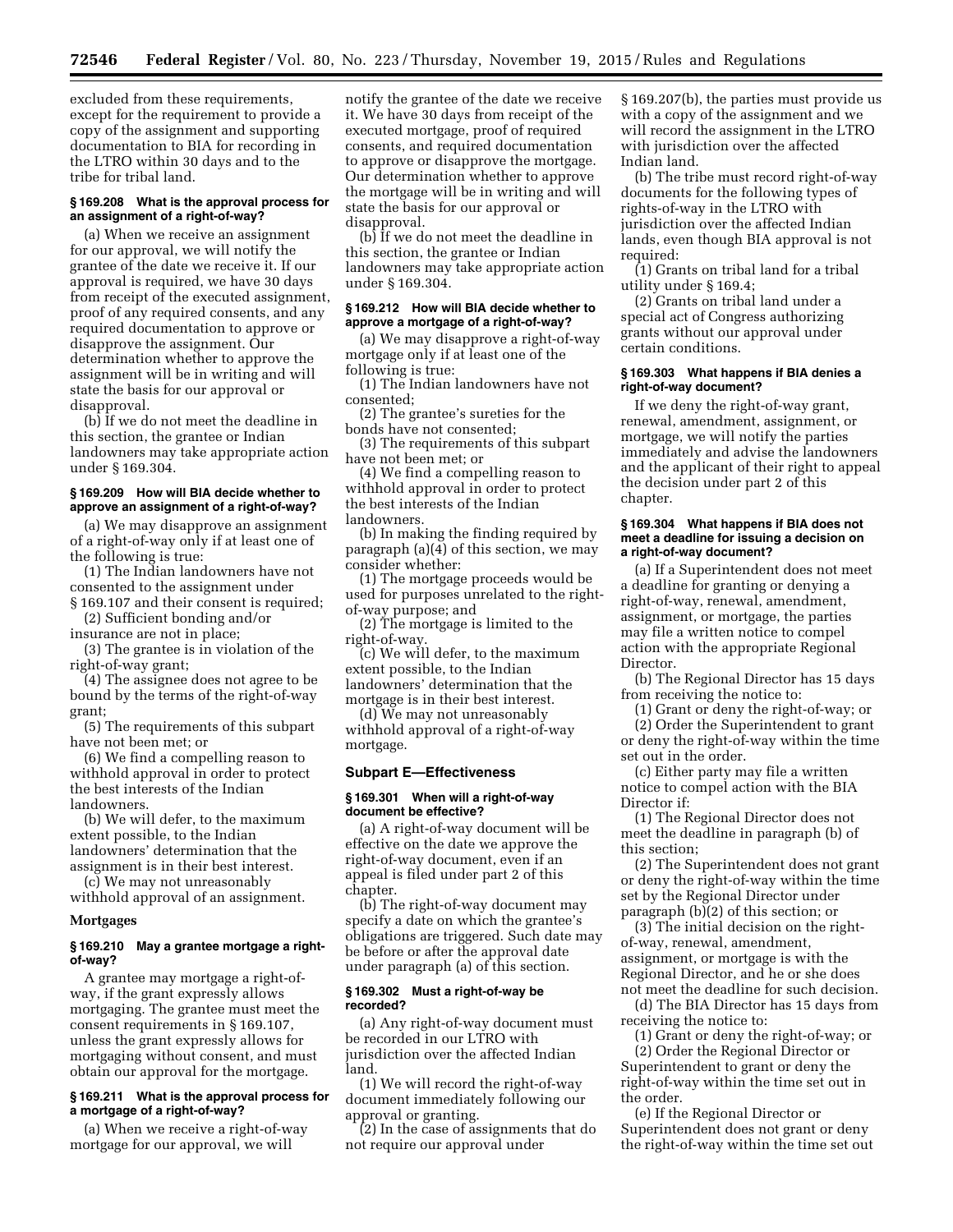excluded from these requirements, except for the requirement to provide a copy of the assignment and supporting documentation to BIA for recording in the LTRO within 30 days and to the tribe for tribal land.

**§ 169.208 What is the approval process for an assignment of a right-of-way?**

(a) When we receive an assignment for our approval, we will notify the grantee of the date we receive it. If our approval is required, we have 30 days from receipt of the executed assignment, proof of any required consents, and any required documentation to approve or disapprove the assignment. Our determination whether to approve the assignment will be in writing and will state the basis for our approval or disapproval.

(b) If we do not meet the deadline in this section, the grantee or Indian landowners may take appropriate action under § 169.304.

**§ 169.209 How will BIA decide whether to approve an assignment of a right-of-way?**

(a) We may disapprove an assignment of a right-of-way only if at least one of the following is true:

(1) The Indian landowners have not consented to the assignment under § 169.107 and their consent is required;

(2) Sufficient bonding and/or insurance are not in place;

(3) The grantee is in violation of the right-of-way grant;

(4) The assignee does not agree to be bound by the terms of the right-of-way grant;

(5) The requirements of this subpart have not been met; or

(6) We find a compelling reason to withhold approval in order to protect the best interests of the Indian landowners.

(b) We will defer, to the maximum extent possible, to the Indian landowners' determination that the assignment is in their best interest.

(c) We may not unreasonably withhold approval of an assignment.

**Mortgages**

**§ 169.210 May a grantee mortgage a right-of-way?**

A grantee may mortgage a right-of-way, if the grant expressly allows mortgaging. The grantee must meet the consent requirements in § 169.107, unless the grant expressly allows for mortgaging without consent, and must obtain our approval for the mortgage.

**§ 169.211 What is the approval process for a mortgage of a right-of-way?**

(a) When we receive a right-of-way mortgage for our approval, we will notify the grantee of the date we receive it. We have 30 days from receipt of the executed mortgage, proof of required consents, and required documentation to approve or disapprove the mortgage. Our determination whether to approve the mortgage will be in writing and will state the basis for our approval or disapproval.

(b) If we do not meet the deadline in this section, the grantee or Indian landowners may take appropriate action under § 169.304.

**§ 169.212 How will BIA decide whether to approve a mortgage of a right-of-way?**

(a) We may disapprove a right-of-way mortgage only if at least one of the following is true:

(1) The Indian landowners have not consented;

(2) The grantee's sureties for the bonds have not consented;

(3) The requirements of this subpart have not been met; or

(4) We find a compelling reason to withhold approval in order to protect the best interests of the Indian landowners.

(b) In making the finding required by paragraph (a)(4) of this section, we may consider whether:

(1) The mortgage proceeds would be used for purposes unrelated to the right-of-way purpose; and

(2) The mortgage is limited to the right-of-way.

(c) We will defer, to the maximum extent possible, to the Indian landowners' determination that the mortgage is in their best interest.

(d) We may not unreasonably withhold approval of a right-of-way mortgage.

## Subpart E—Effectiveness

**§ 169.301 When will a right-of-way document be effective?**

(a) A right-of-way document will be effective on the date we approve the right-of-way document, even if an appeal is filed under part 2 of this chapter.

(b) The right-of-way document may specify a date on which the grantee's obligations are triggered. Such date may be before or after the approval date under paragraph (a) of this section.

**§ 169.302 Must a right-of-way be recorded?**

(a) Any right-of-way document must be recorded in our LTRO with jurisdiction over the affected Indian land.

(1) We will record the right-of-way document immediately following our approval or granting.

(2) In the case of assignments that do not require our approval under § 169.207(b), the parties must provide us with a copy of the assignment and we will record the assignment in the LTRO with jurisdiction over the affected Indian land.

(b) The tribe must record right-of-way documents for the following types of rights-of-way in the LTRO with jurisdiction over the affected Indian lands, even though BIA approval is not required:

(1) Grants on tribal land for a tribal utility under § 169.4;

(2) Grants on tribal land under a special act of Congress authorizing grants without our approval under certain conditions.

**§ 169.303 What happens if BIA denies a right-of-way document?**

If we deny the right-of-way grant, renewal, amendment, assignment, or mortgage, we will notify the parties immediately and advise the landowners and the applicant of their right to appeal the decision under part 2 of this chapter.

**§ 169.304 What happens if BIA does not meet a deadline for issuing a decision on a right-of-way document?**

(a) If a Superintendent does not meet a deadline for granting or denying a right-of-way, renewal, amendment, assignment, or mortgage, the parties may file a written notice to compel action with the appropriate Regional Director.

(b) The Regional Director has 15 days from receiving the notice to:

(1) Grant or deny the right-of-way; or

(2) Order the Superintendent to grant or deny the right-of-way within the time set out in the order.

(c) Either party may file a written notice to compel action with the BIA Director if:

(1) The Regional Director does not meet the deadline in paragraph (b) of this section;

(2) The Superintendent does not grant or deny the right-of-way within the time set by the Regional Director under paragraph (b)(2) of this section; or

(3) The initial decision on the right-of-way, renewal, amendment, assignment, or mortgage is with the Regional Director, and he or she does not meet the deadline for such decision.

(d) The BIA Director has 15 days from receiving the notice to:

(1) Grant or deny the right-of-way; or

(2) Order the Regional Director or Superintendent to grant or deny the right-of-way within the time set out in the order.

(e) If the Regional Director or Superintendent does not grant or deny the right-of-way within the time set out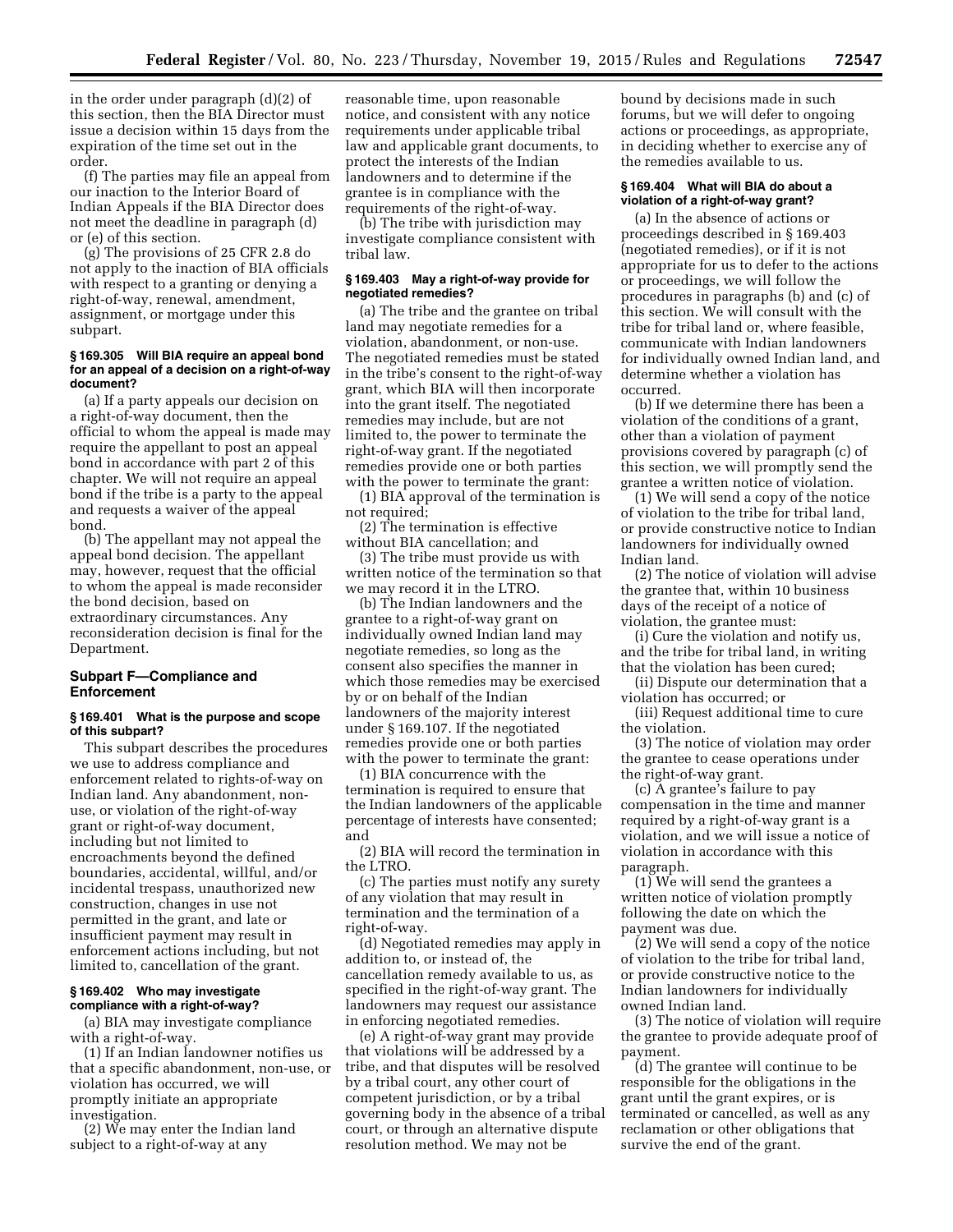in the order under paragraph (d)(2) of this section, then the BIA Director must issue a decision within 15 days from the expiration of the time set out in the order.

(f) The parties may file an appeal from our inaction to the Interior Board of Indian Appeals if the BIA Director does not meet the deadline in paragraph (d) or (e) of this section.

(g) The provisions of 25 CFR 2.8 do not apply to the inaction of BIA officials with respect to a granting or denying a right-of-way, renewal, amendment, assignment, or mortgage under this subpart.

#### § 169.305 Will BIA require an appeal bond for an appeal of a decision on a right-of-way document?

(a) If a party appeals our decision on a right-of-way document, then the official to whom the appeal is made may require the appellant to post an appeal bond in accordance with part 2 of this chapter. We will not require an appeal bond if the tribe is a party to the appeal and requests a waiver of the appeal bond.

(b) The appellant may not appeal the appeal bond decision. The appellant may, however, request that the official to whom the appeal is made reconsider the bond decision, based on extraordinary circumstances. Any reconsideration decision is final for the Department.

### Subpart F—Compliance and Enforcement

#### § 169.401 What is the purpose and scope of this subpart?

This subpart describes the procedures we use to address compliance and enforcement related to rights-of-way on Indian land. Any abandonment, non-use, or violation of the right-of-way grant or right-of-way document, including but not limited to encroachments beyond the defined boundaries, accidental, willful, and/or incidental trespass, unauthorized new construction, changes in use not permitted in the grant, and late or insufficient payment may result in enforcement actions including, but not limited to, cancellation of the grant.

#### § 169.402 Who may investigate compliance with a right-of-way?

(a) BIA may investigate compliance with a right-of-way.

(1) If an Indian landowner notifies us that a specific abandonment, non-use, or violation has occurred, we will promptly initiate an appropriate investigation.

(2) We may enter the Indian land subject to a right-of-way at any reasonable time, upon reasonable notice, and consistent with any notice requirements under applicable tribal law and applicable grant documents, to protect the interests of the Indian landowners and to determine if the grantee is in compliance with the requirements of the right-of-way.

(b) The tribe with jurisdiction may investigate compliance consistent with tribal law.

#### § 169.403 May a right-of-way provide for negotiated remedies?

(a) The tribe and the grantee on tribal land may negotiate remedies for a violation, abandonment, or non-use. The negotiated remedies must be stated in the tribe's consent to the right-of-way grant, which BIA will then incorporate into the grant itself. The negotiated remedies may include, but are not limited to, the power to terminate the right-of-way grant. If the negotiated remedies provide one or both parties with the power to terminate the grant:

(1) BIA approval of the termination is not required;

(2) The termination is effective without BIA cancellation; and

(3) The tribe must provide us with written notice of the termination so that we may record it in the LTRO.

(b) The Indian landowners and the grantee to a right-of-way grant on individually owned Indian land may negotiate remedies, so long as the consent also specifies the manner in which those remedies may be exercised by or on behalf of the Indian landowners of the majority interest under § 169.107. If the negotiated remedies provide one or both parties with the power to terminate the grant:

(1) BIA concurrence with the termination is required to ensure that the Indian landowners of the applicable percentage of interests have consented; and

(2) BIA will record the termination in the LTRO.

(c) The parties must notify any surety of any violation that may result in termination and the termination of a right-of-way.

(d) Negotiated remedies may apply in addition to, or instead of, the cancellation remedy available to us, as specified in the right-of-way grant. The landowners may request our assistance in enforcing negotiated remedies.

(e) A right-of-way grant may provide that violations will be addressed by a tribe, and that disputes will be resolved by a tribal court, any other court of competent jurisdiction, or by a tribal governing body in the absence of a tribal court, or through an alternative dispute resolution method. We may not be bound by decisions made in such forums, but we will defer to ongoing actions or proceedings, as appropriate, in deciding whether to exercise any of the remedies available to us.

#### § 169.404 What will BIA do about a violation of a right-of-way grant?

(a) In the absence of actions or proceedings described in § 169.403 (negotiated remedies), or if it is not appropriate for us to defer to the actions or proceedings, we will follow the procedures in paragraphs (b) and (c) of this section. We will consult with the tribe for tribal land or, where feasible, communicate with Indian landowners for individually owned Indian land, and determine whether a violation has occurred.

(b) If we determine there has been a violation of the conditions of a grant, other than a violation of payment provisions covered by paragraph (c) of this section, we will promptly send the grantee a written notice of violation.

(1) We will send a copy of the notice of violation to the tribe for tribal land, or provide constructive notice to Indian landowners for individually owned Indian land.

(2) The notice of violation will advise the grantee that, within 10 business days of the receipt of a notice of violation, the grantee must:

(i) Cure the violation and notify us, and the tribe for tribal land, in writing that the violation has been cured;

(ii) Dispute our determination that a violation has occurred; or

(iii) Request additional time to cure the violation.

(3) The notice of violation may order the grantee to cease operations under the right-of-way grant.

(c) A grantee's failure to pay compensation in the time and manner required by a right-of-way grant is a violation, and we will issue a notice of violation in accordance with this paragraph.

(1) We will send the grantees a written notice of violation promptly following the date on which the payment was due.

(2) We will send a copy of the notice of violation to the tribe for tribal land, or provide constructive notice to the Indian landowners for individually owned Indian land.

(3) The notice of violation will require the grantee to provide adequate proof of payment.

(d) The grantee will continue to be responsible for the obligations in the grant until the grant expires, or is terminated or cancelled, as well as any reclamation or other obligations that survive the end of the grant.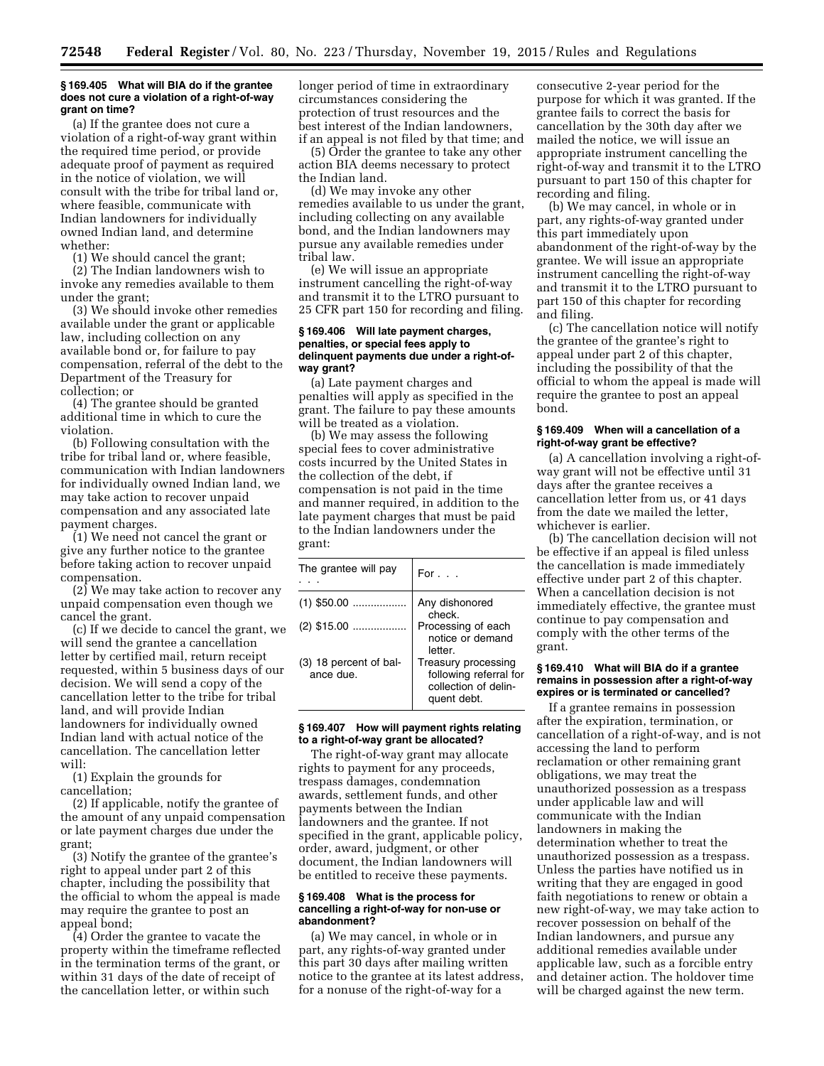### § 169.405 What will BIA do if the grantee does not cure a violation of a right-of-way grant on time?

(a) If the grantee does not cure a violation of a right-of-way grant within the required time period, or provide adequate proof of payment as required in the notice of violation, we will consult with the tribe for tribal land or, where feasible, communicate with Indian landowners for individually owned Indian land, and determine whether:

(1) We should cancel the grant;

(2) The Indian landowners wish to invoke any remedies available to them under the grant;

(3) We should invoke other remedies available under the grant or applicable law, including collection on any available bond or, for failure to pay compensation, referral of the debt to the Department of the Treasury for collection; or

(4) The grantee should be granted additional time in which to cure the violation.

(b) Following consultation with the tribe for tribal land or, where feasible, communication with Indian landowners for individually owned Indian land, we may take action to recover unpaid compensation and any associated late payment charges.

(1) We need not cancel the grant or give any further notice to the grantee before taking action to recover unpaid compensation.

(2) We may take action to recover any unpaid compensation even though we cancel the grant.

(c) If we decide to cancel the grant, we will send the grantee a cancellation letter by certified mail, return receipt requested, within 5 business days of our decision. We will send a copy of the cancellation letter to the tribe for tribal land, and will provide Indian landowners for individually owned Indian land with actual notice of the cancellation. The cancellation letter will:

(1) Explain the grounds for cancellation;

(2) If applicable, notify the grantee of the amount of any unpaid compensation or late payment charges due under the grant;

(3) Notify the grantee of the grantee's right to appeal under part 2 of this chapter, including the possibility that the official to whom the appeal is made may require the grantee to post an appeal bond;

(4) Order the grantee to vacate the property within the timeframe reflected in the termination terms of the grant, or within 31 days of the date of receipt of the cancellation letter, or within such longer period of time in extraordinary circumstances considering the protection of trust resources and the best interest of the Indian landowners, if an appeal is not filed by that time; and

(5) Order the grantee to take any other action BIA deems necessary to protect the Indian land.

(d) We may invoke any other remedies available to us under the grant, including collecting on any available bond, and the Indian landowners may pursue any available remedies under tribal law.

(e) We will issue an appropriate instrument cancelling the right-of-way and transmit it to the LTRO pursuant to 25 CFR part 150 for recording and filing.

### § 169.406 Will late payment charges, penalties, or special fees apply to delinquent payments due under a right-of-way grant?

(a) Late payment charges and penalties will apply as specified in the grant. The failure to pay these amounts will be treated as a violation.

(b) We may assess the following special fees to cover administrative costs incurred by the United States in the collection of the debt, if compensation is not paid in the time and manner required, in addition to the late payment charges that must be paid to the Indian landowners under the grant:

| The grantee will pay . . . | For . . . |
|---|---|
| (1) $50.00 .................. | Any dishonored check. |
| (2) $15.00 .................. | Processing of each notice or demand letter. |
| (3) 18 percent of balance due. | Treasury processing following referral for collection of delinquent debt. |

### § 169.407 How will payment rights relating to a right-of-way grant be allocated?

The right-of-way grant may allocate rights to payment for any proceeds, trespass damages, condemnation awards, settlement funds, and other payments between the Indian landowners and the grantee. If not specified in the grant, applicable policy, order, award, judgment, or other document, the Indian landowners will be entitled to receive these payments.

### § 169.408 What is the process for cancelling a right-of-way for non-use or abandonment?

(a) We may cancel, in whole or in part, any rights-of-way granted under this part 30 days after mailing written notice to the grantee at its latest address, for a nonuse of the right-of-way for a consecutive 2-year period for the purpose for which it was granted. If the grantee fails to correct the basis for cancellation by the 30th day after we mailed the notice, we will issue an appropriate instrument cancelling the right-of-way and transmit it to the LTRO pursuant to part 150 of this chapter for recording and filing.

(b) We may cancel, in whole or in part, any rights-of-way granted under this part immediately upon abandonment of the right-of-way by the grantee. We will issue an appropriate instrument cancelling the right-of-way and transmit it to the LTRO pursuant to part 150 of this chapter for recording and filing.

(c) The cancellation notice will notify the grantee of the grantee's right to appeal under part 2 of this chapter, including the possibility of that the official to whom the appeal is made will require the grantee to post an appeal bond.

### § 169.409 When will a cancellation of a right-of-way grant be effective?

(a) A cancellation involving a right-of-way grant will not be effective until 31 days after the grantee receives a cancellation letter from us, or 41 days from the date we mailed the letter, whichever is earlier.

(b) The cancellation decision will not be effective if an appeal is filed unless the cancellation is made immediately effective under part 2 of this chapter. When a cancellation decision is not immediately effective, the grantee must continue to pay compensation and comply with the other terms of the grant.

### § 169.410 What will BIA do if a grantee remains in possession after a right-of-way expires or is terminated or cancelled?

If a grantee remains in possession after the expiration, termination, or cancellation of a right-of-way, and is not accessing the land to perform reclamation or other remaining grant obligations, we may treat the unauthorized possession as a trespass under applicable law and will communicate with the Indian landowners in making the determination whether to treat the unauthorized possession as a trespass. Unless the parties have notified us in writing that they are engaged in good faith negotiations to renew or obtain a new right-of-way, we may take action to recover possession on behalf of the Indian landowners, and pursue any additional remedies available under applicable law, such as a forcible entry and detainer action. The holdover time will be charged against the new term.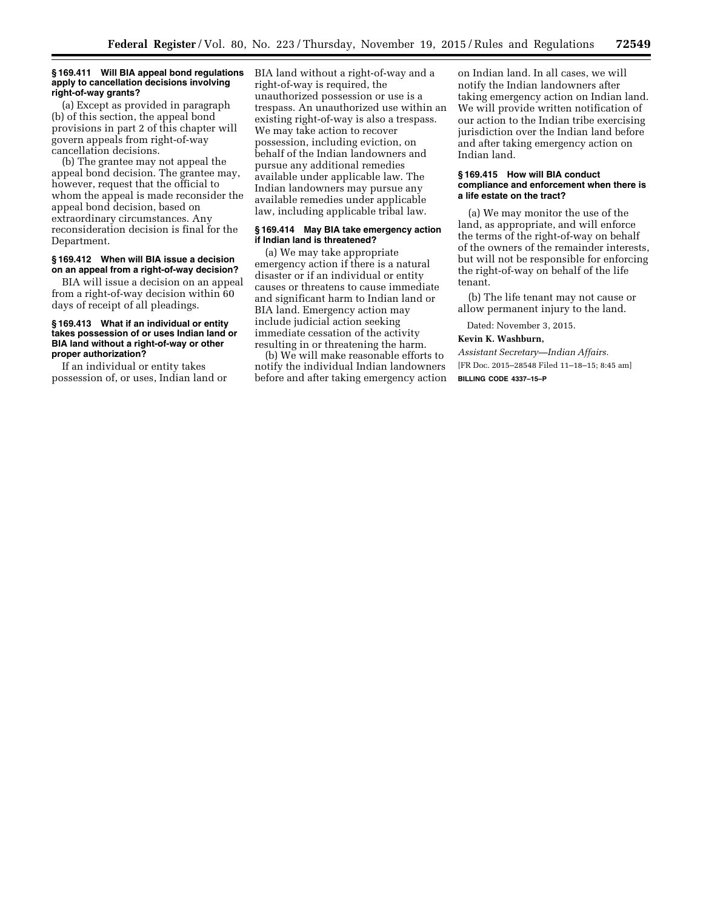### § 169.411 Will BIA appeal bond regulations apply to cancellation decisions involving right-of-way grants?

(a) Except as provided in paragraph (b) of this section, the appeal bond provisions in part 2 of this chapter will govern appeals from right-of-way cancellation decisions.

(b) The grantee may not appeal the appeal bond decision. The grantee may, however, request that the official to whom the appeal is made reconsider the appeal bond decision, based on extraordinary circumstances. Any reconsideration decision is final for the Department.

### § 169.412 When will BIA issue a decision on an appeal from a right-of-way decision?

BIA will issue a decision on an appeal from a right-of-way decision within 60 days of receipt of all pleadings.

### § 169.413 What if an individual or entity takes possession of or uses Indian land or BIA land without a right-of-way or other proper authorization?

If an individual or entity takes possession of, or uses, Indian land or BIA land without a right-of-way and a right-of-way is required, the unauthorized possession or use is a trespass. An unauthorized use within an existing right-of-way is also a trespass. We may take action to recover possession, including eviction, on behalf of the Indian landowners and pursue any additional remedies available under applicable law. The Indian landowners may pursue any available remedies under applicable law, including applicable tribal law.

### § 169.414 May BIA take emergency action if Indian land is threatened?

(a) We may take appropriate emergency action if there is a natural disaster or if an individual or entity causes or threatens to cause immediate and significant harm to Indian land or BIA land. Emergency action may include judicial action seeking immediate cessation of the activity resulting in or threatening the harm.

(b) We will make reasonable efforts to notify the individual Indian landowners before and after taking emergency action on Indian land. In all cases, we will notify the Indian landowners after taking emergency action on Indian land. We will provide written notification of our action to the Indian tribe exercising jurisdiction over the Indian land before and after taking emergency action on Indian land.

### § 169.415 How will BIA conduct compliance and enforcement when there is a life estate on the tract?

(a) We may monitor the use of the land, as appropriate, and will enforce the terms of the right-of-way on behalf of the owners of the remainder interests, but will not be responsible for enforcing the right-of-way on behalf of the life tenant.

(b) The life tenant may not cause or allow permanent injury to the land.

Dated: November 3, 2015.

**Kevin K. Washburn,**

*Assistant Secretary—Indian Affairs.*

[FR Doc. 2015–28548 Filed 11–18–15; 8:45 am]

**BILLING CODE 4337–15–P**